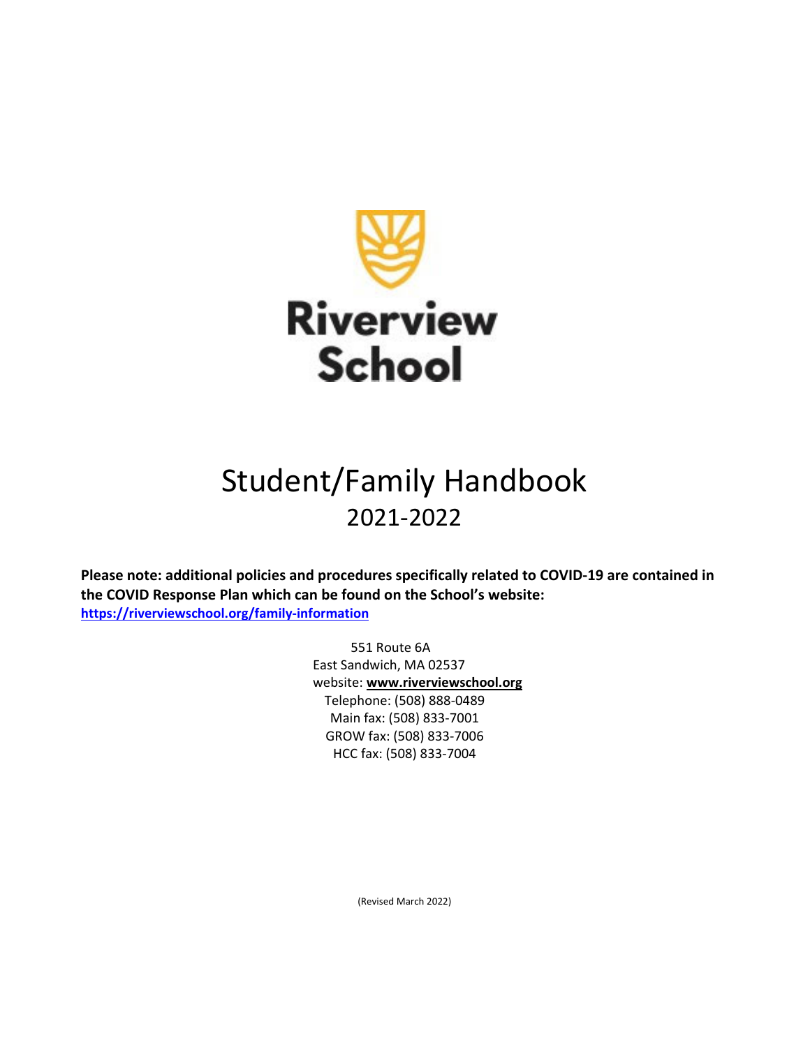# Riverview School

# Student/Family Handbook

## 2021-2022

**Please note: additional policies and procedures specifically related to COVID-19 are contained in the COVID Response Plan which can be found on the School's website: [https://riverviewschool.org/family-information](https://riverviewschool.org/family-information)**

551 Route 6A
East Sandwich, MA 02537
website: **www.riverviewschool.org**
Telephone: (508) 888-0489
Main fax: (508) 833-7001
GROW fax: (508) 833-7006
HCC fax: (508) 833-7004

(Revised March 2022)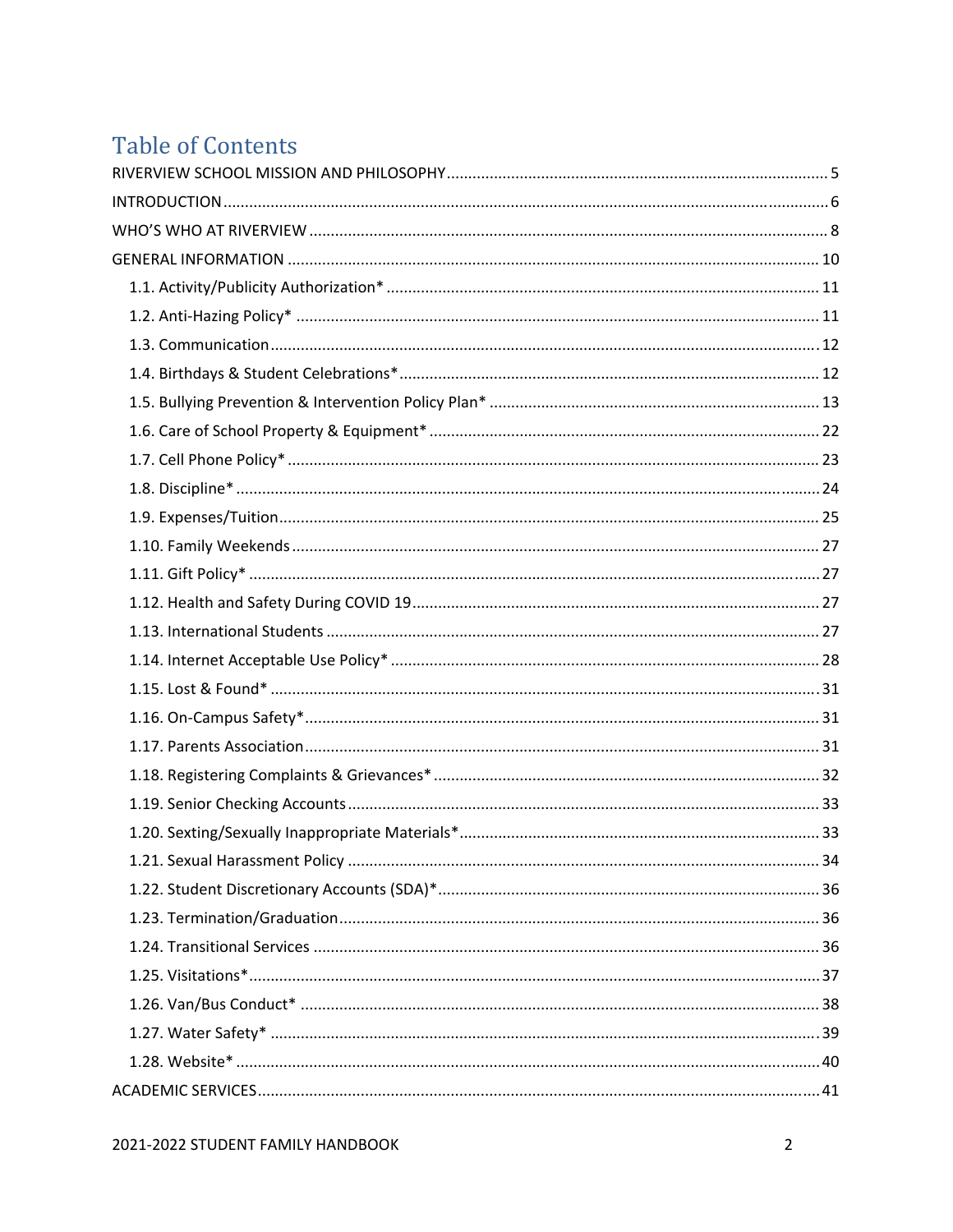# Table of Contents

RIVERVIEW SCHOOL MISSION AND PHILOSOPHY ..... 5

INTRODUCTION ..... 6

WHO'S WHO AT RIVERVIEW ..... 8

GENERAL INFORMATION ..... 10

- 1.1. Activity/Publicity Authorization* ..... 11
- 1.2. Anti-Hazing Policy* ..... 11
- 1.3. Communication ..... 12
- 1.4. Birthdays & Student Celebrations* ..... 12
- 1.5. Bullying Prevention & Intervention Policy Plan* ..... 13
- 1.6. Care of School Property & Equipment* ..... 22
- 1.7. Cell Phone Policy* ..... 23
- 1.8. Discipline* ..... 24
- 1.9. Expenses/Tuition ..... 25
- 1.10. Family Weekends ..... 27
- 1.11. Gift Policy* ..... 27
- 1.12. Health and Safety During COVID 19 ..... 27
- 1.13. International Students ..... 27
- 1.14. Internet Acceptable Use Policy* ..... 28
- 1.15. Lost & Found* ..... 31
- 1.16. On-Campus Safety* ..... 31
- 1.17. Parents Association ..... 31
- 1.18. Registering Complaints & Grievances* ..... 32
- 1.19. Senior Checking Accounts ..... 33
- 1.20. Sexting/Sexually Inappropriate Materials* ..... 33
- 1.21. Sexual Harassment Policy ..... 34
- 1.22. Student Discretionary Accounts (SDA)* ..... 36
- 1.23. Termination/Graduation ..... 36
- 1.24. Transitional Services ..... 36
- 1.25. Visitations* ..... 37
- 1.26. Van/Bus Conduct* ..... 38
- 1.27. Water Safety* ..... 39
- 1.28. Website* ..... 40

ACADEMIC SERVICES ..... 41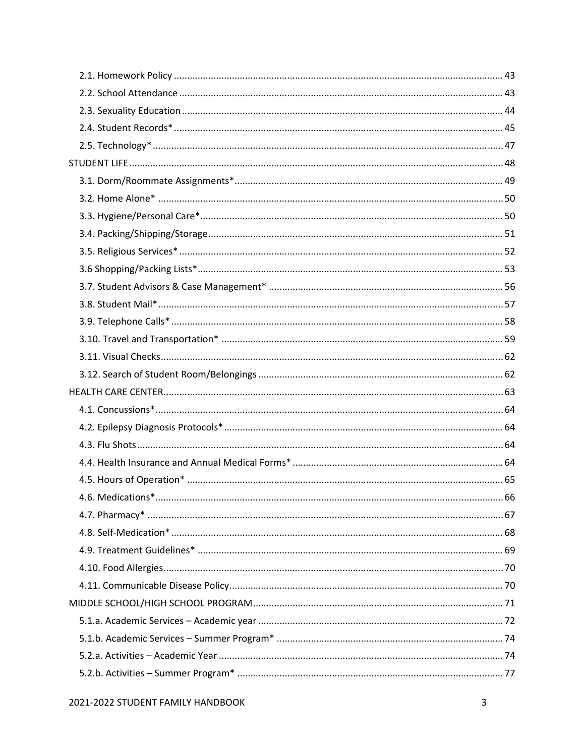2.1. Homework Policy ..... 43
2.2. School Attendance ..... 43
2.3. Sexuality Education ..... 44
2.4. Student Records* ..... 45
2.5. Technology* ..... 47

STUDENT LIFE ..... 48

3.1. Dorm/Roommate Assignments* ..... 49
3.2. Home Alone* ..... 50
3.3. Hygiene/Personal Care* ..... 50
3.4. Packing/Shipping/Storage ..... 51
3.5. Religious Services* ..... 52
3.6 Shopping/Packing Lists* ..... 53
3.7. Student Advisors & Case Management* ..... 56
3.8. Student Mail* ..... 57
3.9. Telephone Calls* ..... 58
3.10. Travel and Transportation* ..... 59
3.11. Visual Checks ..... 62
3.12. Search of Student Room/Belongings ..... 62

HEALTH CARE CENTER ..... 63

4.1. Concussions* ..... 64
4.2. Epilepsy Diagnosis Protocols* ..... 64
4.3. Flu Shots ..... 64
4.4. Health Insurance and Annual Medical Forms* ..... 64
4.5. Hours of Operation* ..... 65
4.6. Medications* ..... 66
4.7. Pharmacy* ..... 67
4.8. Self-Medication* ..... 68
4.9. Treatment Guidelines* ..... 69
4.10. Food Allergies ..... 70
4.11. Communicable Disease Policy ..... 70

MIDDLE SCHOOL/HIGH SCHOOL PROGRAM ..... 71

5.1.a. Academic Services – Academic year ..... 72
5.1.b. Academic Services – Summer Program* ..... 74
5.2.a. Activities – Academic Year ..... 74
5.2.b. Activities – Summer Program* ..... 77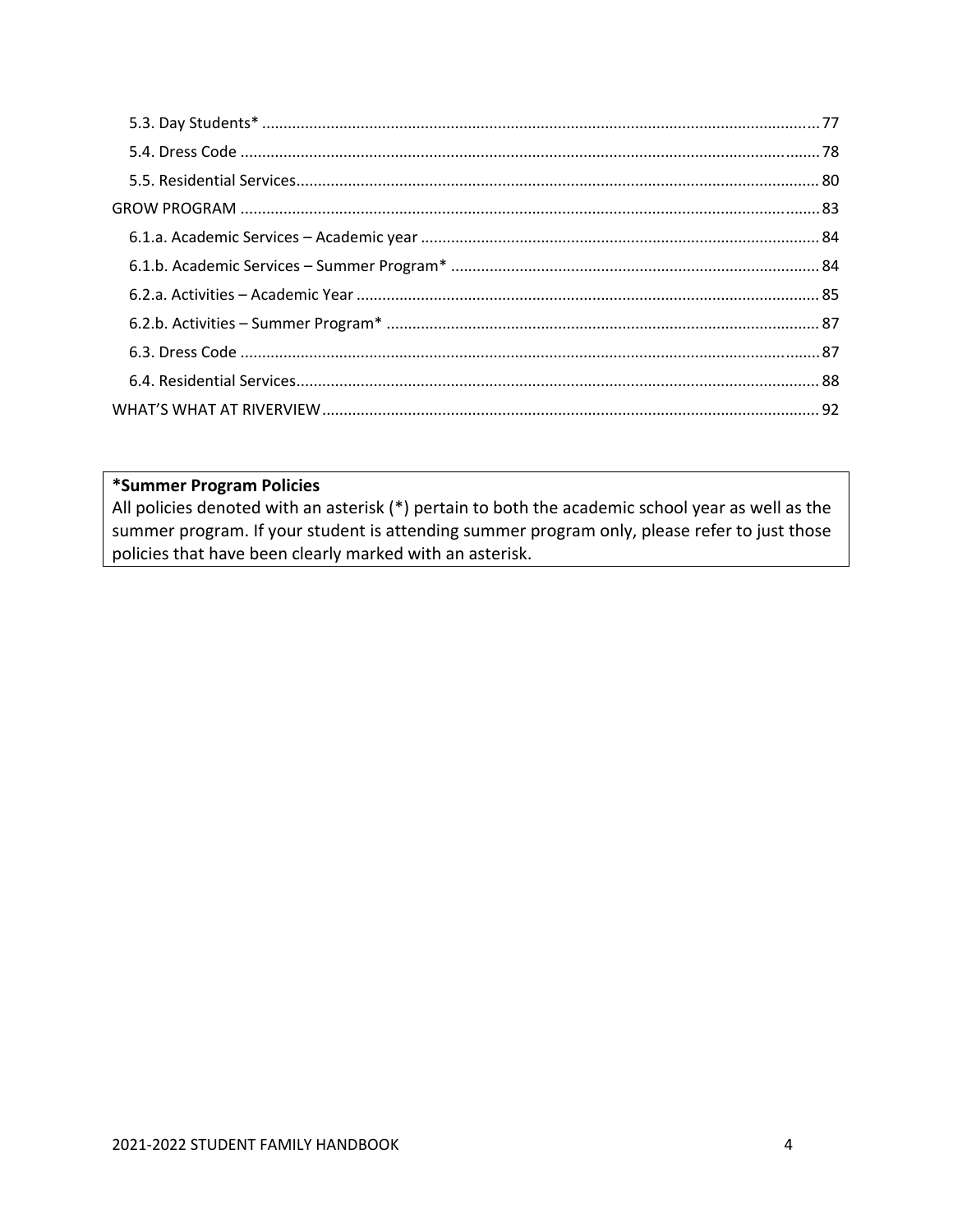5.3. Day Students* ..... 77
5.4. Dress Code ..... 78
5.5. Residential Services ..... 80
GROW PROGRAM ..... 83
6.1.a. Academic Services – Academic year ..... 84
6.1.b. Academic Services – Summer Program* ..... 84
6.2.a. Activities – Academic Year ..... 85
6.2.b. Activities – Summer Program* ..... 87
6.3. Dress Code ..... 87
6.4. Residential Services ..... 88
WHAT'S WHAT AT RIVERVIEW ..... 92

**\*Summer Program Policies**
All policies denoted with an asterisk (*) pertain to both the academic school year as well as the summer program. If your student is attending summer program only, please refer to just those policies that have been clearly marked with an asterisk.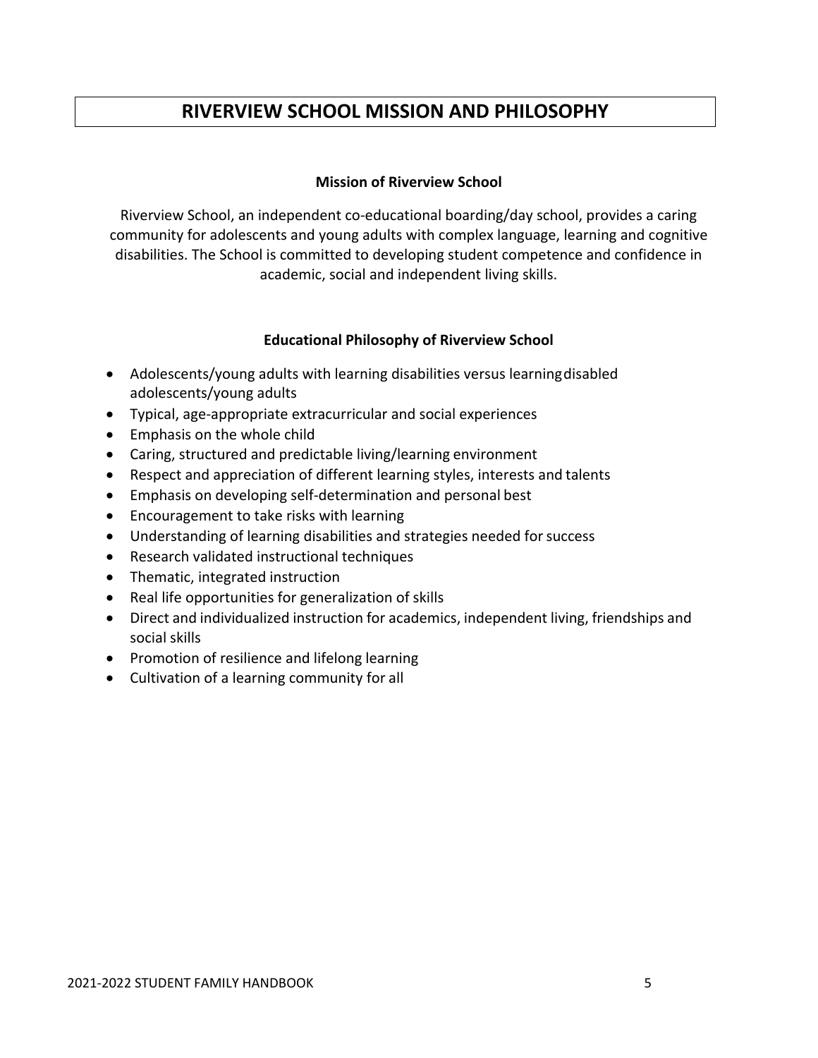# RIVERVIEW SCHOOL MISSION AND PHILOSOPHY

### Mission of Riverview School

Riverview School, an independent co-educational boarding/day school, provides a caring community for adolescents and young adults with complex language, learning and cognitive disabilities. The School is committed to developing student competence and confidence in academic, social and independent living skills.

### Educational Philosophy of Riverview School

- Adolescents/young adults with learning disabilities versus learning disabled adolescents/young adults
- Typical, age-appropriate extracurricular and social experiences
- Emphasis on the whole child
- Caring, structured and predictable living/learning environment
- Respect and appreciation of different learning styles, interests and talents
- Emphasis on developing self-determination and personal best
- Encouragement to take risks with learning
- Understanding of learning disabilities and strategies needed for success
- Research validated instructional techniques
- Thematic, integrated instruction
- Real life opportunities for generalization of skills
- Direct and individualized instruction for academics, independent living, friendships and social skills
- Promotion of resilience and lifelong learning
- Cultivation of a learning community for all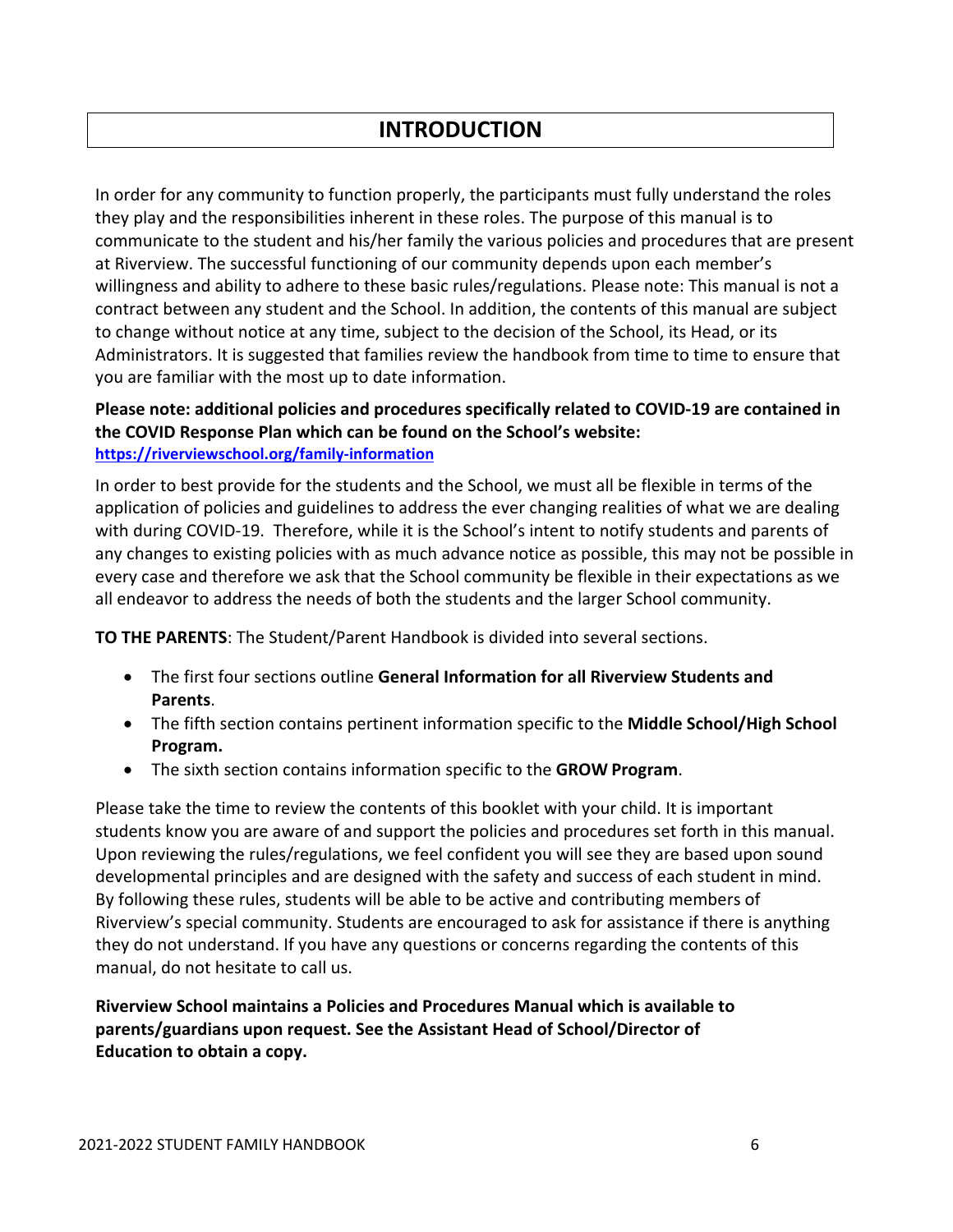# INTRODUCTION

In order for any community to function properly, the participants must fully understand the roles they play and the responsibilities inherent in these roles. The purpose of this manual is to communicate to the student and his/her family the various policies and procedures that are present at Riverview. The successful functioning of our community depends upon each member's willingness and ability to adhere to these basic rules/regulations. Please note: This manual is not a contract between any student and the School. In addition, the contents of this manual are subject to change without notice at any time, subject to the decision of the School, its Head, or its Administrators. It is suggested that families review the handbook from time to time to ensure that you are familiar with the most up to date information.

**Please note: additional policies and procedures specifically related to COVID-19 are contained in the COVID Response Plan which can be found on the School's website: [https://riverviewschool.org/family-information](https://riverviewschool.org/family-information)**

In order to best provide for the students and the School, we must all be flexible in terms of the application of policies and guidelines to address the ever changing realities of what we are dealing with during COVID-19. Therefore, while it is the School's intent to notify students and parents of any changes to existing policies with as much advance notice as possible, this may not be possible in every case and therefore we ask that the School community be flexible in their expectations as we all endeavor to address the needs of both the students and the larger School community.

**TO THE PARENTS**: The Student/Parent Handbook is divided into several sections.

- The first four sections outline **General Information for all Riverview Students and Parents**.
- The fifth section contains pertinent information specific to the **Middle School/High School Program.**
- The sixth section contains information specific to the **GROW Program**.

Please take the time to review the contents of this booklet with your child. It is important students know you are aware of and support the policies and procedures set forth in this manual. Upon reviewing the rules/regulations, we feel confident you will see they are based upon sound developmental principles and are designed with the safety and success of each student in mind. By following these rules, students will be able to be active and contributing members of Riverview's special community. Students are encouraged to ask for assistance if there is anything they do not understand. If you have any questions or concerns regarding the contents of this manual, do not hesitate to call us.

**Riverview School maintains a Policies and Procedures Manual which is available to parents/guardians upon request. See the Assistant Head of School/Director of Education to obtain a copy.**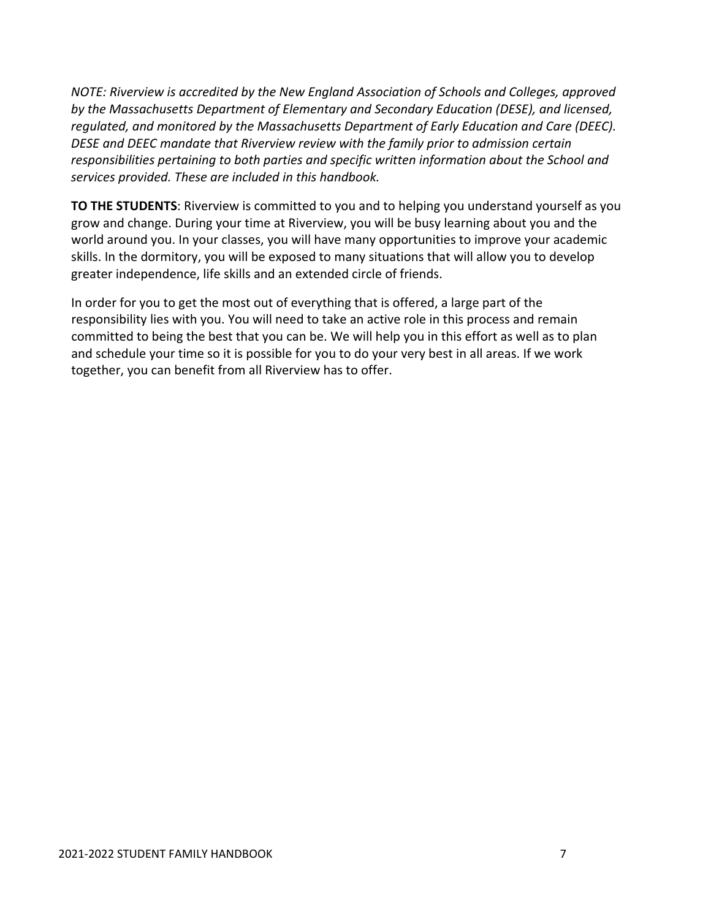*NOTE: Riverview is accredited by the New England Association of Schools and Colleges, approved by the Massachusetts Department of Elementary and Secondary Education (DESE), and licensed, regulated, and monitored by the Massachusetts Department of Early Education and Care (DEEC). DESE and DEEC mandate that Riverview review with the family prior to admission certain responsibilities pertaining to both parties and specific written information about the School and services provided. These are included in this handbook.*

**TO THE STUDENTS**: Riverview is committed to you and to helping you understand yourself as you grow and change. During your time at Riverview, you will be busy learning about you and the world around you. In your classes, you will have many opportunities to improve your academic skills. In the dormitory, you will be exposed to many situations that will allow you to develop greater independence, life skills and an extended circle of friends.

In order for you to get the most out of everything that is offered, a large part of the responsibility lies with you. You will need to take an active role in this process and remain committed to being the best that you can be. We will help you in this effort as well as to plan and schedule your time so it is possible for you to do your very best in all areas. If we work together, you can benefit from all Riverview has to offer.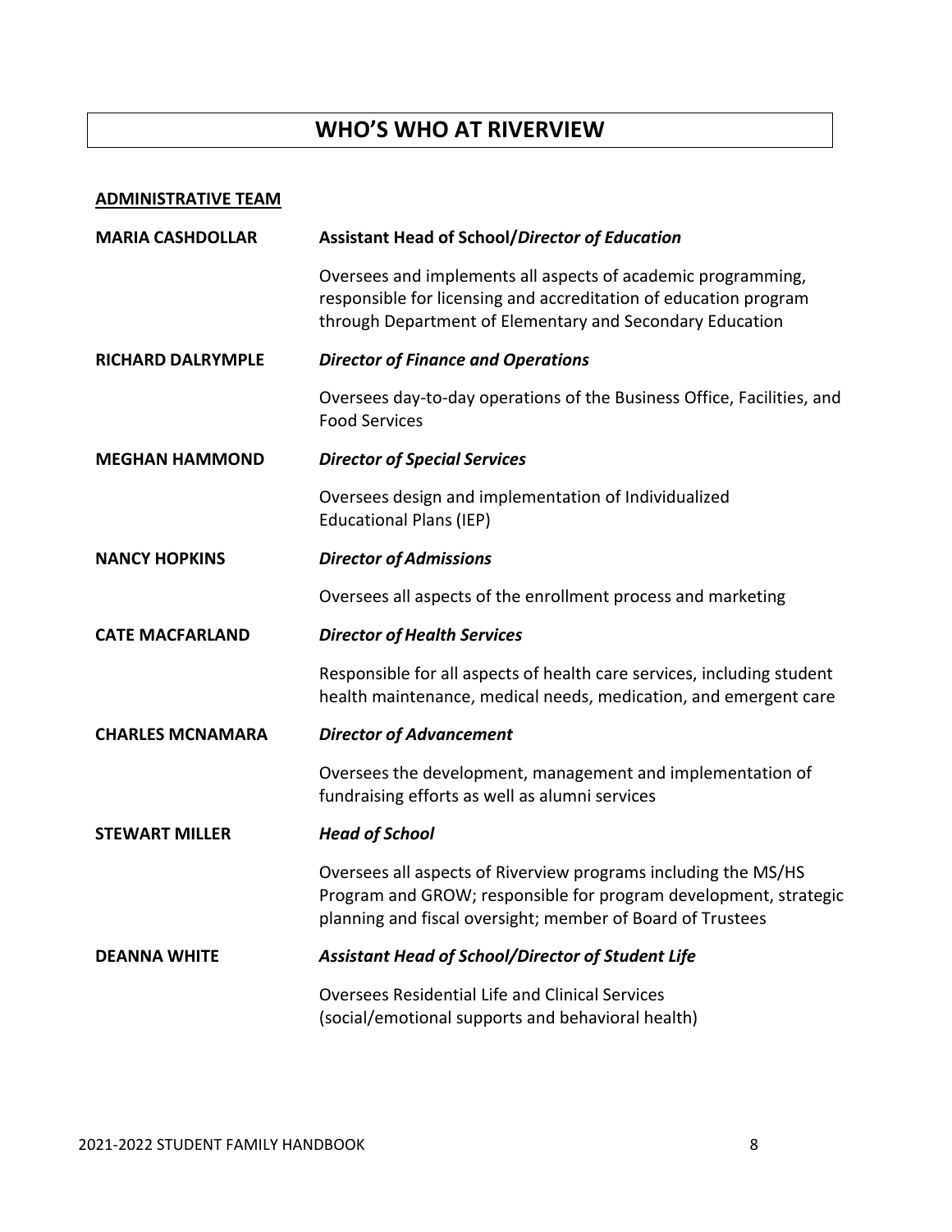# WHO'S WHO AT RIVERVIEW

**ADMINISTRATIVE TEAM**

**MARIA CASHDOLLAR** — **Assistant Head of School/*Director of Education***

Oversees and implements all aspects of academic programming, responsible for licensing and accreditation of education program through Department of Elementary and Secondary Education

**RICHARD DALRYMPLE** — ***Director of Finance and Operations***

Oversees day-to-day operations of the Business Office, Facilities, and Food Services

**MEGHAN HAMMOND** — ***Director of Special Services***

Oversees design and implementation of Individualized Educational Plans (IEP)

**NANCY HOPKINS** — ***Director of Admissions***

Oversees all aspects of the enrollment process and marketing

**CATE MACFARLAND** — ***Director of Health Services***

Responsible for all aspects of health care services, including student health maintenance, medical needs, medication, and emergent care

**CHARLES MCNAMARA** — ***Director of Advancement***

Oversees the development, management and implementation of fundraising efforts as well as alumni services

**STEWART MILLER** — ***Head of School***

Oversees all aspects of Riverview programs including the MS/HS Program and GROW; responsible for program development, strategic planning and fiscal oversight; member of Board of Trustees

**DEANNA WHITE** — ***Assistant Head of School/Director of Student Life***

Oversees Residential Life and Clinical Services (social/emotional supports and behavioral health)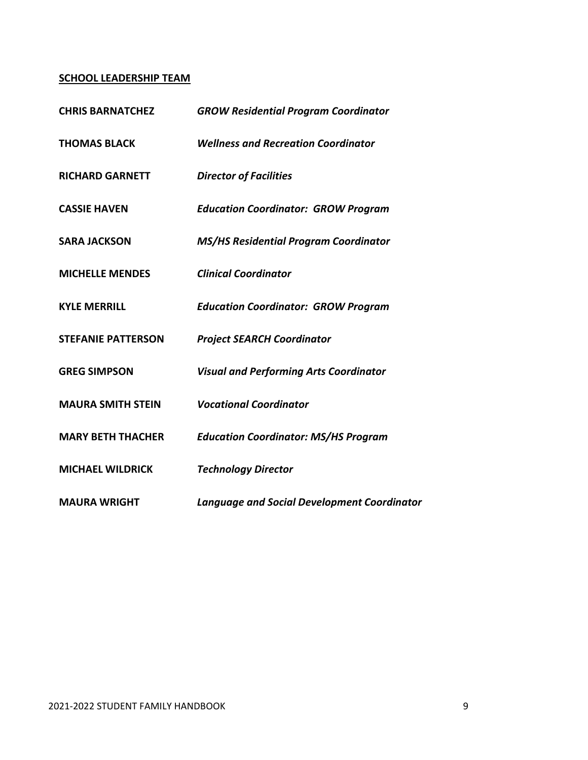**SCHOOL LEADERSHIP TEAM**

| | |
|---|---|
| **CHRIS BARNATCHEZ** | ***GROW Residential Program Coordinator*** |
| **THOMAS BLACK** | ***Wellness and Recreation Coordinator*** |
| **RICHARD GARNETT** | ***Director of Facilities*** |
| **CASSIE HAVEN** | ***Education Coordinator: GROW Program*** |
| **SARA JACKSON** | ***MS/HS Residential Program Coordinator*** |
| **MICHELLE MENDES** | ***Clinical Coordinator*** |
| **KYLE MERRILL** | ***Education Coordinator: GROW Program*** |
| **STEFANIE PATTERSON** | ***Project SEARCH Coordinator*** |
| **GREG SIMPSON** | ***Visual and Performing Arts Coordinator*** |
| **MAURA SMITH STEIN** | ***Vocational Coordinator*** |
| **MARY BETH THACHER** | ***Education Coordinator: MS/HS Program*** |
| **MICHAEL WILDRICK** | ***Technology Director*** |
| **MAURA WRIGHT** | ***Language and Social Development Coordinator*** |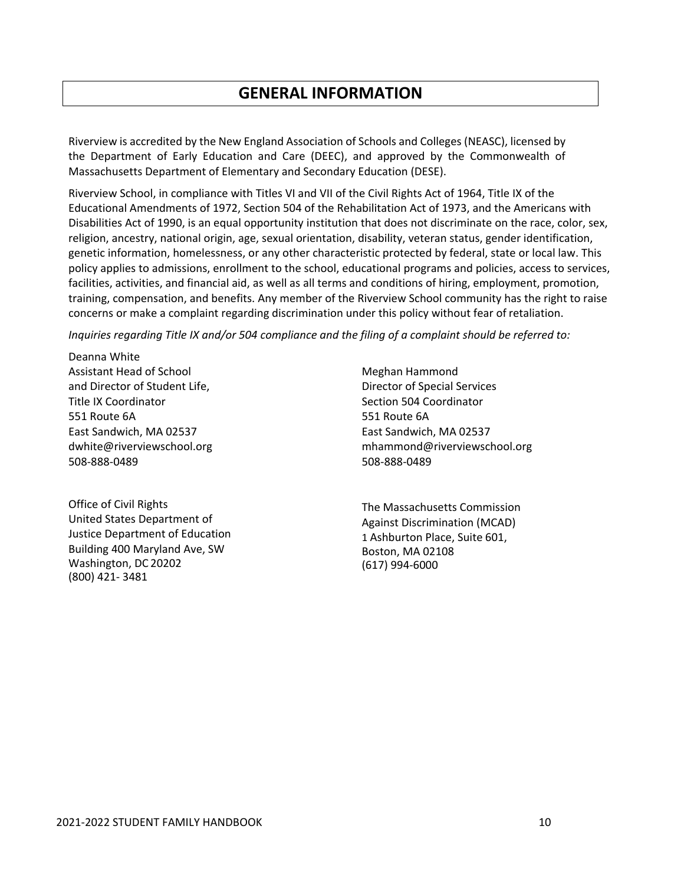# GENERAL INFORMATION

Riverview is accredited by the New England Association of Schools and Colleges (NEASC), licensed by the Department of Early Education and Care (DEEC), and approved by the Commonwealth of Massachusetts Department of Elementary and Secondary Education (DESE).

Riverview School, in compliance with Titles VI and VII of the Civil Rights Act of 1964, Title IX of the Educational Amendments of 1972, Section 504 of the Rehabilitation Act of 1973, and the Americans with Disabilities Act of 1990, is an equal opportunity institution that does not discriminate on the race, color, sex, religion, ancestry, national origin, age, sexual orientation, disability, veteran status, gender identification, genetic information, homelessness, or any other characteristic protected by federal, state or local law. This policy applies to admissions, enrollment to the school, educational programs and policies, access to services, facilities, activities, and financial aid, as well as all terms and conditions of hiring, employment, promotion, training, compensation, and benefits. Any member of the Riverview School community has the right to raise concerns or make a complaint regarding discrimination under this policy without fear of retaliation.

*Inquiries regarding Title IX and/or 504 compliance and the filing of a complaint should be referred to:*

Deanna White
Assistant Head of School
and Director of Student Life,
Title IX Coordinator
551 Route 6A
East Sandwich, MA 02537
dwhite@riverviewschool.org
508-888-0489

Meghan Hammond
Director of Special Services
Section 504 Coordinator
551 Route 6A
East Sandwich, MA 02537
mhammond@riverviewschool.org
508-888-0489

Office of Civil Rights
United States Department of
Justice Department of Education
Building 400 Maryland Ave, SW
Washington, DC 20202
(800) 421- 3481

The Massachusetts Commission
Against Discrimination (MCAD)
1 Ashburton Place, Suite 601,
Boston, MA 02108
(617) 994-6000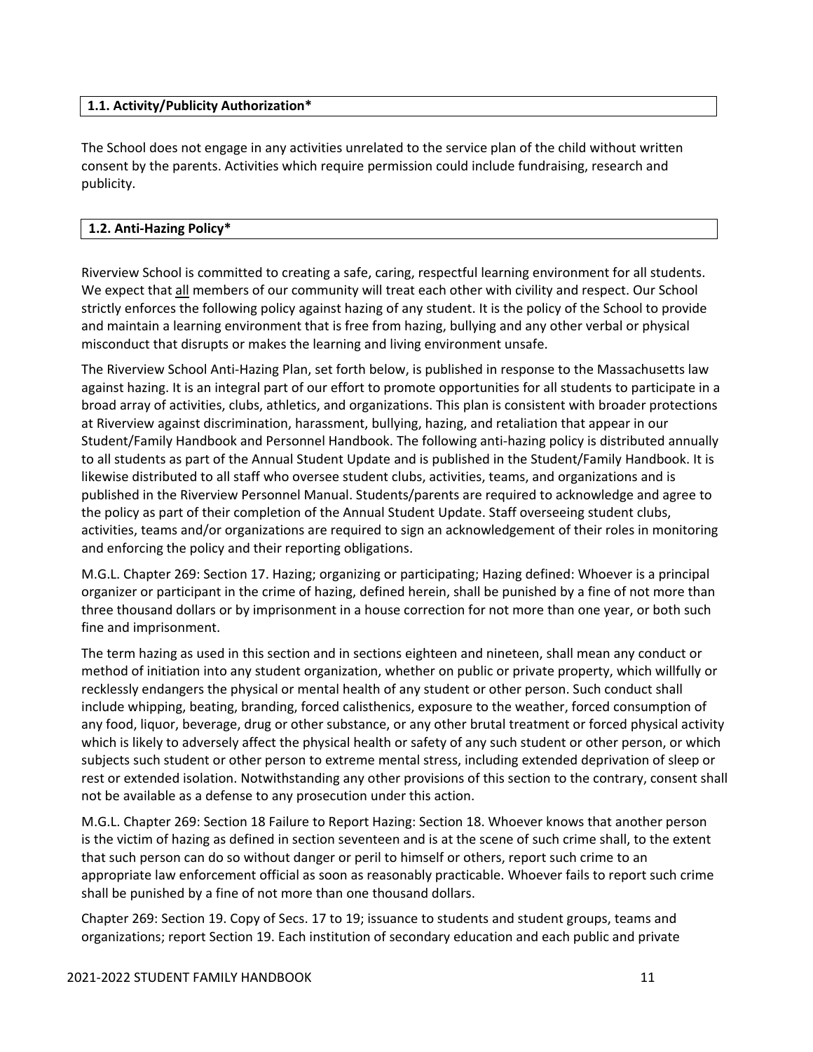### 1.1. Activity/Publicity Authorization*

The School does not engage in any activities unrelated to the service plan of the child without written consent by the parents. Activities which require permission could include fundraising, research and publicity.

### 1.2. Anti-Hazing Policy*

Riverview School is committed to creating a safe, caring, respectful learning environment for all students. We expect that <u>all</u> members of our community will treat each other with civility and respect. Our School strictly enforces the following policy against hazing of any student. It is the policy of the School to provide and maintain a learning environment that is free from hazing, bullying and any other verbal or physical misconduct that disrupts or makes the learning and living environment unsafe.

The Riverview School Anti-Hazing Plan, set forth below, is published in response to the Massachusetts law against hazing. It is an integral part of our effort to promote opportunities for all students to participate in a broad array of activities, clubs, athletics, and organizations. This plan is consistent with broader protections at Riverview against discrimination, harassment, bullying, hazing, and retaliation that appear in our Student/Family Handbook and Personnel Handbook. The following anti-hazing policy is distributed annually to all students as part of the Annual Student Update and is published in the Student/Family Handbook. It is likewise distributed to all staff who oversee student clubs, activities, teams, and organizations and is published in the Riverview Personnel Manual. Students/parents are required to acknowledge and agree to the policy as part of their completion of the Annual Student Update. Staff overseeing student clubs, activities, teams and/or organizations are required to sign an acknowledgement of their roles in monitoring and enforcing the policy and their reporting obligations.

M.G.L. Chapter 269: Section 17. Hazing; organizing or participating; Hazing defined: Whoever is a principal organizer or participant in the crime of hazing, defined herein, shall be punished by a fine of not more than three thousand dollars or by imprisonment in a house correction for not more than one year, or both such fine and imprisonment.

The term hazing as used in this section and in sections eighteen and nineteen, shall mean any conduct or method of initiation into any student organization, whether on public or private property, which willfully or recklessly endangers the physical or mental health of any student or other person. Such conduct shall include whipping, beating, branding, forced calisthenics, exposure to the weather, forced consumption of any food, liquor, beverage, drug or other substance, or any other brutal treatment or forced physical activity which is likely to adversely affect the physical health or safety of any such student or other person, or which subjects such student or other person to extreme mental stress, including extended deprivation of sleep or rest or extended isolation. Notwithstanding any other provisions of this section to the contrary, consent shall not be available as a defense to any prosecution under this action.

M.G.L. Chapter 269: Section 18 Failure to Report Hazing: Section 18. Whoever knows that another person is the victim of hazing as defined in section seventeen and is at the scene of such crime shall, to the extent that such person can do so without danger or peril to himself or others, report such crime to an appropriate law enforcement official as soon as reasonably practicable. Whoever fails to report such crime shall be punished by a fine of not more than one thousand dollars.

Chapter 269: Section 19. Copy of Secs. 17 to 19; issuance to students and student groups, teams and organizations; report Section 19. Each institution of secondary education and each public and private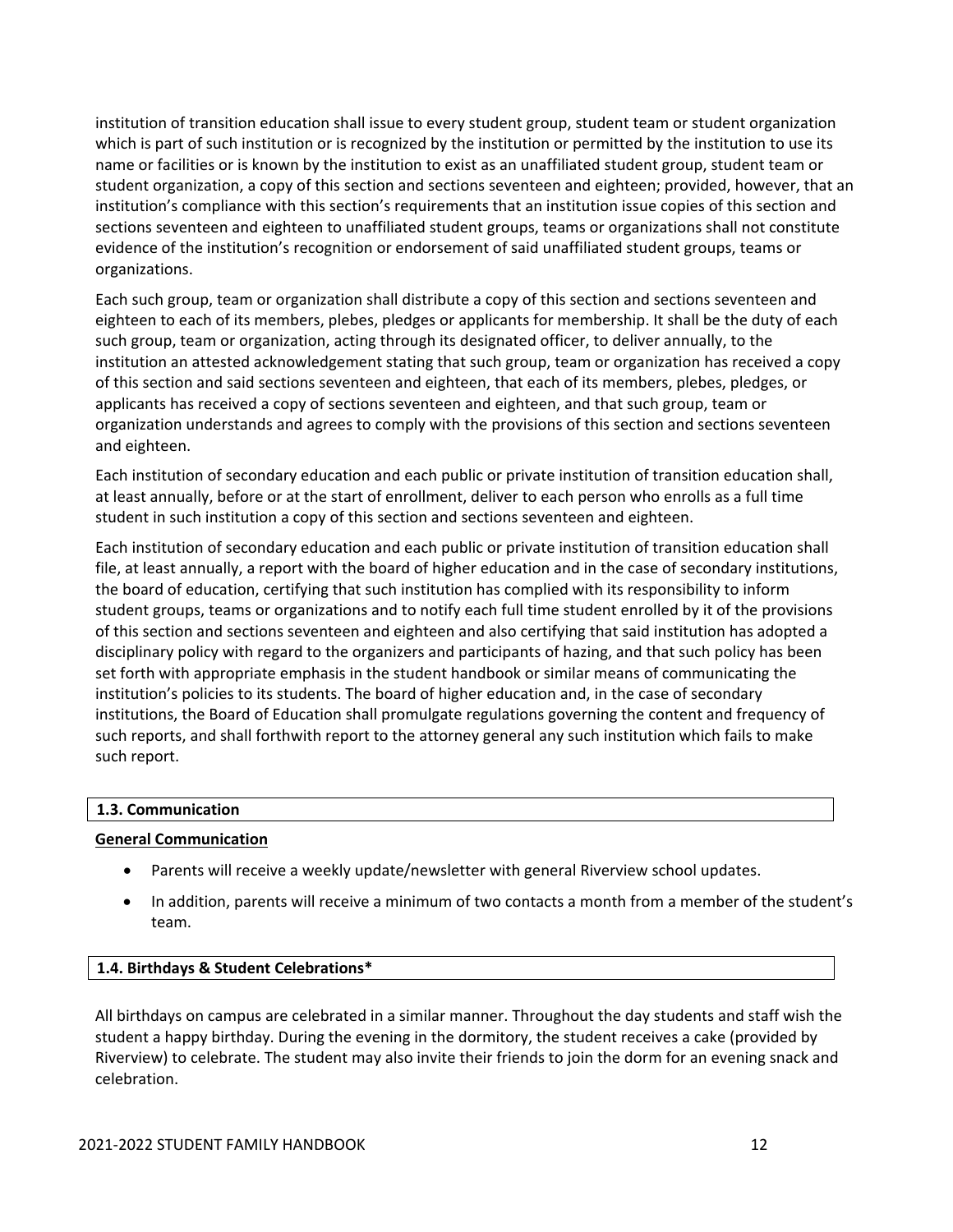institution of transition education shall issue to every student group, student team or student organization which is part of such institution or is recognized by the institution or permitted by the institution to use its name or facilities or is known by the institution to exist as an unaffiliated student group, student team or student organization, a copy of this section and sections seventeen and eighteen; provided, however, that an institution's compliance with this section's requirements that an institution issue copies of this section and sections seventeen and eighteen to unaffiliated student groups, teams or organizations shall not constitute evidence of the institution's recognition or endorsement of said unaffiliated student groups, teams or organizations.

Each such group, team or organization shall distribute a copy of this section and sections seventeen and eighteen to each of its members, plebes, pledges or applicants for membership. It shall be the duty of each such group, team or organization, acting through its designated officer, to deliver annually, to the institution an attested acknowledgement stating that such group, team or organization has received a copy of this section and said sections seventeen and eighteen, that each of its members, plebes, pledges, or applicants has received a copy of sections seventeen and eighteen, and that such group, team or organization understands and agrees to comply with the provisions of this section and sections seventeen and eighteen.

Each institution of secondary education and each public or private institution of transition education shall, at least annually, before or at the start of enrollment, deliver to each person who enrolls as a full time student in such institution a copy of this section and sections seventeen and eighteen.

Each institution of secondary education and each public or private institution of transition education shall file, at least annually, a report with the board of higher education and in the case of secondary institutions, the board of education, certifying that such institution has complied with its responsibility to inform student groups, teams or organizations and to notify each full time student enrolled by it of the provisions of this section and sections seventeen and eighteen and also certifying that said institution has adopted a disciplinary policy with regard to the organizers and participants of hazing, and that such policy has been set forth with appropriate emphasis in the student handbook or similar means of communicating the institution's policies to its students. The board of higher education and, in the case of secondary institutions, the Board of Education shall promulgate regulations governing the content and frequency of such reports, and shall forthwith report to the attorney general any such institution which fails to make such report.

## 1.3. Communication

**General Communication**

- Parents will receive a weekly update/newsletter with general Riverview school updates.
- In addition, parents will receive a minimum of two contacts a month from a member of the student's team.

## 1.4. Birthdays & Student Celebrations*

All birthdays on campus are celebrated in a similar manner. Throughout the day students and staff wish the student a happy birthday. During the evening in the dormitory, the student receives a cake (provided by Riverview) to celebrate. The student may also invite their friends to join the dorm for an evening snack and celebration.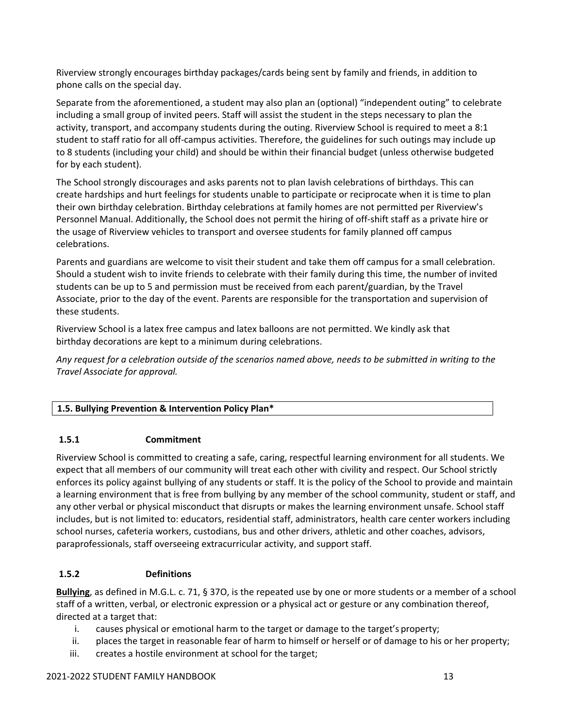Riverview strongly encourages birthday packages/cards being sent by family and friends, in addition to phone calls on the special day.

Separate from the aforementioned, a student may also plan an (optional) "independent outing" to celebrate including a small group of invited peers. Staff will assist the student in the steps necessary to plan the activity, transport, and accompany students during the outing. Riverview School is required to meet a 8:1 student to staff ratio for all off-campus activities. Therefore, the guidelines for such outings may include up to 8 students (including your child) and should be within their financial budget (unless otherwise budgeted for by each student).

The School strongly discourages and asks parents not to plan lavish celebrations of birthdays. This can create hardships and hurt feelings for students unable to participate or reciprocate when it is time to plan their own birthday celebration. Birthday celebrations at family homes are not permitted per Riverview's Personnel Manual. Additionally, the School does not permit the hiring of off-shift staff as a private hire or the usage of Riverview vehicles to transport and oversee students for family planned off campus celebrations.

Parents and guardians are welcome to visit their student and take them off campus for a small celebration. Should a student wish to invite friends to celebrate with their family during this time, the number of invited students can be up to 5 and permission must be received from each parent/guardian, by the Travel Associate, prior to the day of the event. Parents are responsible for the transportation and supervision of these students.

Riverview School is a latex free campus and latex balloons are not permitted. We kindly ask that birthday decorations are kept to a minimum during celebrations.

*Any request for a celebration outside of the scenarios named above, needs to be submitted in writing to the Travel Associate for approval.*

## 1.5. Bullying Prevention & Intervention Policy Plan*

### 1.5.1 Commitment

Riverview School is committed to creating a safe, caring, respectful learning environment for all students. We expect that all members of our community will treat each other with civility and respect. Our School strictly enforces its policy against bullying of any students or staff. It is the policy of the School to provide and maintain a learning environment that is free from bullying by any member of the school community, student or staff, and any other verbal or physical misconduct that disrupts or makes the learning environment unsafe. School staff includes, but is not limited to: educators, residential staff, administrators, health care center workers including school nurses, cafeteria workers, custodians, bus and other drivers, athletic and other coaches, advisors, paraprofessionals, staff overseeing extracurricular activity, and support staff.

### 1.5.2 Definitions

**Bullying**, as defined in M.G.L. c. 71, § 37O, is the repeated use by one or more students or a member of a school staff of a written, verbal, or electronic expression or a physical act or gesture or any combination thereof, directed at a target that:

i. causes physical or emotional harm to the target or damage to the target's property;
ii. places the target in reasonable fear of harm to himself or herself or of damage to his or her property;
iii. creates a hostile environment at school for the target;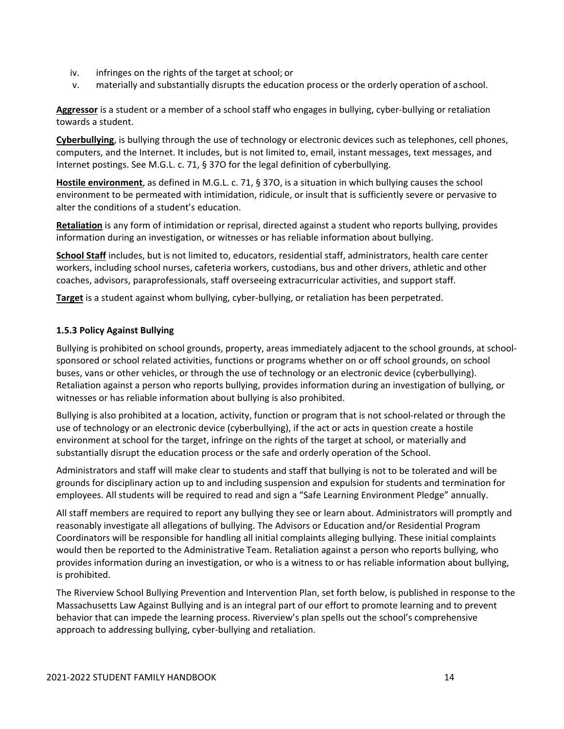iv. infringes on the rights of the target at school; or
v. materially and substantially disrupts the education process or the orderly operation of a school.

**Aggressor** is a student or a member of a school staff who engages in bullying, cyber-bullying or retaliation towards a student.

**Cyberbullying**, is bullying through the use of technology or electronic devices such as telephones, cell phones, computers, and the Internet. It includes, but is not limited to, email, instant messages, text messages, and Internet postings. See M.G.L. c. 71, § 37O for the legal definition of cyberbullying.

**Hostile environment**, as defined in M.G.L. c. 71, § 37O, is a situation in which bullying causes the school environment to be permeated with intimidation, ridicule, or insult that is sufficiently severe or pervasive to alter the conditions of a student's education.

**Retaliation** is any form of intimidation or reprisal, directed against a student who reports bullying, provides information during an investigation, or witnesses or has reliable information about bullying.

**School Staff** includes, but is not limited to, educators, residential staff, administrators, health care center workers, including school nurses, cafeteria workers, custodians, bus and other drivers, athletic and other coaches, advisors, paraprofessionals, staff overseeing extracurricular activities, and support staff.

**Target** is a student against whom bullying, cyber-bullying, or retaliation has been perpetrated.

### 1.5.3 Policy Against Bullying

Bullying is prohibited on school grounds, property, areas immediately adjacent to the school grounds, at school-sponsored or school related activities, functions or programs whether on or off school grounds, on school buses, vans or other vehicles, or through the use of technology or an electronic device (cyberbullying). Retaliation against a person who reports bullying, provides information during an investigation of bullying, or witnesses or has reliable information about bullying is also prohibited.

Bullying is also prohibited at a location, activity, function or program that is not school-related or through the use of technology or an electronic device (cyberbullying), if the act or acts in question create a hostile environment at school for the target, infringe on the rights of the target at school, or materially and substantially disrupt the education process or the safe and orderly operation of the School.

Administrators and staff will make clear to students and staff that bullying is not to be tolerated and will be grounds for disciplinary action up to and including suspension and expulsion for students and termination for employees. All students will be required to read and sign a "Safe Learning Environment Pledge" annually.

All staff members are required to report any bullying they see or learn about. Administrators will promptly and reasonably investigate all allegations of bullying. The Advisors or Education and/or Residential Program Coordinators will be responsible for handling all initial complaints alleging bullying. These initial complaints would then be reported to the Administrative Team. Retaliation against a person who reports bullying, who provides information during an investigation, or who is a witness to or has reliable information about bullying, is prohibited.

The Riverview School Bullying Prevention and Intervention Plan, set forth below, is published in response to the Massachusetts Law Against Bullying and is an integral part of our effort to promote learning and to prevent behavior that can impede the learning process. Riverview's plan spells out the school's comprehensive approach to addressing bullying, cyber-bullying and retaliation.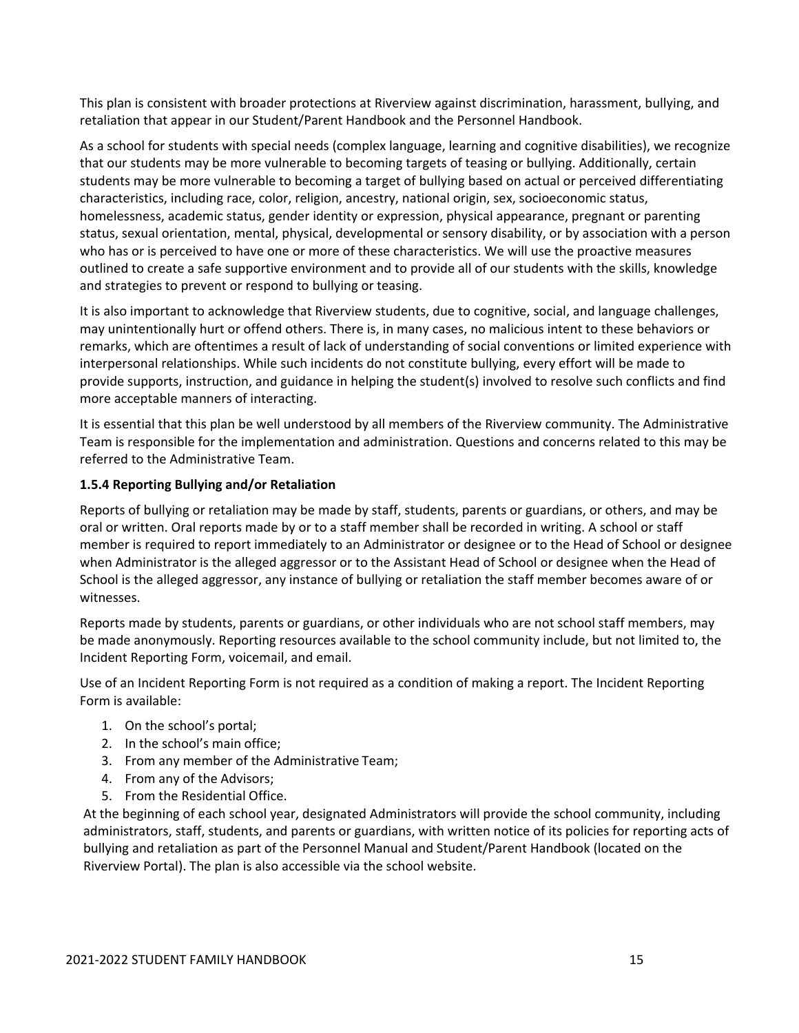This plan is consistent with broader protections at Riverview against discrimination, harassment, bullying, and retaliation that appear in our Student/Parent Handbook and the Personnel Handbook.

As a school for students with special needs (complex language, learning and cognitive disabilities), we recognize that our students may be more vulnerable to becoming targets of teasing or bullying. Additionally, certain students may be more vulnerable to becoming a target of bullying based on actual or perceived differentiating characteristics, including race, color, religion, ancestry, national origin, sex, socioeconomic status, homelessness, academic status, gender identity or expression, physical appearance, pregnant or parenting status, sexual orientation, mental, physical, developmental or sensory disability, or by association with a person who has or is perceived to have one or more of these characteristics. We will use the proactive measures outlined to create a safe supportive environment and to provide all of our students with the skills, knowledge and strategies to prevent or respond to bullying or teasing.

It is also important to acknowledge that Riverview students, due to cognitive, social, and language challenges, may unintentionally hurt or offend others. There is, in many cases, no malicious intent to these behaviors or remarks, which are oftentimes a result of lack of understanding of social conventions or limited experience with interpersonal relationships. While such incidents do not constitute bullying, every effort will be made to provide supports, instruction, and guidance in helping the student(s) involved to resolve such conflicts and find more acceptable manners of interacting.

It is essential that this plan be well understood by all members of the Riverview community. The Administrative Team is responsible for the implementation and administration. Questions and concerns related to this may be referred to the Administrative Team.

**1.5.4 Reporting Bullying and/or Retaliation**

Reports of bullying or retaliation may be made by staff, students, parents or guardians, or others, and may be oral or written. Oral reports made by or to a staff member shall be recorded in writing. A school or staff member is required to report immediately to an Administrator or designee or to the Head of School or designee when Administrator is the alleged aggressor or to the Assistant Head of School or designee when the Head of School is the alleged aggressor, any instance of bullying or retaliation the staff member becomes aware of or witnesses.

Reports made by students, parents or guardians, or other individuals who are not school staff members, may be made anonymously. Reporting resources available to the school community include, but not limited to, the Incident Reporting Form, voicemail, and email.

Use of an Incident Reporting Form is not required as a condition of making a report. The Incident Reporting Form is available:

1. On the school's portal;
2. In the school's main office;
3. From any member of the Administrative Team;
4. From any of the Advisors;
5. From the Residential Office.

At the beginning of each school year, designated Administrators will provide the school community, including administrators, staff, students, and parents or guardians, with written notice of its policies for reporting acts of bullying and retaliation as part of the Personnel Manual and Student/Parent Handbook (located on the Riverview Portal). The plan is also accessible via the school website.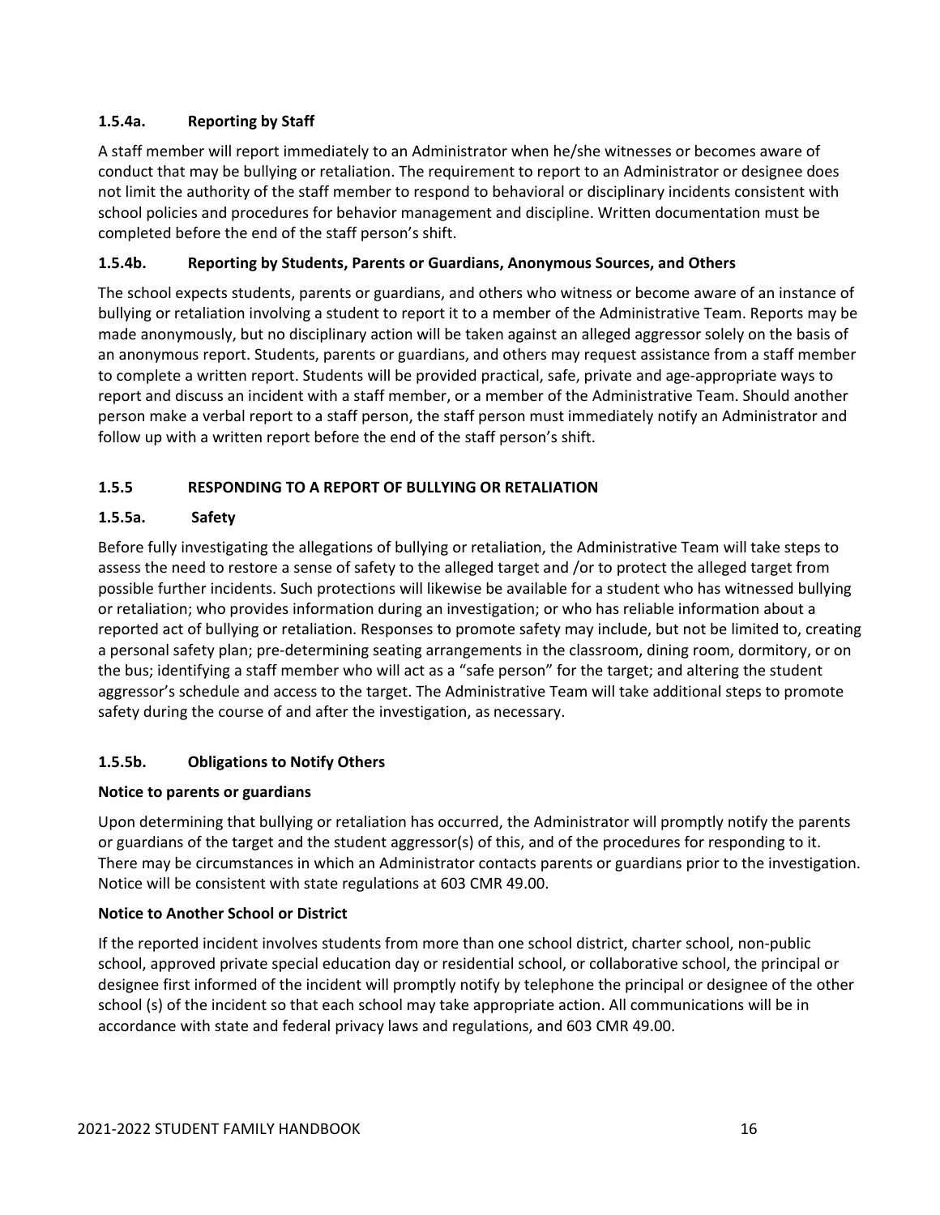#### 1.5.4a. Reporting by Staff

A staff member will report immediately to an Administrator when he/she witnesses or becomes aware of conduct that may be bullying or retaliation. The requirement to report to an Administrator or designee does not limit the authority of the staff member to respond to behavioral or disciplinary incidents consistent with school policies and procedures for behavior management and discipline. Written documentation must be completed before the end of the staff person's shift.

#### 1.5.4b. Reporting by Students, Parents or Guardians, Anonymous Sources, and Others

The school expects students, parents or guardians, and others who witness or become aware of an instance of bullying or retaliation involving a student to report it to a member of the Administrative Team. Reports may be made anonymously, but no disciplinary action will be taken against an alleged aggressor solely on the basis of an anonymous report. Students, parents or guardians, and others may request assistance from a staff member to complete a written report. Students will be provided practical, safe, private and age-appropriate ways to report and discuss an incident with a staff member, or a member of the Administrative Team. Should another person make a verbal report to a staff person, the staff person must immediately notify an Administrator and follow up with a written report before the end of the staff person's shift.

### 1.5.5 RESPONDING TO A REPORT OF BULLYING OR RETALIATION

#### 1.5.5a. Safety

Before fully investigating the allegations of bullying or retaliation, the Administrative Team will take steps to assess the need to restore a sense of safety to the alleged target and /or to protect the alleged target from possible further incidents. Such protections will likewise be available for a student who has witnessed bullying or retaliation; who provides information during an investigation; or who has reliable information about a reported act of bullying or retaliation. Responses to promote safety may include, but not be limited to, creating a personal safety plan; pre-determining seating arrangements in the classroom, dining room, dormitory, or on the bus; identifying a staff member who will act as a "safe person" for the target; and altering the student aggressor's schedule and access to the target. The Administrative Team will take additional steps to promote safety during the course of and after the investigation, as necessary.

#### 1.5.5b. Obligations to Notify Others

**Notice to parents or guardians**

Upon determining that bullying or retaliation has occurred, the Administrator will promptly notify the parents or guardians of the target and the student aggressor(s) of this, and of the procedures for responding to it. There may be circumstances in which an Administrator contacts parents or guardians prior to the investigation. Notice will be consistent with state regulations at 603 CMR 49.00.

**Notice to Another School or District**

If the reported incident involves students from more than one school district, charter school, non-public school, approved private special education day or residential school, or collaborative school, the principal or designee first informed of the incident will promptly notify by telephone the principal or designee of the other school (s) of the incident so that each school may take appropriate action. All communications will be in accordance with state and federal privacy laws and regulations, and 603 CMR 49.00.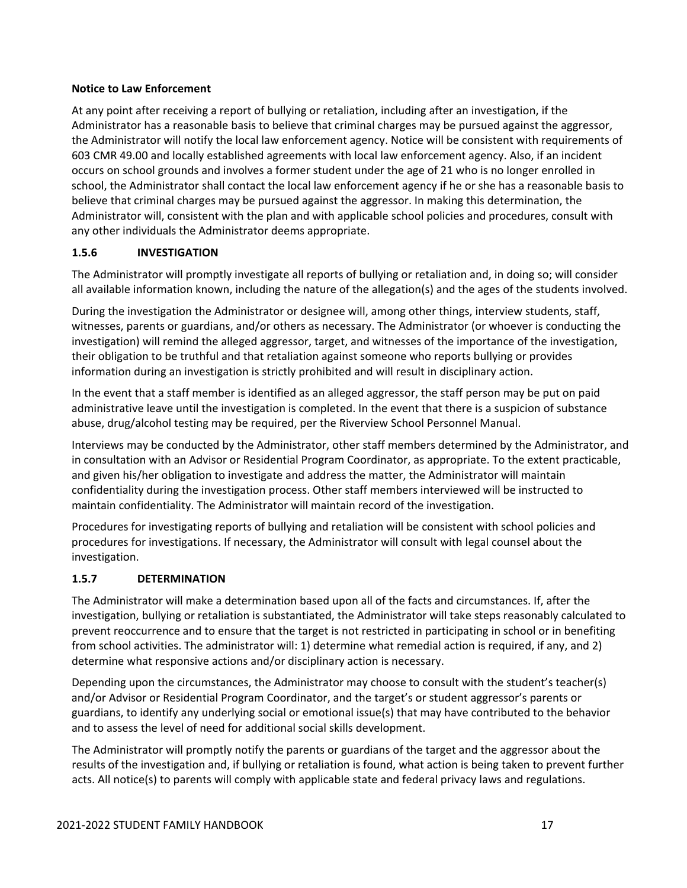**Notice to Law Enforcement**

At any point after receiving a report of bullying or retaliation, including after an investigation, if the Administrator has a reasonable basis to believe that criminal charges may be pursued against the aggressor, the Administrator will notify the local law enforcement agency. Notice will be consistent with requirements of 603 CMR 49.00 and locally established agreements with local law enforcement agency. Also, if an incident occurs on school grounds and involves a former student under the age of 21 who is no longer enrolled in school, the Administrator shall contact the local law enforcement agency if he or she has a reasonable basis to believe that criminal charges may be pursued against the aggressor. In making this determination, the Administrator will, consistent with the plan and with applicable school policies and procedures, consult with any other individuals the Administrator deems appropriate.

### 1.5.6 INVESTIGATION

The Administrator will promptly investigate all reports of bullying or retaliation and, in doing so; will consider all available information known, including the nature of the allegation(s) and the ages of the students involved.

During the investigation the Administrator or designee will, among other things, interview students, staff, witnesses, parents or guardians, and/or others as necessary. The Administrator (or whoever is conducting the investigation) will remind the alleged aggressor, target, and witnesses of the importance of the investigation, their obligation to be truthful and that retaliation against someone who reports bullying or provides information during an investigation is strictly prohibited and will result in disciplinary action.

In the event that a staff member is identified as an alleged aggressor, the staff person may be put on paid administrative leave until the investigation is completed. In the event that there is a suspicion of substance abuse, drug/alcohol testing may be required, per the Riverview School Personnel Manual.

Interviews may be conducted by the Administrator, other staff members determined by the Administrator, and in consultation with an Advisor or Residential Program Coordinator, as appropriate. To the extent practicable, and given his/her obligation to investigate and address the matter, the Administrator will maintain confidentiality during the investigation process. Other staff members interviewed will be instructed to maintain confidentiality. The Administrator will maintain record of the investigation.

Procedures for investigating reports of bullying and retaliation will be consistent with school policies and procedures for investigations. If necessary, the Administrator will consult with legal counsel about the investigation.

### 1.5.7 DETERMINATION

The Administrator will make a determination based upon all of the facts and circumstances. If, after the investigation, bullying or retaliation is substantiated, the Administrator will take steps reasonably calculated to prevent reoccurrence and to ensure that the target is not restricted in participating in school or in benefiting from school activities. The administrator will: 1) determine what remedial action is required, if any, and 2) determine what responsive actions and/or disciplinary action is necessary.

Depending upon the circumstances, the Administrator may choose to consult with the student's teacher(s) and/or Advisor or Residential Program Coordinator, and the target's or student aggressor's parents or guardians, to identify any underlying social or emotional issue(s) that may have contributed to the behavior and to assess the level of need for additional social skills development.

The Administrator will promptly notify the parents or guardians of the target and the aggressor about the results of the investigation and, if bullying or retaliation is found, what action is being taken to prevent further acts. All notice(s) to parents will comply with applicable state and federal privacy laws and regulations.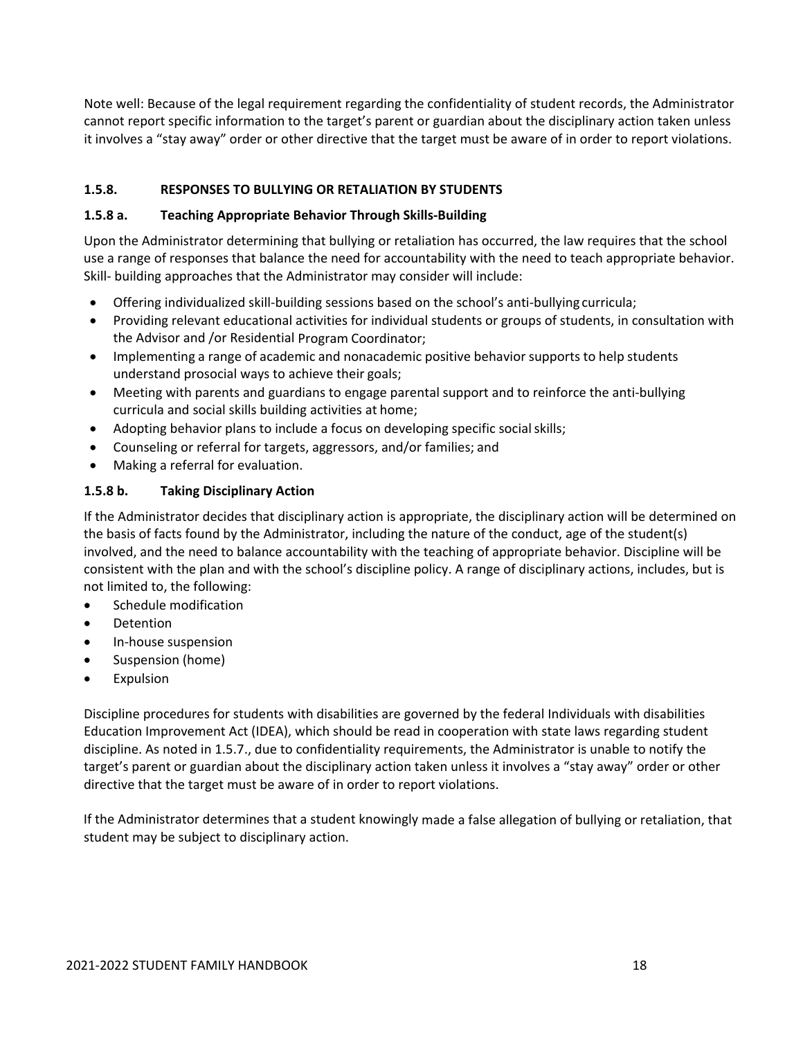Note well: Because of the legal requirement regarding the confidentiality of student records, the Administrator cannot report specific information to the target's parent or guardian about the disciplinary action taken unless it involves a "stay away" order or other directive that the target must be aware of in order to report violations.

### 1.5.8. RESPONSES TO BULLYING OR RETALIATION BY STUDENTS

#### 1.5.8 a. Teaching Appropriate Behavior Through Skills-Building

Upon the Administrator determining that bullying or retaliation has occurred, the law requires that the school use a range of responses that balance the need for accountability with the need to teach appropriate behavior. Skill- building approaches that the Administrator may consider will include:

- Offering individualized skill-building sessions based on the school's anti-bullying curricula;
- Providing relevant educational activities for individual students or groups of students, in consultation with the Advisor and /or Residential Program Coordinator;
- Implementing a range of academic and nonacademic positive behavior supports to help students understand prosocial ways to achieve their goals;
- Meeting with parents and guardians to engage parental support and to reinforce the anti-bullying curricula and social skills building activities at home;
- Adopting behavior plans to include a focus on developing specific social skills;
- Counseling or referral for targets, aggressors, and/or families; and
- Making a referral for evaluation.

#### 1.5.8 b. Taking Disciplinary Action

If the Administrator decides that disciplinary action is appropriate, the disciplinary action will be determined on the basis of facts found by the Administrator, including the nature of the conduct, age of the student(s) involved, and the need to balance accountability with the teaching of appropriate behavior. Discipline will be consistent with the plan and with the school's discipline policy. A range of disciplinary actions, includes, but is not limited to, the following:

- Schedule modification
- Detention
- In-house suspension
- Suspension (home)
- Expulsion

Discipline procedures for students with disabilities are governed by the federal Individuals with disabilities Education Improvement Act (IDEA), which should be read in cooperation with state laws regarding student discipline. As noted in 1.5.7., due to confidentiality requirements, the Administrator is unable to notify the target's parent or guardian about the disciplinary action taken unless it involves a "stay away" order or other directive that the target must be aware of in order to report violations.

If the Administrator determines that a student knowingly made a false allegation of bullying or retaliation, that student may be subject to disciplinary action.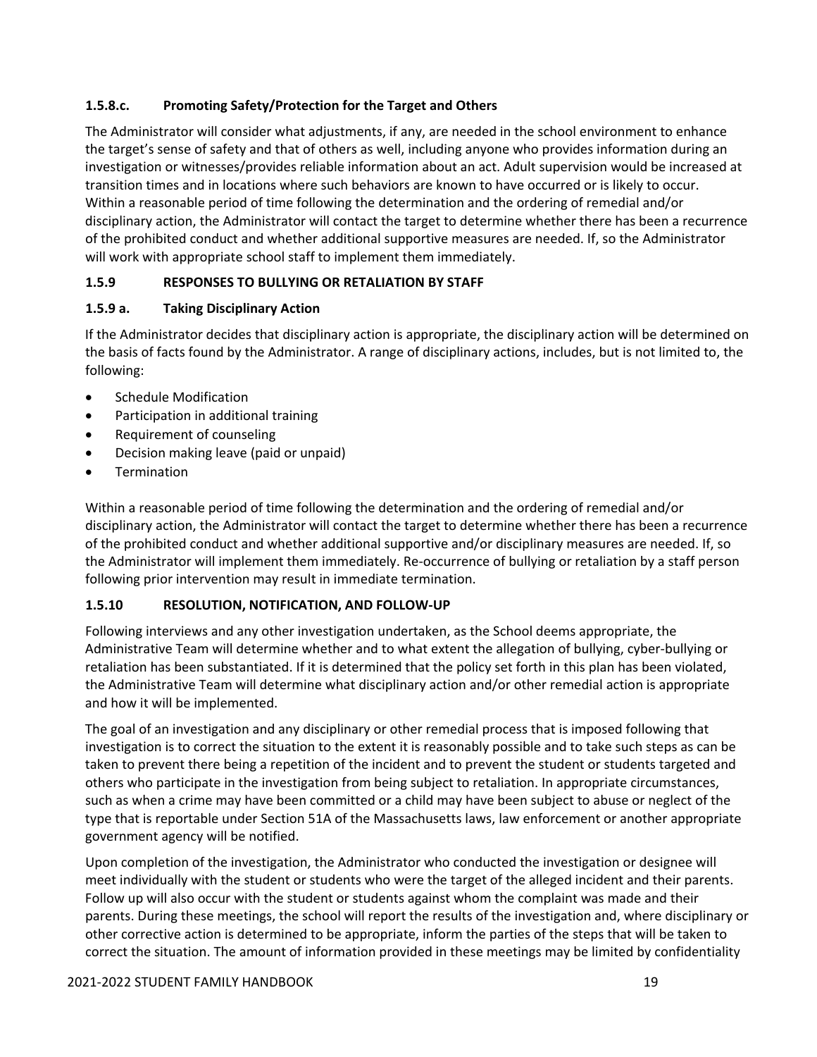### 1.5.8.c. Promoting Safety/Protection for the Target and Others

The Administrator will consider what adjustments, if any, are needed in the school environment to enhance the target's sense of safety and that of others as well, including anyone who provides information during an investigation or witnesses/provides reliable information about an act. Adult supervision would be increased at transition times and in locations where such behaviors are known to have occurred or is likely to occur. Within a reasonable period of time following the determination and the ordering of remedial and/or disciplinary action, the Administrator will contact the target to determine whether there has been a recurrence of the prohibited conduct and whether additional supportive measures are needed. If, so the Administrator will work with appropriate school staff to implement them immediately.

## 1.5.9 RESPONSES TO BULLYING OR RETALIATION BY STAFF

### 1.5.9 a. Taking Disciplinary Action

If the Administrator decides that disciplinary action is appropriate, the disciplinary action will be determined on the basis of facts found by the Administrator. A range of disciplinary actions, includes, but is not limited to, the following:

- Schedule Modification
- Participation in additional training
- Requirement of counseling
- Decision making leave (paid or unpaid)
- Termination

Within a reasonable period of time following the determination and the ordering of remedial and/or disciplinary action, the Administrator will contact the target to determine whether there has been a recurrence of the prohibited conduct and whether additional supportive and/or disciplinary measures are needed. If, so the Administrator will implement them immediately. Re-occurrence of bullying or retaliation by a staff person following prior intervention may result in immediate termination.

## 1.5.10 RESOLUTION, NOTIFICATION, AND FOLLOW-UP

Following interviews and any other investigation undertaken, as the School deems appropriate, the Administrative Team will determine whether and to what extent the allegation of bullying, cyber-bullying or retaliation has been substantiated. If it is determined that the policy set forth in this plan has been violated, the Administrative Team will determine what disciplinary action and/or other remedial action is appropriate and how it will be implemented.

The goal of an investigation and any disciplinary or other remedial process that is imposed following that investigation is to correct the situation to the extent it is reasonably possible and to take such steps as can be taken to prevent there being a repetition of the incident and to prevent the student or students targeted and others who participate in the investigation from being subject to retaliation. In appropriate circumstances, such as when a crime may have been committed or a child may have been subject to abuse or neglect of the type that is reportable under Section 51A of the Massachusetts laws, law enforcement or another appropriate government agency will be notified.

Upon completion of the investigation, the Administrator who conducted the investigation or designee will meet individually with the student or students who were the target of the alleged incident and their parents. Follow up will also occur with the student or students against whom the complaint was made and their parents. During these meetings, the school will report the results of the investigation and, where disciplinary or other corrective action is determined to be appropriate, inform the parties of the steps that will be taken to correct the situation. The amount of information provided in these meetings may be limited by confidentiality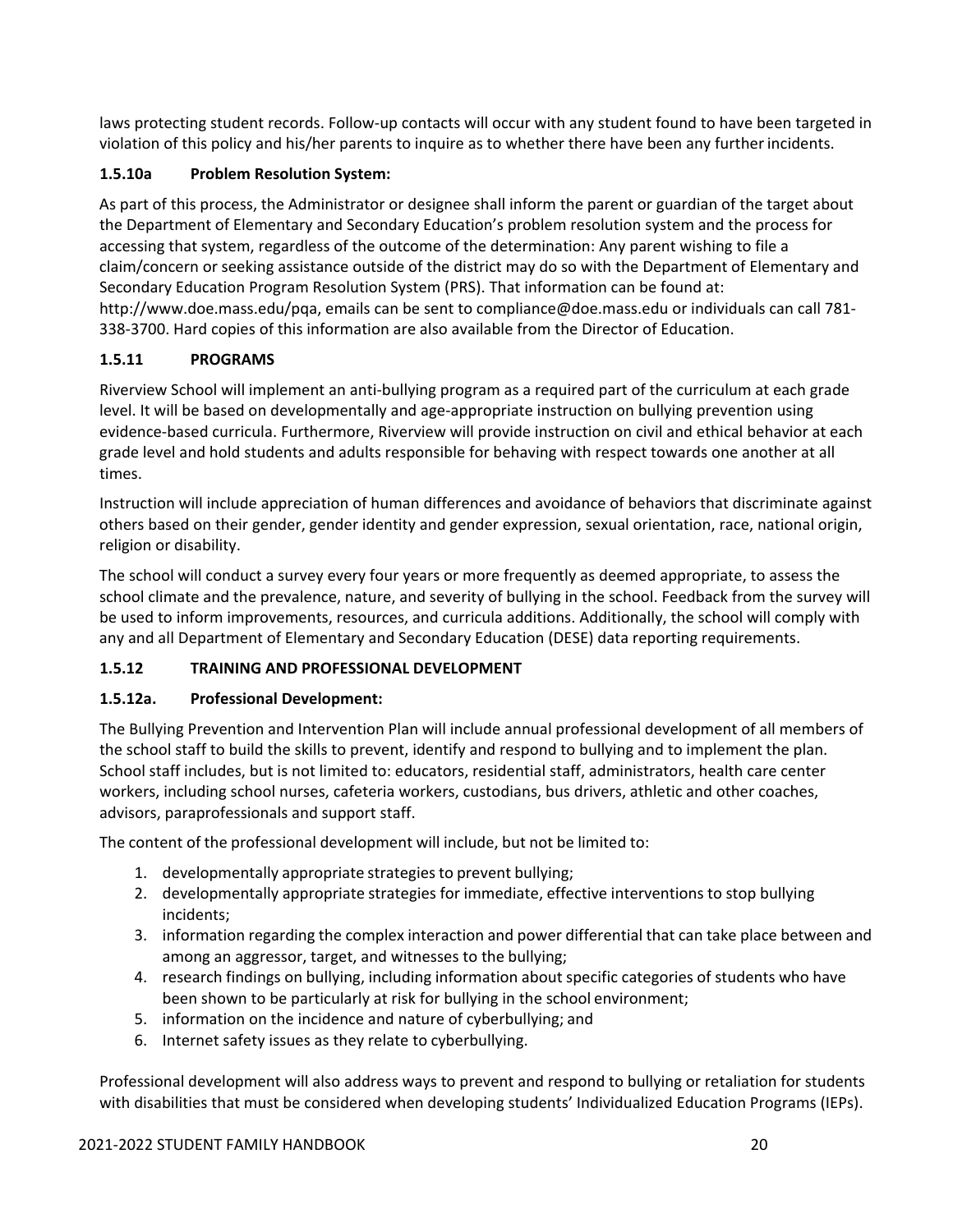laws protecting student records. Follow-up contacts will occur with any student found to have been targeted in violation of this policy and his/her parents to inquire as to whether there have been any further incidents.

### 1.5.10a Problem Resolution System:

As part of this process, the Administrator or designee shall inform the parent or guardian of the target about the Department of Elementary and Secondary Education's problem resolution system and the process for accessing that system, regardless of the outcome of the determination: Any parent wishing to file a claim/concern or seeking assistance outside of the district may do so with the Department of Elementary and Secondary Education Program Resolution System (PRS). That information can be found at: http://www.doe.mass.edu/pqa, emails can be sent to compliance@doe.mass.edu or individuals can call 781-338-3700. Hard copies of this information are also available from the Director of Education.

### 1.5.11 PROGRAMS

Riverview School will implement an anti-bullying program as a required part of the curriculum at each grade level. It will be based on developmentally and age-appropriate instruction on bullying prevention using evidence-based curricula. Furthermore, Riverview will provide instruction on civil and ethical behavior at each grade level and hold students and adults responsible for behaving with respect towards one another at all times.

Instruction will include appreciation of human differences and avoidance of behaviors that discriminate against others based on their gender, gender identity and gender expression, sexual orientation, race, national origin, religion or disability.

The school will conduct a survey every four years or more frequently as deemed appropriate, to assess the school climate and the prevalence, nature, and severity of bullying in the school. Feedback from the survey will be used to inform improvements, resources, and curricula additions. Additionally, the school will comply with any and all Department of Elementary and Secondary Education (DESE) data reporting requirements.

### 1.5.12 TRAINING AND PROFESSIONAL DEVELOPMENT

### 1.5.12a. Professional Development:

The Bullying Prevention and Intervention Plan will include annual professional development of all members of the school staff to build the skills to prevent, identify and respond to bullying and to implement the plan. School staff includes, but is not limited to: educators, residential staff, administrators, health care center workers, including school nurses, cafeteria workers, custodians, bus drivers, athletic and other coaches, advisors, paraprofessionals and support staff.

The content of the professional development will include, but not be limited to:

1. developmentally appropriate strategies to prevent bullying;
2. developmentally appropriate strategies for immediate, effective interventions to stop bullying incidents;
3. information regarding the complex interaction and power differential that can take place between and among an aggressor, target, and witnesses to the bullying;
4. research findings on bullying, including information about specific categories of students who have been shown to be particularly at risk for bullying in the school environment;
5. information on the incidence and nature of cyberbullying; and
6. Internet safety issues as they relate to cyberbullying.

Professional development will also address ways to prevent and respond to bullying or retaliation for students with disabilities that must be considered when developing students' Individualized Education Programs (IEPs).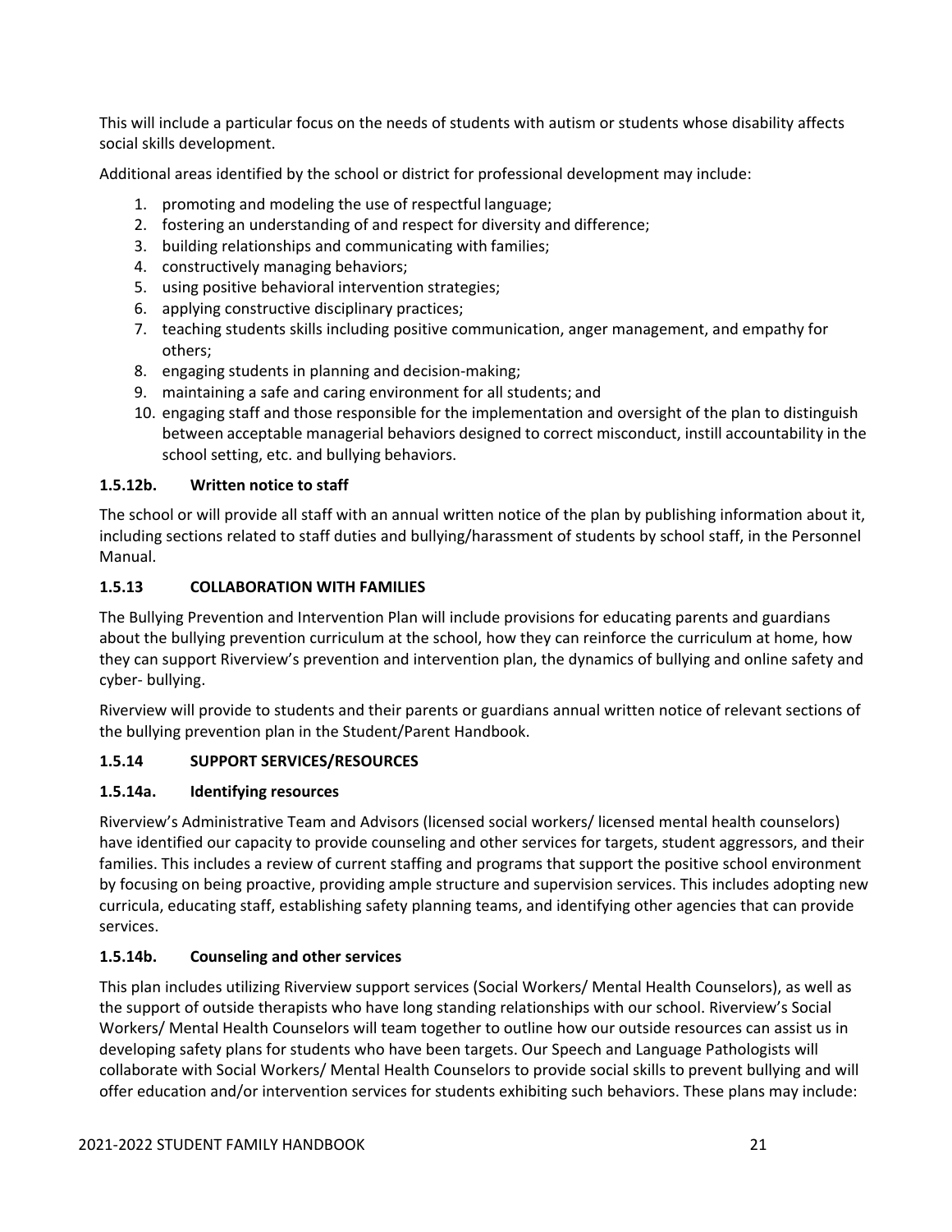This will include a particular focus on the needs of students with autism or students whose disability affects social skills development.

Additional areas identified by the school or district for professional development may include:

1. promoting and modeling the use of respectful language;
2. fostering an understanding of and respect for diversity and difference;
3. building relationships and communicating with families;
4. constructively managing behaviors;
5. using positive behavioral intervention strategies;
6. applying constructive disciplinary practices;
7. teaching students skills including positive communication, anger management, and empathy for others;
8. engaging students in planning and decision-making;
9. maintaining a safe and caring environment for all students; and
10. engaging staff and those responsible for the implementation and oversight of the plan to distinguish between acceptable managerial behaviors designed to correct misconduct, instill accountability in the school setting, etc. and bullying behaviors.

#### 1.5.12b. Written notice to staff

The school or will provide all staff with an annual written notice of the plan by publishing information about it, including sections related to staff duties and bullying/harassment of students by school staff, in the Personnel Manual.

### 1.5.13 COLLABORATION WITH FAMILIES

The Bullying Prevention and Intervention Plan will include provisions for educating parents and guardians about the bullying prevention curriculum at the school, how they can reinforce the curriculum at home, how they can support Riverview's prevention and intervention plan, the dynamics of bullying and online safety and cyber- bullying.

Riverview will provide to students and their parents or guardians annual written notice of relevant sections of the bullying prevention plan in the Student/Parent Handbook.

### 1.5.14 SUPPORT SERVICES/RESOURCES

#### 1.5.14a. Identifying resources

Riverview's Administrative Team and Advisors (licensed social workers/ licensed mental health counselors) have identified our capacity to provide counseling and other services for targets, student aggressors, and their families. This includes a review of current staffing and programs that support the positive school environment by focusing on being proactive, providing ample structure and supervision services. This includes adopting new curricula, educating staff, establishing safety planning teams, and identifying other agencies that can provide services.

#### 1.5.14b. Counseling and other services

This plan includes utilizing Riverview support services (Social Workers/ Mental Health Counselors), as well as the support of outside therapists who have long standing relationships with our school. Riverview's Social Workers/ Mental Health Counselors will team together to outline how our outside resources can assist us in developing safety plans for students who have been targets. Our Speech and Language Pathologists will collaborate with Social Workers/ Mental Health Counselors to provide social skills to prevent bullying and will offer education and/or intervention services for students exhibiting such behaviors. These plans may include: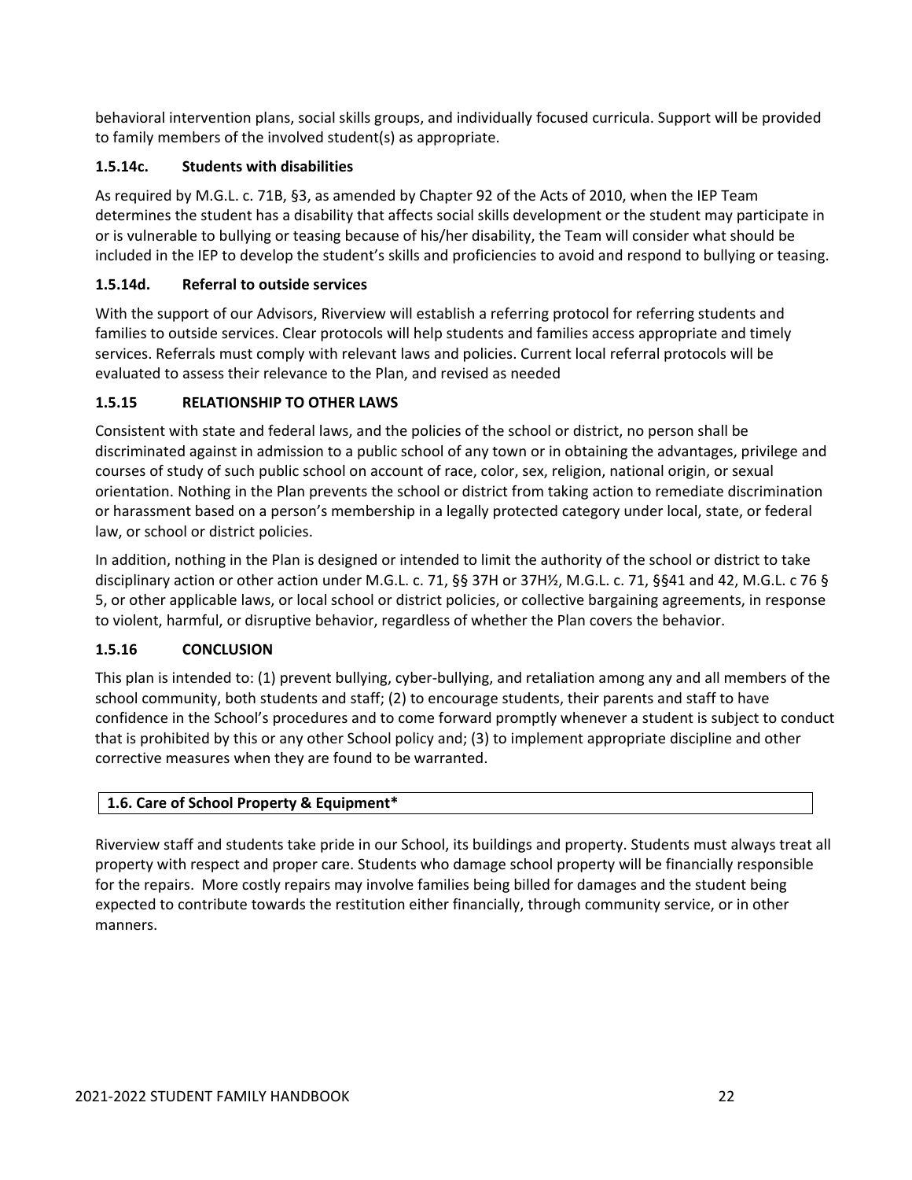behavioral intervention plans, social skills groups, and individually focused curricula. Support will be provided to family members of the involved student(s) as appropriate.

#### 1.5.14c. Students with disabilities

As required by M.G.L. c. 71B, §3, as amended by Chapter 92 of the Acts of 2010, when the IEP Team determines the student has a disability that affects social skills development or the student may participate in or is vulnerable to bullying or teasing because of his/her disability, the Team will consider what should be included in the IEP to develop the student's skills and proficiencies to avoid and respond to bullying or teasing.

#### 1.5.14d. Referral to outside services

With the support of our Advisors, Riverview will establish a referring protocol for referring students and families to outside services. Clear protocols will help students and families access appropriate and timely services. Referrals must comply with relevant laws and policies. Current local referral protocols will be evaluated to assess their relevance to the Plan, and revised as needed

### 1.5.15 RELATIONSHIP TO OTHER LAWS

Consistent with state and federal laws, and the policies of the school or district, no person shall be discriminated against in admission to a public school of any town or in obtaining the advantages, privilege and courses of study of such public school on account of race, color, sex, religion, national origin, or sexual orientation. Nothing in the Plan prevents the school or district from taking action to remediate discrimination or harassment based on a person's membership in a legally protected category under local, state, or federal law, or school or district policies.

In addition, nothing in the Plan is designed or intended to limit the authority of the school or district to take disciplinary action or other action under M.G.L. c. 71, §§ 37H or 37H½, M.G.L. c. 71, §§41 and 42, M.G.L. c 76 § 5, or other applicable laws, or local school or district policies, or collective bargaining agreements, in response to violent, harmful, or disruptive behavior, regardless of whether the Plan covers the behavior.

### 1.5.16 CONCLUSION

This plan is intended to: (1) prevent bullying, cyber-bullying, and retaliation among any and all members of the school community, both students and staff; (2) to encourage students, their parents and staff to have confidence in the School's procedures and to come forward promptly whenever a student is subject to conduct that is prohibited by this or any other School policy and; (3) to implement appropriate discipline and other corrective measures when they are found to be warranted.

## 1.6. Care of School Property & Equipment*

Riverview staff and students take pride in our School, its buildings and property. Students must always treat all property with respect and proper care. Students who damage school property will be financially responsible for the repairs. More costly repairs may involve families being billed for damages and the student being expected to contribute towards the restitution either financially, through community service, or in other manners.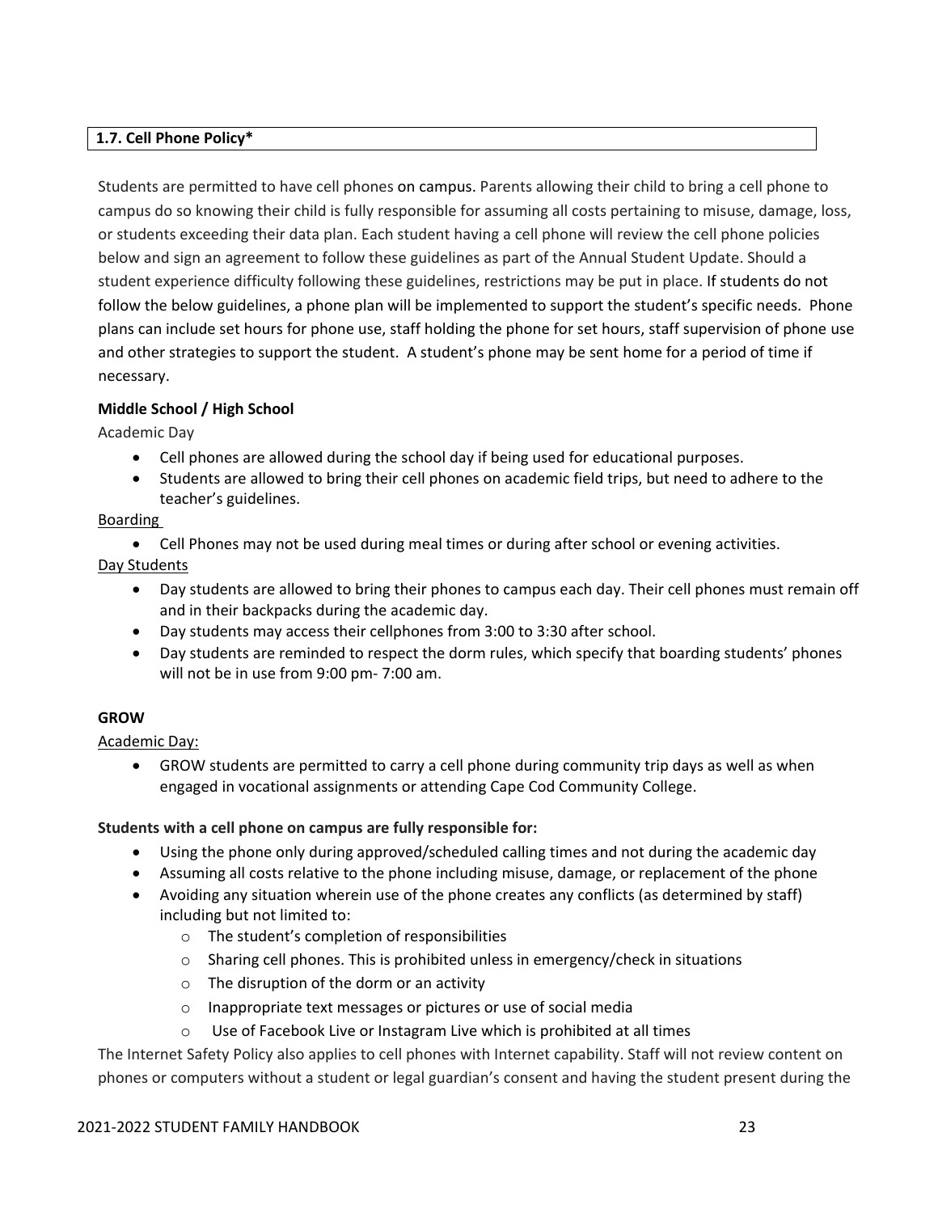## 1.7. Cell Phone Policy*

Students are permitted to have cell phones on campus. Parents allowing their child to bring a cell phone to campus do so knowing their child is fully responsible for assuming all costs pertaining to misuse, damage, loss, or students exceeding their data plan. Each student having a cell phone will review the cell phone policies below and sign an agreement to follow these guidelines as part of the Annual Student Update. Should a student experience difficulty following these guidelines, restrictions may be put in place. If students do not follow the below guidelines, a phone plan will be implemented to support the student's specific needs. Phone plans can include set hours for phone use, staff holding the phone for set hours, staff supervision of phone use and other strategies to support the student. A student's phone may be sent home for a period of time if necessary.

**Middle School / High School**

Academic Day

- Cell phones are allowed during the school day if being used for educational purposes.
- Students are allowed to bring their cell phones on academic field trips, but need to adhere to the teacher's guidelines.

Boarding

- Cell Phones may not be used during meal times or during after school or evening activities.

Day Students

- Day students are allowed to bring their phones to campus each day. Their cell phones must remain off and in their backpacks during the academic day.
- Day students may access their cellphones from 3:00 to 3:30 after school.
- Day students are reminded to respect the dorm rules, which specify that boarding students' phones will not be in use from 9:00 pm- 7:00 am.

**GROW**

Academic Day:

- GROW students are permitted to carry a cell phone during community trip days as well as when engaged in vocational assignments or attending Cape Cod Community College.

**Students with a cell phone on campus are fully responsible for:**

- Using the phone only during approved/scheduled calling times and not during the academic day
- Assuming all costs relative to the phone including misuse, damage, or replacement of the phone
- Avoiding any situation wherein use of the phone creates any conflicts (as determined by staff) including but not limited to:
  - The student's completion of responsibilities
  - Sharing cell phones. This is prohibited unless in emergency/check in situations
  - The disruption of the dorm or an activity
  - Inappropriate text messages or pictures or use of social media
  - Use of Facebook Live or Instagram Live which is prohibited at all times

The Internet Safety Policy also applies to cell phones with Internet capability. Staff will not review content on phones or computers without a student or legal guardian's consent and having the student present during the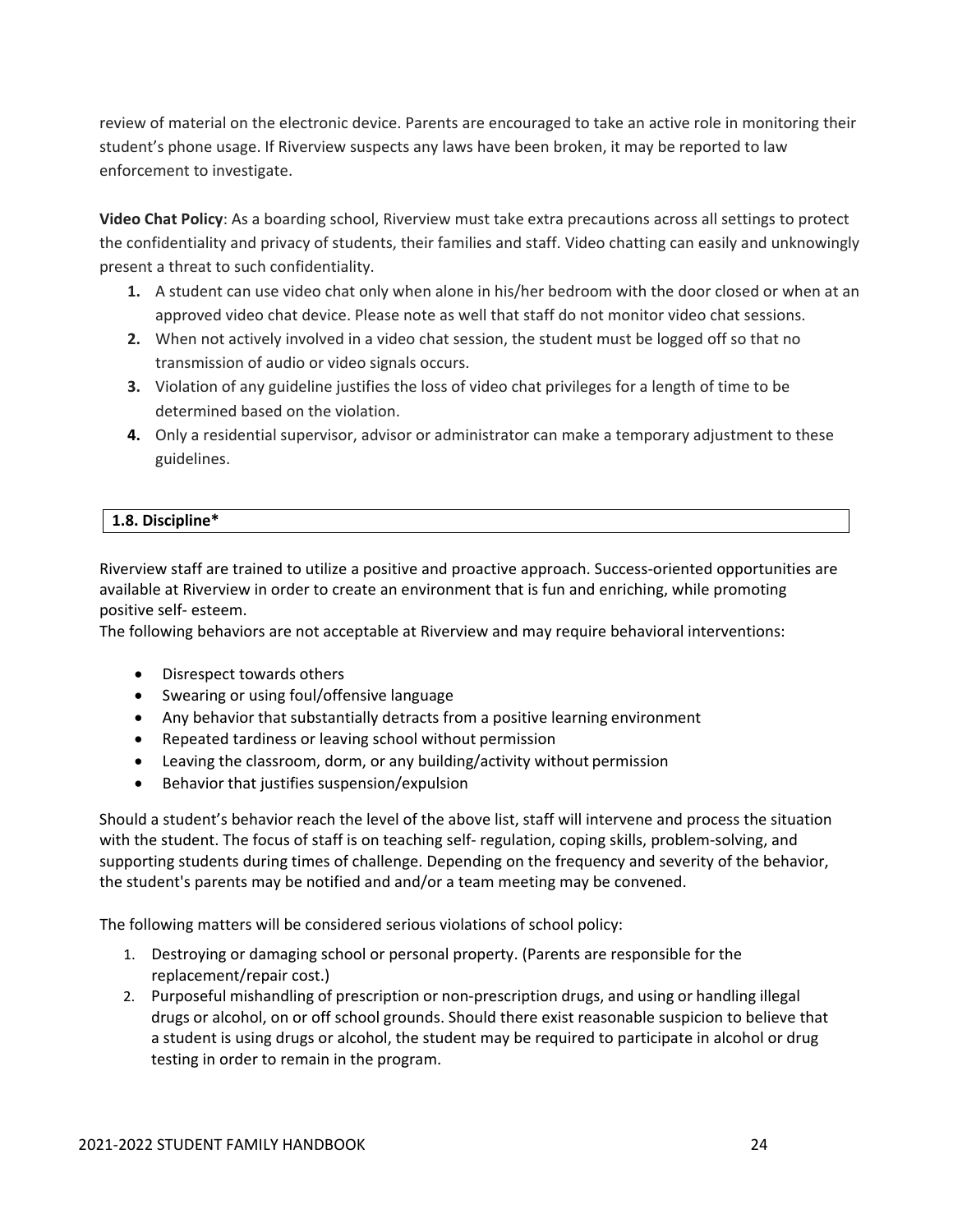review of material on the electronic device. Parents are encouraged to take an active role in monitoring their student's phone usage. If Riverview suspects any laws have been broken, it may be reported to law enforcement to investigate.

**Video Chat Policy**: As a boarding school, Riverview must take extra precautions across all settings to protect the confidentiality and privacy of students, their families and staff. Video chatting can easily and unknowingly present a threat to such confidentiality.

1. A student can use video chat only when alone in his/her bedroom with the door closed or when at an approved video chat device. Please note as well that staff do not monitor video chat sessions.
2. When not actively involved in a video chat session, the student must be logged off so that no transmission of audio or video signals occurs.
3. Violation of any guideline justifies the loss of video chat privileges for a length of time to be determined based on the violation.
4. Only a residential supervisor, advisor or administrator can make a temporary adjustment to these guidelines.

## 1.8. Discipline*

Riverview staff are trained to utilize a positive and proactive approach. Success-oriented opportunities are available at Riverview in order to create an environment that is fun and enriching, while promoting positive self- esteem.

The following behaviors are not acceptable at Riverview and may require behavioral interventions:

- Disrespect towards others
- Swearing or using foul/offensive language
- Any behavior that substantially detracts from a positive learning environment
- Repeated tardiness or leaving school without permission
- Leaving the classroom, dorm, or any building/activity without permission
- Behavior that justifies suspension/expulsion

Should a student's behavior reach the level of the above list, staff will intervene and process the situation with the student. The focus of staff is on teaching self- regulation, coping skills, problem-solving, and supporting students during times of challenge. Depending on the frequency and severity of the behavior, the student's parents may be notified and and/or a team meeting may be convened.

The following matters will be considered serious violations of school policy:

1. Destroying or damaging school or personal property. (Parents are responsible for the replacement/repair cost.)
2. Purposeful mishandling of prescription or non-prescription drugs, and using or handling illegal drugs or alcohol, on or off school grounds. Should there exist reasonable suspicion to believe that a student is using drugs or alcohol, the student may be required to participate in alcohol or drug testing in order to remain in the program.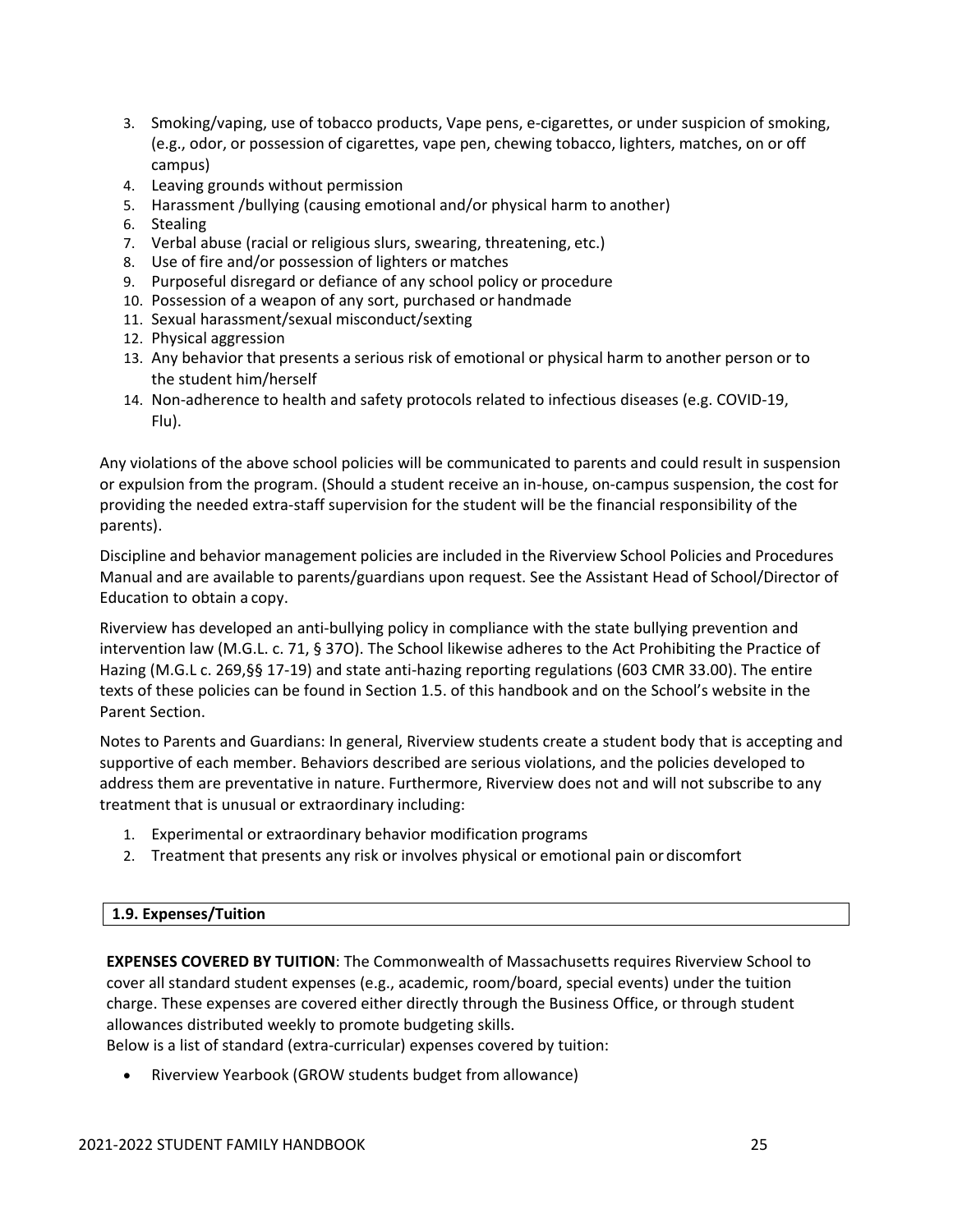3. Smoking/vaping, use of tobacco products, Vape pens, e-cigarettes, or under suspicion of smoking, (e.g., odor, or possession of cigarettes, vape pen, chewing tobacco, lighters, matches, on or off campus)
4. Leaving grounds without permission
5. Harassment /bullying (causing emotional and/or physical harm to another)
6. Stealing
7. Verbal abuse (racial or religious slurs, swearing, threatening, etc.)
8. Use of fire and/or possession of lighters or matches
9. Purposeful disregard or defiance of any school policy or procedure
10. Possession of a weapon of any sort, purchased or handmade
11. Sexual harassment/sexual misconduct/sexting
12. Physical aggression
13. Any behavior that presents a serious risk of emotional or physical harm to another person or to the student him/herself
14. Non-adherence to health and safety protocols related to infectious diseases (e.g. COVID-19, Flu).

Any violations of the above school policies will be communicated to parents and could result in suspension or expulsion from the program. (Should a student receive an in-house, on-campus suspension, the cost for providing the needed extra-staff supervision for the student will be the financial responsibility of the parents).

Discipline and behavior management policies are included in the Riverview School Policies and Procedures Manual and are available to parents/guardians upon request. See the Assistant Head of School/Director of Education to obtain a copy.

Riverview has developed an anti-bullying policy in compliance with the state bullying prevention and intervention law (M.G.L. c. 71, § 37O). The School likewise adheres to the Act Prohibiting the Practice of Hazing (M.G.L c. 269,§§ 17-19) and state anti-hazing reporting regulations (603 CMR 33.00). The entire texts of these policies can be found in Section 1.5. of this handbook and on the School's website in the Parent Section.

Notes to Parents and Guardians: In general, Riverview students create a student body that is accepting and supportive of each member. Behaviors described are serious violations, and the policies developed to address them are preventative in nature. Furthermore, Riverview does not and will not subscribe to any treatment that is unusual or extraordinary including:

1. Experimental or extraordinary behavior modification programs
2. Treatment that presents any risk or involves physical or emotional pain or discomfort

## 1.9. Expenses/Tuition

**EXPENSES COVERED BY TUITION**: The Commonwealth of Massachusetts requires Riverview School to cover all standard student expenses (e.g., academic, room/board, special events) under the tuition charge. These expenses are covered either directly through the Business Office, or through student allowances distributed weekly to promote budgeting skills.
Below is a list of standard (extra-curricular) expenses covered by tuition:

- Riverview Yearbook (GROW students budget from allowance)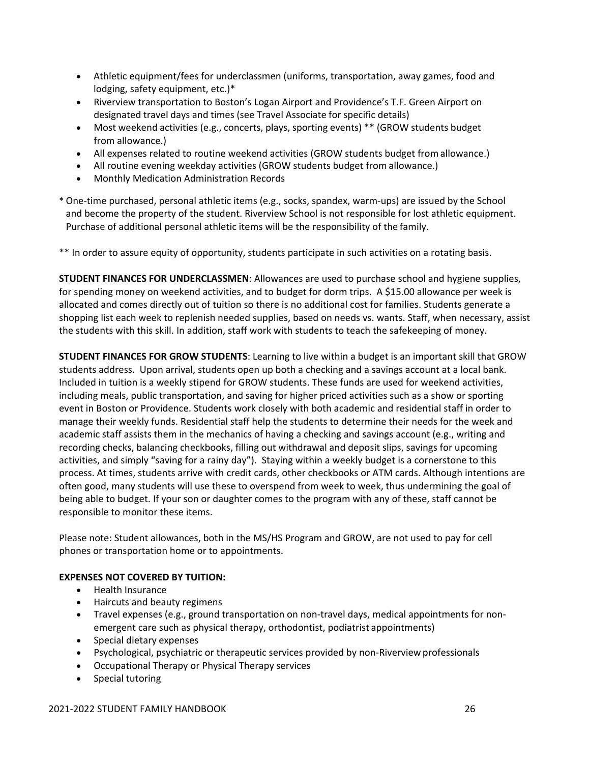- Athletic equipment/fees for underclassmen (uniforms, transportation, away games, food and lodging, safety equipment, etc.)*
- Riverview transportation to Boston's Logan Airport and Providence's T.F. Green Airport on designated travel days and times (see Travel Associate for specific details)
- Most weekend activities (e.g., concerts, plays, sporting events) ** (GROW students budget from allowance.)
- All expenses related to routine weekend activities (GROW students budget from allowance.)
- All routine evening weekday activities (GROW students budget from allowance.)
- Monthly Medication Administration Records

* One-time purchased, personal athletic items (e.g., socks, spandex, warm-ups) are issued by the School and become the property of the student. Riverview School is not responsible for lost athletic equipment. Purchase of additional personal athletic items will be the responsibility of the family.

** In order to assure equity of opportunity, students participate in such activities on a rotating basis.

**STUDENT FINANCES FOR UNDERCLASSMEN**: Allowances are used to purchase school and hygiene supplies, for spending money on weekend activities, and to budget for dorm trips. A $15.00 allowance per week is allocated and comes directly out of tuition so there is no additional cost for families. Students generate a shopping list each week to replenish needed supplies, based on needs vs. wants. Staff, when necessary, assist the students with this skill. In addition, staff work with students to teach the safekeeping of money.

**STUDENT FINANCES FOR GROW STUDENTS**: Learning to live within a budget is an important skill that GROW students address. Upon arrival, students open up both a checking and a savings account at a local bank. Included in tuition is a weekly stipend for GROW students. These funds are used for weekend activities, including meals, public transportation, and saving for higher priced activities such as a show or sporting event in Boston or Providence. Students work closely with both academic and residential staff in order to manage their weekly funds. Residential staff help the students to determine their needs for the week and academic staff assists them in the mechanics of having a checking and savings account (e.g., writing and recording checks, balancing checkbooks, filling out withdrawal and deposit slips, savings for upcoming activities, and simply "saving for a rainy day"). Staying within a weekly budget is a cornerstone to this process. At times, students arrive with credit cards, other checkbooks or ATM cards. Although intentions are often good, many students will use these to overspend from week to week, thus undermining the goal of being able to budget. If your son or daughter comes to the program with any of these, staff cannot be responsible to monitor these items.

<u>Please note:</u> Student allowances, both in the MS/HS Program and GROW, are not used to pay for cell phones or transportation home or to appointments.

**EXPENSES NOT COVERED BY TUITION:**

- Health Insurance
- Haircuts and beauty regimens
- Travel expenses (e.g., ground transportation on non-travel days, medical appointments for non-emergent care such as physical therapy, orthodontist, podiatrist appointments)
- Special dietary expenses
- Psychological, psychiatric or therapeutic services provided by non-Riverview professionals
- Occupational Therapy or Physical Therapy services
- Special tutoring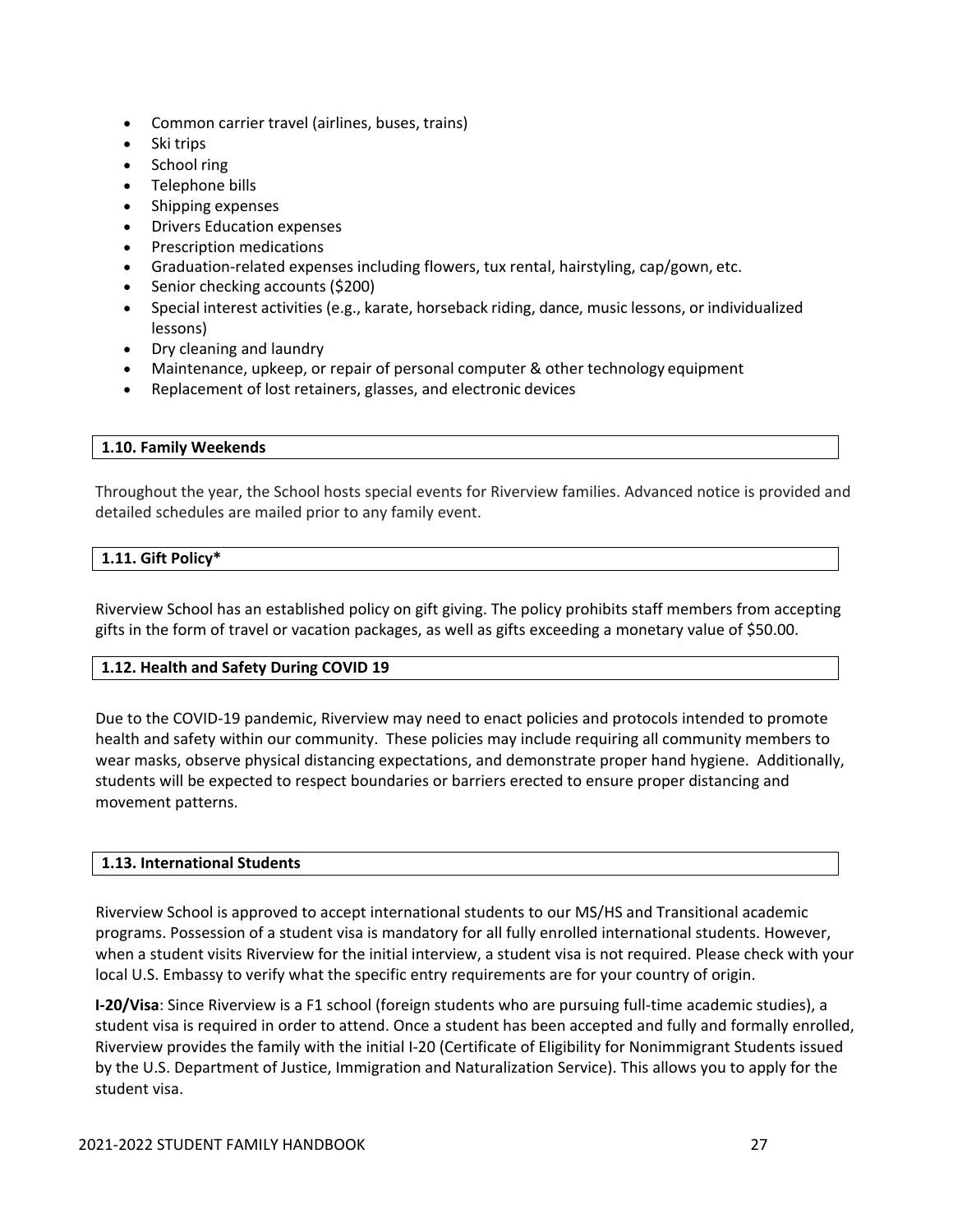- Common carrier travel (airlines, buses, trains)
- Ski trips
- School ring
- Telephone bills
- Shipping expenses
- Drivers Education expenses
- Prescription medications
- Graduation-related expenses including flowers, tux rental, hairstyling, cap/gown, etc.
- Senior checking accounts ($200)
- Special interest activities (e.g., karate, horseback riding, dance, music lessons, or individualized lessons)
- Dry cleaning and laundry
- Maintenance, upkeep, or repair of personal computer & other technology equipment
- Replacement of lost retainers, glasses, and electronic devices

### 1.10. Family Weekends

Throughout the year, the School hosts special events for Riverview families. Advanced notice is provided and detailed schedules are mailed prior to any family event.

### 1.11. Gift Policy*

Riverview School has an established policy on gift giving. The policy prohibits staff members from accepting gifts in the form of travel or vacation packages, as well as gifts exceeding a monetary value of $50.00.

### 1.12. Health and Safety During COVID 19

Due to the COVID-19 pandemic, Riverview may need to enact policies and protocols intended to promote health and safety within our community. These policies may include requiring all community members to wear masks, observe physical distancing expectations, and demonstrate proper hand hygiene. Additionally, students will be expected to respect boundaries or barriers erected to ensure proper distancing and movement patterns.

### 1.13. International Students

Riverview School is approved to accept international students to our MS/HS and Transitional academic programs. Possession of a student visa is mandatory for all fully enrolled international students. However, when a student visits Riverview for the initial interview, a student visa is not required. Please check with your local U.S. Embassy to verify what the specific entry requirements are for your country of origin.

**I-20/Visa**: Since Riverview is a F1 school (foreign students who are pursuing full-time academic studies), a student visa is required in order to attend. Once a student has been accepted and fully and formally enrolled, Riverview provides the family with the initial I-20 (Certificate of Eligibility for Nonimmigrant Students issued by the U.S. Department of Justice, Immigration and Naturalization Service). This allows you to apply for the student visa.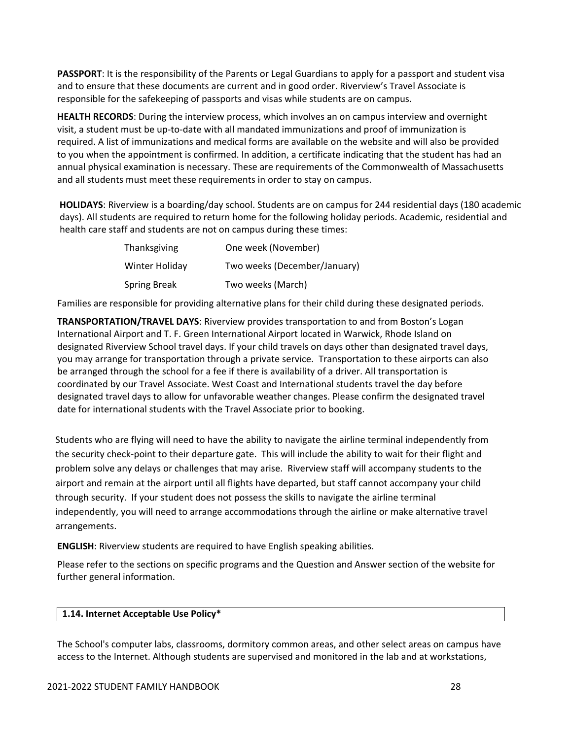**PASSPORT**: It is the responsibility of the Parents or Legal Guardians to apply for a passport and student visa and to ensure that these documents are current and in good order. Riverview's Travel Associate is responsible for the safekeeping of passports and visas while students are on campus.

**HEALTH RECORDS**: During the interview process, which involves an on campus interview and overnight visit, a student must be up-to-date with all mandated immunizations and proof of immunization is required. A list of immunizations and medical forms are available on the website and will also be provided to you when the appointment is confirmed. In addition, a certificate indicating that the student has had an annual physical examination is necessary. These are requirements of the Commonwealth of Massachusetts and all students must meet these requirements in order to stay on campus.

**HOLIDAYS**: Riverview is a boarding/day school. Students are on campus for 244 residential days (180 academic days). All students are required to return home for the following holiday periods. Academic, residential and health care staff and students are not on campus during these times:

| | |
|---|---|
| Thanksgiving | One week (November) |
| Winter Holiday | Two weeks (December/January) |
| Spring Break | Two weeks (March) |

Families are responsible for providing alternative plans for their child during these designated periods.

**TRANSPORTATION/TRAVEL DAYS**: Riverview provides transportation to and from Boston's Logan International Airport and T. F. Green International Airport located in Warwick, Rhode Island on designated Riverview School travel days. If your child travels on days other than designated travel days, you may arrange for transportation through a private service. Transportation to these airports can also be arranged through the school for a fee if there is availability of a driver. All transportation is coordinated by our Travel Associate. West Coast and International students travel the day before designated travel days to allow for unfavorable weather changes. Please confirm the designated travel date for international students with the Travel Associate prior to booking.

Students who are flying will need to have the ability to navigate the airline terminal independently from the security check-point to their departure gate. This will include the ability to wait for their flight and problem solve any delays or challenges that may arise. Riverview staff will accompany students to the airport and remain at the airport until all flights have departed, but staff cannot accompany your child through security. If your student does not possess the skills to navigate the airline terminal independently, you will need to arrange accommodations through the airline or make alternative travel arrangements.

**ENGLISH**: Riverview students are required to have English speaking abilities.

Please refer to the sections on specific programs and the Question and Answer section of the website for further general information.

## 1.14. Internet Acceptable Use Policy*

The School's computer labs, classrooms, dormitory common areas, and other select areas on campus have access to the Internet. Although students are supervised and monitored in the lab and at workstations,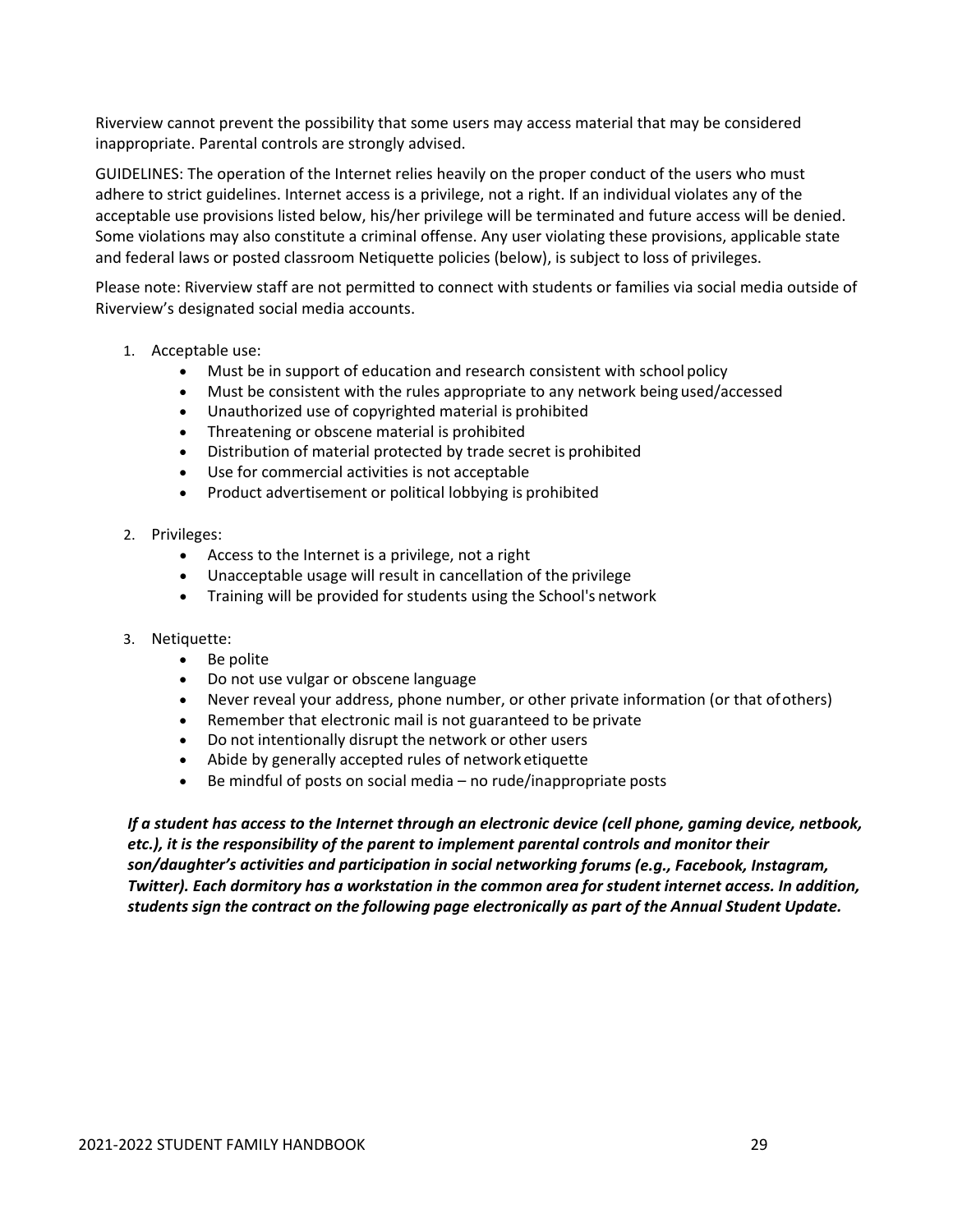Riverview cannot prevent the possibility that some users may access material that may be considered inappropriate. Parental controls are strongly advised.

GUIDELINES: The operation of the Internet relies heavily on the proper conduct of the users who must adhere to strict guidelines. Internet access is a privilege, not a right. If an individual violates any of the acceptable use provisions listed below, his/her privilege will be terminated and future access will be denied. Some violations may also constitute a criminal offense. Any user violating these provisions, applicable state and federal laws or posted classroom Netiquette policies (below), is subject to loss of privileges.

Please note: Riverview staff are not permitted to connect with students or families via social media outside of Riverview's designated social media accounts.

1. Acceptable use:
   - Must be in support of education and research consistent with school policy
   - Must be consistent with the rules appropriate to any network being used/accessed
   - Unauthorized use of copyrighted material is prohibited
   - Threatening or obscene material is prohibited
   - Distribution of material protected by trade secret is prohibited
   - Use for commercial activities is not acceptable
   - Product advertisement or political lobbying is prohibited

2. Privileges:
   - Access to the Internet is a privilege, not a right
   - Unacceptable usage will result in cancellation of the privilege
   - Training will be provided for students using the School's network

3. Netiquette:
   - Be polite
   - Do not use vulgar or obscene language
   - Never reveal your address, phone number, or other private information (or that of others)
   - Remember that electronic mail is not guaranteed to be private
   - Do not intentionally disrupt the network or other users
   - Abide by generally accepted rules of network etiquette
   - Be mindful of posts on social media – no rude/inappropriate posts

***If a student has access to the Internet through an electronic device (cell phone, gaming device, netbook, etc.), it is the responsibility of the parent to implement parental controls and monitor their son/daughter's activities and participation in social networking forums (e.g., Facebook, Instagram, Twitter). Each dormitory has a workstation in the common area for student internet access. In addition, students sign the contract on the following page electronically as part of the Annual Student Update.***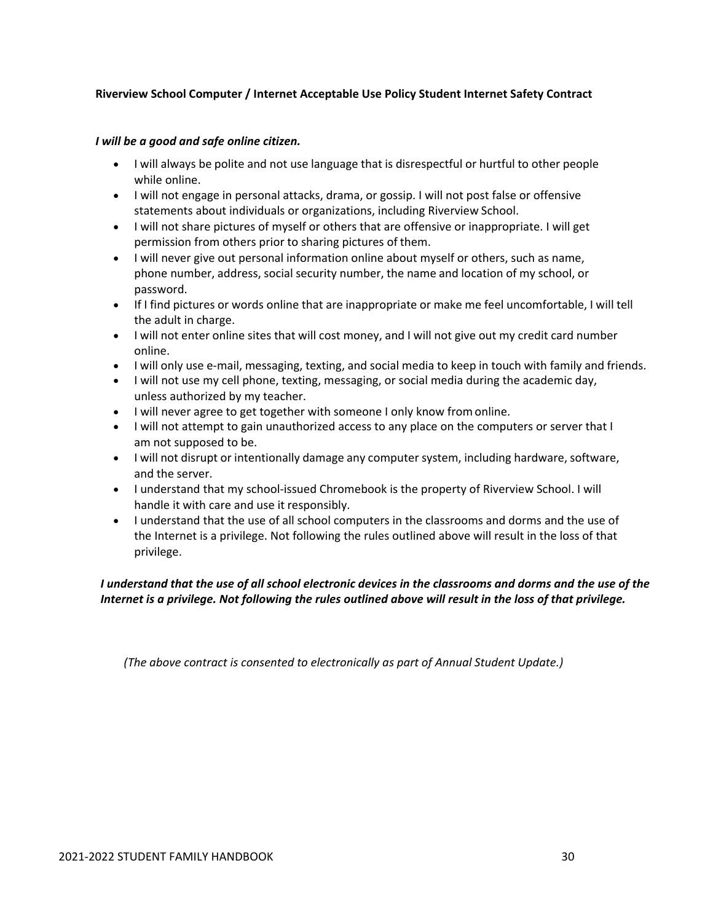**Riverview School Computer / Internet Acceptable Use Policy Student Internet Safety Contract**

***I will be a good and safe online citizen.***

- I will always be polite and not use language that is disrespectful or hurtful to other people while online.
- I will not engage in personal attacks, drama, or gossip. I will not post false or offensive statements about individuals or organizations, including Riverview School.
- I will not share pictures of myself or others that are offensive or inappropriate. I will get permission from others prior to sharing pictures of them.
- I will never give out personal information online about myself or others, such as name, phone number, address, social security number, the name and location of my school, or password.
- If I find pictures or words online that are inappropriate or make me feel uncomfortable, I will tell the adult in charge.
- I will not enter online sites that will cost money, and I will not give out my credit card number online.
- I will only use e-mail, messaging, texting, and social media to keep in touch with family and friends.
- I will not use my cell phone, texting, messaging, or social media during the academic day, unless authorized by my teacher.
- I will never agree to get together with someone I only know from online.
- I will not attempt to gain unauthorized access to any place on the computers or server that I am not supposed to be.
- I will not disrupt or intentionally damage any computer system, including hardware, software, and the server.
- I understand that my school-issued Chromebook is the property of Riverview School. I will handle it with care and use it responsibly.
- I understand that the use of all school computers in the classrooms and dorms and the use of the Internet is a privilege. Not following the rules outlined above will result in the loss of that privilege.

***I understand that the use of all school electronic devices in the classrooms and dorms and the use of the Internet is a privilege. Not following the rules outlined above will result in the loss of that privilege.***

*(The above contract is consented to electronically as part of Annual Student Update.)*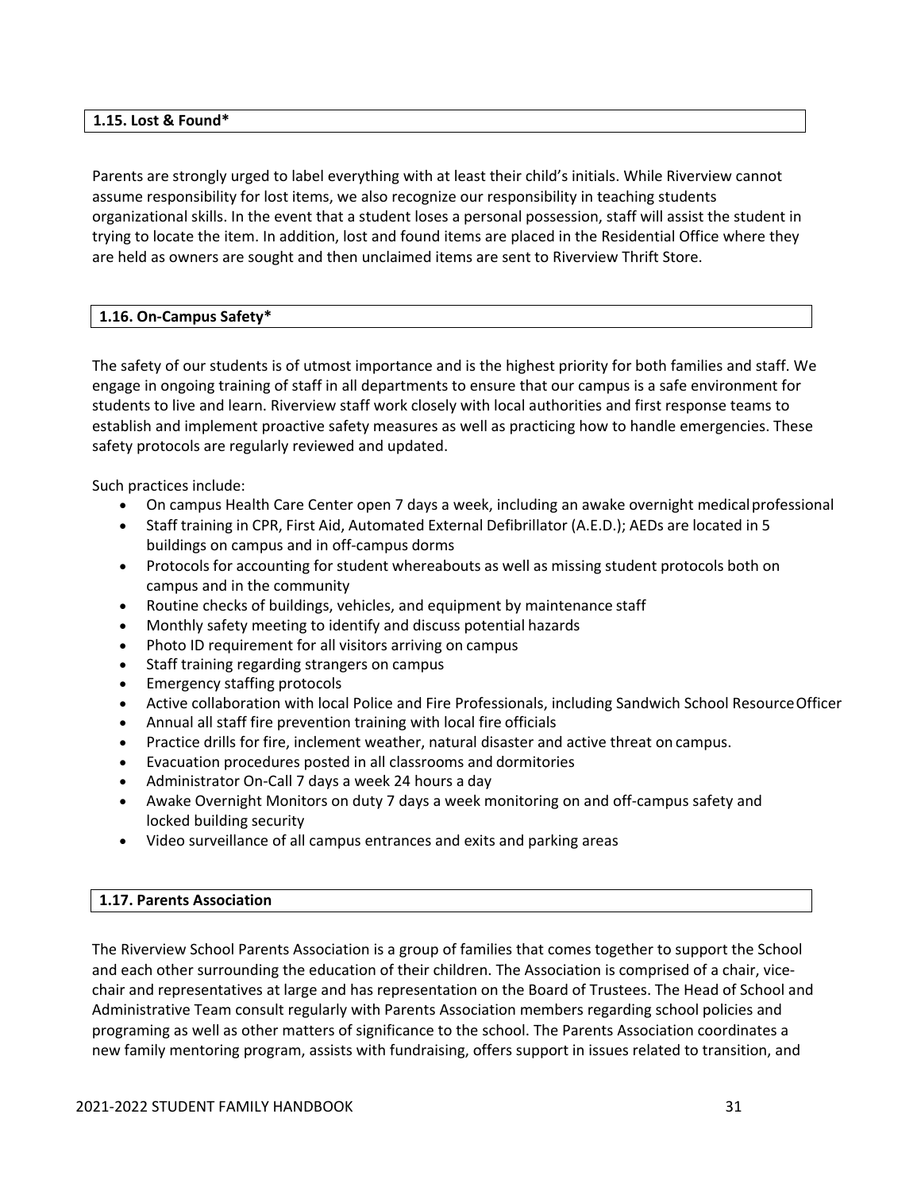### 1.15. Lost & Found*

Parents are strongly urged to label everything with at least their child's initials. While Riverview cannot assume responsibility for lost items, we also recognize our responsibility in teaching students organizational skills. In the event that a student loses a personal possession, staff will assist the student in trying to locate the item. In addition, lost and found items are placed in the Residential Office where they are held as owners are sought and then unclaimed items are sent to Riverview Thrift Store.

### 1.16. On-Campus Safety*

The safety of our students is of utmost importance and is the highest priority for both families and staff. We engage in ongoing training of staff in all departments to ensure that our campus is a safe environment for students to live and learn. Riverview staff work closely with local authorities and first response teams to establish and implement proactive safety measures as well as practicing how to handle emergencies. These safety protocols are regularly reviewed and updated.

Such practices include:

- On campus Health Care Center open 7 days a week, including an awake overnight medical professional
- Staff training in CPR, First Aid, Automated External Defibrillator (A.E.D.); AEDs are located in 5 buildings on campus and in off-campus dorms
- Protocols for accounting for student whereabouts as well as missing student protocols both on campus and in the community
- Routine checks of buildings, vehicles, and equipment by maintenance staff
- Monthly safety meeting to identify and discuss potential hazards
- Photo ID requirement for all visitors arriving on campus
- Staff training regarding strangers on campus
- Emergency staffing protocols
- Active collaboration with local Police and Fire Professionals, including Sandwich School Resource Officer
- Annual all staff fire prevention training with local fire officials
- Practice drills for fire, inclement weather, natural disaster and active threat on campus.
- Evacuation procedures posted in all classrooms and dormitories
- Administrator On-Call 7 days a week 24 hours a day
- Awake Overnight Monitors on duty 7 days a week monitoring on and off-campus safety and locked building security
- Video surveillance of all campus entrances and exits and parking areas

### 1.17. Parents Association

The Riverview School Parents Association is a group of families that comes together to support the School and each other surrounding the education of their children. The Association is comprised of a chair, vice-chair and representatives at large and has representation on the Board of Trustees. The Head of School and Administrative Team consult regularly with Parents Association members regarding school policies and programing as well as other matters of significance to the school. The Parents Association coordinates a new family mentoring program, assists with fundraising, offers support in issues related to transition, and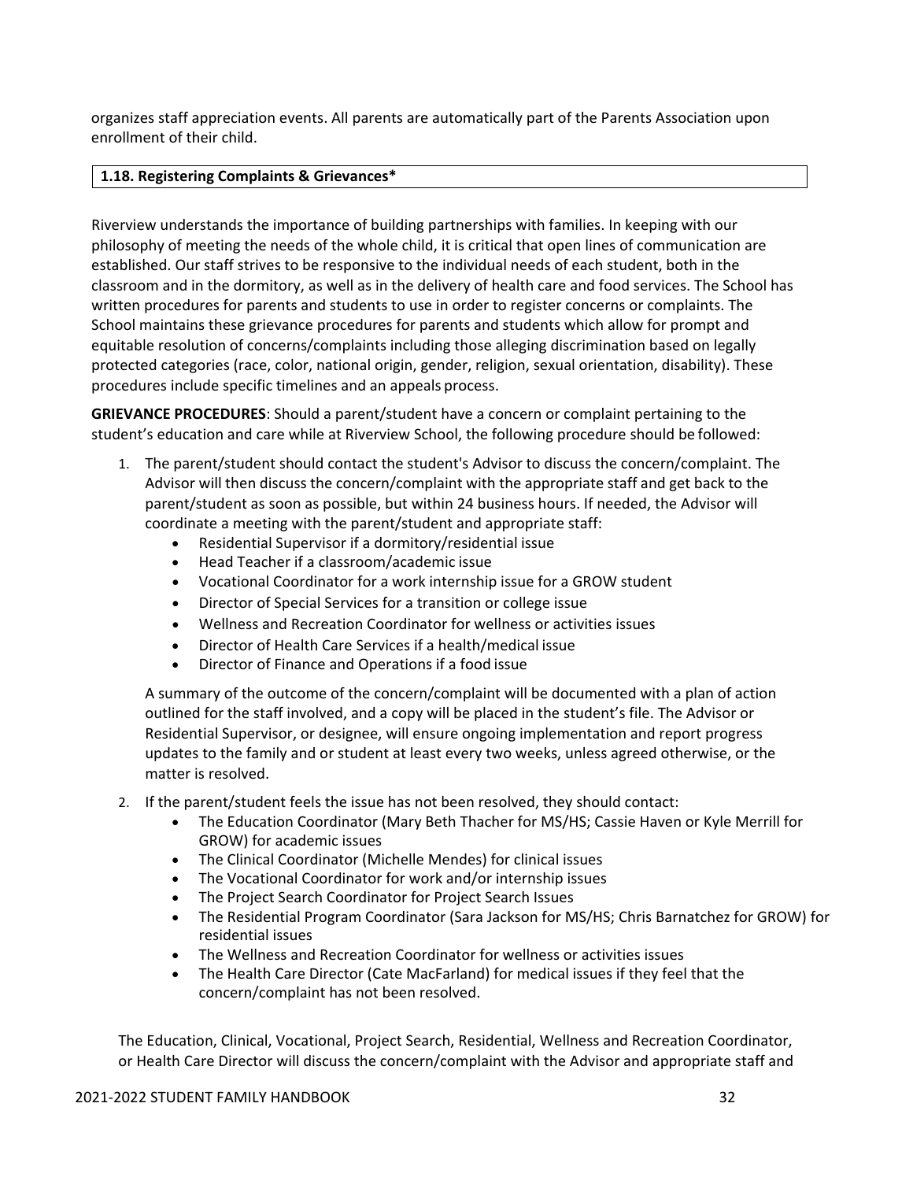organizes staff appreciation events. All parents are automatically part of the Parents Association upon enrollment of their child.

## 1.18. Registering Complaints & Grievances*

Riverview understands the importance of building partnerships with families. In keeping with our philosophy of meeting the needs of the whole child, it is critical that open lines of communication are established. Our staff strives to be responsive to the individual needs of each student, both in the classroom and in the dormitory, as well as in the delivery of health care and food services. The School has written procedures for parents and students to use in order to register concerns or complaints. The School maintains these grievance procedures for parents and students which allow for prompt and equitable resolution of concerns/complaints including those alleging discrimination based on legally protected categories (race, color, national origin, gender, religion, sexual orientation, disability). These procedures include specific timelines and an appeals process.

**GRIEVANCE PROCEDURES**: Should a parent/student have a concern or complaint pertaining to the student's education and care while at Riverview School, the following procedure should be followed:

1. The parent/student should contact the student's Advisor to discuss the concern/complaint. The Advisor will then discuss the concern/complaint with the appropriate staff and get back to the parent/student as soon as possible, but within 24 business hours. If needed, the Advisor will coordinate a meeting with the parent/student and appropriate staff:
   - Residential Supervisor if a dormitory/residential issue
   - Head Teacher if a classroom/academic issue
   - Vocational Coordinator for a work internship issue for a GROW student
   - Director of Special Services for a transition or college issue
   - Wellness and Recreation Coordinator for wellness or activities issues
   - Director of Health Care Services if a health/medical issue
   - Director of Finance and Operations if a food issue

   A summary of the outcome of the concern/complaint will be documented with a plan of action outlined for the staff involved, and a copy will be placed in the student's file. The Advisor or Residential Supervisor, or designee, will ensure ongoing implementation and report progress updates to the family and or student at least every two weeks, unless agreed otherwise, or the matter is resolved.

2. If the parent/student feels the issue has not been resolved, they should contact:
   - The Education Coordinator (Mary Beth Thacher for MS/HS; Cassie Haven or Kyle Merrill for GROW) for academic issues
   - The Clinical Coordinator (Michelle Mendes) for clinical issues
   - The Vocational Coordinator for work and/or internship issues
   - The Project Search Coordinator for Project Search Issues
   - The Residential Program Coordinator (Sara Jackson for MS/HS; Chris Barnatchez for GROW) for residential issues
   - The Wellness and Recreation Coordinator for wellness or activities issues
   - The Health Care Director (Cate MacFarland) for medical issues if they feel that the concern/complaint has not been resolved.

   The Education, Clinical, Vocational, Project Search, Residential, Wellness and Recreation Coordinator, or Health Care Director will discuss the concern/complaint with the Advisor and appropriate staff and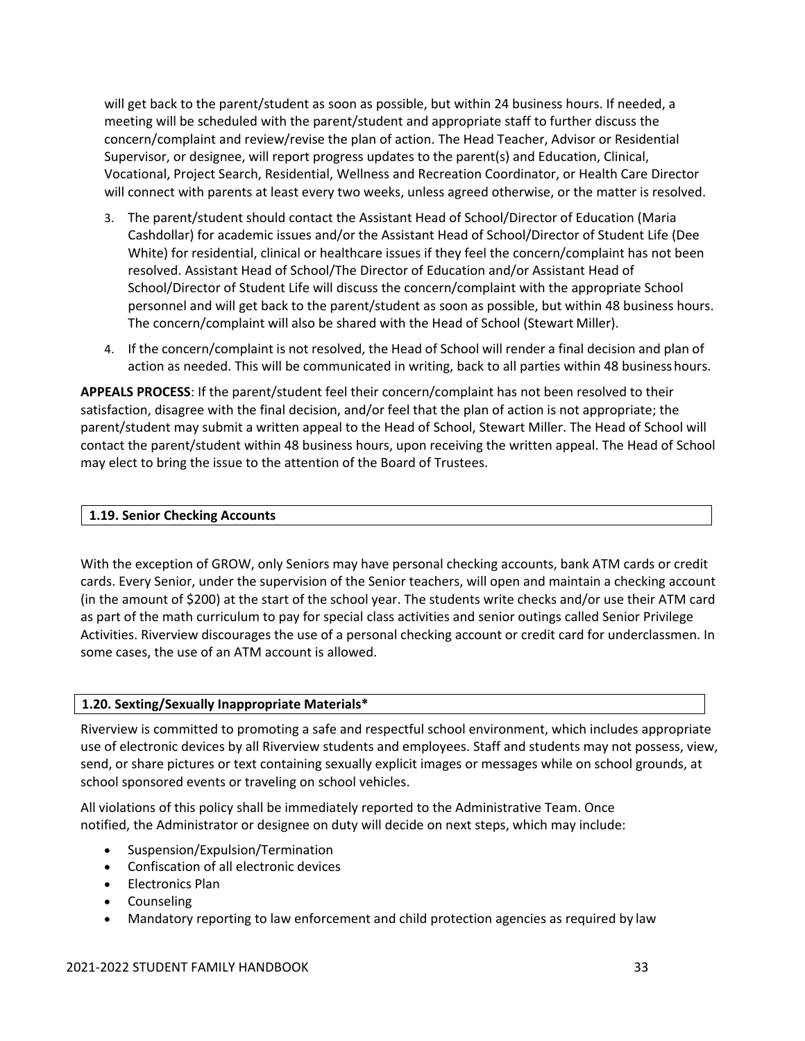will get back to the parent/student as soon as possible, but within 24 business hours. If needed, a meeting will be scheduled with the parent/student and appropriate staff to further discuss the concern/complaint and review/revise the plan of action. The Head Teacher, Advisor or Residential Supervisor, or designee, will report progress updates to the parent(s) and Education, Clinical, Vocational, Project Search, Residential, Wellness and Recreation Coordinator, or Health Care Director will connect with parents at least every two weeks, unless agreed otherwise, or the matter is resolved.

3. The parent/student should contact the Assistant Head of School/Director of Education (Maria Cashdollar) for academic issues and/or the Assistant Head of School/Director of Student Life (Dee White) for residential, clinical or healthcare issues if they feel the concern/complaint has not been resolved. Assistant Head of School/The Director of Education and/or Assistant Head of School/Director of Student Life will discuss the concern/complaint with the appropriate School personnel and will get back to the parent/student as soon as possible, but within 48 business hours. The concern/complaint will also be shared with the Head of School (Stewart Miller).
4. If the concern/complaint is not resolved, the Head of School will render a final decision and plan of action as needed. This will be communicated in writing, back to all parties within 48 business hours.

**APPEALS PROCESS**: If the parent/student feel their concern/complaint has not been resolved to their satisfaction, disagree with the final decision, and/or feel that the plan of action is not appropriate; the parent/student may submit a written appeal to the Head of School, Stewart Miller. The Head of School will contact the parent/student within 48 business hours, upon receiving the written appeal. The Head of School may elect to bring the issue to the attention of the Board of Trustees.

### 1.19. Senior Checking Accounts

With the exception of GROW, only Seniors may have personal checking accounts, bank ATM cards or credit cards. Every Senior, under the supervision of the Senior teachers, will open and maintain a checking account (in the amount of $200) at the start of the school year. The students write checks and/or use their ATM card as part of the math curriculum to pay for special class activities and senior outings called Senior Privilege Activities. Riverview discourages the use of a personal checking account or credit card for underclassmen. In some cases, the use of an ATM account is allowed.

### 1.20. Sexting/Sexually Inappropriate Materials*

Riverview is committed to promoting a safe and respectful school environment, which includes appropriate use of electronic devices by all Riverview students and employees. Staff and students may not possess, view, send, or share pictures or text containing sexually explicit images or messages while on school grounds, at school sponsored events or traveling on school vehicles.

All violations of this policy shall be immediately reported to the Administrative Team. Once notified, the Administrator or designee on duty will decide on next steps, which may include:

- Suspension/Expulsion/Termination
- Confiscation of all electronic devices
- Electronics Plan
- Counseling
- Mandatory reporting to law enforcement and child protection agencies as required by law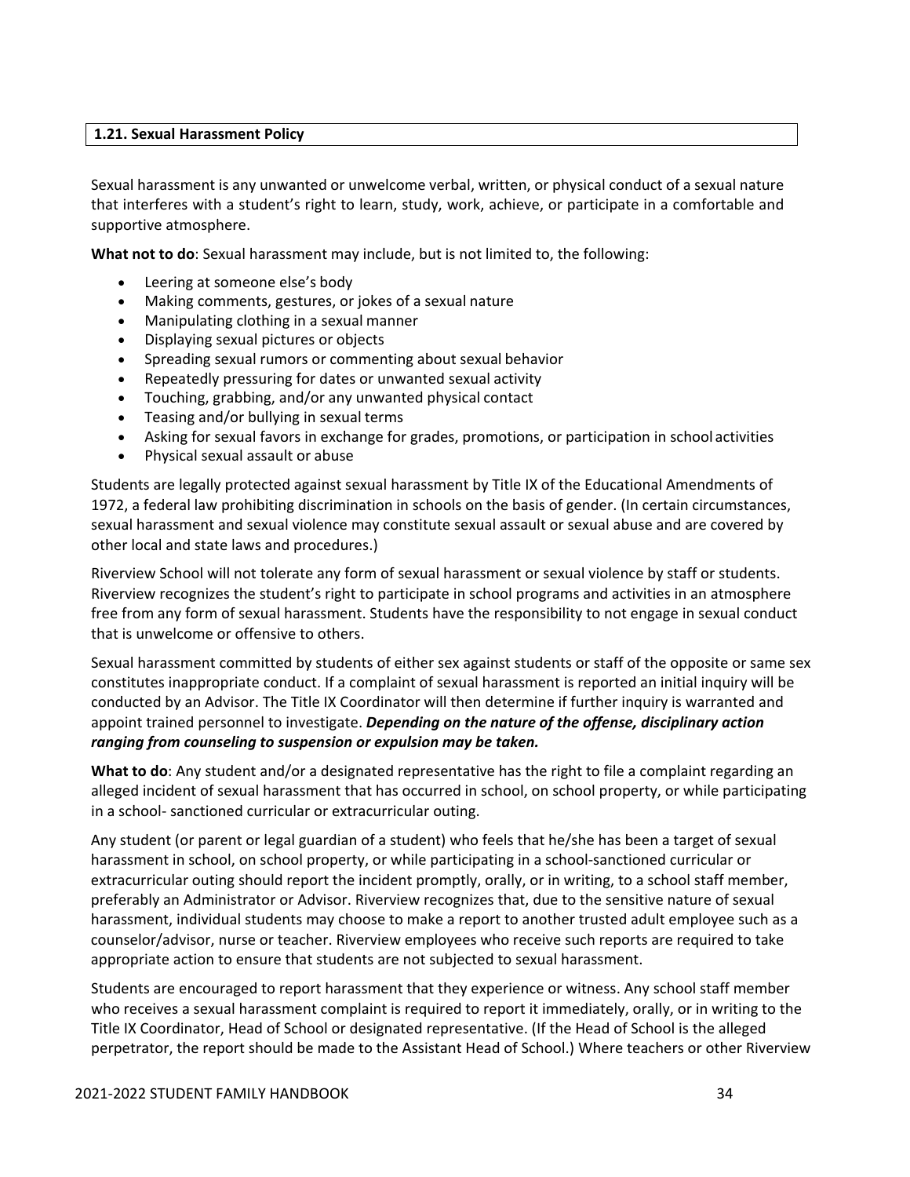## 1.21. Sexual Harassment Policy

Sexual harassment is any unwanted or unwelcome verbal, written, or physical conduct of a sexual nature that interferes with a student's right to learn, study, work, achieve, or participate in a comfortable and supportive atmosphere.

**What not to do**: Sexual harassment may include, but is not limited to, the following:

- Leering at someone else's body
- Making comments, gestures, or jokes of a sexual nature
- Manipulating clothing in a sexual manner
- Displaying sexual pictures or objects
- Spreading sexual rumors or commenting about sexual behavior
- Repeatedly pressuring for dates or unwanted sexual activity
- Touching, grabbing, and/or any unwanted physical contact
- Teasing and/or bullying in sexual terms
- Asking for sexual favors in exchange for grades, promotions, or participation in school activities
- Physical sexual assault or abuse

Students are legally protected against sexual harassment by Title IX of the Educational Amendments of 1972, a federal law prohibiting discrimination in schools on the basis of gender. (In certain circumstances, sexual harassment and sexual violence may constitute sexual assault or sexual abuse and are covered by other local and state laws and procedures.)

Riverview School will not tolerate any form of sexual harassment or sexual violence by staff or students. Riverview recognizes the student's right to participate in school programs and activities in an atmosphere free from any form of sexual harassment. Students have the responsibility to not engage in sexual conduct that is unwelcome or offensive to others.

Sexual harassment committed by students of either sex against students or staff of the opposite or same sex constitutes inappropriate conduct. If a complaint of sexual harassment is reported an initial inquiry will be conducted by an Advisor. The Title IX Coordinator will then determine if further inquiry is warranted and appoint trained personnel to investigate. ***Depending on the nature of the offense, disciplinary action ranging from counseling to suspension or expulsion may be taken.***

**What to do**: Any student and/or a designated representative has the right to file a complaint regarding an alleged incident of sexual harassment that has occurred in school, on school property, or while participating in a school- sanctioned curricular or extracurricular outing.

Any student (or parent or legal guardian of a student) who feels that he/she has been a target of sexual harassment in school, on school property, or while participating in a school-sanctioned curricular or extracurricular outing should report the incident promptly, orally, or in writing, to a school staff member, preferably an Administrator or Advisor. Riverview recognizes that, due to the sensitive nature of sexual harassment, individual students may choose to make a report to another trusted adult employee such as a counselor/advisor, nurse or teacher. Riverview employees who receive such reports are required to take appropriate action to ensure that students are not subjected to sexual harassment.

Students are encouraged to report harassment that they experience or witness. Any school staff member who receives a sexual harassment complaint is required to report it immediately, orally, or in writing to the Title IX Coordinator, Head of School or designated representative. (If the Head of School is the alleged perpetrator, the report should be made to the Assistant Head of School.) Where teachers or other Riverview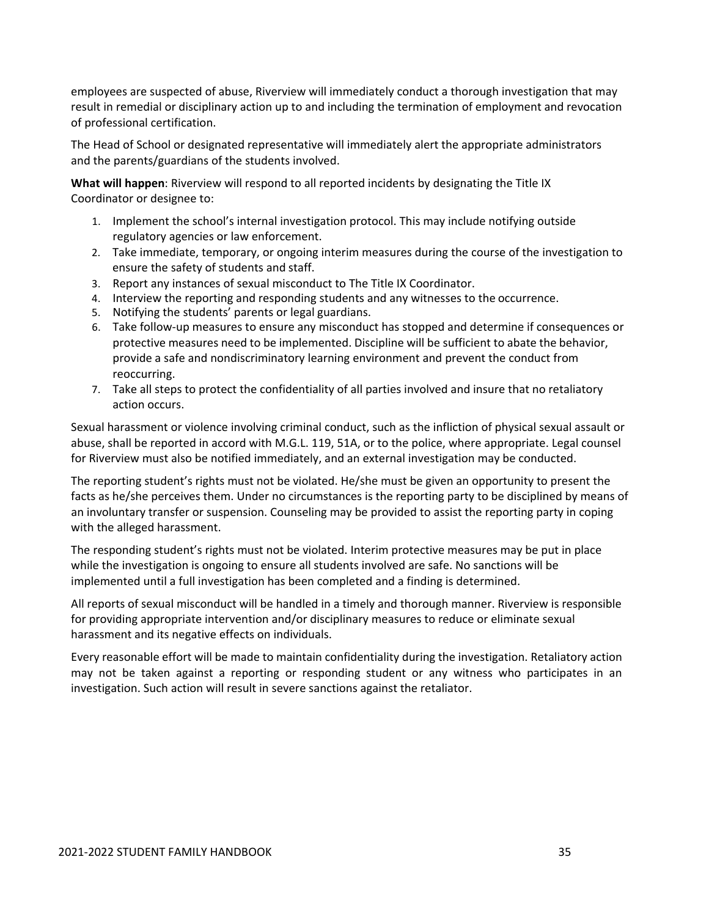employees are suspected of abuse, Riverview will immediately conduct a thorough investigation that may result in remedial or disciplinary action up to and including the termination of employment and revocation of professional certification.

The Head of School or designated representative will immediately alert the appropriate administrators and the parents/guardians of the students involved.

**What will happen**: Riverview will respond to all reported incidents by designating the Title IX Coordinator or designee to:

1. Implement the school's internal investigation protocol. This may include notifying outside regulatory agencies or law enforcement.
2. Take immediate, temporary, or ongoing interim measures during the course of the investigation to ensure the safety of students and staff.
3. Report any instances of sexual misconduct to The Title IX Coordinator.
4. Interview the reporting and responding students and any witnesses to the occurrence.
5. Notifying the students' parents or legal guardians.
6. Take follow-up measures to ensure any misconduct has stopped and determine if consequences or protective measures need to be implemented. Discipline will be sufficient to abate the behavior, provide a safe and nondiscriminatory learning environment and prevent the conduct from reoccurring.
7. Take all steps to protect the confidentiality of all parties involved and insure that no retaliatory action occurs.

Sexual harassment or violence involving criminal conduct, such as the infliction of physical sexual assault or abuse, shall be reported in accord with M.G.L. 119, 51A, or to the police, where appropriate. Legal counsel for Riverview must also be notified immediately, and an external investigation may be conducted.

The reporting student's rights must not be violated. He/she must be given an opportunity to present the facts as he/she perceives them. Under no circumstances is the reporting party to be disciplined by means of an involuntary transfer or suspension. Counseling may be provided to assist the reporting party in coping with the alleged harassment.

The responding student's rights must not be violated. Interim protective measures may be put in place while the investigation is ongoing to ensure all students involved are safe. No sanctions will be implemented until a full investigation has been completed and a finding is determined.

All reports of sexual misconduct will be handled in a timely and thorough manner. Riverview is responsible for providing appropriate intervention and/or disciplinary measures to reduce or eliminate sexual harassment and its negative effects on individuals.

Every reasonable effort will be made to maintain confidentiality during the investigation. Retaliatory action may not be taken against a reporting or responding student or any witness who participates in an investigation. Such action will result in severe sanctions against the retaliator.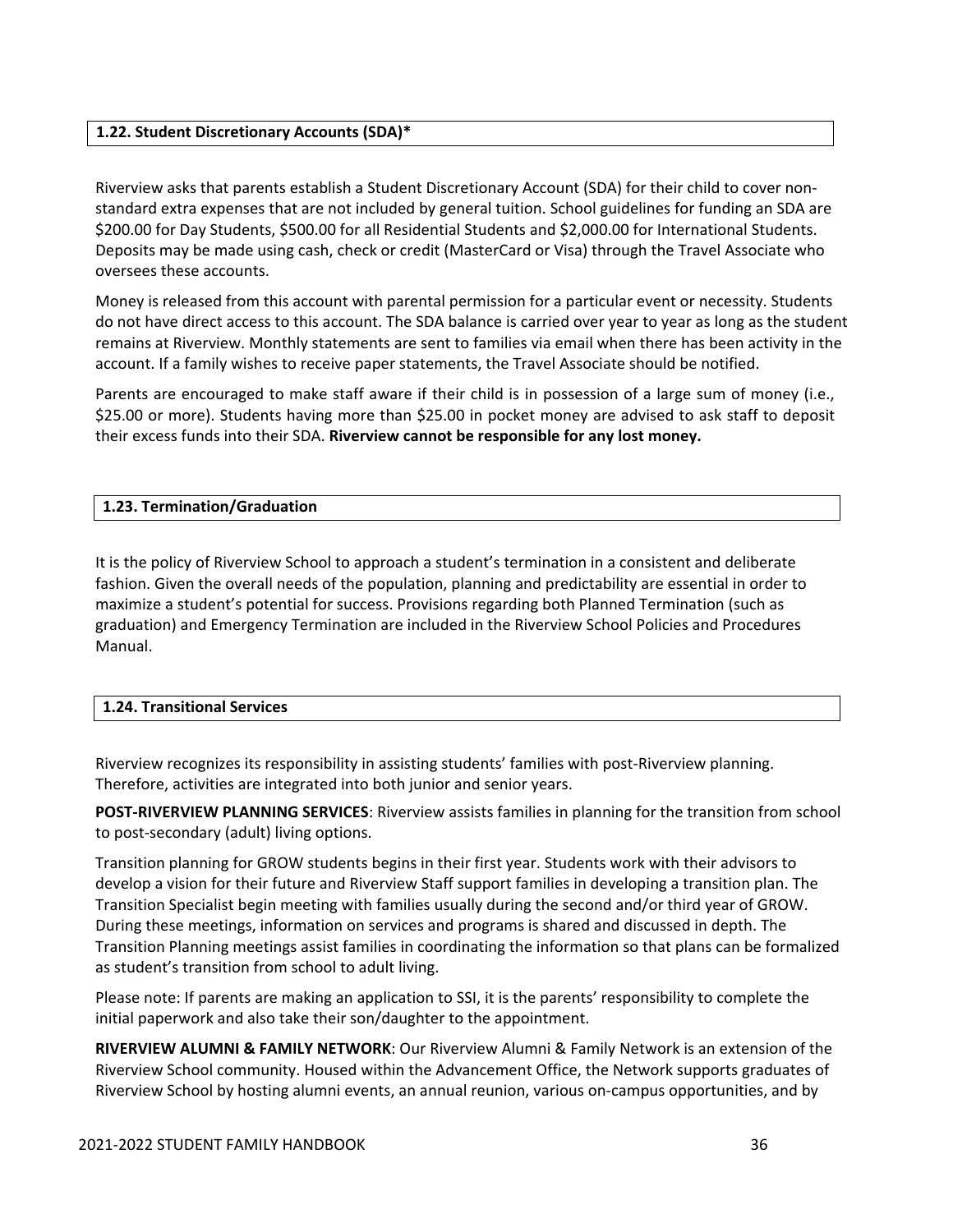### 1.22. Student Discretionary Accounts (SDA)*

Riverview asks that parents establish a Student Discretionary Account (SDA) for their child to cover non-standard extra expenses that are not included by general tuition. School guidelines for funding an SDA are $200.00 for Day Students, $500.00 for all Residential Students and $2,000.00 for International Students. Deposits may be made using cash, check or credit (MasterCard or Visa) through the Travel Associate who oversees these accounts.

Money is released from this account with parental permission for a particular event or necessity. Students do not have direct access to this account. The SDA balance is carried over year to year as long as the student remains at Riverview. Monthly statements are sent to families via email when there has been activity in the account. If a family wishes to receive paper statements, the Travel Associate should be notified.

Parents are encouraged to make staff aware if their child is in possession of a large sum of money (i.e., $25.00 or more). Students having more than $25.00 in pocket money are advised to ask staff to deposit their excess funds into their SDA. **Riverview cannot be responsible for any lost money.**

### 1.23. Termination/Graduation

It is the policy of Riverview School to approach a student's termination in a consistent and deliberate fashion. Given the overall needs of the population, planning and predictability are essential in order to maximize a student's potential for success. Provisions regarding both Planned Termination (such as graduation) and Emergency Termination are included in the Riverview School Policies and Procedures Manual.

### 1.24. Transitional Services

Riverview recognizes its responsibility in assisting students' families with post-Riverview planning. Therefore, activities are integrated into both junior and senior years.

**POST-RIVERVIEW PLANNING SERVICES**: Riverview assists families in planning for the transition from school to post-secondary (adult) living options.

Transition planning for GROW students begins in their first year. Students work with their advisors to develop a vision for their future and Riverview Staff support families in developing a transition plan. The Transition Specialist begin meeting with families usually during the second and/or third year of GROW. During these meetings, information on services and programs is shared and discussed in depth. The Transition Planning meetings assist families in coordinating the information so that plans can be formalized as student's transition from school to adult living.

Please note: If parents are making an application to SSI, it is the parents' responsibility to complete the initial paperwork and also take their son/daughter to the appointment.

**RIVERVIEW ALUMNI & FAMILY NETWORK**: Our Riverview Alumni & Family Network is an extension of the Riverview School community. Housed within the Advancement Office, the Network supports graduates of Riverview School by hosting alumni events, an annual reunion, various on-campus opportunities, and by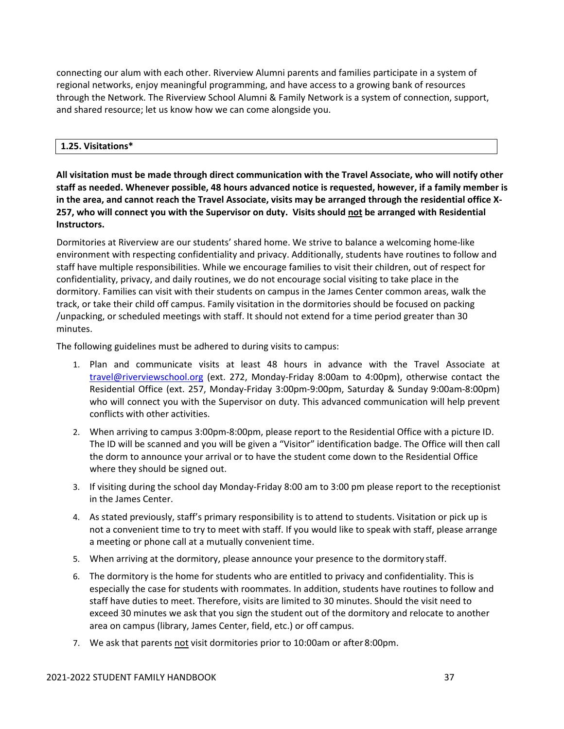connecting our alum with each other. Riverview Alumni parents and families participate in a system of regional networks, enjoy meaningful programming, and have access to a growing bank of resources through the Network. The Riverview School Alumni & Family Network is a system of connection, support, and shared resource; let us know how we can come alongside you.

## 1.25. Visitations*

**All visitation must be made through direct communication with the Travel Associate, who will notify other staff as needed. Whenever possible, 48 hours advanced notice is requested, however, if a family member is in the area, and cannot reach the Travel Associate, visits may be arranged through the residential office X-257, who will connect you with the Supervisor on duty. Visits should not be arranged with Residential Instructors.**

Dormitories at Riverview are our students' shared home. We strive to balance a welcoming home-like environment with respecting confidentiality and privacy. Additionally, students have routines to follow and staff have multiple responsibilities. While we encourage families to visit their children, out of respect for confidentiality, privacy, and daily routines, we do not encourage social visiting to take place in the dormitory. Families can visit with their students on campus in the James Center common areas, walk the track, or take their child off campus. Family visitation in the dormitories should be focused on packing /unpacking, or scheduled meetings with staff. It should not extend for a time period greater than 30 minutes.

The following guidelines must be adhered to during visits to campus:

1. Plan and communicate visits at least 48 hours in advance with the Travel Associate at travel@riverviewschool.org (ext. 272, Monday-Friday 8:00am to 4:00pm), otherwise contact the Residential Office (ext. 257, Monday-Friday 3:00pm-9:00pm, Saturday & Sunday 9:00am-8:00pm) who will connect you with the Supervisor on duty. This advanced communication will help prevent conflicts with other activities.
2. When arriving to campus 3:00pm-8:00pm, please report to the Residential Office with a picture ID. The ID will be scanned and you will be given a "Visitor" identification badge. The Office will then call the dorm to announce your arrival or to have the student come down to the Residential Office where they should be signed out.
3. If visiting during the school day Monday-Friday 8:00 am to 3:00 pm please report to the receptionist in the James Center.
4. As stated previously, staff's primary responsibility is to attend to students. Visitation or pick up is not a convenient time to try to meet with staff. If you would like to speak with staff, please arrange a meeting or phone call at a mutually convenient time.
5. When arriving at the dormitory, please announce your presence to the dormitory staff.
6. The dormitory is the home for students who are entitled to privacy and confidentiality. This is especially the case for students with roommates. In addition, students have routines to follow and staff have duties to meet. Therefore, visits are limited to 30 minutes. Should the visit need to exceed 30 minutes we ask that you sign the student out of the dormitory and relocate to another area on campus (library, James Center, field, etc.) or off campus.
7. We ask that parents not visit dormitories prior to 10:00am or after 8:00pm.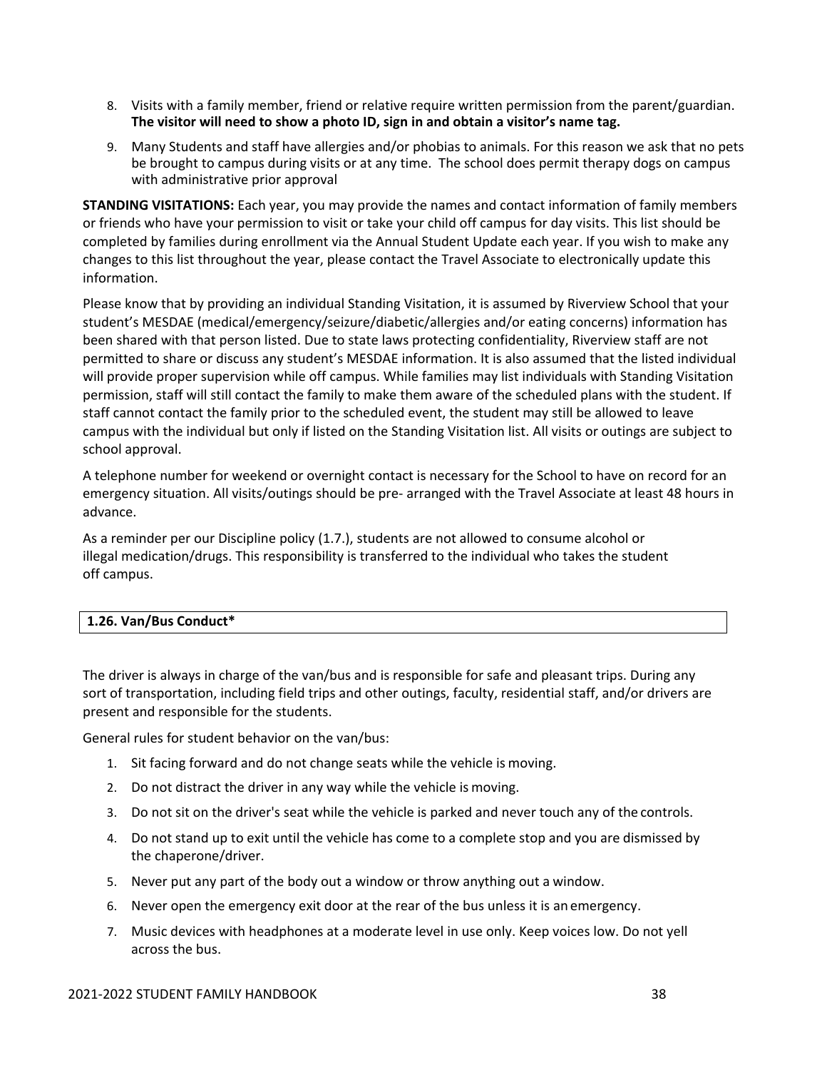8. Visits with a family member, friend or relative require written permission from the parent/guardian. **The visitor will need to show a photo ID, sign in and obtain a visitor's name tag.**
9. Many Students and staff have allergies and/or phobias to animals. For this reason we ask that no pets be brought to campus during visits or at any time. The school does permit therapy dogs on campus with administrative prior approval

**STANDING VISITATIONS:** Each year, you may provide the names and contact information of family members or friends who have your permission to visit or take your child off campus for day visits. This list should be completed by families during enrollment via the Annual Student Update each year. If you wish to make any changes to this list throughout the year, please contact the Travel Associate to electronically update this information.

Please know that by providing an individual Standing Visitation, it is assumed by Riverview School that your student's MESDAE (medical/emergency/seizure/diabetic/allergies and/or eating concerns) information has been shared with that person listed. Due to state laws protecting confidentiality, Riverview staff are not permitted to share or discuss any student's MESDAE information. It is also assumed that the listed individual will provide proper supervision while off campus. While families may list individuals with Standing Visitation permission, staff will still contact the family to make them aware of the scheduled plans with the student. If staff cannot contact the family prior to the scheduled event, the student may still be allowed to leave campus with the individual but only if listed on the Standing Visitation list. All visits or outings are subject to school approval.

A telephone number for weekend or overnight contact is necessary for the School to have on record for an emergency situation. All visits/outings should be pre- arranged with the Travel Associate at least 48 hours in advance.

As a reminder per our Discipline policy (1.7.), students are not allowed to consume alcohol or illegal medication/drugs. This responsibility is transferred to the individual who takes the student off campus.

## 1.26. Van/Bus Conduct*

The driver is always in charge of the van/bus and is responsible for safe and pleasant trips. During any sort of transportation, including field trips and other outings, faculty, residential staff, and/or drivers are present and responsible for the students.

General rules for student behavior on the van/bus:

1. Sit facing forward and do not change seats while the vehicle is moving.
2. Do not distract the driver in any way while the vehicle is moving.
3. Do not sit on the driver's seat while the vehicle is parked and never touch any of the controls.
4. Do not stand up to exit until the vehicle has come to a complete stop and you are dismissed by the chaperone/driver.
5. Never put any part of the body out a window or throw anything out a window.
6. Never open the emergency exit door at the rear of the bus unless it is an emergency.
7. Music devices with headphones at a moderate level in use only. Keep voices low. Do not yell across the bus.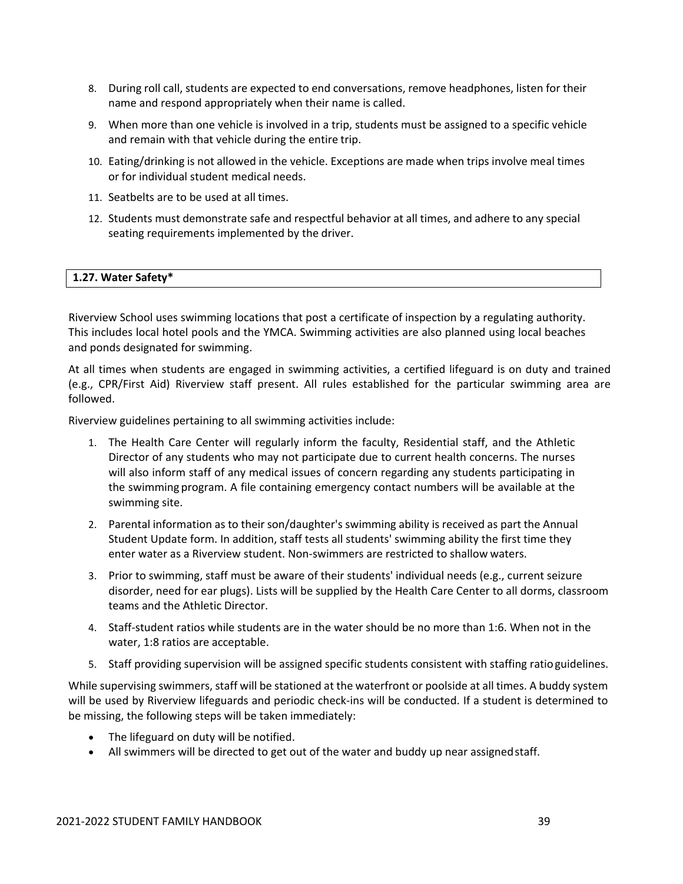8. During roll call, students are expected to end conversations, remove headphones, listen for their name and respond appropriately when their name is called.
9. When more than one vehicle is involved in a trip, students must be assigned to a specific vehicle and remain with that vehicle during the entire trip.
10. Eating/drinking is not allowed in the vehicle. Exceptions are made when trips involve meal times or for individual student medical needs.
11. Seatbelts are to be used at all times.
12. Students must demonstrate safe and respectful behavior at all times, and adhere to any special seating requirements implemented by the driver.

## 1.27. Water Safety*

Riverview School uses swimming locations that post a certificate of inspection by a regulating authority. This includes local hotel pools and the YMCA. Swimming activities are also planned using local beaches and ponds designated for swimming.

At all times when students are engaged in swimming activities, a certified lifeguard is on duty and trained (e.g., CPR/First Aid) Riverview staff present. All rules established for the particular swimming area are followed.

Riverview guidelines pertaining to all swimming activities include:

1. The Health Care Center will regularly inform the faculty, Residential staff, and the Athletic Director of any students who may not participate due to current health concerns. The nurses will also inform staff of any medical issues of concern regarding any students participating in the swimming program. A file containing emergency contact numbers will be available at the swimming site.
2. Parental information as to their son/daughter's swimming ability is received as part the Annual Student Update form. In addition, staff tests all students' swimming ability the first time they enter water as a Riverview student. Non-swimmers are restricted to shallow waters.
3. Prior to swimming, staff must be aware of their students' individual needs (e.g., current seizure disorder, need for ear plugs). Lists will be supplied by the Health Care Center to all dorms, classroom teams and the Athletic Director.
4. Staff-student ratios while students are in the water should be no more than 1:6. When not in the water, 1:8 ratios are acceptable.
5. Staff providing supervision will be assigned specific students consistent with staffing ratio guidelines.

While supervising swimmers, staff will be stationed at the waterfront or poolside at all times. A buddy system will be used by Riverview lifeguards and periodic check-ins will be conducted. If a student is determined to be missing, the following steps will be taken immediately:

- The lifeguard on duty will be notified.
- All swimmers will be directed to get out of the water and buddy up near assigned staff.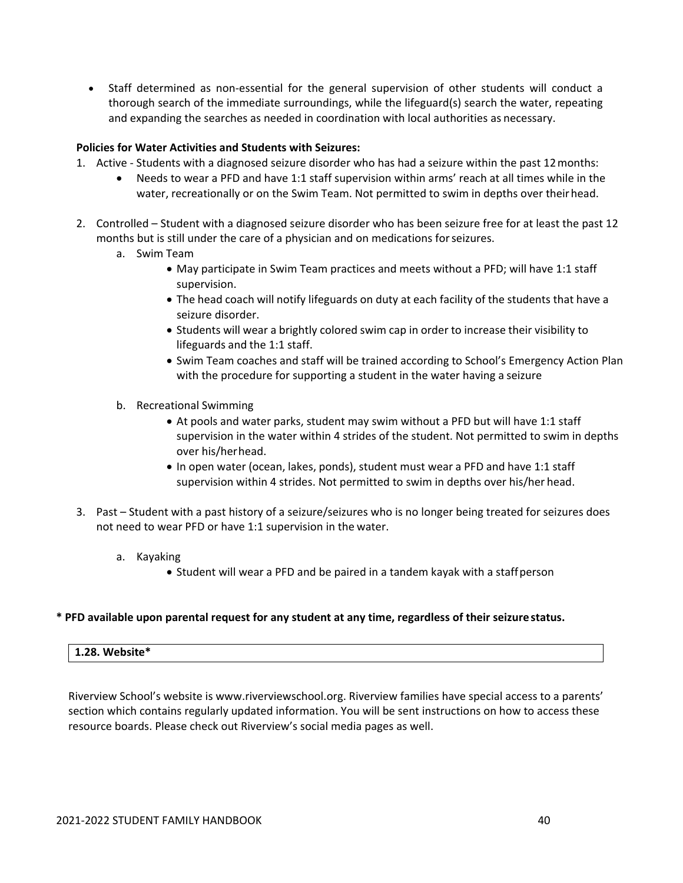- Staff determined as non-essential for the general supervision of other students will conduct a thorough search of the immediate surroundings, while the lifeguard(s) search the water, repeating and expanding the searches as needed in coordination with local authorities as necessary.

**Policies for Water Activities and Students with Seizures:**

1. Active - Students with a diagnosed seizure disorder who has had a seizure within the past 12 months:
   - Needs to wear a PFD and have 1:1 staff supervision within arms' reach at all times while in the water, recreationally or on the Swim Team. Not permitted to swim in depths over their head.

2. Controlled – Student with a diagnosed seizure disorder who has been seizure free for at least the past 12 months but is still under the care of a physician and on medications for seizures.
   a. Swim Team
      - May participate in Swim Team practices and meets without a PFD; will have 1:1 staff supervision.
      - The head coach will notify lifeguards on duty at each facility of the students that have a seizure disorder.
      - Students will wear a brightly colored swim cap in order to increase their visibility to lifeguards and the 1:1 staff.
      - Swim Team coaches and staff will be trained according to School's Emergency Action Plan with the procedure for supporting a student in the water having a seizure

   b. Recreational Swimming
      - At pools and water parks, student may swim without a PFD but will have 1:1 staff supervision in the water within 4 strides of the student. Not permitted to swim in depths over his/her head.
      - In open water (ocean, lakes, ponds), student must wear a PFD and have 1:1 staff supervision within 4 strides. Not permitted to swim in depths over his/her head.

3. Past – Student with a past history of a seizure/seizures who is no longer being treated for seizures does not need to wear PFD or have 1:1 supervision in the water.

   a. Kayaking
      - Student will wear a PFD and be paired in a tandem kayak with a staff person

**\* PFD available upon parental request for any student at any time, regardless of their seizure status.**

### 1.28. Website*

Riverview School's website is www.riverviewschool.org. Riverview families have special access to a parents' section which contains regularly updated information. You will be sent instructions on how to access these resource boards. Please check out Riverview's social media pages as well.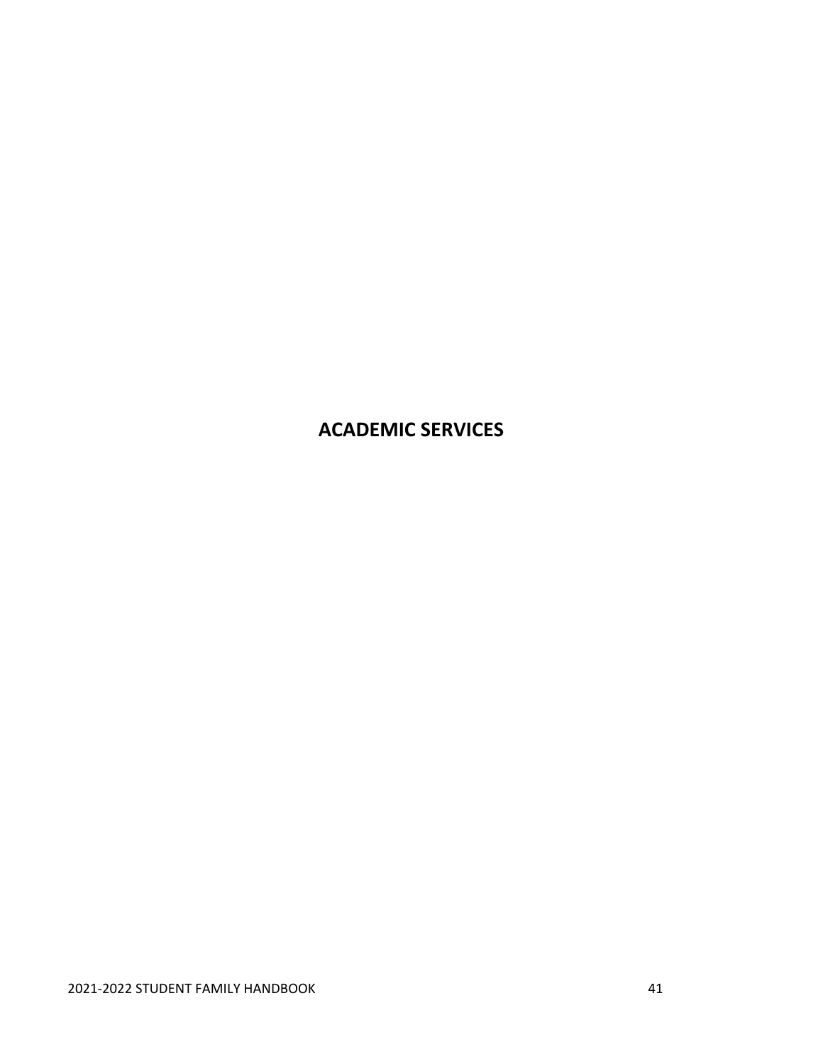# ACADEMIC SERVICES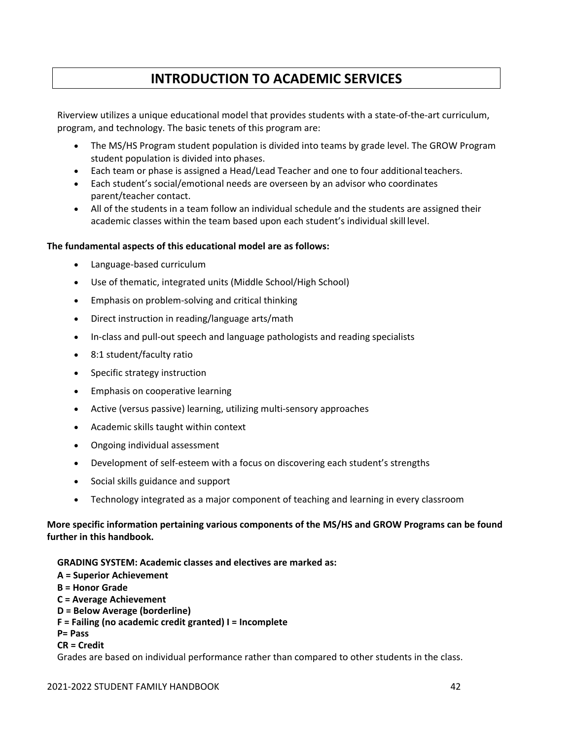# INTRODUCTION TO ACADEMIC SERVICES

Riverview utilizes a unique educational model that provides students with a state-of-the-art curriculum, program, and technology. The basic tenets of this program are:

- The MS/HS Program student population is divided into teams by grade level. The GROW Program student population is divided into phases.
- Each team or phase is assigned a Head/Lead Teacher and one to four additional teachers.
- Each student's social/emotional needs are overseen by an advisor who coordinates parent/teacher contact.
- All of the students in a team follow an individual schedule and the students are assigned their academic classes within the team based upon each student's individual skill level.

**The fundamental aspects of this educational model are as follows:**

- Language-based curriculum
- Use of thematic, integrated units (Middle School/High School)
- Emphasis on problem-solving and critical thinking
- Direct instruction in reading/language arts/math
- In-class and pull-out speech and language pathologists and reading specialists
- 8:1 student/faculty ratio
- Specific strategy instruction
- Emphasis on cooperative learning
- Active (versus passive) learning, utilizing multi-sensory approaches
- Academic skills taught within context
- Ongoing individual assessment
- Development of self-esteem with a focus on discovering each student's strengths
- Social skills guidance and support
- Technology integrated as a major component of teaching and learning in every classroom

**More specific information pertaining various components of the MS/HS and GROW Programs can be found further in this handbook.**

**GRADING SYSTEM: Academic classes and electives are marked as:**
**A = Superior Achievement**
**B = Honor Grade**
**C = Average Achievement**
**D = Below Average (borderline)**
**F = Failing (no academic credit granted) I = Incomplete**
**P= Pass**
**CR = Credit**
Grades are based on individual performance rather than compared to other students in the class.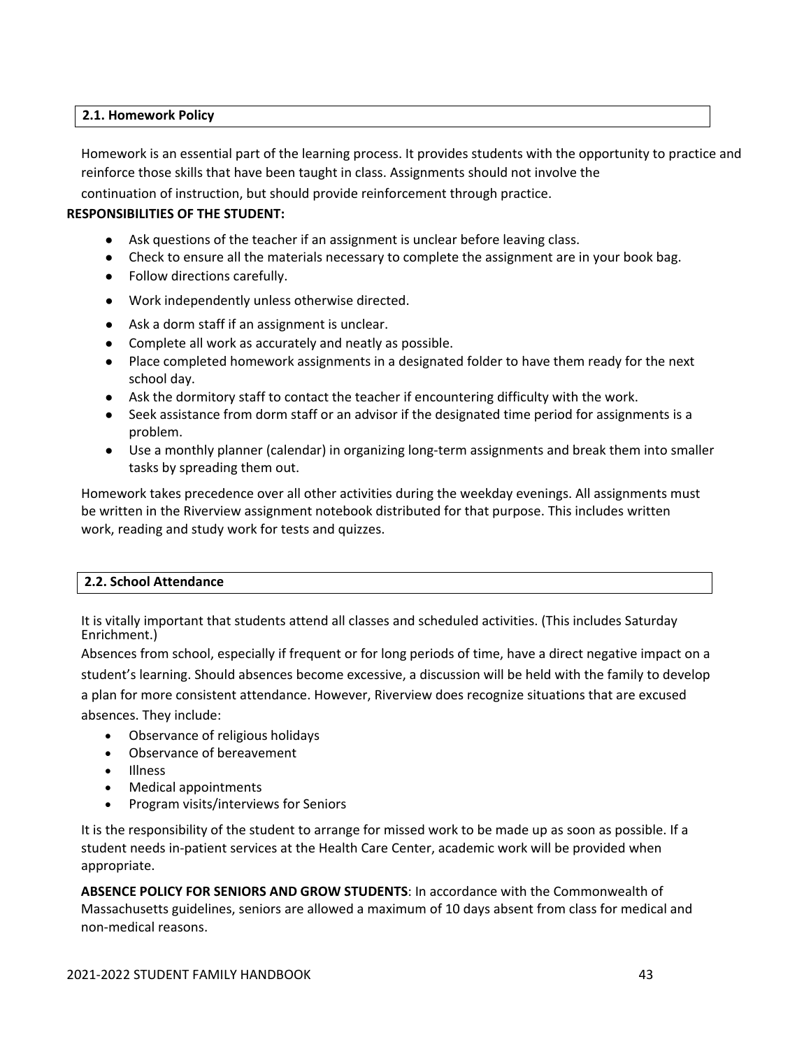## 2.1. Homework Policy

Homework is an essential part of the learning process. It provides students with the opportunity to practice and reinforce those skills that have been taught in class. Assignments should not involve the continuation of instruction, but should provide reinforcement through practice.

**RESPONSIBILITIES OF THE STUDENT:**

- Ask questions of the teacher if an assignment is unclear before leaving class.
- Check to ensure all the materials necessary to complete the assignment are in your book bag.
- Follow directions carefully.
- Work independently unless otherwise directed.
- Ask a dorm staff if an assignment is unclear.
- Complete all work as accurately and neatly as possible.
- Place completed homework assignments in a designated folder to have them ready for the next school day.
- Ask the dormitory staff to contact the teacher if encountering difficulty with the work.
- Seek assistance from dorm staff or an advisor if the designated time period for assignments is a problem.
- Use a monthly planner (calendar) in organizing long-term assignments and break them into smaller tasks by spreading them out.

Homework takes precedence over all other activities during the weekday evenings. All assignments must be written in the Riverview assignment notebook distributed for that purpose. This includes written work, reading and study work for tests and quizzes.

## 2.2. School Attendance

It is vitally important that students attend all classes and scheduled activities. (This includes Saturday Enrichment.)

Absences from school, especially if frequent or for long periods of time, have a direct negative impact on a student's learning. Should absences become excessive, a discussion will be held with the family to develop a plan for more consistent attendance. However, Riverview does recognize situations that are excused absences. They include:

- Observance of religious holidays
- Observance of bereavement
- Illness
- Medical appointments
- Program visits/interviews for Seniors

It is the responsibility of the student to arrange for missed work to be made up as soon as possible. If a student needs in-patient services at the Health Care Center, academic work will be provided when appropriate.

**ABSENCE POLICY FOR SENIORS AND GROW STUDENTS**: In accordance with the Commonwealth of Massachusetts guidelines, seniors are allowed a maximum of 10 days absent from class for medical and non-medical reasons.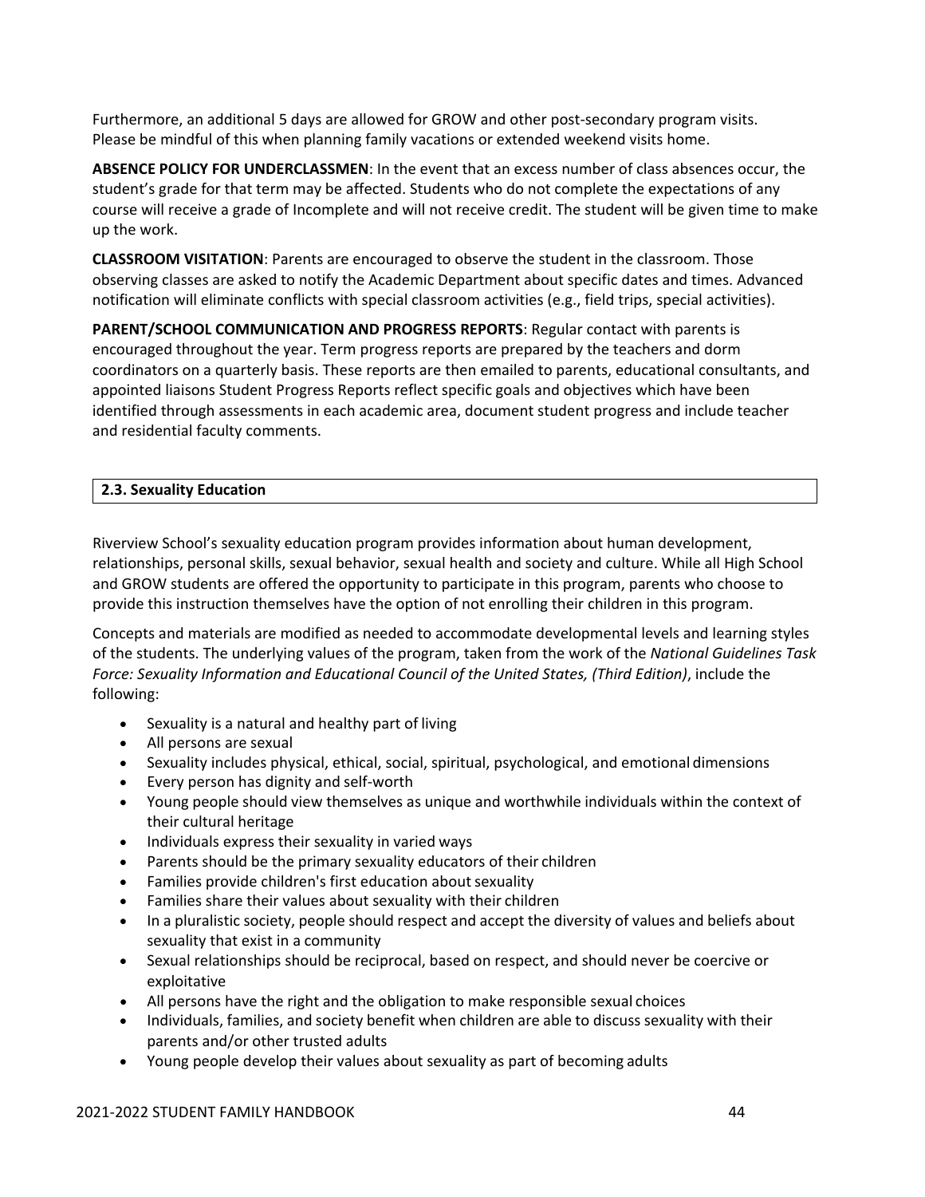Furthermore, an additional 5 days are allowed for GROW and other post-secondary program visits. Please be mindful of this when planning family vacations or extended weekend visits home.

**ABSENCE POLICY FOR UNDERCLASSMEN**: In the event that an excess number of class absences occur, the student's grade for that term may be affected. Students who do not complete the expectations of any course will receive a grade of Incomplete and will not receive credit. The student will be given time to make up the work.

**CLASSROOM VISITATION**: Parents are encouraged to observe the student in the classroom. Those observing classes are asked to notify the Academic Department about specific dates and times. Advanced notification will eliminate conflicts with special classroom activities (e.g., field trips, special activities).

**PARENT/SCHOOL COMMUNICATION AND PROGRESS REPORTS**: Regular contact with parents is encouraged throughout the year. Term progress reports are prepared by the teachers and dorm coordinators on a quarterly basis. These reports are then emailed to parents, educational consultants, and appointed liaisons Student Progress Reports reflect specific goals and objectives which have been identified through assessments in each academic area, document student progress and include teacher and residential faculty comments.

## 2.3. Sexuality Education

Riverview School's sexuality education program provides information about human development, relationships, personal skills, sexual behavior, sexual health and society and culture. While all High School and GROW students are offered the opportunity to participate in this program, parents who choose to provide this instruction themselves have the option of not enrolling their children in this program.

Concepts and materials are modified as needed to accommodate developmental levels and learning styles of the students. The underlying values of the program, taken from the work of the *National Guidelines Task Force: Sexuality Information and Educational Council of the United States, (Third Edition)*, include the following:

- Sexuality is a natural and healthy part of living
- All persons are sexual
- Sexuality includes physical, ethical, social, spiritual, psychological, and emotional dimensions
- Every person has dignity and self-worth
- Young people should view themselves as unique and worthwhile individuals within the context of their cultural heritage
- Individuals express their sexuality in varied ways
- Parents should be the primary sexuality educators of their children
- Families provide children's first education about sexuality
- Families share their values about sexuality with their children
- In a pluralistic society, people should respect and accept the diversity of values and beliefs about sexuality that exist in a community
- Sexual relationships should be reciprocal, based on respect, and should never be coercive or exploitative
- All persons have the right and the obligation to make responsible sexual choices
- Individuals, families, and society benefit when children are able to discuss sexuality with their parents and/or other trusted adults
- Young people develop their values about sexuality as part of becoming adults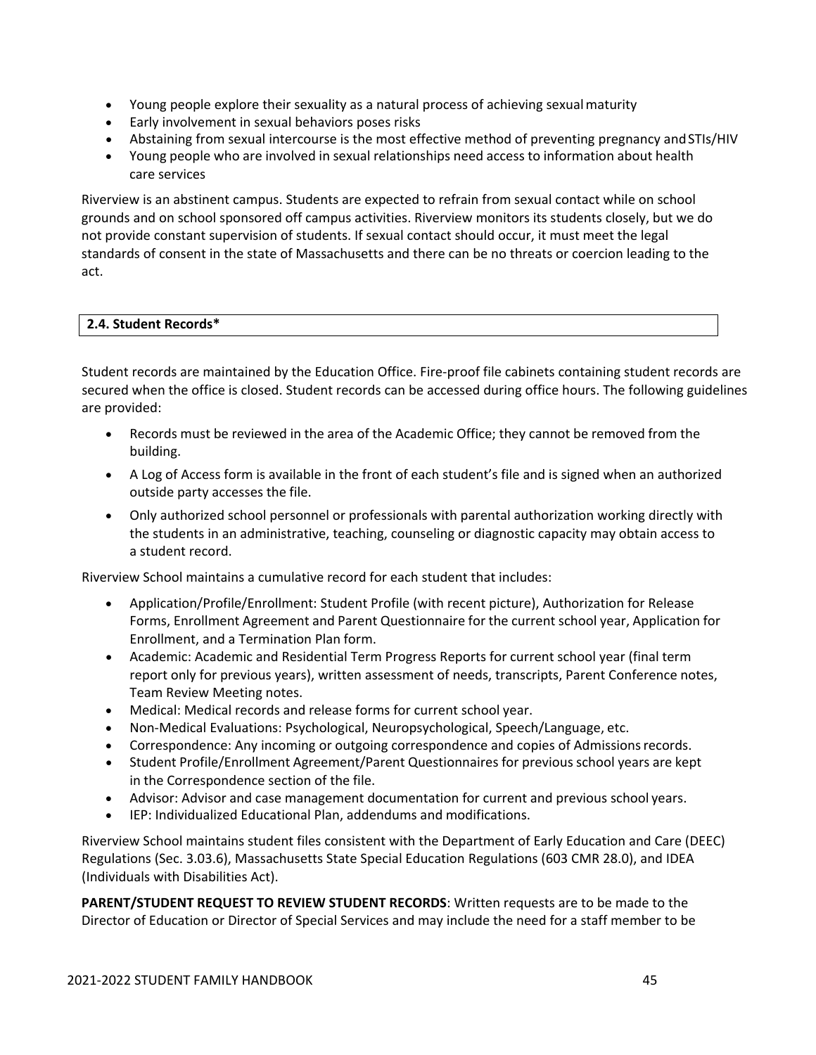- Young people explore their sexuality as a natural process of achieving sexual maturity
- Early involvement in sexual behaviors poses risks
- Abstaining from sexual intercourse is the most effective method of preventing pregnancy and STIs/HIV
- Young people who are involved in sexual relationships need access to information about health care services

Riverview is an abstinent campus. Students are expected to refrain from sexual contact while on school grounds and on school sponsored off campus activities. Riverview monitors its students closely, but we do not provide constant supervision of students. If sexual contact should occur, it must meet the legal standards of consent in the state of Massachusetts and there can be no threats or coercion leading to the act.

## 2.4. Student Records*

Student records are maintained by the Education Office. Fire-proof file cabinets containing student records are secured when the office is closed. Student records can be accessed during office hours. The following guidelines are provided:

- Records must be reviewed in the area of the Academic Office; they cannot be removed from the building.
- A Log of Access form is available in the front of each student's file and is signed when an authorized outside party accesses the file.
- Only authorized school personnel or professionals with parental authorization working directly with the students in an administrative, teaching, counseling or diagnostic capacity may obtain access to a student record.

Riverview School maintains a cumulative record for each student that includes:

- Application/Profile/Enrollment: Student Profile (with recent picture), Authorization for Release Forms, Enrollment Agreement and Parent Questionnaire for the current school year, Application for Enrollment, and a Termination Plan form.
- Academic: Academic and Residential Term Progress Reports for current school year (final term report only for previous years), written assessment of needs, transcripts, Parent Conference notes, Team Review Meeting notes.
- Medical: Medical records and release forms for current school year.
- Non-Medical Evaluations: Psychological, Neuropsychological, Speech/Language, etc.
- Correspondence: Any incoming or outgoing correspondence and copies of Admissions records.
- Student Profile/Enrollment Agreement/Parent Questionnaires for previous school years are kept in the Correspondence section of the file.
- Advisor: Advisor and case management documentation for current and previous school years.
- IEP: Individualized Educational Plan, addendums and modifications.

Riverview School maintains student files consistent with the Department of Early Education and Care (DEEC) Regulations (Sec. 3.03.6), Massachusetts State Special Education Regulations (603 CMR 28.0), and IDEA (Individuals with Disabilities Act).

**PARENT/STUDENT REQUEST TO REVIEW STUDENT RECORDS**: Written requests are to be made to the Director of Education or Director of Special Services and may include the need for a staff member to be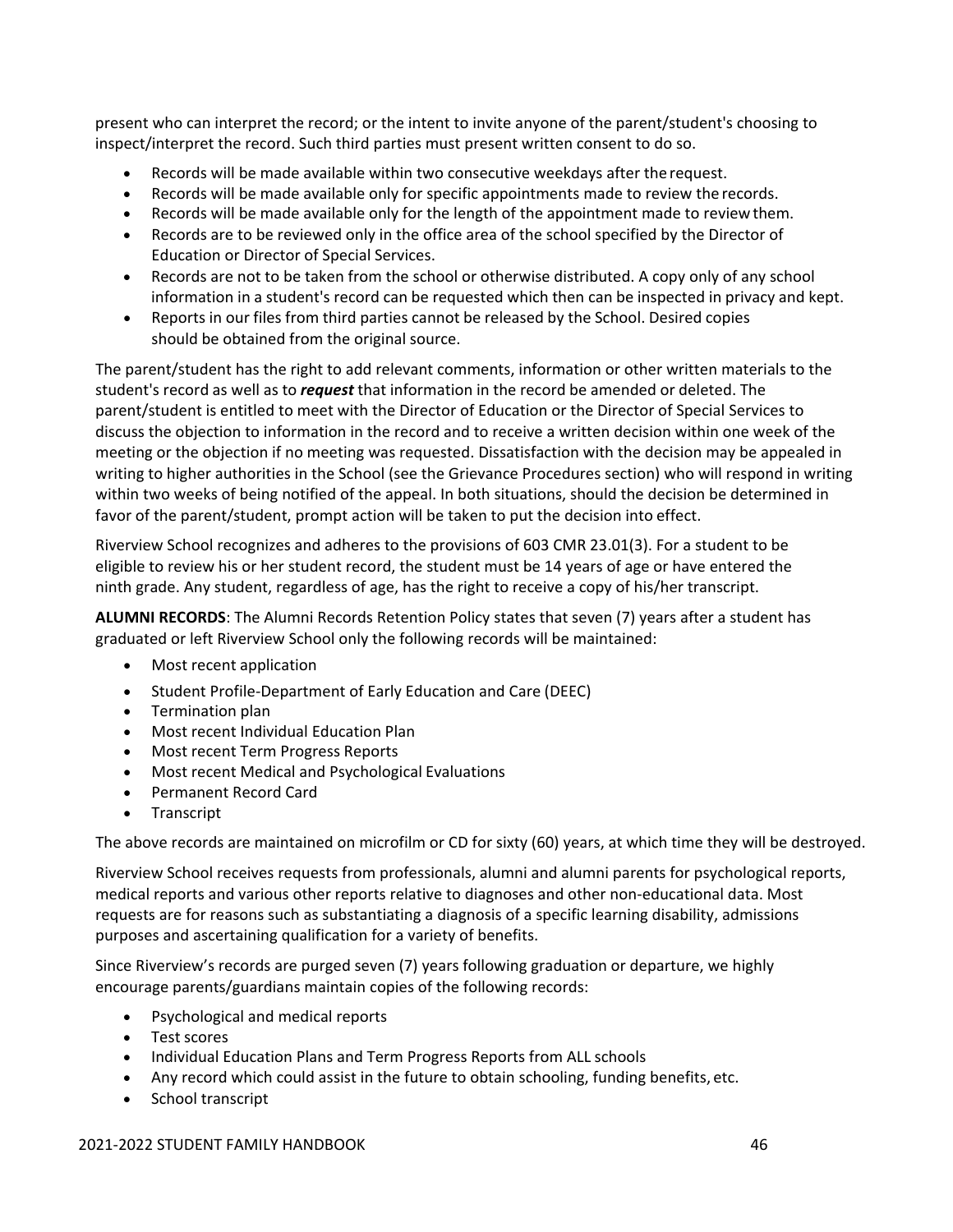present who can interpret the record; or the intent to invite anyone of the parent/student's choosing to inspect/interpret the record. Such third parties must present written consent to do so.

- Records will be made available within two consecutive weekdays after the request.
- Records will be made available only for specific appointments made to review the records.
- Records will be made available only for the length of the appointment made to review them.
- Records are to be reviewed only in the office area of the school specified by the Director of Education or Director of Special Services.
- Records are not to be taken from the school or otherwise distributed. A copy only of any school information in a student's record can be requested which then can be inspected in privacy and kept.
- Reports in our files from third parties cannot be released by the School. Desired copies should be obtained from the original source.

The parent/student has the right to add relevant comments, information or other written materials to the student's record as well as to ***request*** that information in the record be amended or deleted. The parent/student is entitled to meet with the Director of Education or the Director of Special Services to discuss the objection to information in the record and to receive a written decision within one week of the meeting or the objection if no meeting was requested. Dissatisfaction with the decision may be appealed in writing to higher authorities in the School (see the Grievance Procedures section) who will respond in writing within two weeks of being notified of the appeal. In both situations, should the decision be determined in favor of the parent/student, prompt action will be taken to put the decision into effect.

Riverview School recognizes and adheres to the provisions of 603 CMR 23.01(3). For a student to be eligible to review his or her student record, the student must be 14 years of age or have entered the ninth grade. Any student, regardless of age, has the right to receive a copy of his/her transcript.

**ALUMNI RECORDS**: The Alumni Records Retention Policy states that seven (7) years after a student has graduated or left Riverview School only the following records will be maintained:

- Most recent application
- Student Profile-Department of Early Education and Care (DEEC)
- Termination plan
- Most recent Individual Education Plan
- Most recent Term Progress Reports
- Most recent Medical and Psychological Evaluations
- Permanent Record Card
- Transcript

The above records are maintained on microfilm or CD for sixty (60) years, at which time they will be destroyed.

Riverview School receives requests from professionals, alumni and alumni parents for psychological reports, medical reports and various other reports relative to diagnoses and other non-educational data. Most requests are for reasons such as substantiating a diagnosis of a specific learning disability, admissions purposes and ascertaining qualification for a variety of benefits.

Since Riverview's records are purged seven (7) years following graduation or departure, we highly encourage parents/guardians maintain copies of the following records:

- Psychological and medical reports
- Test scores
- Individual Education Plans and Term Progress Reports from ALL schools
- Any record which could assist in the future to obtain schooling, funding benefits, etc.
- School transcript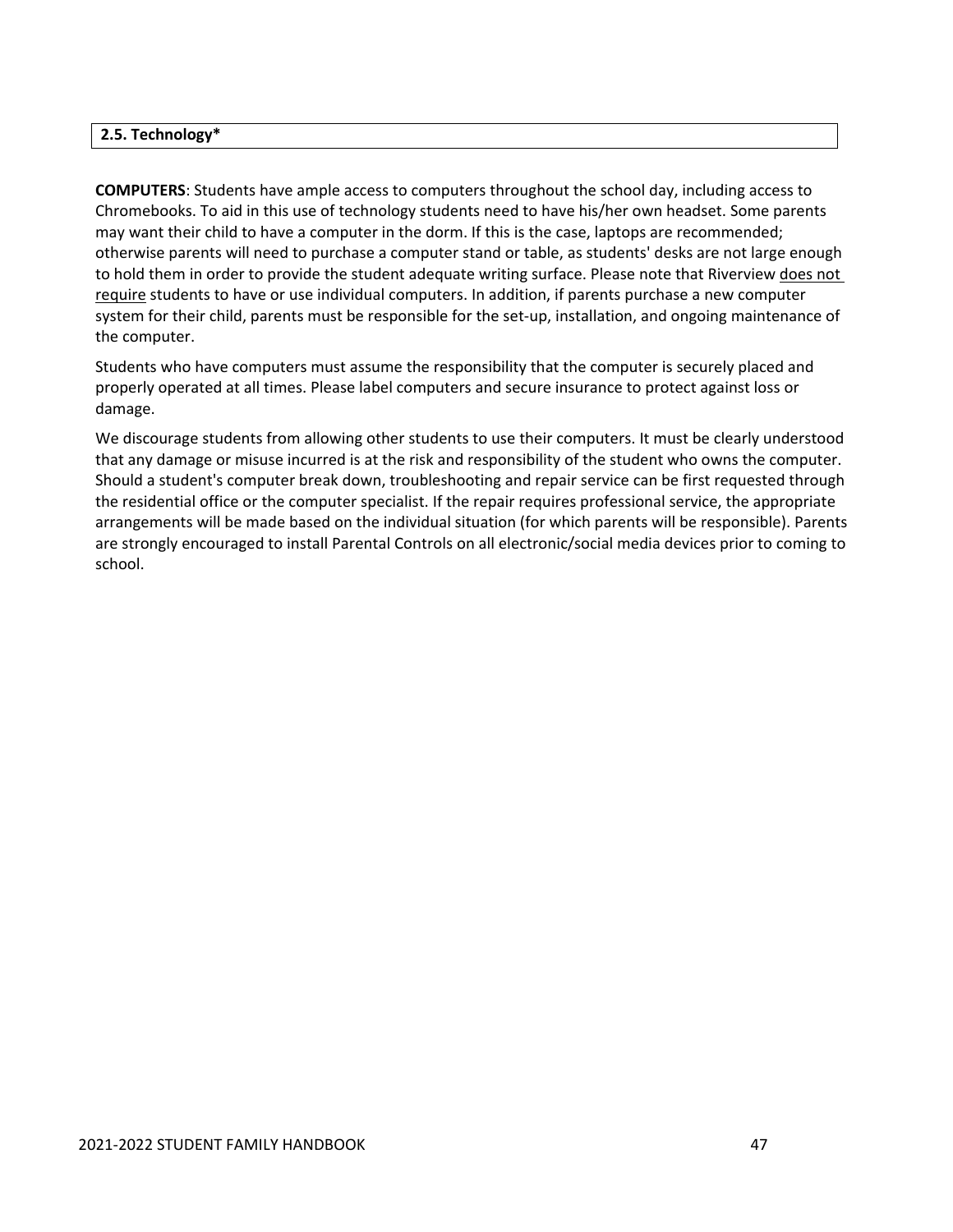## 2.5. Technology*

**COMPUTERS**: Students have ample access to computers throughout the school day, including access to Chromebooks. To aid in this use of technology students need to have his/her own headset. Some parents may want their child to have a computer in the dorm. If this is the case, laptops are recommended; otherwise parents will need to purchase a computer stand or table, as students' desks are not large enough to hold them in order to provide the student adequate writing surface. Please note that Riverview <u>does not require</u> students to have or use individual computers. In addition, if parents purchase a new computer system for their child, parents must be responsible for the set-up, installation, and ongoing maintenance of the computer.

Students who have computers must assume the responsibility that the computer is securely placed and properly operated at all times. Please label computers and secure insurance to protect against loss or damage.

We discourage students from allowing other students to use their computers. It must be clearly understood that any damage or misuse incurred is at the risk and responsibility of the student who owns the computer. Should a student's computer break down, troubleshooting and repair service can be first requested through the residential office or the computer specialist. If the repair requires professional service, the appropriate arrangements will be made based on the individual situation (for which parents will be responsible). Parents are strongly encouraged to install Parental Controls on all electronic/social media devices prior to coming to school.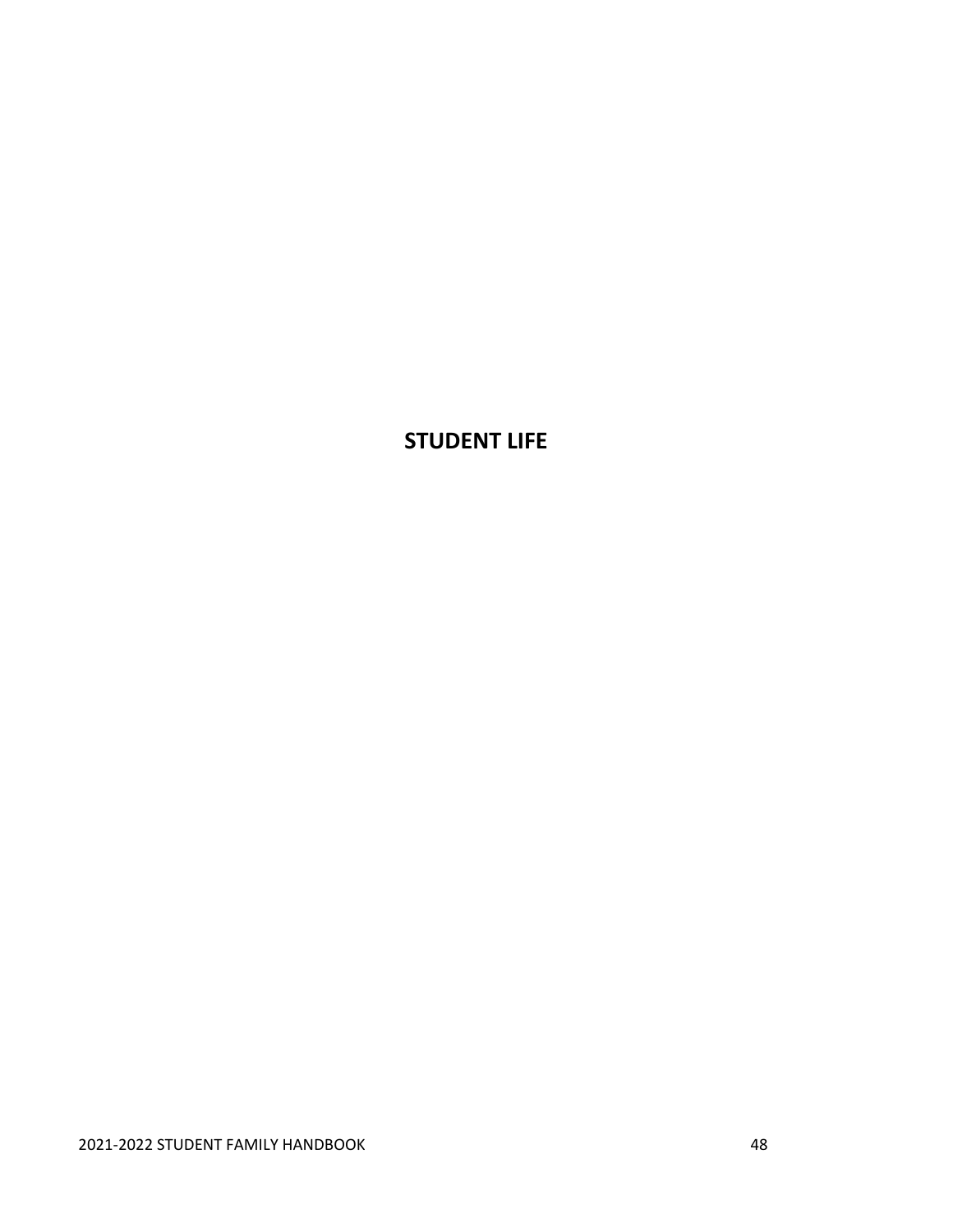# STUDENT LIFE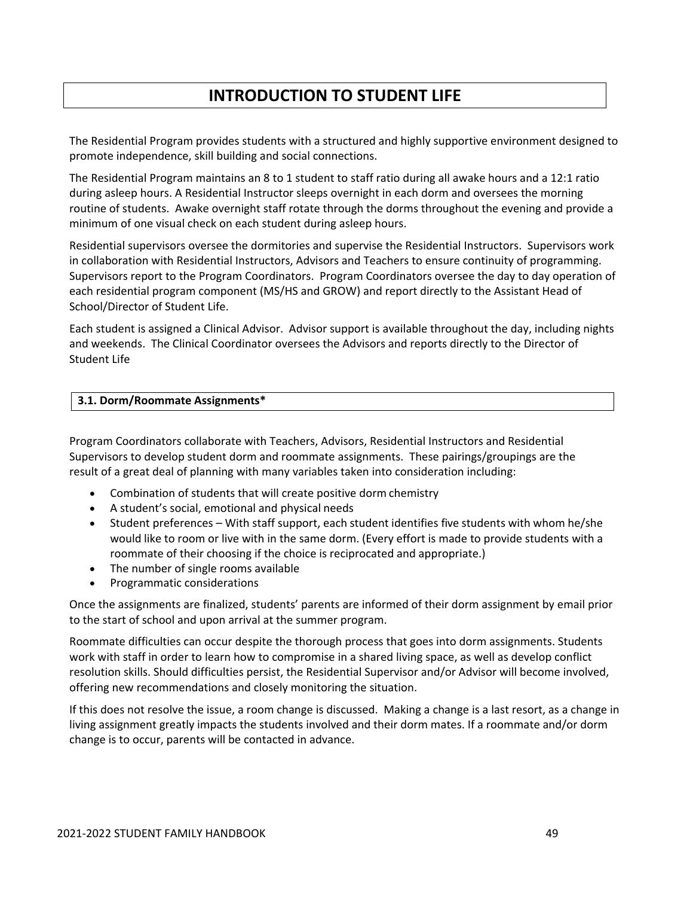# INTRODUCTION TO STUDENT LIFE

The Residential Program provides students with a structured and highly supportive environment designed to promote independence, skill building and social connections.

The Residential Program maintains an 8 to 1 student to staff ratio during all awake hours and a 12:1 ratio during asleep hours. A Residential Instructor sleeps overnight in each dorm and oversees the morning routine of students. Awake overnight staff rotate through the dorms throughout the evening and provide a minimum of one visual check on each student during asleep hours.

Residential supervisors oversee the dormitories and supervise the Residential Instructors. Supervisors work in collaboration with Residential Instructors, Advisors and Teachers to ensure continuity of programming. Supervisors report to the Program Coordinators. Program Coordinators oversee the day to day operation of each residential program component (MS/HS and GROW) and report directly to the Assistant Head of School/Director of Student Life.

Each student is assigned a Clinical Advisor. Advisor support is available throughout the day, including nights and weekends. The Clinical Coordinator oversees the Advisors and reports directly to the Director of Student Life

## 3.1. Dorm/Roommate Assignments*

Program Coordinators collaborate with Teachers, Advisors, Residential Instructors and Residential Supervisors to develop student dorm and roommate assignments. These pairings/groupings are the result of a great deal of planning with many variables taken into consideration including:

- Combination of students that will create positive dorm chemistry
- A student's social, emotional and physical needs
- Student preferences – With staff support, each student identifies five students with whom he/she would like to room or live with in the same dorm. (Every effort is made to provide students with a roommate of their choosing if the choice is reciprocated and appropriate.)
- The number of single rooms available
- Programmatic considerations

Once the assignments are finalized, students' parents are informed of their dorm assignment by email prior to the start of school and upon arrival at the summer program.

Roommate difficulties can occur despite the thorough process that goes into dorm assignments. Students work with staff in order to learn how to compromise in a shared living space, as well as develop conflict resolution skills. Should difficulties persist, the Residential Supervisor and/or Advisor will become involved, offering new recommendations and closely monitoring the situation.

If this does not resolve the issue, a room change is discussed. Making a change is a last resort, as a change in living assignment greatly impacts the students involved and their dorm mates. If a roommate and/or dorm change is to occur, parents will be contacted in advance.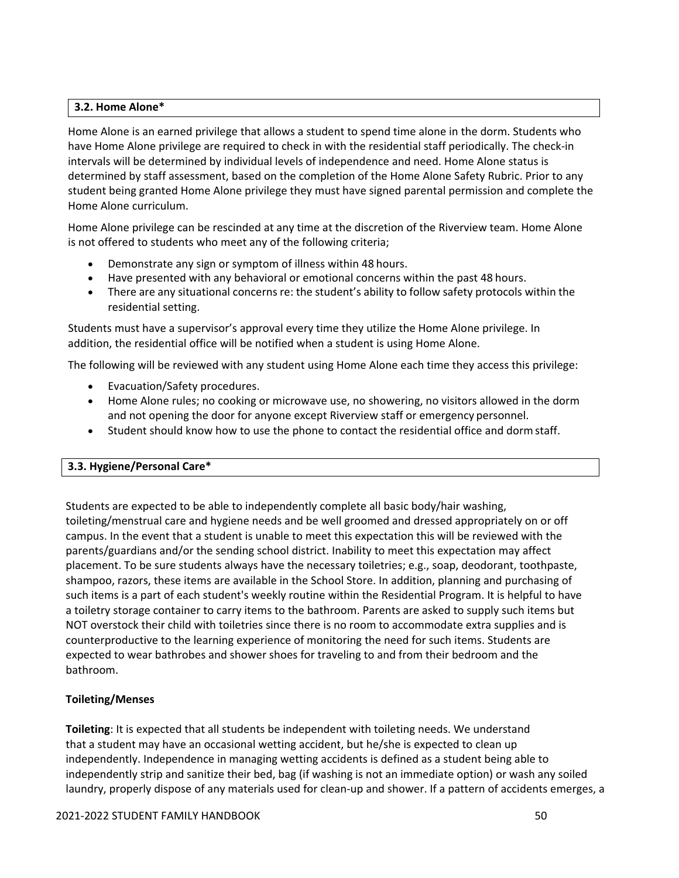### 3.2. Home Alone*

Home Alone is an earned privilege that allows a student to spend time alone in the dorm. Students who have Home Alone privilege are required to check in with the residential staff periodically. The check-in intervals will be determined by individual levels of independence and need. Home Alone status is determined by staff assessment, based on the completion of the Home Alone Safety Rubric. Prior to any student being granted Home Alone privilege they must have signed parental permission and complete the Home Alone curriculum.

Home Alone privilege can be rescinded at any time at the discretion of the Riverview team. Home Alone is not offered to students who meet any of the following criteria;

- Demonstrate any sign or symptom of illness within 48 hours.
- Have presented with any behavioral or emotional concerns within the past 48 hours.
- There are any situational concerns re: the student's ability to follow safety protocols within the residential setting.

Students must have a supervisor's approval every time they utilize the Home Alone privilege. In addition, the residential office will be notified when a student is using Home Alone.

The following will be reviewed with any student using Home Alone each time they access this privilege:

- Evacuation/Safety procedures.
- Home Alone rules; no cooking or microwave use, no showering, no visitors allowed in the dorm and not opening the door for anyone except Riverview staff or emergency personnel.
- Student should know how to use the phone to contact the residential office and dorm staff.

### 3.3. Hygiene/Personal Care*

Students are expected to be able to independently complete all basic body/hair washing, toileting/menstrual care and hygiene needs and be well groomed and dressed appropriately on or off campus. In the event that a student is unable to meet this expectation this will be reviewed with the parents/guardians and/or the sending school district. Inability to meet this expectation may affect placement. To be sure students always have the necessary toiletries; e.g., soap, deodorant, toothpaste, shampoo, razors, these items are available in the School Store. In addition, planning and purchasing of such items is a part of each student's weekly routine within the Residential Program. It is helpful to have a toiletry storage container to carry items to the bathroom. Parents are asked to supply such items but NOT overstock their child with toiletries since there is no room to accommodate extra supplies and is counterproductive to the learning experience of monitoring the need for such items. Students are expected to wear bathrobes and shower shoes for traveling to and from their bedroom and the bathroom.

**Toileting/Menses**

**Toileting**: It is expected that all students be independent with toileting needs. We understand that a student may have an occasional wetting accident, but he/she is expected to clean up independently. Independence in managing wetting accidents is defined as a student being able to independently strip and sanitize their bed, bag (if washing is not an immediate option) or wash any soiled laundry, properly dispose of any materials used for clean-up and shower. If a pattern of accidents emerges, a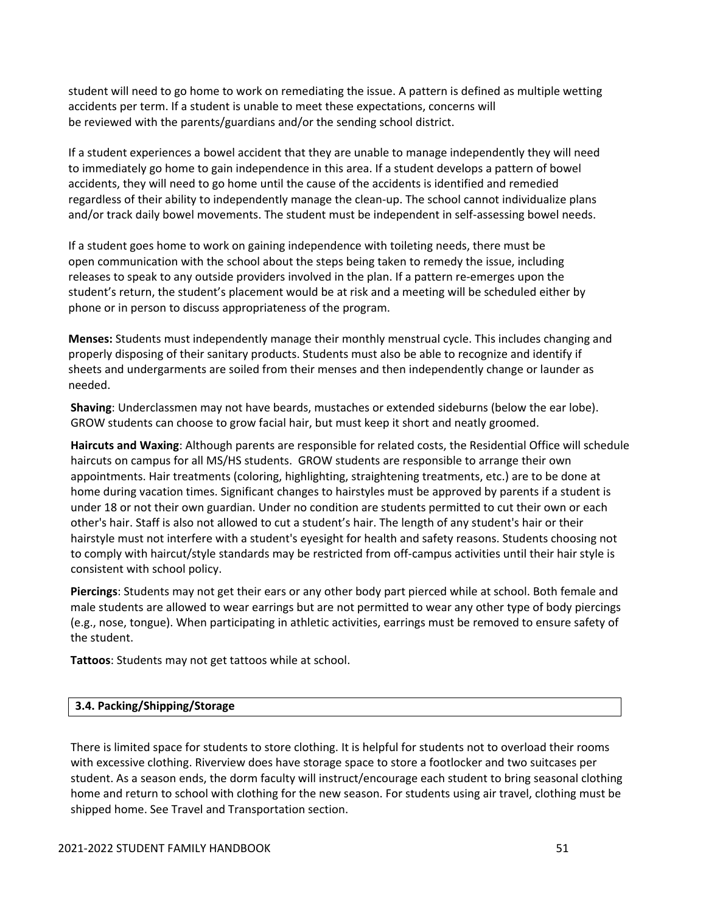student will need to go home to work on remediating the issue. A pattern is defined as multiple wetting accidents per term. If a student is unable to meet these expectations, concerns will be reviewed with the parents/guardians and/or the sending school district.

If a student experiences a bowel accident that they are unable to manage independently they will need to immediately go home to gain independence in this area. If a student develops a pattern of bowel accidents, they will need to go home until the cause of the accidents is identified and remedied regardless of their ability to independently manage the clean-up. The school cannot individualize plans and/or track daily bowel movements. The student must be independent in self-assessing bowel needs.

If a student goes home to work on gaining independence with toileting needs, there must be open communication with the school about the steps being taken to remedy the issue, including releases to speak to any outside providers involved in the plan. If a pattern re-emerges upon the student's return, the student's placement would be at risk and a meeting will be scheduled either by phone or in person to discuss appropriateness of the program.

**Menses:** Students must independently manage their monthly menstrual cycle. This includes changing and properly disposing of their sanitary products. Students must also be able to recognize and identify if sheets and undergarments are soiled from their menses and then independently change or launder as needed.

**Shaving**: Underclassmen may not have beards, mustaches or extended sideburns (below the ear lobe). GROW students can choose to grow facial hair, but must keep it short and neatly groomed.

**Haircuts and Waxing**: Although parents are responsible for related costs, the Residential Office will schedule haircuts on campus for all MS/HS students. GROW students are responsible to arrange their own appointments. Hair treatments (coloring, highlighting, straightening treatments, etc.) are to be done at home during vacation times. Significant changes to hairstyles must be approved by parents if a student is under 18 or not their own guardian. Under no condition are students permitted to cut their own or each other's hair. Staff is also not allowed to cut a student's hair. The length of any student's hair or their hairstyle must not interfere with a student's eyesight for health and safety reasons. Students choosing not to comply with haircut/style standards may be restricted from off-campus activities until their hair style is consistent with school policy.

**Piercings**: Students may not get their ears or any other body part pierced while at school. Both female and male students are allowed to wear earrings but are not permitted to wear any other type of body piercings (e.g., nose, tongue). When participating in athletic activities, earrings must be removed to ensure safety of the student.

**Tattoos**: Students may not get tattoos while at school.

## 3.4. Packing/Shipping/Storage

There is limited space for students to store clothing. It is helpful for students not to overload their rooms with excessive clothing. Riverview does have storage space to store a footlocker and two suitcases per student. As a season ends, the dorm faculty will instruct/encourage each student to bring seasonal clothing home and return to school with clothing for the new season. For students using air travel, clothing must be shipped home. See Travel and Transportation section.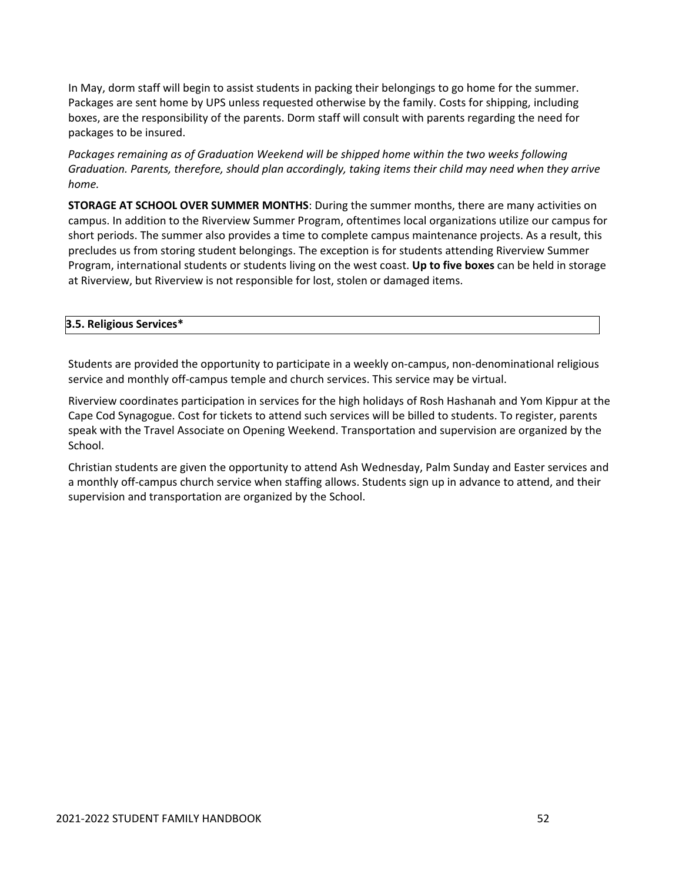In May, dorm staff will begin to assist students in packing their belongings to go home for the summer. Packages are sent home by UPS unless requested otherwise by the family. Costs for shipping, including boxes, are the responsibility of the parents. Dorm staff will consult with parents regarding the need for packages to be insured.

*Packages remaining as of Graduation Weekend will be shipped home within the two weeks following Graduation. Parents, therefore, should plan accordingly, taking items their child may need when they arrive home.*

**STORAGE AT SCHOOL OVER SUMMER MONTHS**: During the summer months, there are many activities on campus. In addition to the Riverview Summer Program, oftentimes local organizations utilize our campus for short periods. The summer also provides a time to complete campus maintenance projects. As a result, this precludes us from storing student belongings. The exception is for students attending Riverview Summer Program, international students or students living on the west coast. **Up to five boxes** can be held in storage at Riverview, but Riverview is not responsible for lost, stolen or damaged items.

## 3.5. Religious Services*

Students are provided the opportunity to participate in a weekly on-campus, non-denominational religious service and monthly off-campus temple and church services. This service may be virtual.

Riverview coordinates participation in services for the high holidays of Rosh Hashanah and Yom Kippur at the Cape Cod Synagogue. Cost for tickets to attend such services will be billed to students. To register, parents speak with the Travel Associate on Opening Weekend. Transportation and supervision are organized by the School.

Christian students are given the opportunity to attend Ash Wednesday, Palm Sunday and Easter services and a monthly off-campus church service when staffing allows. Students sign up in advance to attend, and their supervision and transportation are organized by the School.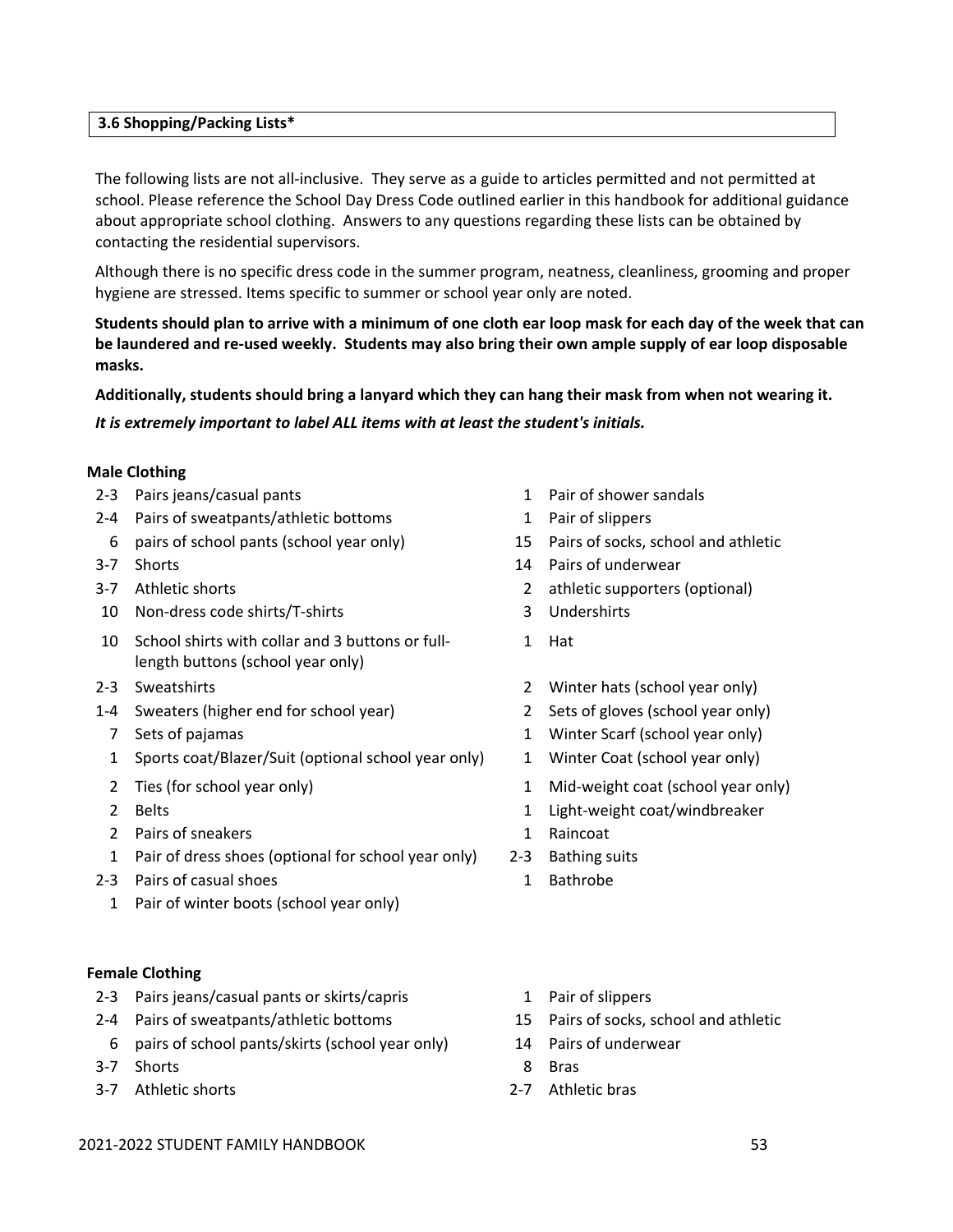### 3.6 Shopping/Packing Lists*

The following lists are not all-inclusive. They serve as a guide to articles permitted and not permitted at school. Please reference the School Day Dress Code outlined earlier in this handbook for additional guidance about appropriate school clothing. Answers to any questions regarding these lists can be obtained by contacting the residential supervisors.

Although there is no specific dress code in the summer program, neatness, cleanliness, grooming and proper hygiene are stressed. Items specific to summer or school year only are noted.

**Students should plan to arrive with a minimum of one cloth ear loop mask for each day of the week that can be laundered and re-used weekly. Students may also bring their own ample supply of ear loop disposable masks.**

**Additionally, students should bring a lanyard which they can hang their mask from when not wearing it.**

***It is extremely important to label ALL items with at least the student's initials.***

**Male Clothing**

- 2-3 Pairs jeans/casual pants
- 2-4 Pairs of sweatpants/athletic bottoms
- 6 pairs of school pants (school year only)
- 3-7 Shorts
- 3-7 Athletic shorts
- 10 Non-dress code shirts/T-shirts
- 10 School shirts with collar and 3 buttons or full-length buttons (school year only)
- 2-3 Sweatshirts
- 1-4 Sweaters (higher end for school year)
- 7 Sets of pajamas
- 1 Sports coat/Blazer/Suit (optional school year only)
- 2 Ties (for school year only)
- 2 Belts
- 2 Pairs of sneakers
- 1 Pair of dress shoes (optional for school year only)
- 2-3 Pairs of casual shoes
- 1 Pair of winter boots (school year only)
- 1 Pair of shower sandals
- 1 Pair of slippers
- 15 Pairs of socks, school and athletic
- 14 Pairs of underwear
- 2 athletic supporters (optional)
- 3 Undershirts
- 1 Hat
- 2 Winter hats (school year only)
- 2 Sets of gloves (school year only)
- 1 Winter Scarf (school year only)
- 1 Winter Coat (school year only)
- 1 Mid-weight coat (school year only)
- 1 Light-weight coat/windbreaker
- 1 Raincoat
- 2-3 Bathing suits
- 1 Bathrobe

**Female Clothing**

- 2-3 Pairs jeans/casual pants or skirts/capris
- 2-4 Pairs of sweatpants/athletic bottoms
- 6 pairs of school pants/skirts (school year only)
- 3-7 Shorts
- 3-7 Athletic shorts
- 1 Pair of slippers
- 15 Pairs of socks, school and athletic
- 14 Pairs of underwear
- 8 Bras
- 2-7 Athletic bras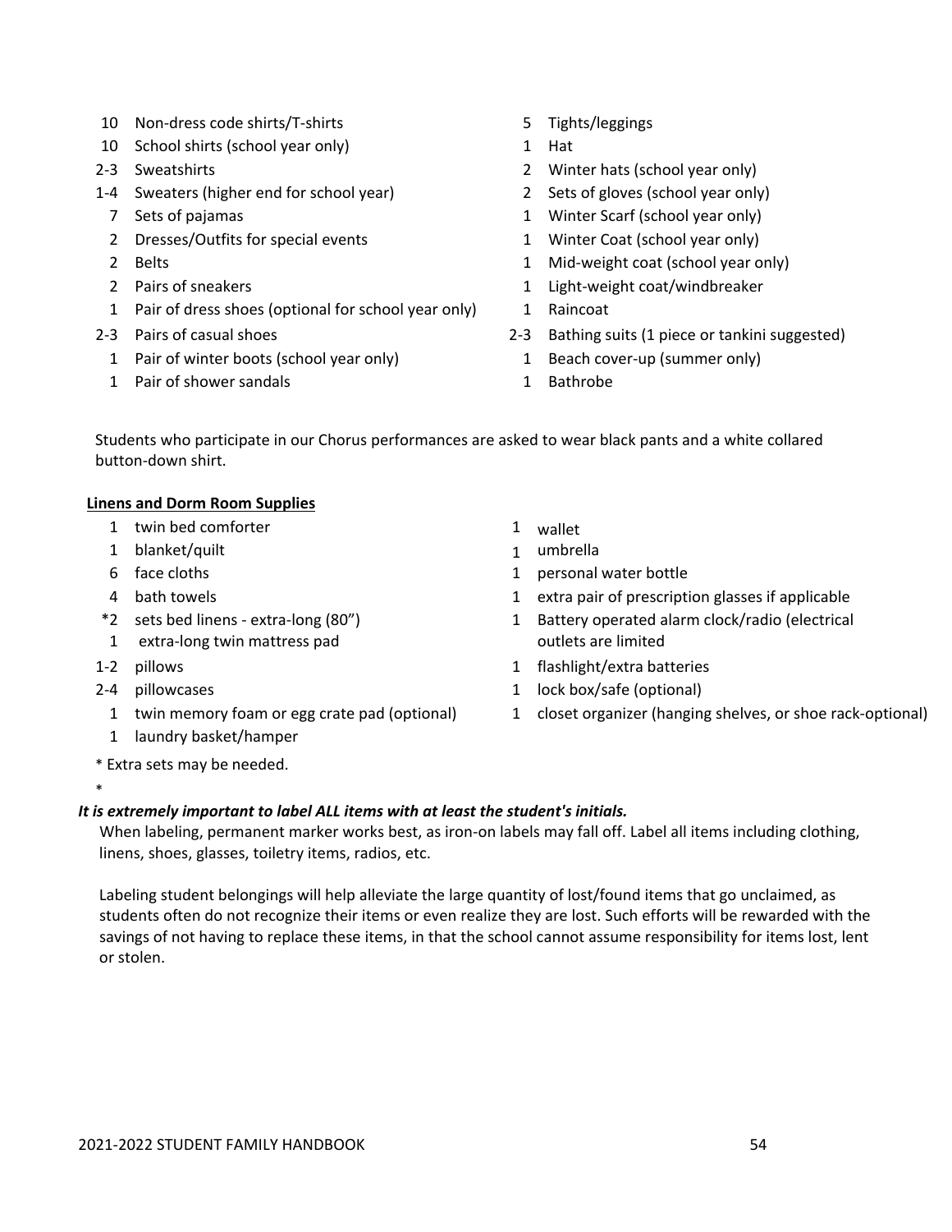- 10 Non-dress code shirts/T-shirts
- 10 School shirts (school year only)
- 2-3 Sweatshirts
- 1-4 Sweaters (higher end for school year)
- 7 Sets of pajamas
- 2 Dresses/Outfits for special events
- 2 Belts
- 2 Pairs of sneakers
- 1 Pair of dress shoes (optional for school year only)
- 2-3 Pairs of casual shoes
- 1 Pair of winter boots (school year only)
- 1 Pair of shower sandals
- 5 Tights/leggings
- 1 Hat
- 2 Winter hats (school year only)
- 2 Sets of gloves (school year only)
- 1 Winter Scarf (school year only)
- 1 Winter Coat (school year only)
- 1 Mid-weight coat (school year only)
- 1 Light-weight coat/windbreaker
- 1 Raincoat
- 2-3 Bathing suits (1 piece or tankini suggested)
- 1 Beach cover-up (summer only)
- 1 Bathrobe

Students who participate in our Chorus performances are asked to wear black pants and a white collared button-down shirt.

**Linens and Dorm Room Supplies**

- 1 twin bed comforter
- 1 blanket/quilt
- 6 face cloths
- 4 bath towels
- *2 sets bed linens - extra-long (80")
- 1 extra-long twin mattress pad
- 1-2 pillows
- 2-4 pillowcases
- 1 twin memory foam or egg crate pad (optional)
- 1 laundry basket/hamper
- 1 wallet
- 1 umbrella
- 1 personal water bottle
- 1 extra pair of prescription glasses if applicable
- 1 Battery operated alarm clock/radio (electrical outlets are limited
- 1 flashlight/extra batteries
- 1 lock box/safe (optional)
- 1 closet organizer (hanging shelves, or shoe rack-optional)

* Extra sets may be needed.

*

***It is extremely important to label ALL items with at least the student's initials.***

When labeling, permanent marker works best, as iron-on labels may fall off. Label all items including clothing, linens, shoes, glasses, toiletry items, radios, etc.

Labeling student belongings will help alleviate the large quantity of lost/found items that go unclaimed, as students often do not recognize their items or even realize they are lost. Such efforts will be rewarded with the savings of not having to replace these items, in that the school cannot assume responsibility for items lost, lent or stolen.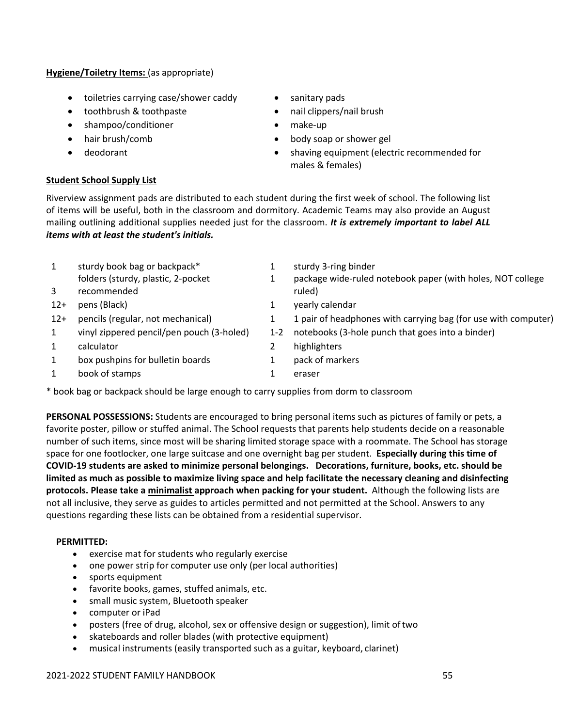**Hygiene/Toiletry Items:** (as appropriate)

- toiletries carrying case/shower caddy
- toothbrush & toothpaste
- shampoo/conditioner
- hair brush/comb
- deodorant
- sanitary pads
- nail clippers/nail brush
- make-up
- body soap or shower gel
- shaving equipment (electric recommended for males & females)

**Student School Supply List**

Riverview assignment pads are distributed to each student during the first week of school. The following list of items will be useful, both in the classroom and dormitory. Academic Teams may also provide an August mailing outlining additional supplies needed just for the classroom. ***It is extremely important to label ALL items with at least the student's initials.***

| Qty | Item | Qty | Item |
|---|---|---|---|
| 1 | sturdy book bag or backpack* | 1 | sturdy 3-ring binder |
| 3 | folders (sturdy, plastic, 2-pocket recommended | 1 | package wide-ruled notebook paper (with holes, NOT college ruled) |
| 12+ | pens (Black) | 1 | yearly calendar |
| 12+ | pencils (regular, not mechanical) | 1 | 1 pair of headphones with carrying bag (for use with computer) |
| 1 | vinyl zippered pencil/pen pouch (3-holed) | 1-2 | notebooks (3-hole punch that goes into a binder) |
| 1 | calculator | 2 | highlighters |
| 1 | box pushpins for bulletin boards | 1 | pack of markers |
| 1 | book of stamps | 1 | eraser |

* book bag or backpack should be large enough to carry supplies from dorm to classroom

**PERSONAL POSSESSIONS:** Students are encouraged to bring personal items such as pictures of family or pets, a favorite poster, pillow or stuffed animal. The School requests that parents help students decide on a reasonable number of such items, since most will be sharing limited storage space with a roommate. The School has storage space for one footlocker, one large suitcase and one overnight bag per student. **Especially during this time of COVID-19 students are asked to minimize personal belongings. Decorations, furniture, books, etc. should be limited as much as possible to maximize living space and help facilitate the necessary cleaning and disinfecting protocols. Please take a minimalist approach when packing for your student.** Although the following lists are not all inclusive, they serve as guides to articles permitted and not permitted at the School. Answers to any questions regarding these lists can be obtained from a residential supervisor.

**PERMITTED:**

- exercise mat for students who regularly exercise
- one power strip for computer use only (per local authorities)
- sports equipment
- favorite books, games, stuffed animals, etc.
- small music system, Bluetooth speaker
- computer or iPad
- posters (free of drug, alcohol, sex or offensive design or suggestion), limit of two
- skateboards and roller blades (with protective equipment)
- musical instruments (easily transported such as a guitar, keyboard, clarinet)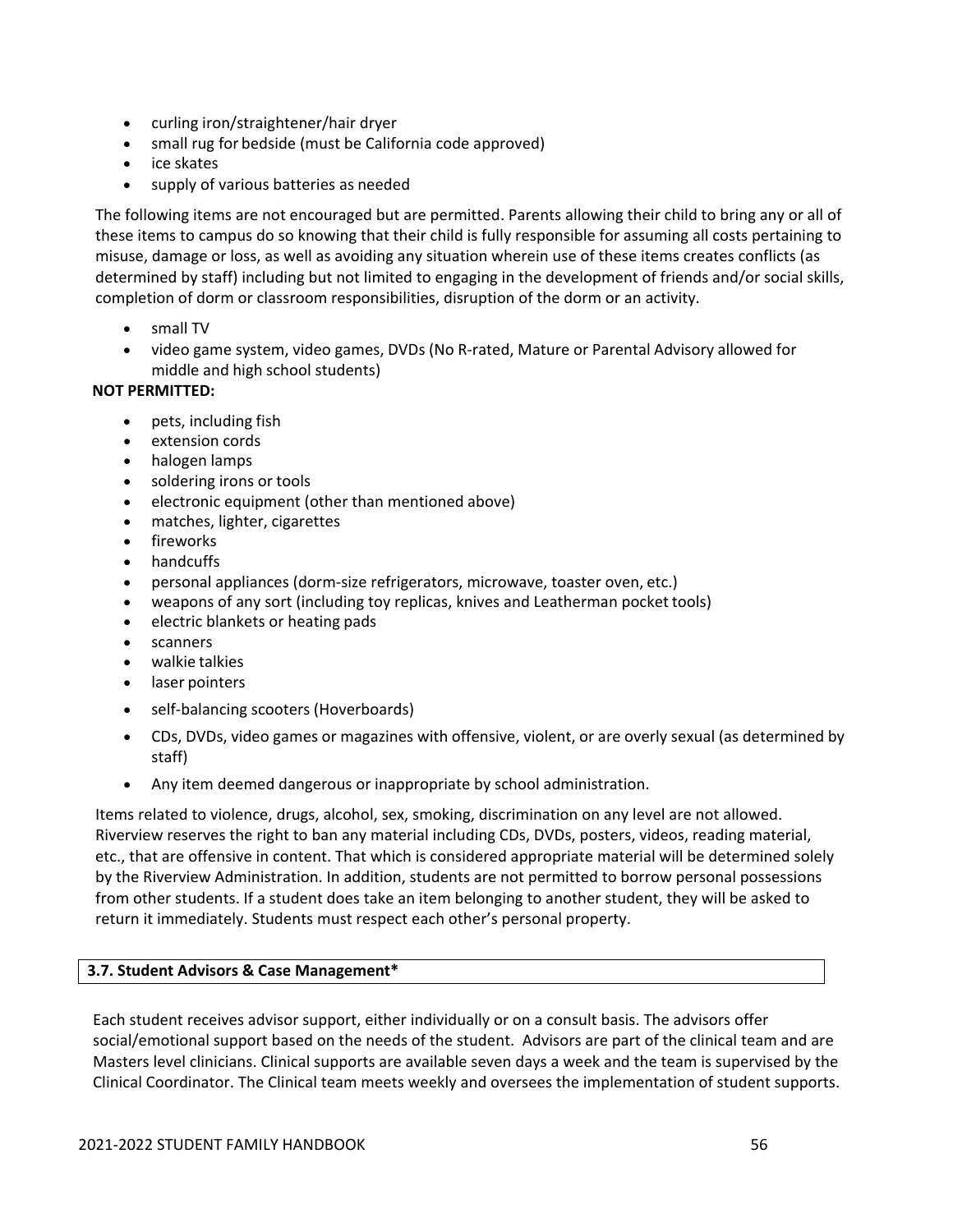- curling iron/straightener/hair dryer
- small rug for bedside (must be California code approved)
- ice skates
- supply of various batteries as needed

The following items are not encouraged but are permitted. Parents allowing their child to bring any or all of these items to campus do so knowing that their child is fully responsible for assuming all costs pertaining to misuse, damage or loss, as well as avoiding any situation wherein use of these items creates conflicts (as determined by staff) including but not limited to engaging in the development of friends and/or social skills, completion of dorm or classroom responsibilities, disruption of the dorm or an activity.

- small TV
- video game system, video games, DVDs (No R-rated, Mature or Parental Advisory allowed for middle and high school students)

**NOT PERMITTED:**

- pets, including fish
- extension cords
- halogen lamps
- soldering irons or tools
- electronic equipment (other than mentioned above)
- matches, lighter, cigarettes
- fireworks
- handcuffs
- personal appliances (dorm-size refrigerators, microwave, toaster oven, etc.)
- weapons of any sort (including toy replicas, knives and Leatherman pocket tools)
- electric blankets or heating pads
- scanners
- walkie talkies
- laser pointers
- self-balancing scooters (Hoverboards)
- CDs, DVDs, video games or magazines with offensive, violent, or are overly sexual (as determined by staff)
- Any item deemed dangerous or inappropriate by school administration.

Items related to violence, drugs, alcohol, sex, smoking, discrimination on any level are not allowed. Riverview reserves the right to ban any material including CDs, DVDs, posters, videos, reading material, etc., that are offensive in content. That which is considered appropriate material will be determined solely by the Riverview Administration. In addition, students are not permitted to borrow personal possessions from other students. If a student does take an item belonging to another student, they will be asked to return it immediately. Students must respect each other's personal property.

### 3.7. Student Advisors & Case Management*

Each student receives advisor support, either individually or on a consult basis. The advisors offer social/emotional support based on the needs of the student. Advisors are part of the clinical team and are Masters level clinicians. Clinical supports are available seven days a week and the team is supervised by the Clinical Coordinator. The Clinical team meets weekly and oversees the implementation of student supports.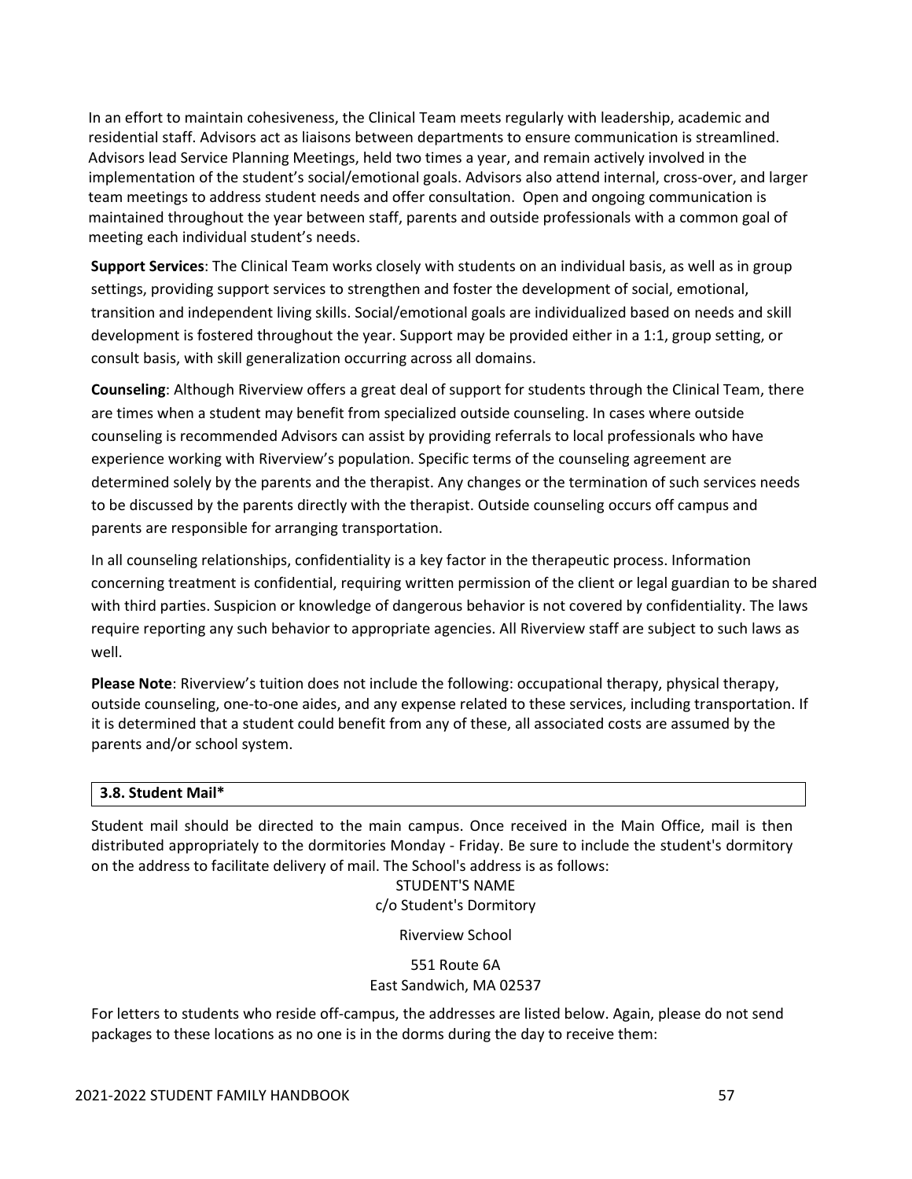In an effort to maintain cohesiveness, the Clinical Team meets regularly with leadership, academic and residential staff. Advisors act as liaisons between departments to ensure communication is streamlined. Advisors lead Service Planning Meetings, held two times a year, and remain actively involved in the implementation of the student's social/emotional goals. Advisors also attend internal, cross-over, and larger team meetings to address student needs and offer consultation. Open and ongoing communication is maintained throughout the year between staff, parents and outside professionals with a common goal of meeting each individual student's needs.

**Support Services**: The Clinical Team works closely with students on an individual basis, as well as in group settings, providing support services to strengthen and foster the development of social, emotional, transition and independent living skills. Social/emotional goals are individualized based on needs and skill development is fostered throughout the year. Support may be provided either in a 1:1, group setting, or consult basis, with skill generalization occurring across all domains.

**Counseling**: Although Riverview offers a great deal of support for students through the Clinical Team, there are times when a student may benefit from specialized outside counseling. In cases where outside counseling is recommended Advisors can assist by providing referrals to local professionals who have experience working with Riverview's population. Specific terms of the counseling agreement are determined solely by the parents and the therapist. Any changes or the termination of such services needs to be discussed by the parents directly with the therapist. Outside counseling occurs off campus and parents are responsible for arranging transportation.

In all counseling relationships, confidentiality is a key factor in the therapeutic process. Information concerning treatment is confidential, requiring written permission of the client or legal guardian to be shared with third parties. Suspicion or knowledge of dangerous behavior is not covered by confidentiality. The laws require reporting any such behavior to appropriate agencies. All Riverview staff are subject to such laws as well.

**Please Note**: Riverview's tuition does not include the following: occupational therapy, physical therapy, outside counseling, one-to-one aides, and any expense related to these services, including transportation. If it is determined that a student could benefit from any of these, all associated costs are assumed by the parents and/or school system.

### 3.8. Student Mail*

Student mail should be directed to the main campus. Once received in the Main Office, mail is then distributed appropriately to the dormitories Monday - Friday. Be sure to include the student's dormitory on the address to facilitate delivery of mail. The School's address is as follows:

STUDENT'S NAME
c/o Student's Dormitory

Riverview School

551 Route 6A
East Sandwich, MA 02537

For letters to students who reside off-campus, the addresses are listed below. Again, please do not send packages to these locations as no one is in the dorms during the day to receive them: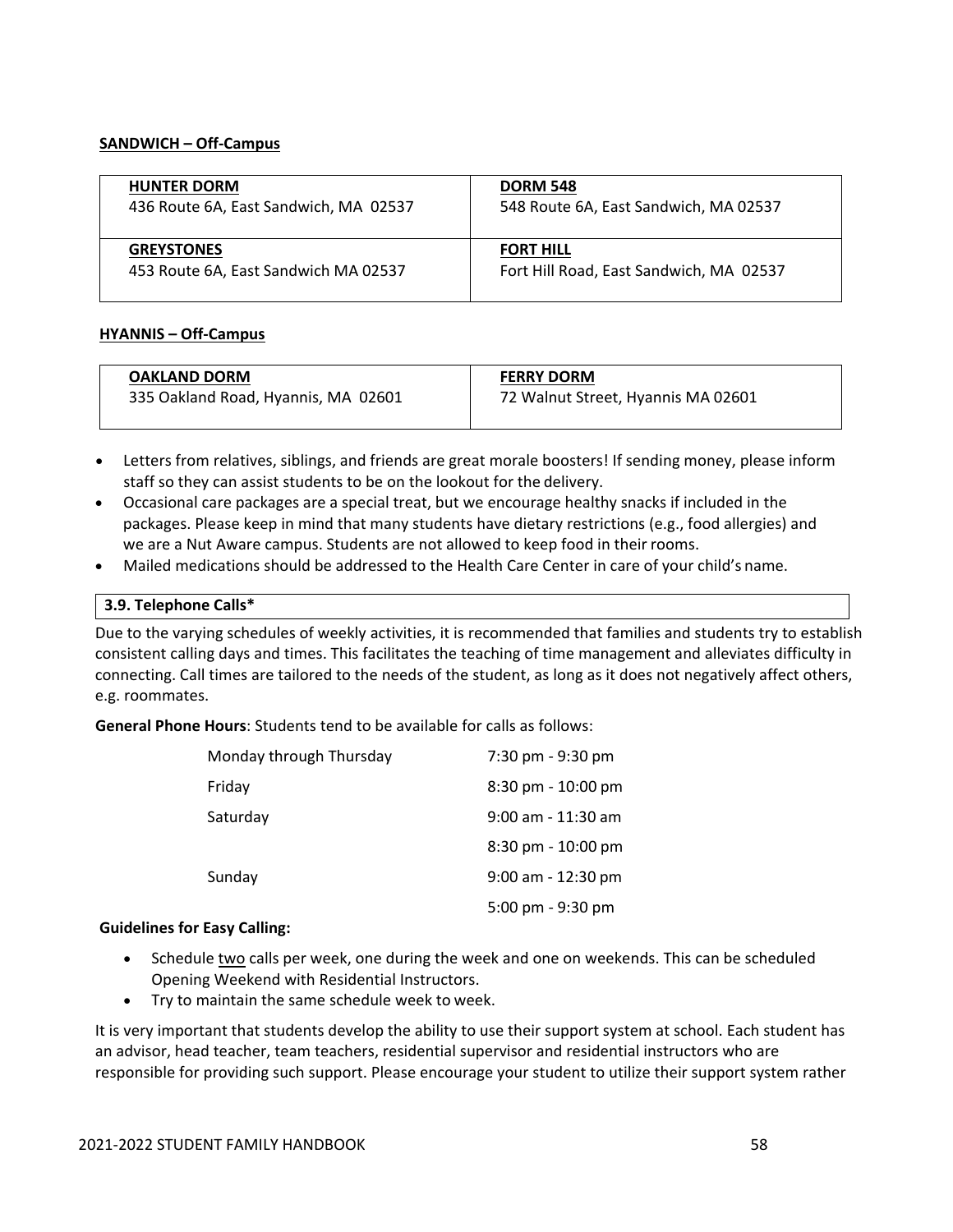**SANDWICH – Off-Campus**

| **HUNTER DORM**<br>436 Route 6A, East Sandwich, MA 02537 | **DORM 548**<br>548 Route 6A, East Sandwich, MA 02537 |
|---|---|
| **GREYSTONES**<br>453 Route 6A, East Sandwich MA 02537 | **FORT HILL**<br>Fort Hill Road, East Sandwich, MA 02537 |

**HYANNIS – Off-Campus**

| **OAKLAND DORM**<br>335 Oakland Road, Hyannis, MA 02601 | **FERRY DORM**<br>72 Walnut Street, Hyannis MA 02601 |
|---|---|

- Letters from relatives, siblings, and friends are great morale boosters! If sending money, please inform staff so they can assist students to be on the lookout for the delivery.
- Occasional care packages are a special treat, but we encourage healthy snacks if included in the packages. Please keep in mind that many students have dietary restrictions (e.g., food allergies) and we are a Nut Aware campus. Students are not allowed to keep food in their rooms.
- Mailed medications should be addressed to the Health Care Center in care of your child's name.

### 3.9. Telephone Calls*

Due to the varying schedules of weekly activities, it is recommended that families and students try to establish consistent calling days and times. This facilitates the teaching of time management and alleviates difficulty in connecting. Call times are tailored to the needs of the student, as long as it does not negatively affect others, e.g. roommates.

**General Phone Hours**: Students tend to be available for calls as follows:

| | |
|---|---|
| Monday through Thursday | 7:30 pm - 9:30 pm |
| Friday | 8:30 pm - 10:00 pm |
| Saturday | 9:00 am - 11:30 am |
| | 8:30 pm - 10:00 pm |
| Sunday | 9:00 am - 12:30 pm |
| | 5:00 pm - 9:30 pm |

**Guidelines for Easy Calling:**

- Schedule two calls per week, one during the week and one on weekends. This can be scheduled Opening Weekend with Residential Instructors.
- Try to maintain the same schedule week to week.

It is very important that students develop the ability to use their support system at school. Each student has an advisor, head teacher, team teachers, residential supervisor and residential instructors who are responsible for providing such support. Please encourage your student to utilize their support system rather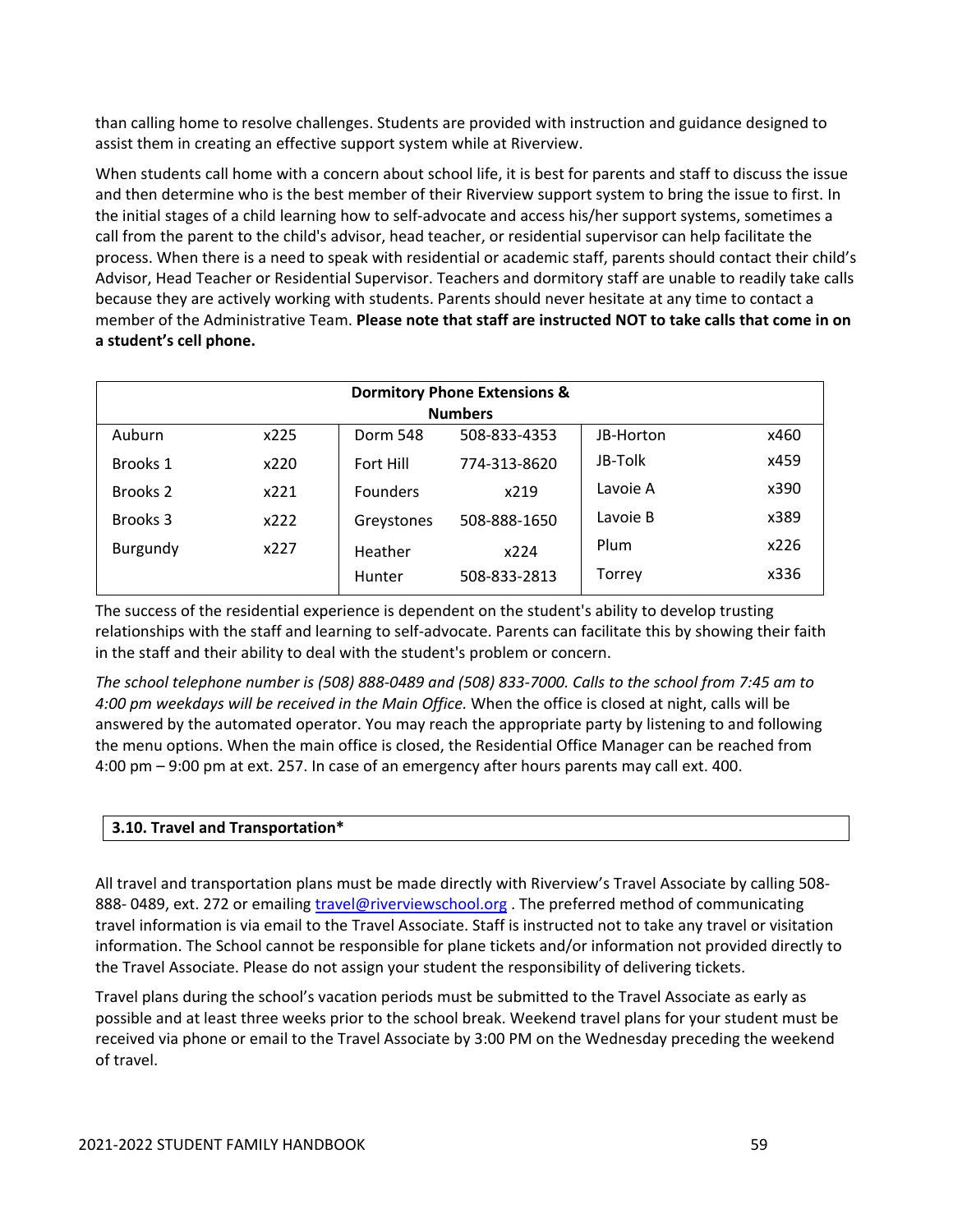than calling home to resolve challenges. Students are provided with instruction and guidance designed to assist them in creating an effective support system while at Riverview.

When students call home with a concern about school life, it is best for parents and staff to discuss the issue and then determine who is the best member of their Riverview support system to bring the issue to first. In the initial stages of a child learning how to self-advocate and access his/her support systems, sometimes a call from the parent to the child's advisor, head teacher, or residential supervisor can help facilitate the process. When there is a need to speak with residential or academic staff, parents should contact their child's Advisor, Head Teacher or Residential Supervisor. Teachers and dormitory staff are unable to readily take calls because they are actively working with students. Parents should never hesitate at any time to contact a member of the Administrative Team. **Please note that staff are instructed NOT to take calls that come in on a student's cell phone.**

| **Dormitory Phone Extensions & Numbers** | | | | | |
|---|---|---|---|---|---|
| Auburn | x225 | Dorm 548 | 508-833-4353 | JB-Horton | x460 |
| Brooks 1 | x220 | Fort Hill | 774-313-8620 | JB-Tolk | x459 |
| Brooks 2 | x221 | Founders | x219 | Lavoie A | x390 |
| Brooks 3 | x222 | Greystones | 508-888-1650 | Lavoie B | x389 |
| Burgundy | x227 | Heather | x224 | Plum | x226 |
| | | Hunter | 508-833-2813 | Torrey | x336 |

The success of the residential experience is dependent on the student's ability to develop trusting relationships with the staff and learning to self-advocate. Parents can facilitate this by showing their faith in the staff and their ability to deal with the student's problem or concern.

*The school telephone number is (508) 888-0489 and (508) 833-7000. Calls to the school from 7:45 am to 4:00 pm weekdays will be received in the Main Office.* When the office is closed at night, calls will be answered by the automated operator. You may reach the appropriate party by listening to and following the menu options. When the main office is closed, the Residential Office Manager can be reached from 4:00 pm – 9:00 pm at ext. 257. In case of an emergency after hours parents may call ext. 400.

### 3.10. Travel and Transportation*

All travel and transportation plans must be made directly with Riverview's Travel Associate by calling 508-888- 0489, ext. 272 or emailing travel@riverviewschool.org . The preferred method of communicating travel information is via email to the Travel Associate. Staff is instructed not to take any travel or visitation information. The School cannot be responsible for plane tickets and/or information not provided directly to the Travel Associate. Please do not assign your student the responsibility of delivering tickets.

Travel plans during the school's vacation periods must be submitted to the Travel Associate as early as possible and at least three weeks prior to the school break. Weekend travel plans for your student must be received via phone or email to the Travel Associate by 3:00 PM on the Wednesday preceding the weekend of travel.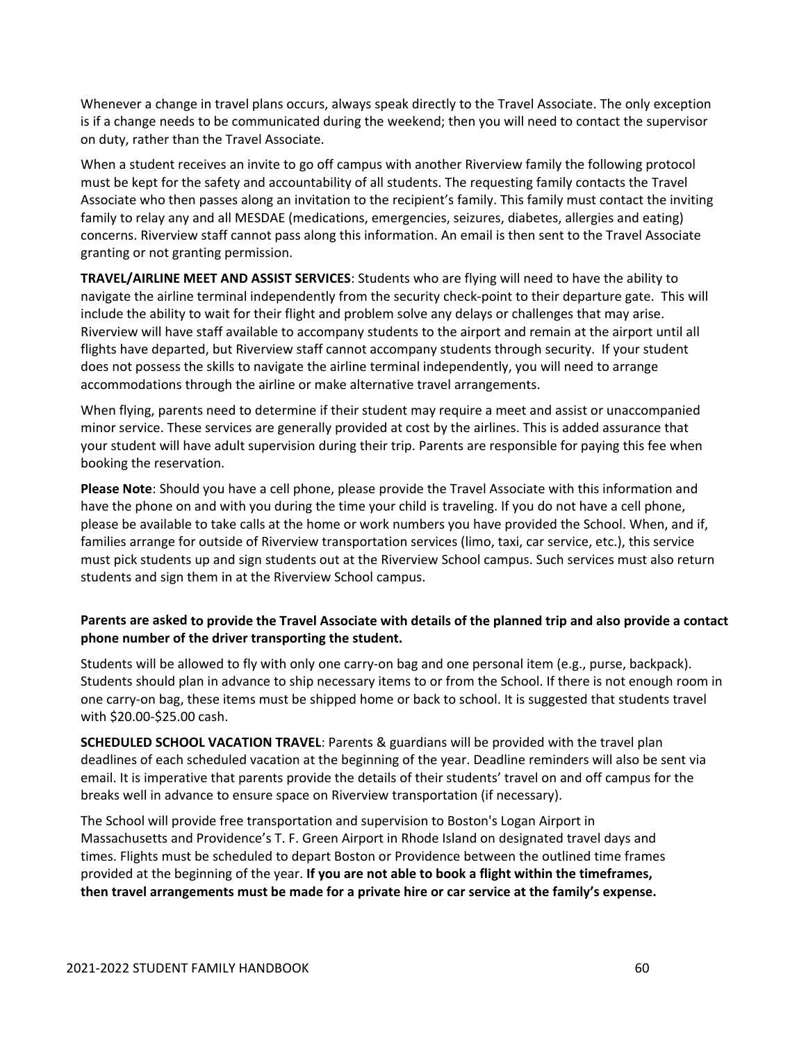Whenever a change in travel plans occurs, always speak directly to the Travel Associate. The only exception is if a change needs to be communicated during the weekend; then you will need to contact the supervisor on duty, rather than the Travel Associate.

When a student receives an invite to go off campus with another Riverview family the following protocol must be kept for the safety and accountability of all students. The requesting family contacts the Travel Associate who then passes along an invitation to the recipient's family. This family must contact the inviting family to relay any and all MESDAE (medications, emergencies, seizures, diabetes, allergies and eating) concerns. Riverview staff cannot pass along this information. An email is then sent to the Travel Associate granting or not granting permission.

**TRAVEL/AIRLINE MEET AND ASSIST SERVICES**: Students who are flying will need to have the ability to navigate the airline terminal independently from the security check-point to their departure gate. This will include the ability to wait for their flight and problem solve any delays or challenges that may arise. Riverview will have staff available to accompany students to the airport and remain at the airport until all flights have departed, but Riverview staff cannot accompany students through security. If your student does not possess the skills to navigate the airline terminal independently, you will need to arrange accommodations through the airline or make alternative travel arrangements.

When flying, parents need to determine if their student may require a meet and assist or unaccompanied minor service. These services are generally provided at cost by the airlines. This is added assurance that your student will have adult supervision during their trip. Parents are responsible for paying this fee when booking the reservation.

**Please Note**: Should you have a cell phone, please provide the Travel Associate with this information and have the phone on and with you during the time your child is traveling. If you do not have a cell phone, please be available to take calls at the home or work numbers you have provided the School. When, and if, families arrange for outside of Riverview transportation services (limo, taxi, car service, etc.), this service must pick students up and sign students out at the Riverview School campus. Such services must also return students and sign them in at the Riverview School campus.

**Parents are asked to provide the Travel Associate with details of the planned trip and also provide a contact phone number of the driver transporting the student.**

Students will be allowed to fly with only one carry-on bag and one personal item (e.g., purse, backpack). Students should plan in advance to ship necessary items to or from the School. If there is not enough room in one carry-on bag, these items must be shipped home or back to school. It is suggested that students travel with $20.00-$25.00 cash.

**SCHEDULED SCHOOL VACATION TRAVEL**: Parents & guardians will be provided with the travel plan deadlines of each scheduled vacation at the beginning of the year. Deadline reminders will also be sent via email. It is imperative that parents provide the details of their students' travel on and off campus for the breaks well in advance to ensure space on Riverview transportation (if necessary).

The School will provide free transportation and supervision to Boston's Logan Airport in Massachusetts and Providence's T. F. Green Airport in Rhode Island on designated travel days and times. Flights must be scheduled to depart Boston or Providence between the outlined time frames provided at the beginning of the year. **If you are not able to book a flight within the timeframes, then travel arrangements must be made for a private hire or car service at the family's expense.**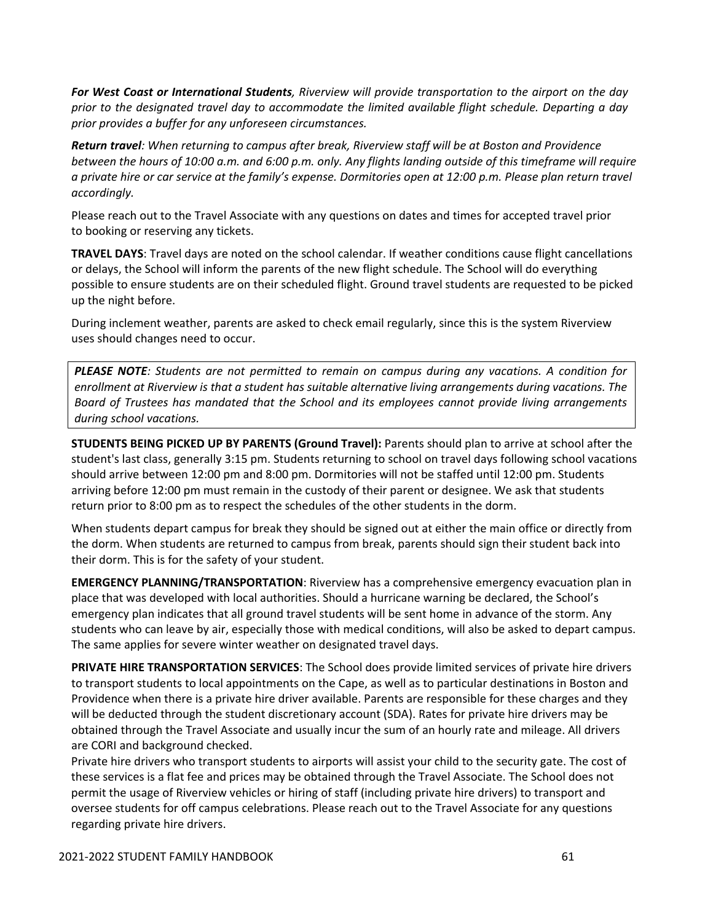***For West Coast or International Students****, Riverview will provide transportation to the airport on the day prior to the designated travel day to accommodate the limited available flight schedule. Departing a day prior provides a buffer for any unforeseen circumstances.*

***Return travel****: When returning to campus after break, Riverview staff will be at Boston and Providence between the hours of 10:00 a.m. and 6:00 p.m. only. Any flights landing outside of this timeframe will require a private hire or car service at the family's expense. Dormitories open at 12:00 p.m. Please plan return travel accordingly.*

Please reach out to the Travel Associate with any questions on dates and times for accepted travel prior to booking or reserving any tickets.

**TRAVEL DAYS**: Travel days are noted on the school calendar. If weather conditions cause flight cancellations or delays, the School will inform the parents of the new flight schedule. The School will do everything possible to ensure students are on their scheduled flight. Ground travel students are requested to be picked up the night before.

During inclement weather, parents are asked to check email regularly, since this is the system Riverview uses should changes need to occur.

> ***PLEASE NOTE****: Students are not permitted to remain on campus during any vacations. A condition for enrollment at Riverview is that a student has suitable alternative living arrangements during vacations. The Board of Trustees has mandated that the School and its employees cannot provide living arrangements during school vacations.*

**STUDENTS BEING PICKED UP BY PARENTS (Ground Travel):** Parents should plan to arrive at school after the student's last class, generally 3:15 pm. Students returning to school on travel days following school vacations should arrive between 12:00 pm and 8:00 pm. Dormitories will not be staffed until 12:00 pm. Students arriving before 12:00 pm must remain in the custody of their parent or designee. We ask that students return prior to 8:00 pm as to respect the schedules of the other students in the dorm.

When students depart campus for break they should be signed out at either the main office or directly from the dorm. When students are returned to campus from break, parents should sign their student back into their dorm. This is for the safety of your student.

**EMERGENCY PLANNING/TRANSPORTATION**: Riverview has a comprehensive emergency evacuation plan in place that was developed with local authorities. Should a hurricane warning be declared, the School's emergency plan indicates that all ground travel students will be sent home in advance of the storm. Any students who can leave by air, especially those with medical conditions, will also be asked to depart campus. The same applies for severe winter weather on designated travel days.

**PRIVATE HIRE TRANSPORTATION SERVICES**: The School does provide limited services of private hire drivers to transport students to local appointments on the Cape, as well as to particular destinations in Boston and Providence when there is a private hire driver available. Parents are responsible for these charges and they will be deducted through the student discretionary account (SDA). Rates for private hire drivers may be obtained through the Travel Associate and usually incur the sum of an hourly rate and mileage. All drivers are CORI and background checked.

Private hire drivers who transport students to airports will assist your child to the security gate. The cost of these services is a flat fee and prices may be obtained through the Travel Associate. The School does not permit the usage of Riverview vehicles or hiring of staff (including private hire drivers) to transport and oversee students for off campus celebrations. Please reach out to the Travel Associate for any questions regarding private hire drivers.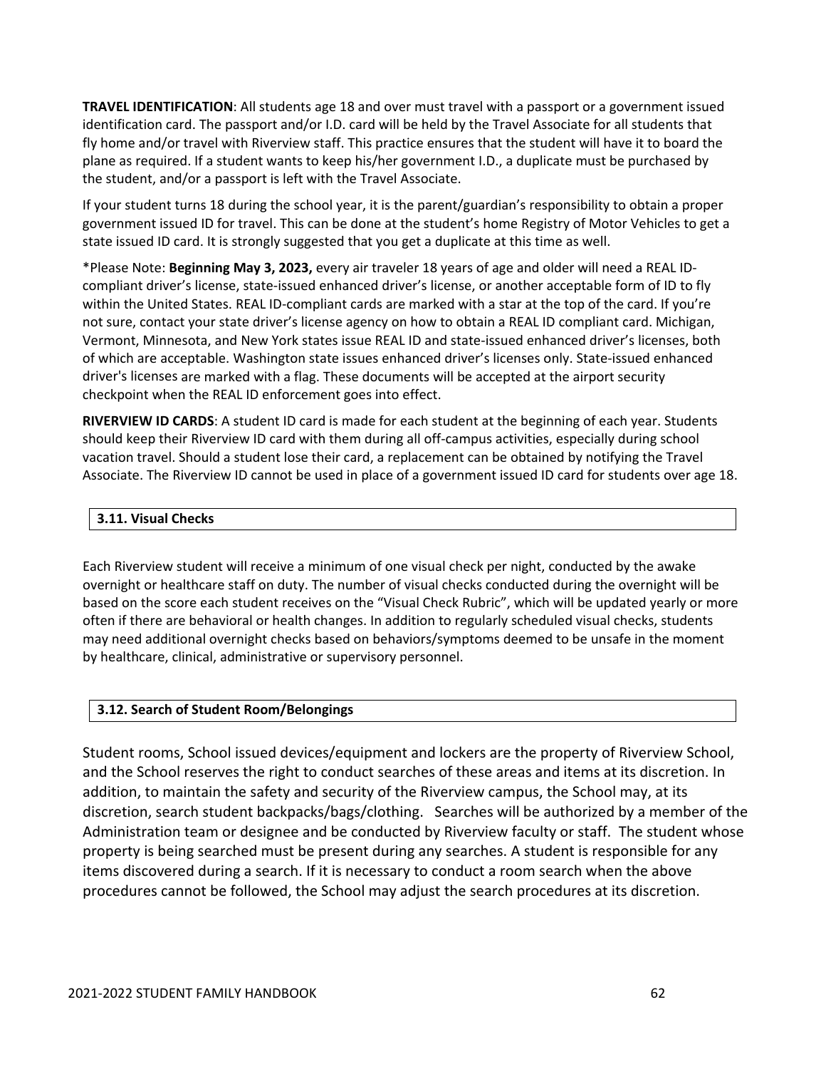**TRAVEL IDENTIFICATION**: All students age 18 and over must travel with a passport or a government issued identification card. The passport and/or I.D. card will be held by the Travel Associate for all students that fly home and/or travel with Riverview staff. This practice ensures that the student will have it to board the plane as required. If a student wants to keep his/her government I.D., a duplicate must be purchased by the student, and/or a passport is left with the Travel Associate.

If your student turns 18 during the school year, it is the parent/guardian's responsibility to obtain a proper government issued ID for travel. This can be done at the student's home Registry of Motor Vehicles to get a state issued ID card. It is strongly suggested that you get a duplicate at this time as well.

*Please Note: **Beginning May 3, 2023,** every air traveler 18 years of age and older will need a REAL ID-compliant driver's license, state-issued enhanced driver's license, or another acceptable form of ID to fly within the United States. REAL ID-compliant cards are marked with a star at the top of the card. If you're not sure, contact your state driver's license agency on how to obtain a REAL ID compliant card. Michigan, Vermont, Minnesota, and New York states issue REAL ID and state-issued enhanced driver's licenses, both of which are acceptable. Washington state issues enhanced driver's licenses only. State-issued enhanced driver's licenses are marked with a flag. These documents will be accepted at the airport security checkpoint when the REAL ID enforcement goes into effect.

**RIVERVIEW ID CARDS**: A student ID card is made for each student at the beginning of each year. Students should keep their Riverview ID card with them during all off-campus activities, especially during school vacation travel. Should a student lose their card, a replacement can be obtained by notifying the Travel Associate. The Riverview ID cannot be used in place of a government issued ID card for students over age 18.

### 3.11. Visual Checks

Each Riverview student will receive a minimum of one visual check per night, conducted by the awake overnight or healthcare staff on duty. The number of visual checks conducted during the overnight will be based on the score each student receives on the "Visual Check Rubric", which will be updated yearly or more often if there are behavioral or health changes. In addition to regularly scheduled visual checks, students may need additional overnight checks based on behaviors/symptoms deemed to be unsafe in the moment by healthcare, clinical, administrative or supervisory personnel.

### 3.12. Search of Student Room/Belongings

Student rooms, School issued devices/equipment and lockers are the property of Riverview School, and the School reserves the right to conduct searches of these areas and items at its discretion. In addition, to maintain the safety and security of the Riverview campus, the School may, at its discretion, search student backpacks/bags/clothing. Searches will be authorized by a member of the Administration team or designee and be conducted by Riverview faculty or staff. The student whose property is being searched must be present during any searches. A student is responsible for any items discovered during a search. If it is necessary to conduct a room search when the above procedures cannot be followed, the School may adjust the search procedures at its discretion.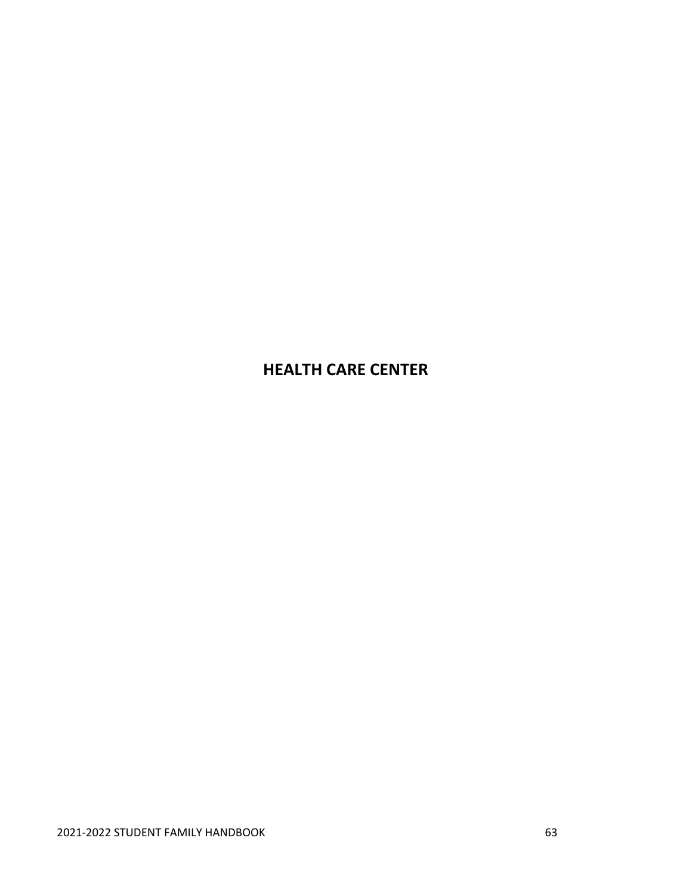# HEALTH CARE CENTER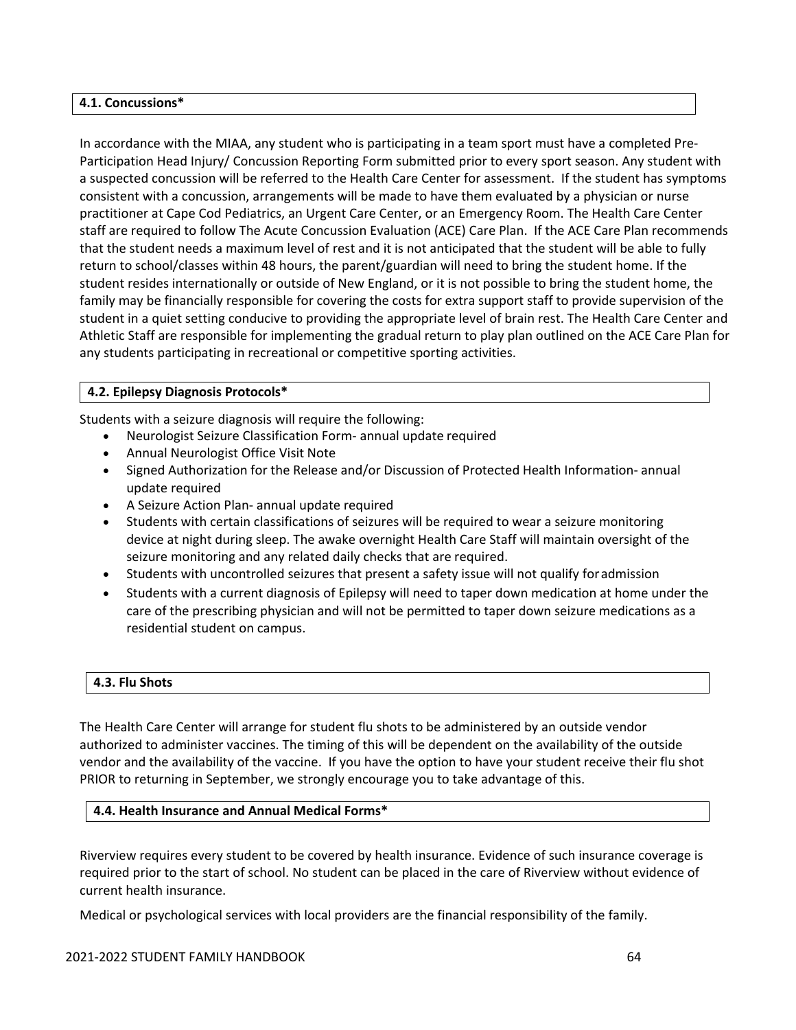### 4.1. Concussions*

In accordance with the MIAA, any student who is participating in a team sport must have a completed Pre-Participation Head Injury/ Concussion Reporting Form submitted prior to every sport season. Any student with a suspected concussion will be referred to the Health Care Center for assessment. If the student has symptoms consistent with a concussion, arrangements will be made to have them evaluated by a physician or nurse practitioner at Cape Cod Pediatrics, an Urgent Care Center, or an Emergency Room. The Health Care Center staff are required to follow The Acute Concussion Evaluation (ACE) Care Plan. If the ACE Care Plan recommends that the student needs a maximum level of rest and it is not anticipated that the student will be able to fully return to school/classes within 48 hours, the parent/guardian will need to bring the student home. If the student resides internationally or outside of New England, or it is not possible to bring the student home, the family may be financially responsible for covering the costs for extra support staff to provide supervision of the student in a quiet setting conducive to providing the appropriate level of brain rest. The Health Care Center and Athletic Staff are responsible for implementing the gradual return to play plan outlined on the ACE Care Plan for any students participating in recreational or competitive sporting activities.

### 4.2. Epilepsy Diagnosis Protocols*

Students with a seizure diagnosis will require the following:

- Neurologist Seizure Classification Form- annual update required
- Annual Neurologist Office Visit Note
- Signed Authorization for the Release and/or Discussion of Protected Health Information- annual update required
- A Seizure Action Plan- annual update required
- Students with certain classifications of seizures will be required to wear a seizure monitoring device at night during sleep. The awake overnight Health Care Staff will maintain oversight of the seizure monitoring and any related daily checks that are required.
- Students with uncontrolled seizures that present a safety issue will not qualify for admission
- Students with a current diagnosis of Epilepsy will need to taper down medication at home under the care of the prescribing physician and will not be permitted to taper down seizure medications as a residential student on campus.

### 4.3. Flu Shots

The Health Care Center will arrange for student flu shots to be administered by an outside vendor authorized to administer vaccines. The timing of this will be dependent on the availability of the outside vendor and the availability of the vaccine. If you have the option to have your student receive their flu shot PRIOR to returning in September, we strongly encourage you to take advantage of this.

### 4.4. Health Insurance and Annual Medical Forms*

Riverview requires every student to be covered by health insurance. Evidence of such insurance coverage is required prior to the start of school. No student can be placed in the care of Riverview without evidence of current health insurance.

Medical or psychological services with local providers are the financial responsibility of the family.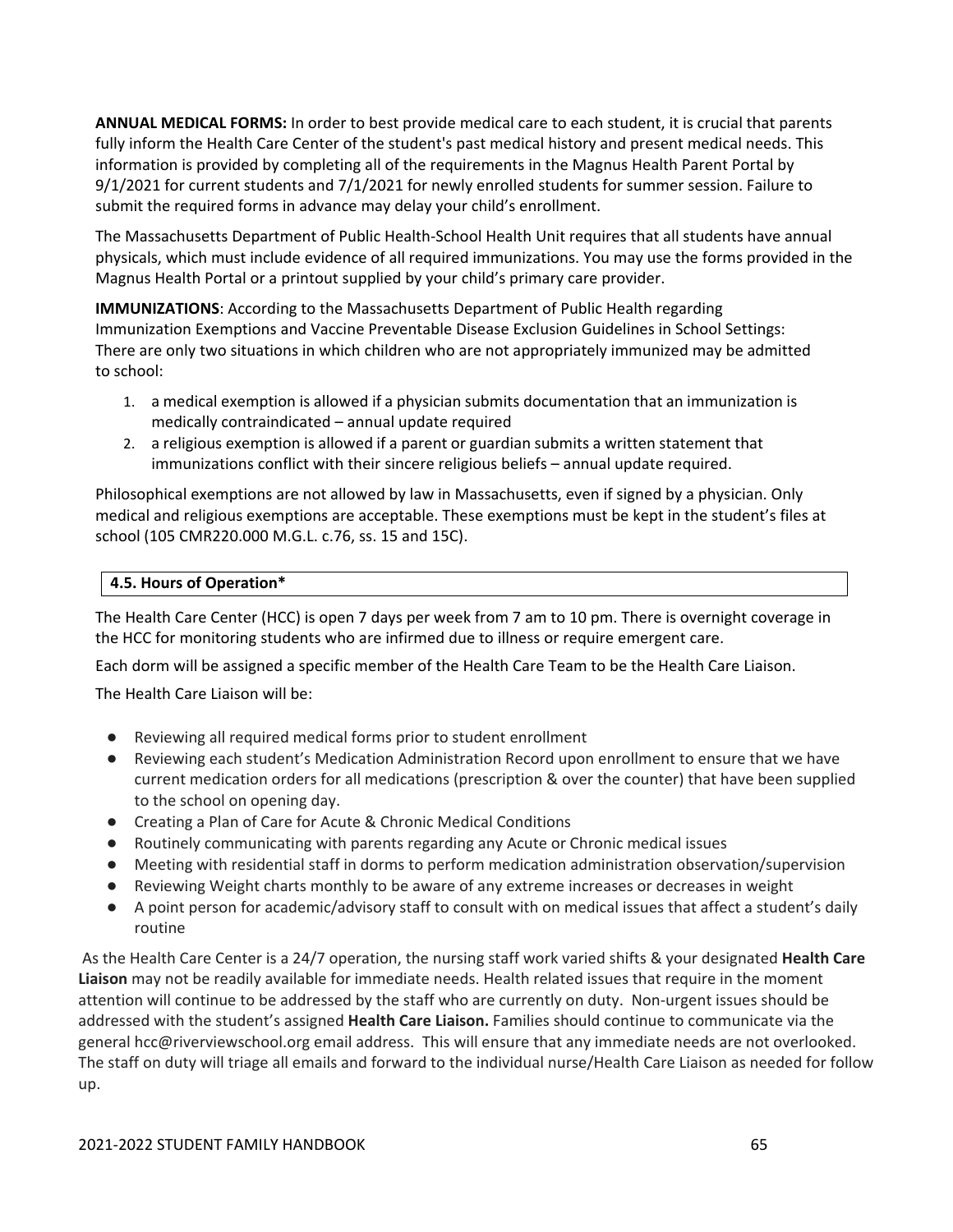**ANNUAL MEDICAL FORMS:** In order to best provide medical care to each student, it is crucial that parents fully inform the Health Care Center of the student's past medical history and present medical needs. This information is provided by completing all of the requirements in the Magnus Health Parent Portal by 9/1/2021 for current students and 7/1/2021 for newly enrolled students for summer session. Failure to submit the required forms in advance may delay your child's enrollment.

The Massachusetts Department of Public Health-School Health Unit requires that all students have annual physicals, which must include evidence of all required immunizations. You may use the forms provided in the Magnus Health Portal or a printout supplied by your child's primary care provider.

**IMMUNIZATIONS**: According to the Massachusetts Department of Public Health regarding Immunization Exemptions and Vaccine Preventable Disease Exclusion Guidelines in School Settings: There are only two situations in which children who are not appropriately immunized may be admitted to school:

1. a medical exemption is allowed if a physician submits documentation that an immunization is medically contraindicated – annual update required
2. a religious exemption is allowed if a parent or guardian submits a written statement that immunizations conflict with their sincere religious beliefs – annual update required.

Philosophical exemptions are not allowed by law in Massachusetts, even if signed by a physician. Only medical and religious exemptions are acceptable. These exemptions must be kept in the student's files at school (105 CMR220.000 M.G.L. c.76, ss. 15 and 15C).

### 4.5. Hours of Operation*

The Health Care Center (HCC) is open 7 days per week from 7 am to 10 pm. There is overnight coverage in the HCC for monitoring students who are infirmed due to illness or require emergent care.

Each dorm will be assigned a specific member of the Health Care Team to be the Health Care Liaison.

The Health Care Liaison will be:

- Reviewing all required medical forms prior to student enrollment
- Reviewing each student's Medication Administration Record upon enrollment to ensure that we have current medication orders for all medications (prescription & over the counter) that have been supplied to the school on opening day.
- Creating a Plan of Care for Acute & Chronic Medical Conditions
- Routinely communicating with parents regarding any Acute or Chronic medical issues
- Meeting with residential staff in dorms to perform medication administration observation/supervision
- Reviewing Weight charts monthly to be aware of any extreme increases or decreases in weight
- A point person for academic/advisory staff to consult with on medical issues that affect a student's daily routine

As the Health Care Center is a 24/7 operation, the nursing staff work varied shifts & your designated **Health Care Liaison** may not be readily available for immediate needs. Health related issues that require in the moment attention will continue to be addressed by the staff who are currently on duty. Non-urgent issues should be addressed with the student's assigned **Health Care Liaison.** Families should continue to communicate via the general hcc@riverviewschool.org email address. This will ensure that any immediate needs are not overlooked. The staff on duty will triage all emails and forward to the individual nurse/Health Care Liaison as needed for follow up.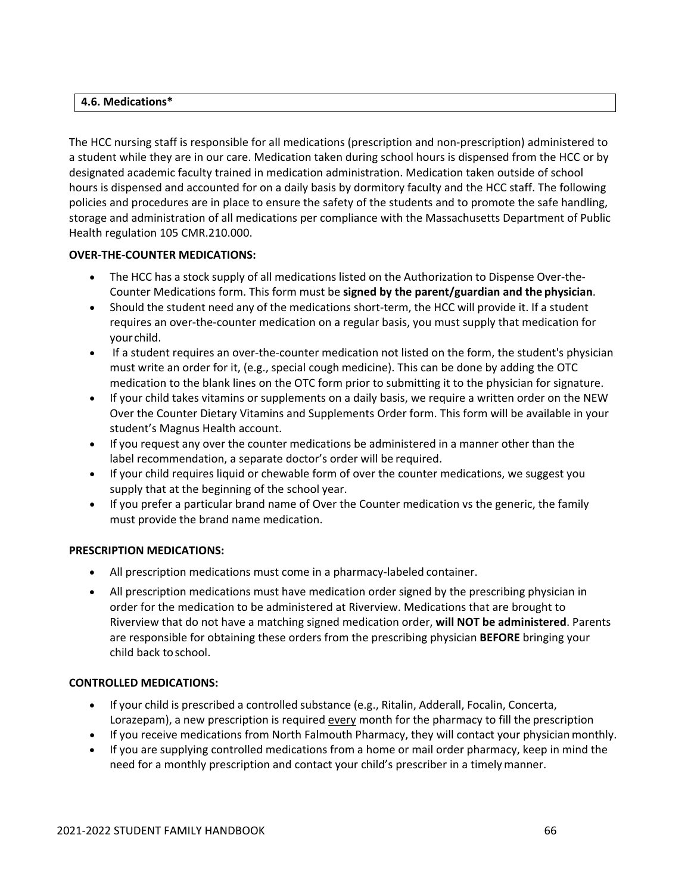## 4.6. Medications*

The HCC nursing staff is responsible for all medications (prescription and non-prescription) administered to a student while they are in our care. Medication taken during school hours is dispensed from the HCC or by designated academic faculty trained in medication administration. Medication taken outside of school hours is dispensed and accounted for on a daily basis by dormitory faculty and the HCC staff. The following policies and procedures are in place to ensure the safety of the students and to promote the safe handling, storage and administration of all medications per compliance with the Massachusetts Department of Public Health regulation 105 CMR.210.000.

**OVER-THE-COUNTER MEDICATIONS:**

- The HCC has a stock supply of all medications listed on the Authorization to Dispense Over-the-Counter Medications form. This form must be **signed by the parent/guardian and the physician**.
- Should the student need any of the medications short-term, the HCC will provide it. If a student requires an over-the-counter medication on a regular basis, you must supply that medication for your child.
- If a student requires an over-the-counter medication not listed on the form, the student's physician must write an order for it, (e.g., special cough medicine). This can be done by adding the OTC medication to the blank lines on the OTC form prior to submitting it to the physician for signature.
- If your child takes vitamins or supplements on a daily basis, we require a written order on the NEW Over the Counter Dietary Vitamins and Supplements Order form. This form will be available in your student's Magnus Health account.
- If you request any over the counter medications be administered in a manner other than the label recommendation, a separate doctor's order will be required.
- If your child requires liquid or chewable form of over the counter medications, we suggest you supply that at the beginning of the school year.
- If you prefer a particular brand name of Over the Counter medication vs the generic, the family must provide the brand name medication.

**PRESCRIPTION MEDICATIONS:**

- All prescription medications must come in a pharmacy-labeled container.
- All prescription medications must have medication order signed by the prescribing physician in order for the medication to be administered at Riverview. Medications that are brought to Riverview that do not have a matching signed medication order, **will NOT be administered**. Parents are responsible for obtaining these orders from the prescribing physician **BEFORE** bringing your child back to school.

**CONTROLLED MEDICATIONS:**

- If your child is prescribed a controlled substance (e.g., Ritalin, Adderall, Focalin, Concerta, Lorazepam), a new prescription is required every month for the pharmacy to fill the prescription
- If you receive medications from North Falmouth Pharmacy, they will contact your physician monthly.
- If you are supplying controlled medications from a home or mail order pharmacy, keep in mind the need for a monthly prescription and contact your child's prescriber in a timely manner.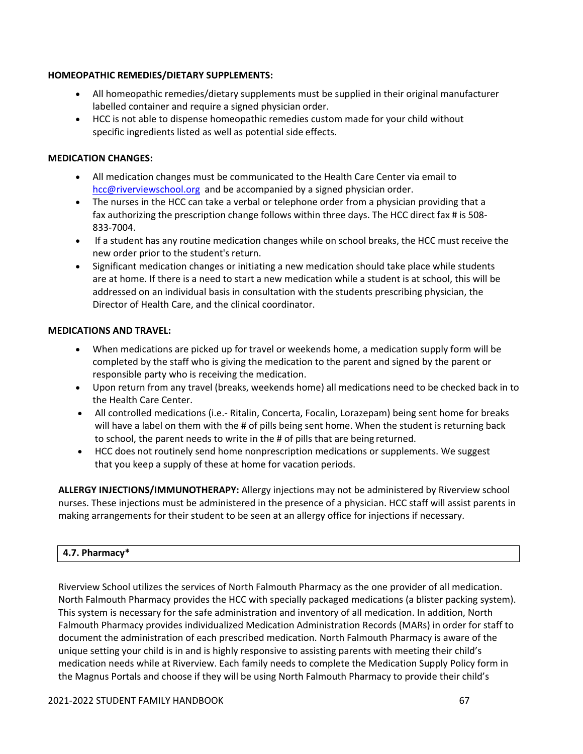**HOMEOPATHIC REMEDIES/DIETARY SUPPLEMENTS:**

- All homeopathic remedies/dietary supplements must be supplied in their original manufacturer labelled container and require a signed physician order.
- HCC is not able to dispense homeopathic remedies custom made for your child without specific ingredients listed as well as potential side effects.

**MEDICATION CHANGES:**

- All medication changes must be communicated to the Health Care Center via email to hcc@riverviewschool.org and be accompanied by a signed physician order.
- The nurses in the HCC can take a verbal or telephone order from a physician providing that a fax authorizing the prescription change follows within three days. The HCC direct fax # is 508-833-7004.
- If a student has any routine medication changes while on school breaks, the HCC must receive the new order prior to the student's return.
- Significant medication changes or initiating a new medication should take place while students are at home. If there is a need to start a new medication while a student is at school, this will be addressed on an individual basis in consultation with the students prescribing physician, the Director of Health Care, and the clinical coordinator.

**MEDICATIONS AND TRAVEL:**

- When medications are picked up for travel or weekends home, a medication supply form will be completed by the staff who is giving the medication to the parent and signed by the parent or responsible party who is receiving the medication.
- Upon return from any travel (breaks, weekends home) all medications need to be checked back in to the Health Care Center.
- All controlled medications (i.e.- Ritalin, Concerta, Focalin, Lorazepam) being sent home for breaks will have a label on them with the # of pills being sent home. When the student is returning back to school, the parent needs to write in the # of pills that are being returned.
- HCC does not routinely send home nonprescription medications or supplements. We suggest that you keep a supply of these at home for vacation periods.

**ALLERGY INJECTIONS/IMMUNOTHERAPY:** Allergy injections may not be administered by Riverview school nurses. These injections must be administered in the presence of a physician. HCC staff will assist parents in making arrangements for their student to be seen at an allergy office for injections if necessary.

## 4.7. Pharmacy*

Riverview School utilizes the services of North Falmouth Pharmacy as the one provider of all medication. North Falmouth Pharmacy provides the HCC with specially packaged medications (a blister packing system). This system is necessary for the safe administration and inventory of all medication. In addition, North Falmouth Pharmacy provides individualized Medication Administration Records (MARs) in order for staff to document the administration of each prescribed medication. North Falmouth Pharmacy is aware of the unique setting your child is in and is highly responsive to assisting parents with meeting their child's medication needs while at Riverview. Each family needs to complete the Medication Supply Policy form in the Magnus Portals and choose if they will be using North Falmouth Pharmacy to provide their child's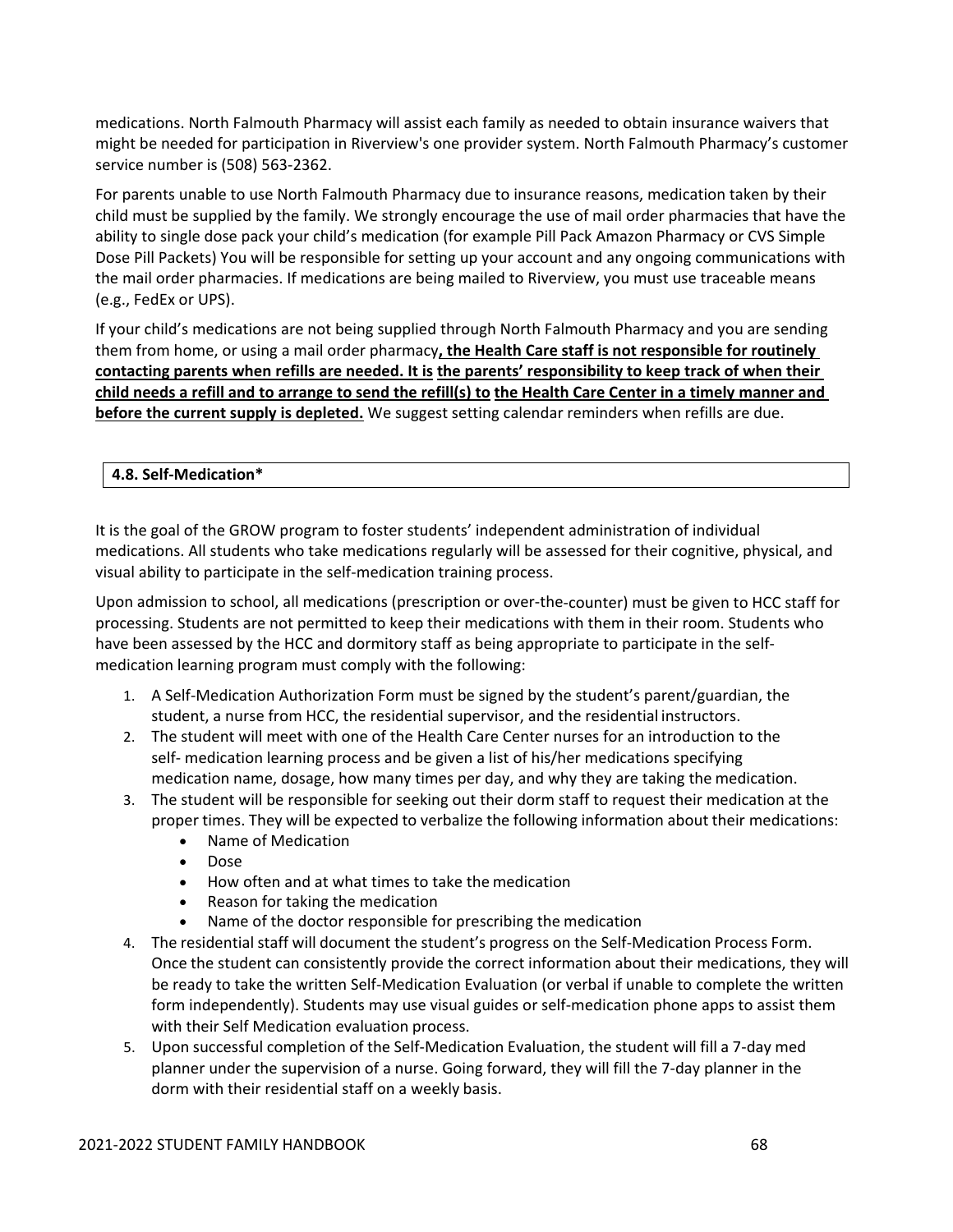medications. North Falmouth Pharmacy will assist each family as needed to obtain insurance waivers that might be needed for participation in Riverview's one provider system. North Falmouth Pharmacy's customer service number is (508) 563-2362.

For parents unable to use North Falmouth Pharmacy due to insurance reasons, medication taken by their child must be supplied by the family. We strongly encourage the use of mail order pharmacies that have the ability to single dose pack your child's medication (for example Pill Pack Amazon Pharmacy or CVS Simple Dose Pill Packets) You will be responsible for setting up your account and any ongoing communications with the mail order pharmacies. If medications are being mailed to Riverview, you must use traceable means (e.g., FedEx or UPS).

If your child's medications are not being supplied through North Falmouth Pharmacy and you are sending them from home, or using a mail order pharmacy**, the Health Care staff is not responsible for routinely contacting parents when refills are needed. It is the parents' responsibility to keep track of when their child needs a refill and to arrange to send the refill(s) to the Health Care Center in a timely manner and before the current supply is depleted.** We suggest setting calendar reminders when refills are due.

### 4.8. Self-Medication*

It is the goal of the GROW program to foster students' independent administration of individual medications. All students who take medications regularly will be assessed for their cognitive, physical, and visual ability to participate in the self-medication training process.

Upon admission to school, all medications (prescription or over-the-counter) must be given to HCC staff for processing. Students are not permitted to keep their medications with them in their room. Students who have been assessed by the HCC and dormitory staff as being appropriate to participate in the self-medication learning program must comply with the following:

1. A Self-Medication Authorization Form must be signed by the student's parent/guardian, the student, a nurse from HCC, the residential supervisor, and the residential instructors.
2. The student will meet with one of the Health Care Center nurses for an introduction to the self- medication learning process and be given a list of his/her medications specifying medication name, dosage, how many times per day, and why they are taking the medication.
3. The student will be responsible for seeking out their dorm staff to request their medication at the proper times. They will be expected to verbalize the following information about their medications:
   - Name of Medication
   - Dose
   - How often and at what times to take the medication
   - Reason for taking the medication
   - Name of the doctor responsible for prescribing the medication
4. The residential staff will document the student's progress on the Self-Medication Process Form. Once the student can consistently provide the correct information about their medications, they will be ready to take the written Self-Medication Evaluation (or verbal if unable to complete the written form independently). Students may use visual guides or self-medication phone apps to assist them with their Self Medication evaluation process.
5. Upon successful completion of the Self-Medication Evaluation, the student will fill a 7-day med planner under the supervision of a nurse. Going forward, they will fill the 7-day planner in the dorm with their residential staff on a weekly basis.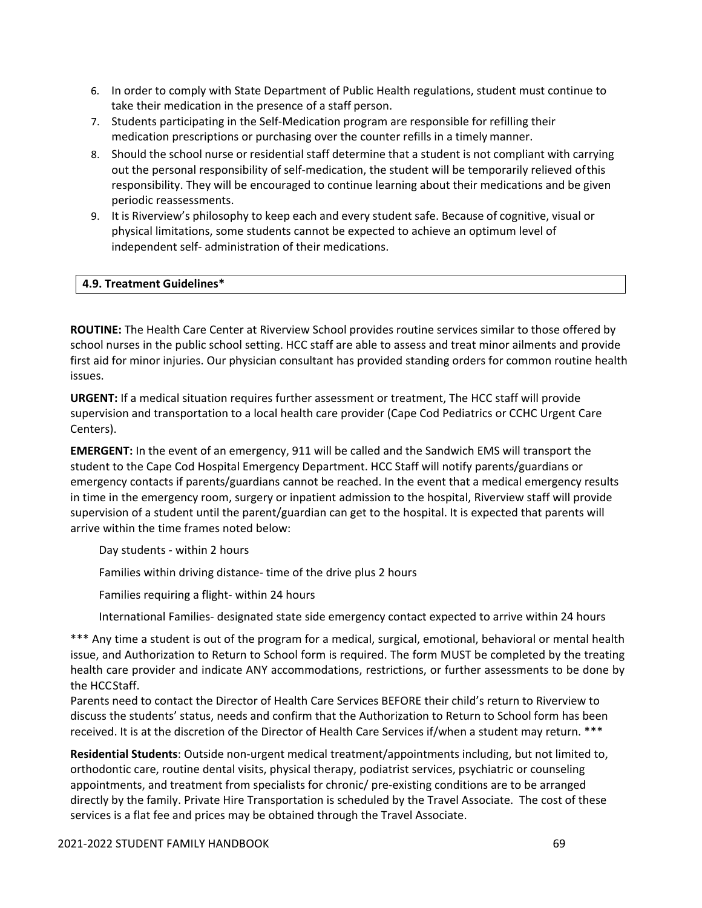6. In order to comply with State Department of Public Health regulations, student must continue to take their medication in the presence of a staff person.
7. Students participating in the Self-Medication program are responsible for refilling their medication prescriptions or purchasing over the counter refills in a timely manner.
8. Should the school nurse or residential staff determine that a student is not compliant with carrying out the personal responsibility of self-medication, the student will be temporarily relieved of this responsibility. They will be encouraged to continue learning about their medications and be given periodic reassessments.
9. It is Riverview's philosophy to keep each and every student safe. Because of cognitive, visual or physical limitations, some students cannot be expected to achieve an optimum level of independent self- administration of their medications.

### 4.9. Treatment Guidelines*

**ROUTINE:** The Health Care Center at Riverview School provides routine services similar to those offered by school nurses in the public school setting. HCC staff are able to assess and treat minor ailments and provide first aid for minor injuries. Our physician consultant has provided standing orders for common routine health issues.

**URGENT:** If a medical situation requires further assessment or treatment, The HCC staff will provide supervision and transportation to a local health care provider (Cape Cod Pediatrics or CCHC Urgent Care Centers).

**EMERGENT:** In the event of an emergency, 911 will be called and the Sandwich EMS will transport the student to the Cape Cod Hospital Emergency Department. HCC Staff will notify parents/guardians or emergency contacts if parents/guardians cannot be reached. In the event that a medical emergency results in time in the emergency room, surgery or inpatient admission to the hospital, Riverview staff will provide supervision of a student until the parent/guardian can get to the hospital. It is expected that parents will arrive within the time frames noted below:

Day students - within 2 hours

Families within driving distance- time of the drive plus 2 hours

Families requiring a flight- within 24 hours

International Families- designated state side emergency contact expected to arrive within 24 hours

*** Any time a student is out of the program for a medical, surgical, emotional, behavioral or mental health issue, and Authorization to Return to School form is required. The form MUST be completed by the treating health care provider and indicate ANY accommodations, restrictions, or further assessments to be done by the HCC Staff.
Parents need to contact the Director of Health Care Services BEFORE their child's return to Riverview to discuss the students' status, needs and confirm that the Authorization to Return to School form has been received. It is at the discretion of the Director of Health Care Services if/when a student may return. ***

**Residential Students**: Outside non-urgent medical treatment/appointments including, but not limited to, orthodontic care, routine dental visits, physical therapy, podiatrist services, psychiatric or counseling appointments, and treatment from specialists for chronic/ pre-existing conditions are to be arranged directly by the family. Private Hire Transportation is scheduled by the Travel Associate. The cost of these services is a flat fee and prices may be obtained through the Travel Associate.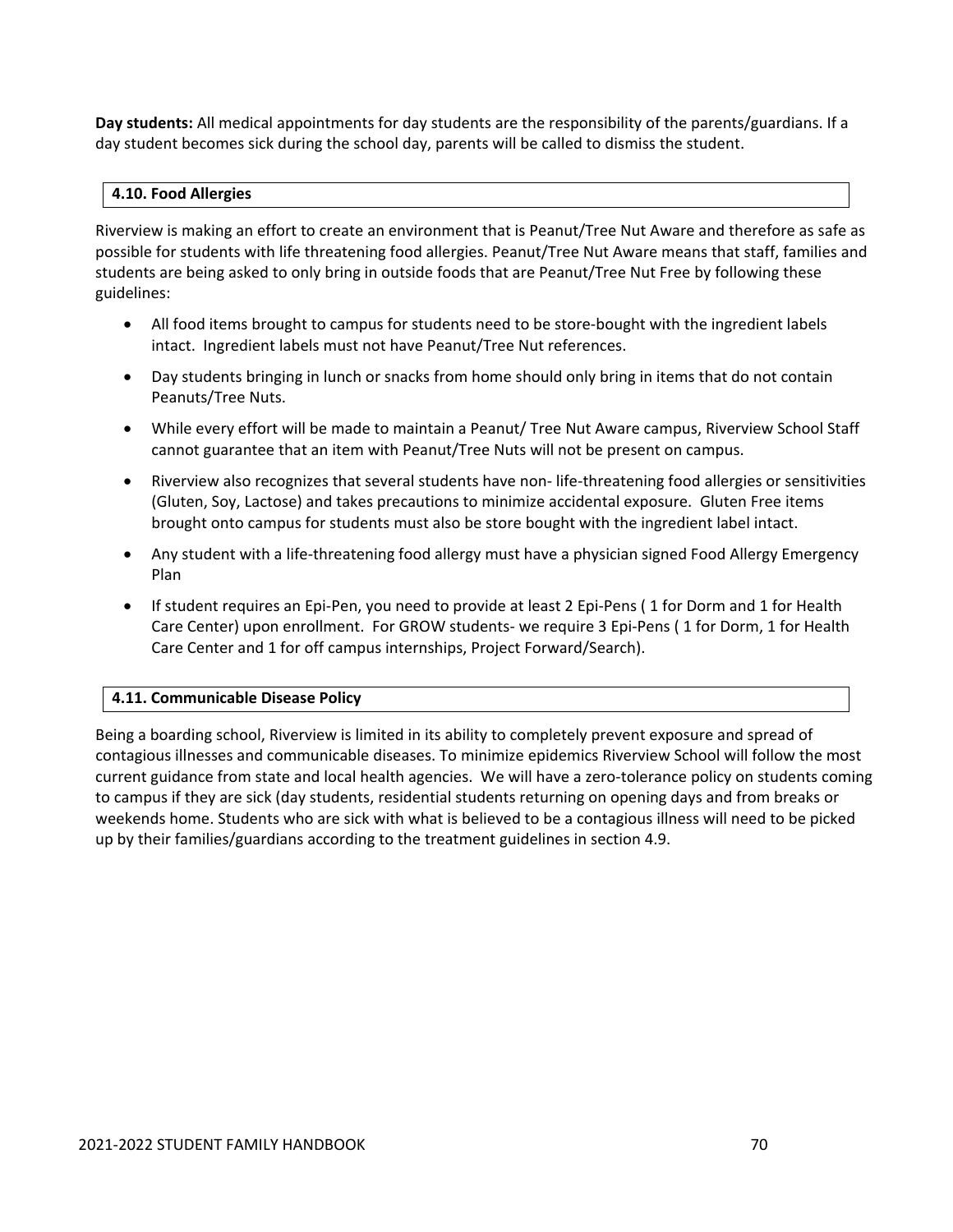**Day students:** All medical appointments for day students are the responsibility of the parents/guardians. If a day student becomes sick during the school day, parents will be called to dismiss the student.

### 4.10. Food Allergies

Riverview is making an effort to create an environment that is Peanut/Tree Nut Aware and therefore as safe as possible for students with life threatening food allergies. Peanut/Tree Nut Aware means that staff, families and students are being asked to only bring in outside foods that are Peanut/Tree Nut Free by following these guidelines:

- All food items brought to campus for students need to be store-bought with the ingredient labels intact. Ingredient labels must not have Peanut/Tree Nut references.
- Day students bringing in lunch or snacks from home should only bring in items that do not contain Peanuts/Tree Nuts.
- While every effort will be made to maintain a Peanut/ Tree Nut Aware campus, Riverview School Staff cannot guarantee that an item with Peanut/Tree Nuts will not be present on campus.
- Riverview also recognizes that several students have non- life-threatening food allergies or sensitivities (Gluten, Soy, Lactose) and takes precautions to minimize accidental exposure. Gluten Free items brought onto campus for students must also be store bought with the ingredient label intact.
- Any student with a life-threatening food allergy must have a physician signed Food Allergy Emergency Plan
- If student requires an Epi-Pen, you need to provide at least 2 Epi-Pens ( 1 for Dorm and 1 for Health Care Center) upon enrollment. For GROW students- we require 3 Epi-Pens ( 1 for Dorm, 1 for Health Care Center and 1 for off campus internships, Project Forward/Search).

### 4.11. Communicable Disease Policy

Being a boarding school, Riverview is limited in its ability to completely prevent exposure and spread of contagious illnesses and communicable diseases. To minimize epidemics Riverview School will follow the most current guidance from state and local health agencies. We will have a zero-tolerance policy on students coming to campus if they are sick (day students, residential students returning on opening days and from breaks or weekends home. Students who are sick with what is believed to be a contagious illness will need to be picked up by their families/guardians according to the treatment guidelines in section 4.9.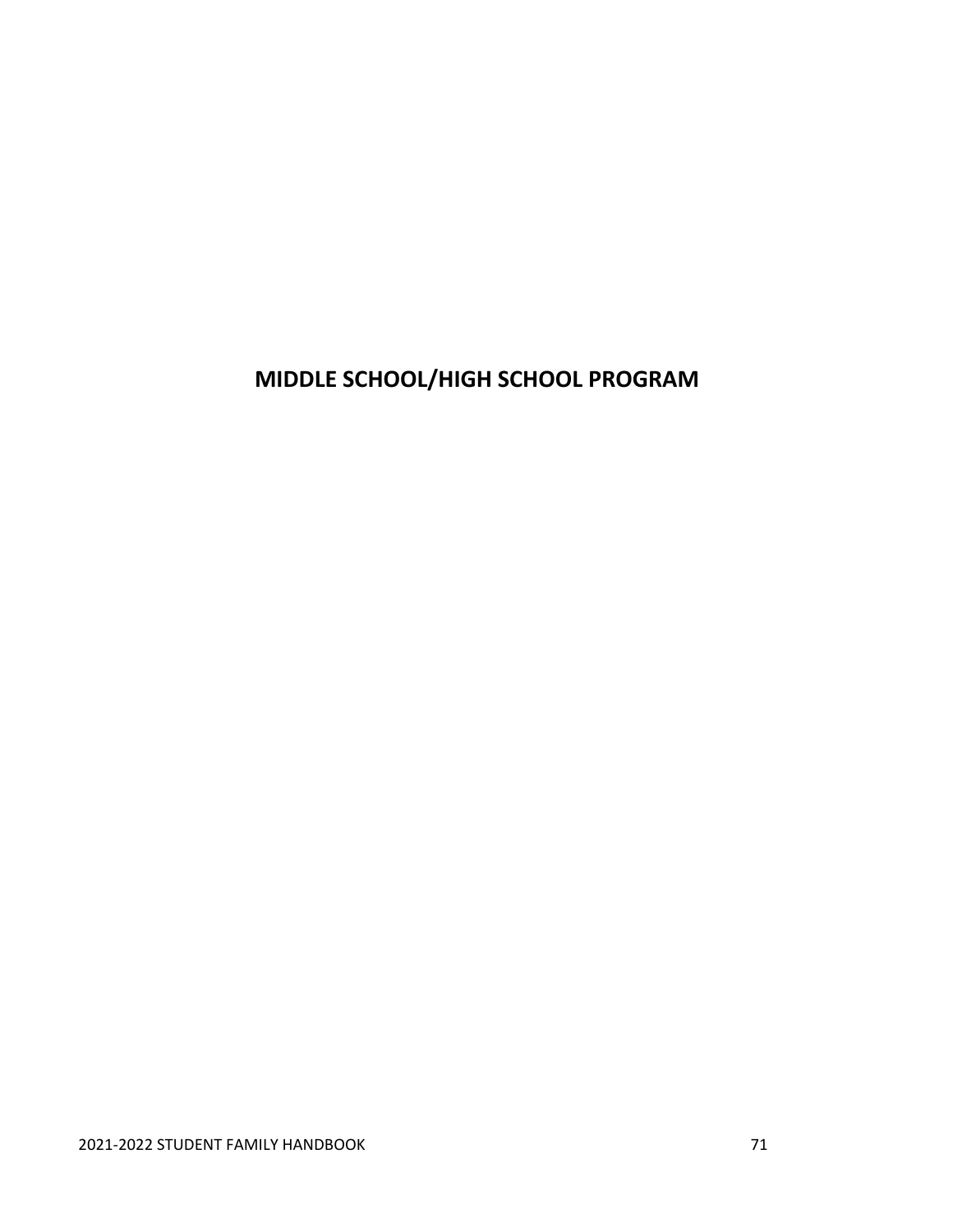# MIDDLE SCHOOL/HIGH SCHOOL PROGRAM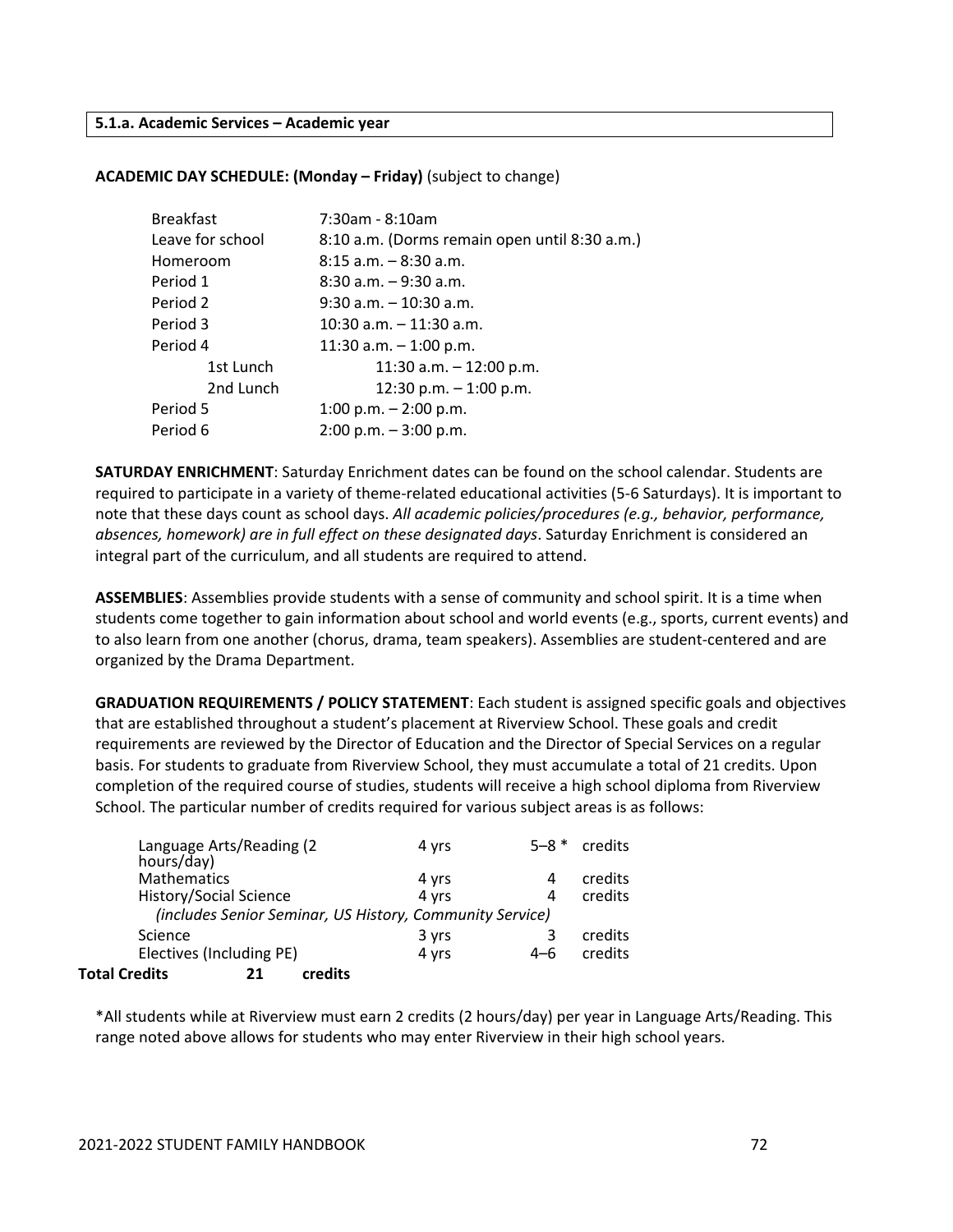## 5.1.a. Academic Services – Academic year

**ACADEMIC DAY SCHEDULE: (Monday – Friday)** (subject to change)

| | |
|---|---|
| Breakfast | 7:30am - 8:10am |
| Leave for school | 8:10 a.m. (Dorms remain open until 8:30 a.m.) |
| Homeroom | 8:15 a.m. – 8:30 a.m. |
| Period 1 | 8:30 a.m. – 9:30 a.m. |
| Period 2 | 9:30 a.m. – 10:30 a.m. |
| Period 3 | 10:30 a.m. – 11:30 a.m. |
| Period 4 | 11:30 a.m. – 1:00 p.m. |
| 1st Lunch | 11:30 a.m. – 12:00 p.m. |
| 2nd Lunch | 12:30 p.m. – 1:00 p.m. |
| Period 5 | 1:00 p.m. – 2:00 p.m. |
| Period 6 | 2:00 p.m. – 3:00 p.m. |

**SATURDAY ENRICHMENT**: Saturday Enrichment dates can be found on the school calendar. Students are required to participate in a variety of theme-related educational activities (5-6 Saturdays). It is important to note that these days count as school days. *All academic policies/procedures (e.g., behavior, performance, absences, homework) are in full effect on these designated days*. Saturday Enrichment is considered an integral part of the curriculum, and all students are required to attend.

**ASSEMBLIES**: Assemblies provide students with a sense of community and school spirit. It is a time when students come together to gain information about school and world events (e.g., sports, current events) and to also learn from one another (chorus, drama, team speakers). Assemblies are student-centered and are organized by the Drama Department.

**GRADUATION REQUIREMENTS / POLICY STATEMENT**: Each student is assigned specific goals and objectives that are established throughout a student's placement at Riverview School. These goals and credit requirements are reviewed by the Director of Education and the Director of Special Services on a regular basis. For students to graduate from Riverview School, they must accumulate a total of 21 credits. Upon completion of the required course of studies, students will receive a high school diploma from Riverview School. The particular number of credits required for various subject areas is as follows:

| | | | |
|---|---|---|---|
| Language Arts/Reading (2 hours/day) | 4 yrs | 5–8 * | credits |
| Mathematics | 4 yrs | 4 | credits |
| History/Social Science | 4 yrs | 4 | credits |
| *(includes Senior Seminar, US History, Community Service)* | | | |
| Science | 3 yrs | 3 | credits |
| Electives (Including PE) | 4 yrs | 4–6 | credits |
| **Total Credits** | **21** | **credits** | |

*All students while at Riverview must earn 2 credits (2 hours/day) per year in Language Arts/Reading. This range noted above allows for students who may enter Riverview in their high school years.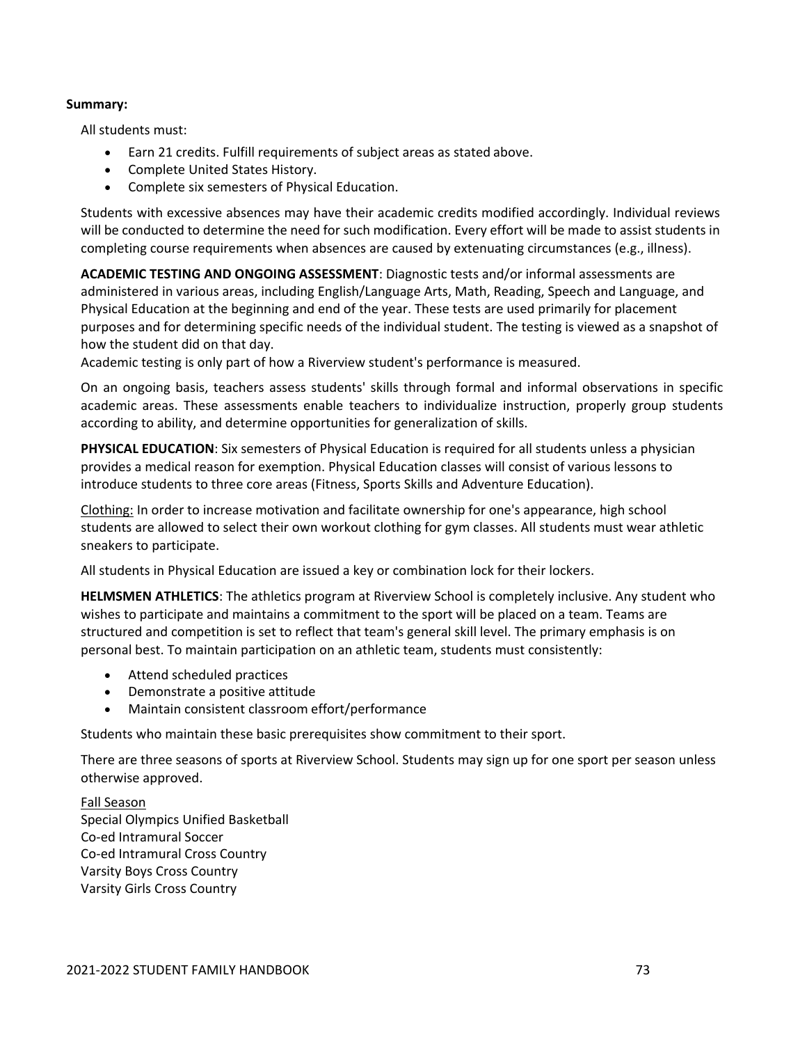**Summary:**

All students must:

- Earn 21 credits. Fulfill requirements of subject areas as stated above.
- Complete United States History.
- Complete six semesters of Physical Education.

Students with excessive absences may have their academic credits modified accordingly. Individual reviews will be conducted to determine the need for such modification. Every effort will be made to assist students in completing course requirements when absences are caused by extenuating circumstances (e.g., illness).

**ACADEMIC TESTING AND ONGOING ASSESSMENT**: Diagnostic tests and/or informal assessments are administered in various areas, including English/Language Arts, Math, Reading, Speech and Language, and Physical Education at the beginning and end of the year. These tests are used primarily for placement purposes and for determining specific needs of the individual student. The testing is viewed as a snapshot of how the student did on that day.

Academic testing is only part of how a Riverview student's performance is measured.

On an ongoing basis, teachers assess students' skills through formal and informal observations in specific academic areas. These assessments enable teachers to individualize instruction, properly group students according to ability, and determine opportunities for generalization of skills.

**PHYSICAL EDUCATION**: Six semesters of Physical Education is required for all students unless a physician provides a medical reason for exemption. Physical Education classes will consist of various lessons to introduce students to three core areas (Fitness, Sports Skills and Adventure Education).

Clothing: In order to increase motivation and facilitate ownership for one's appearance, high school students are allowed to select their own workout clothing for gym classes. All students must wear athletic sneakers to participate.

All students in Physical Education are issued a key or combination lock for their lockers.

**HELMSMEN ATHLETICS**: The athletics program at Riverview School is completely inclusive. Any student who wishes to participate and maintains a commitment to the sport will be placed on a team. Teams are structured and competition is set to reflect that team's general skill level. The primary emphasis is on personal best. To maintain participation on an athletic team, students must consistently:

- Attend scheduled practices
- Demonstrate a positive attitude
- Maintain consistent classroom effort/performance

Students who maintain these basic prerequisites show commitment to their sport.

There are three seasons of sports at Riverview School. Students may sign up for one sport per season unless otherwise approved.

Fall Season
Special Olympics Unified Basketball
Co-ed Intramural Soccer
Co-ed Intramural Cross Country
Varsity Boys Cross Country
Varsity Girls Cross Country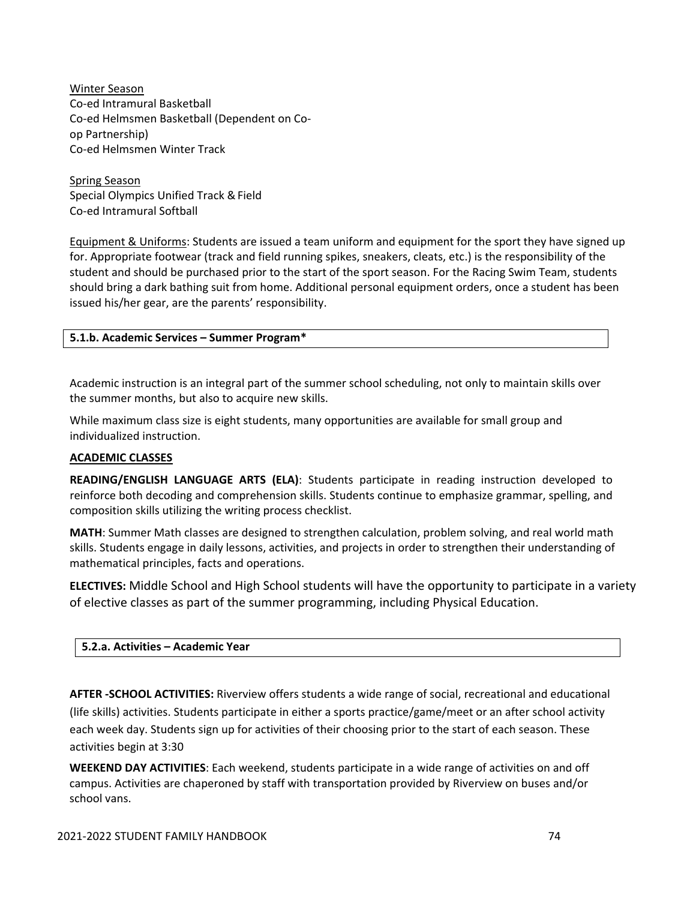<u>Winter Season</u>
Co-ed Intramural Basketball
Co-ed Helmsmen Basketball (Dependent on Co-op Partnership)
Co-ed Helmsmen Winter Track

<u>Spring Season</u>
Special Olympics Unified Track & Field
Co-ed Intramural Softball

<u>Equipment & Uniforms</u>: Students are issued a team uniform and equipment for the sport they have signed up for. Appropriate footwear (track and field running spikes, sneakers, cleats, etc.) is the responsibility of the student and should be purchased prior to the start of the sport season. For the Racing Swim Team, students should bring a dark bathing suit from home. Additional personal equipment orders, once a student has been issued his/her gear, are the parents' responsibility.

### 5.1.b. Academic Services – Summer Program*

Academic instruction is an integral part of the summer school scheduling, not only to maintain skills over the summer months, but also to acquire new skills.

While maximum class size is eight students, many opportunities are available for small group and individualized instruction.

**<u>ACADEMIC CLASSES</u>**

**READING/ENGLISH LANGUAGE ARTS (ELA)**: Students participate in reading instruction developed to reinforce both decoding and comprehension skills. Students continue to emphasize grammar, spelling, and composition skills utilizing the writing process checklist.

**MATH**: Summer Math classes are designed to strengthen calculation, problem solving, and real world math skills. Students engage in daily lessons, activities, and projects in order to strengthen their understanding of mathematical principles, facts and operations.

**ELECTIVES:** Middle School and High School students will have the opportunity to participate in a variety of elective classes as part of the summer programming, including Physical Education.

### 5.2.a. Activities – Academic Year

**AFTER -SCHOOL ACTIVITIES:** Riverview offers students a wide range of social, recreational and educational (life skills) activities. Students participate in either a sports practice/game/meet or an after school activity each week day. Students sign up for activities of their choosing prior to the start of each season. These activities begin at 3:30

**WEEKEND DAY ACTIVITIES**: Each weekend, students participate in a wide range of activities on and off campus. Activities are chaperoned by staff with transportation provided by Riverview on buses and/or school vans.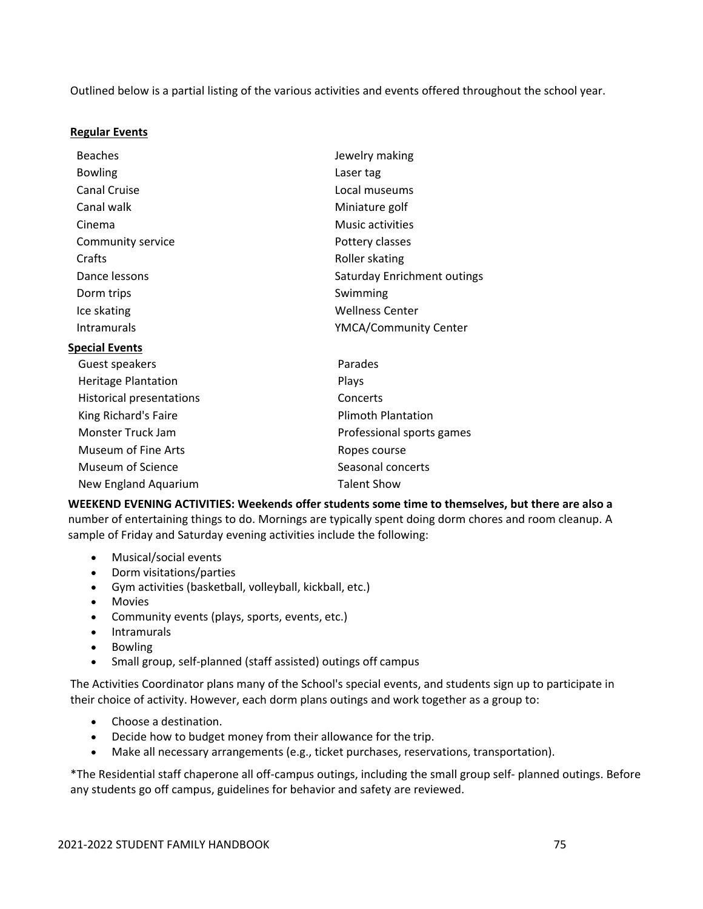Outlined below is a partial listing of the various activities and events offered throughout the school year.

**Regular Events**

| | |
|---|---|
| Beaches | Jewelry making |
| Bowling | Laser tag |
| Canal Cruise | Local museums |
| Canal walk | Miniature golf |
| Cinema | Music activities |
| Community service | Pottery classes |
| Crafts | Roller skating |
| Dance lessons | Saturday Enrichment outings |
| Dorm trips | Swimming |
| Ice skating | Wellness Center |
| Intramurals | YMCA/Community Center |

**Special Events**

| | |
|---|---|
| Guest speakers | Parades |
| Heritage Plantation | Plays |
| Historical presentations | Concerts |
| King Richard's Faire | Plimoth Plantation |
| Monster Truck Jam | Professional sports games |
| Museum of Fine Arts | Ropes course |
| Museum of Science | Seasonal concerts |
| New England Aquarium | Talent Show |

**WEEKEND EVENING ACTIVITIES: Weekends offer students some time to themselves, but there are also a** number of entertaining things to do. Mornings are typically spent doing dorm chores and room cleanup. A sample of Friday and Saturday evening activities include the following:

- Musical/social events
- Dorm visitations/parties
- Gym activities (basketball, volleyball, kickball, etc.)
- Movies
- Community events (plays, sports, events, etc.)
- Intramurals
- Bowling
- Small group, self-planned (staff assisted) outings off campus

The Activities Coordinator plans many of the School's special events, and students sign up to participate in their choice of activity. However, each dorm plans outings and work together as a group to:

- Choose a destination.
- Decide how to budget money from their allowance for the trip.
- Make all necessary arrangements (e.g., ticket purchases, reservations, transportation).

*The Residential staff chaperone all off-campus outings, including the small group self- planned outings. Before any students go off campus, guidelines for behavior and safety are reviewed.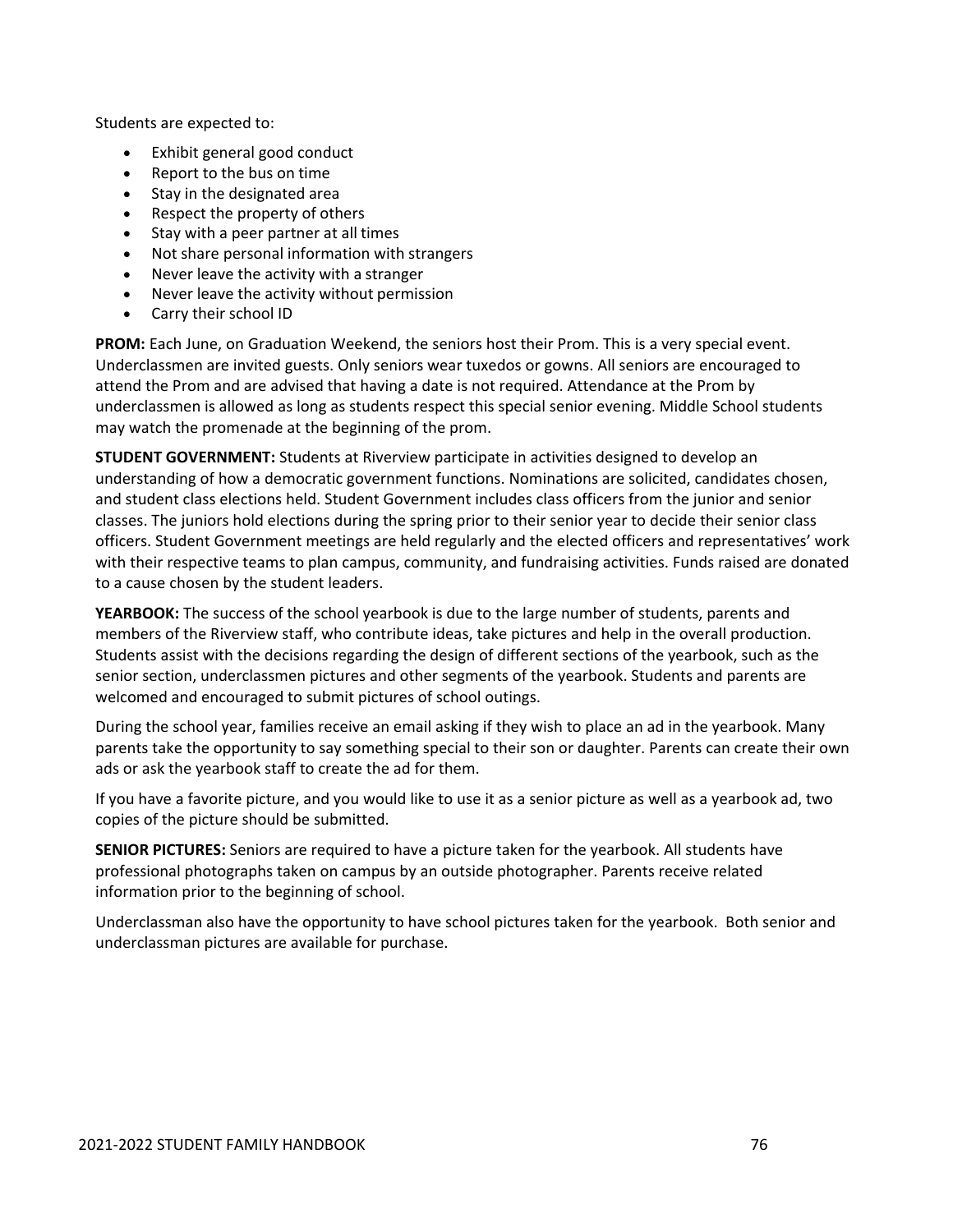Students are expected to:

- Exhibit general good conduct
- Report to the bus on time
- Stay in the designated area
- Respect the property of others
- Stay with a peer partner at all times
- Not share personal information with strangers
- Never leave the activity with a stranger
- Never leave the activity without permission
- Carry their school ID

**PROM:** Each June, on Graduation Weekend, the seniors host their Prom. This is a very special event. Underclassmen are invited guests. Only seniors wear tuxedos or gowns. All seniors are encouraged to attend the Prom and are advised that having a date is not required. Attendance at the Prom by underclassmen is allowed as long as students respect this special senior evening. Middle School students may watch the promenade at the beginning of the prom.

**STUDENT GOVERNMENT:** Students at Riverview participate in activities designed to develop an understanding of how a democratic government functions. Nominations are solicited, candidates chosen, and student class elections held. Student Government includes class officers from the junior and senior classes. The juniors hold elections during the spring prior to their senior year to decide their senior class officers. Student Government meetings are held regularly and the elected officers and representatives' work with their respective teams to plan campus, community, and fundraising activities. Funds raised are donated to a cause chosen by the student leaders.

**YEARBOOK:** The success of the school yearbook is due to the large number of students, parents and members of the Riverview staff, who contribute ideas, take pictures and help in the overall production. Students assist with the decisions regarding the design of different sections of the yearbook, such as the senior section, underclassmen pictures and other segments of the yearbook. Students and parents are welcomed and encouraged to submit pictures of school outings.

During the school year, families receive an email asking if they wish to place an ad in the yearbook. Many parents take the opportunity to say something special to their son or daughter. Parents can create their own ads or ask the yearbook staff to create the ad for them.

If you have a favorite picture, and you would like to use it as a senior picture as well as a yearbook ad, two copies of the picture should be submitted.

**SENIOR PICTURES:** Seniors are required to have a picture taken for the yearbook. All students have professional photographs taken on campus by an outside photographer. Parents receive related information prior to the beginning of school.

Underclassman also have the opportunity to have school pictures taken for the yearbook. Both senior and underclassman pictures are available for purchase.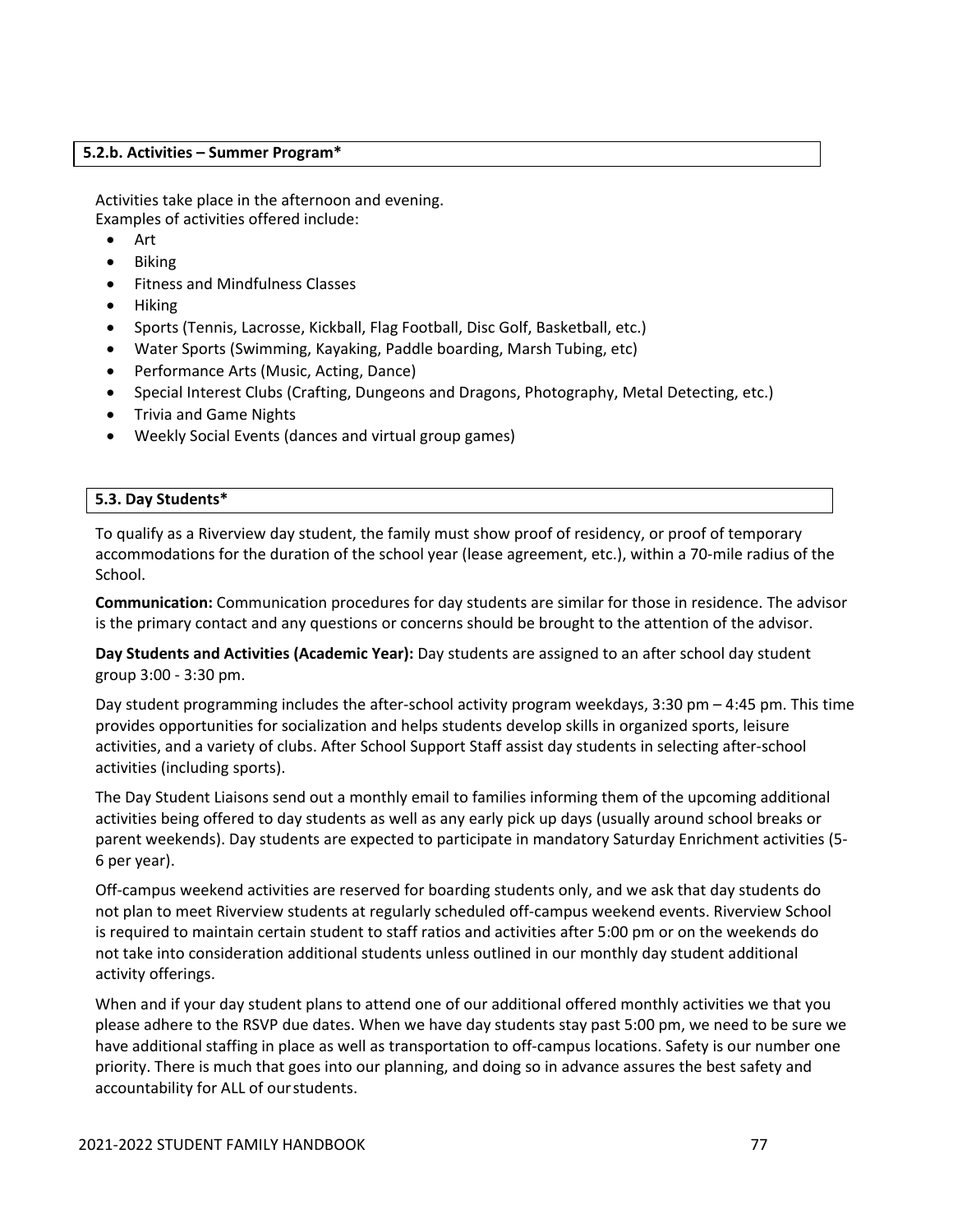### 5.2.b. Activities – Summer Program*

Activities take place in the afternoon and evening.
Examples of activities offered include:

- Art
- Biking
- Fitness and Mindfulness Classes
- Hiking
- Sports (Tennis, Lacrosse, Kickball, Flag Football, Disc Golf, Basketball, etc.)
- Water Sports (Swimming, Kayaking, Paddle boarding, Marsh Tubing, etc)
- Performance Arts (Music, Acting, Dance)
- Special Interest Clubs (Crafting, Dungeons and Dragons, Photography, Metal Detecting, etc.)
- Trivia and Game Nights
- Weekly Social Events (dances and virtual group games)

### 5.3. Day Students*

To qualify as a Riverview day student, the family must show proof of residency, or proof of temporary accommodations for the duration of the school year (lease agreement, etc.), within a 70-mile radius of the School.

**Communication:** Communication procedures for day students are similar for those in residence. The advisor is the primary contact and any questions or concerns should be brought to the attention of the advisor.

**Day Students and Activities (Academic Year):** Day students are assigned to an after school day student group 3:00 - 3:30 pm.

Day student programming includes the after-school activity program weekdays, 3:30 pm – 4:45 pm. This time provides opportunities for socialization and helps students develop skills in organized sports, leisure activities, and a variety of clubs. After School Support Staff assist day students in selecting after-school activities (including sports).

The Day Student Liaisons send out a monthly email to families informing them of the upcoming additional activities being offered to day students as well as any early pick up days (usually around school breaks or parent weekends). Day students are expected to participate in mandatory Saturday Enrichment activities (5-6 per year).

Off-campus weekend activities are reserved for boarding students only, and we ask that day students do not plan to meet Riverview students at regularly scheduled off-campus weekend events. Riverview School is required to maintain certain student to staff ratios and activities after 5:00 pm or on the weekends do not take into consideration additional students unless outlined in our monthly day student additional activity offerings.

When and if your day student plans to attend one of our additional offered monthly activities we that you please adhere to the RSVP due dates. When we have day students stay past 5:00 pm, we need to be sure we have additional staffing in place as well as transportation to off-campus locations. Safety is our number one priority. There is much that goes into our planning, and doing so in advance assures the best safety and accountability for ALL of our students.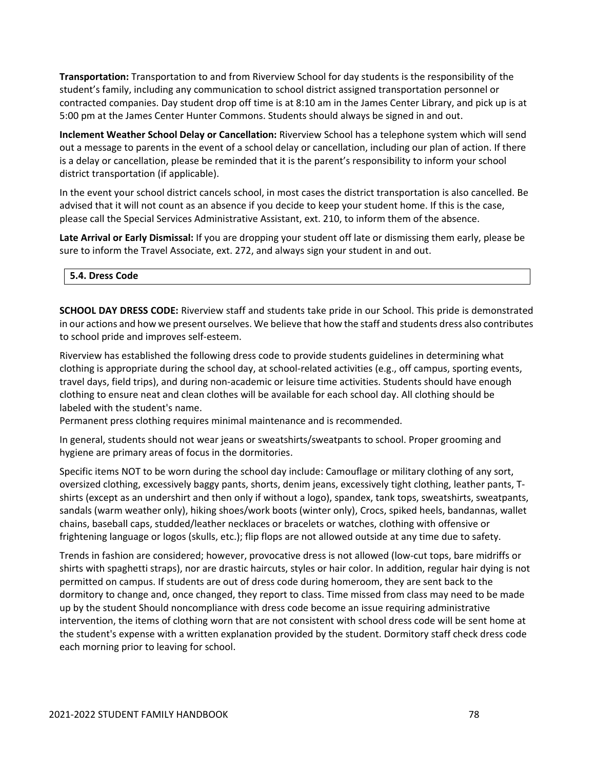**Transportation:** Transportation to and from Riverview School for day students is the responsibility of the student's family, including any communication to school district assigned transportation personnel or contracted companies. Day student drop off time is at 8:10 am in the James Center Library, and pick up is at 5:00 pm at the James Center Hunter Commons. Students should always be signed in and out.

**Inclement Weather School Delay or Cancellation:** Riverview School has a telephone system which will send out a message to parents in the event of a school delay or cancellation, including our plan of action. If there is a delay or cancellation, please be reminded that it is the parent's responsibility to inform your school district transportation (if applicable).

In the event your school district cancels school, in most cases the district transportation is also cancelled. Be advised that it will not count as an absence if you decide to keep your student home. If this is the case, please call the Special Services Administrative Assistant, ext. 210, to inform them of the absence.

**Late Arrival or Early Dismissal:** If you are dropping your student off late or dismissing them early, please be sure to inform the Travel Associate, ext. 272, and always sign your student in and out.

## 5.4. Dress Code

**SCHOOL DAY DRESS CODE:** Riverview staff and students take pride in our School. This pride is demonstrated in our actions and how we present ourselves. We believe that how the staff and students dress also contributes to school pride and improves self-esteem.

Riverview has established the following dress code to provide students guidelines in determining what clothing is appropriate during the school day, at school-related activities (e.g., off campus, sporting events, travel days, field trips), and during non-academic or leisure time activities. Students should have enough clothing to ensure neat and clean clothes will be available for each school day. All clothing should be labeled with the student's name.
Permanent press clothing requires minimal maintenance and is recommended.

In general, students should not wear jeans or sweatshirts/sweatpants to school. Proper grooming and hygiene are primary areas of focus in the dormitories.

Specific items NOT to be worn during the school day include: Camouflage or military clothing of any sort, oversized clothing, excessively baggy pants, shorts, denim jeans, excessively tight clothing, leather pants, T-shirts (except as an undershirt and then only if without a logo), spandex, tank tops, sweatshirts, sweatpants, sandals (warm weather only), hiking shoes/work boots (winter only), Crocs, spiked heels, bandannas, wallet chains, baseball caps, studded/leather necklaces or bracelets or watches, clothing with offensive or frightening language or logos (skulls, etc.); flip flops are not allowed outside at any time due to safety.

Trends in fashion are considered; however, provocative dress is not allowed (low-cut tops, bare midriffs or shirts with spaghetti straps), nor are drastic haircuts, styles or hair color. In addition, regular hair dying is not permitted on campus. If students are out of dress code during homeroom, they are sent back to the dormitory to change and, once changed, they report to class. Time missed from class may need to be made up by the student Should noncompliance with dress code become an issue requiring administrative intervention, the items of clothing worn that are not consistent with school dress code will be sent home at the student's expense with a written explanation provided by the student. Dormitory staff check dress code each morning prior to leaving for school.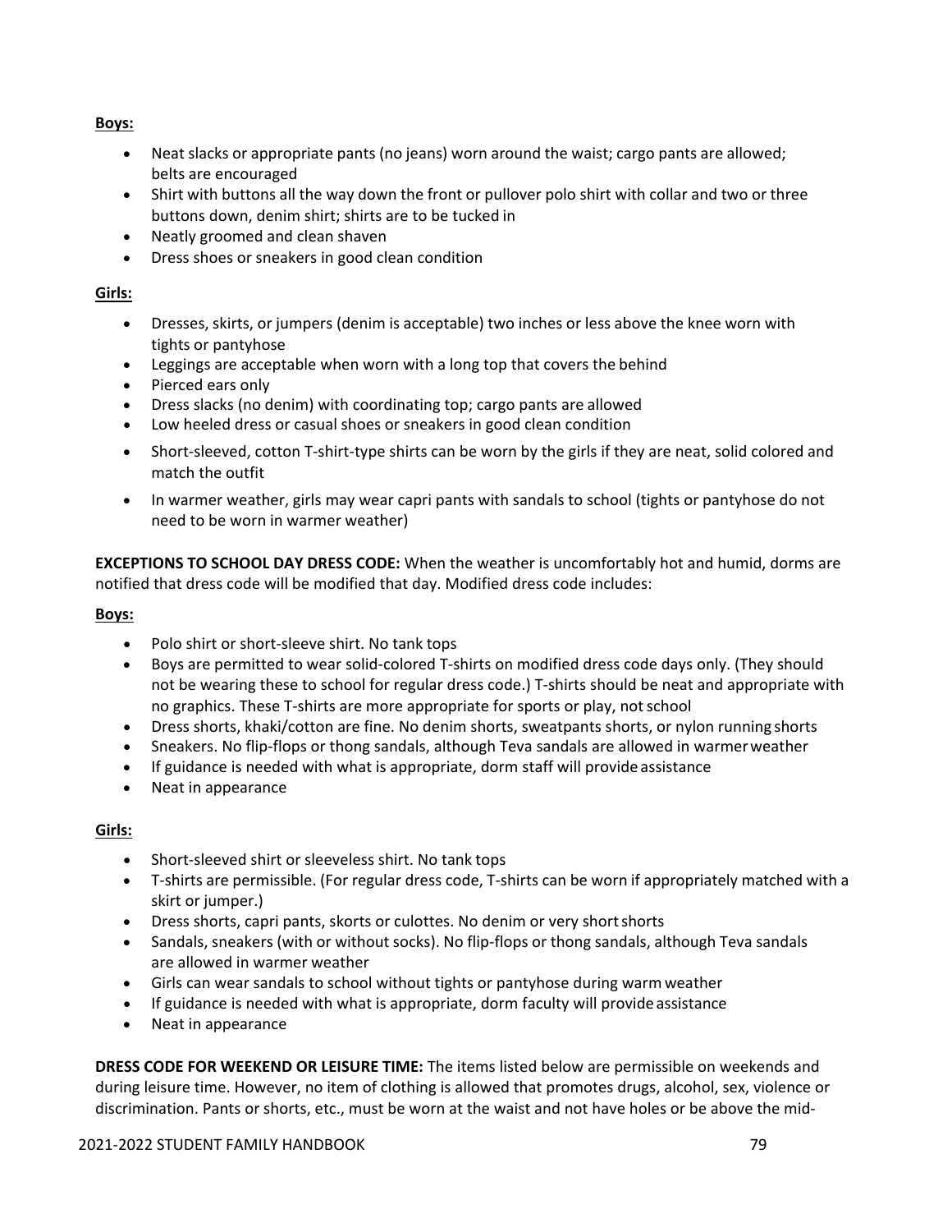**Boys:**

- Neat slacks or appropriate pants (no jeans) worn around the waist; cargo pants are allowed; belts are encouraged
- Shirt with buttons all the way down the front or pullover polo shirt with collar and two or three buttons down, denim shirt; shirts are to be tucked in
- Neatly groomed and clean shaven
- Dress shoes or sneakers in good clean condition

**Girls:**

- Dresses, skirts, or jumpers (denim is acceptable) two inches or less above the knee worn with tights or pantyhose
- Leggings are acceptable when worn with a long top that covers the behind
- Pierced ears only
- Dress slacks (no denim) with coordinating top; cargo pants are allowed
- Low heeled dress or casual shoes or sneakers in good clean condition
- Short-sleeved, cotton T-shirt-type shirts can be worn by the girls if they are neat, solid colored and match the outfit
- In warmer weather, girls may wear capri pants with sandals to school (tights or pantyhose do not need to be worn in warmer weather)

**EXCEPTIONS TO SCHOOL DAY DRESS CODE:** When the weather is uncomfortably hot and humid, dorms are notified that dress code will be modified that day. Modified dress code includes:

**Boys:**

- Polo shirt or short-sleeve shirt. No tank tops
- Boys are permitted to wear solid-colored T-shirts on modified dress code days only. (They should not be wearing these to school for regular dress code.) T-shirts should be neat and appropriate with no graphics. These T-shirts are more appropriate for sports or play, not school
- Dress shorts, khaki/cotton are fine. No denim shorts, sweatpants shorts, or nylon running shorts
- Sneakers. No flip-flops or thong sandals, although Teva sandals are allowed in warmer weather
- If guidance is needed with what is appropriate, dorm staff will provide assistance
- Neat in appearance

**Girls:**

- Short-sleeved shirt or sleeveless shirt. No tank tops
- T-shirts are permissible. (For regular dress code, T-shirts can be worn if appropriately matched with a skirt or jumper.)
- Dress shorts, capri pants, skorts or culottes. No denim or very short shorts
- Sandals, sneakers (with or without socks). No flip-flops or thong sandals, although Teva sandals are allowed in warmer weather
- Girls can wear sandals to school without tights or pantyhose during warm weather
- If guidance is needed with what is appropriate, dorm faculty will provide assistance
- Neat in appearance

**DRESS CODE FOR WEEKEND OR LEISURE TIME:** The items listed below are permissible on weekends and during leisure time. However, no item of clothing is allowed that promotes drugs, alcohol, sex, violence or discrimination. Pants or shorts, etc., must be worn at the waist and not have holes or be above the mid-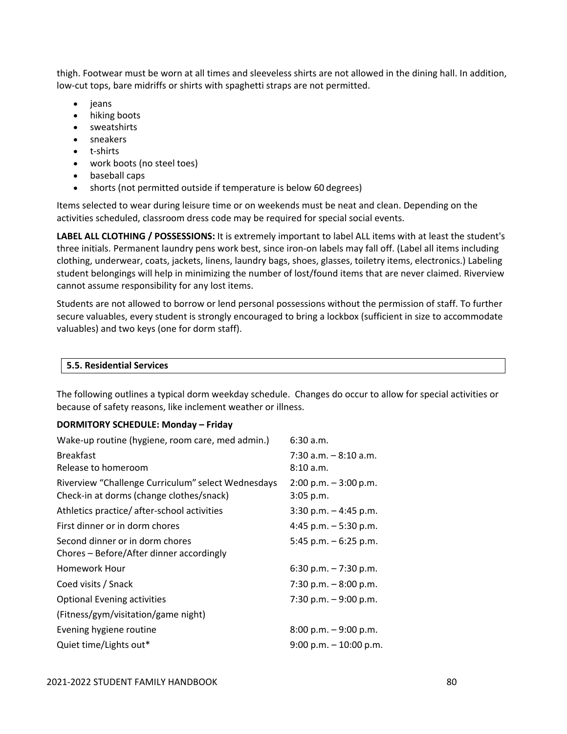thigh. Footwear must be worn at all times and sleeveless shirts are not allowed in the dining hall. In addition, low-cut tops, bare midriffs or shirts with spaghetti straps are not permitted.

- jeans
- hiking boots
- sweatshirts
- sneakers
- t-shirts
- work boots (no steel toes)
- baseball caps
- shorts (not permitted outside if temperature is below 60 degrees)

Items selected to wear during leisure time or on weekends must be neat and clean. Depending on the activities scheduled, classroom dress code may be required for special social events.

**LABEL ALL CLOTHING / POSSESSIONS:** It is extremely important to label ALL items with at least the student's three initials. Permanent laundry pens work best, since iron-on labels may fall off. (Label all items including clothing, underwear, coats, jackets, linens, laundry bags, shoes, glasses, toiletry items, electronics.) Labeling student belongings will help in minimizing the number of lost/found items that are never claimed. Riverview cannot assume responsibility for any lost items.

Students are not allowed to borrow or lend personal possessions without the permission of staff. To further secure valuables, every student is strongly encouraged to bring a lockbox (sufficient in size to accommodate valuables) and two keys (one for dorm staff).

## 5.5. Residential Services

The following outlines a typical dorm weekday schedule. Changes do occur to allow for special activities or because of safety reasons, like inclement weather or illness.

**DORMITORY SCHEDULE: Monday – Friday**

| | |
|---|---|
| Wake-up routine (hygiene, room care, med admin.) | 6:30 a.m. |
| Breakfast | 7:30 a.m. – 8:10 a.m. |
| Release to homeroom | 8:10 a.m. |
| Riverview "Challenge Curriculum" select Wednesdays | 2:00 p.m. – 3:00 p.m. |
| Check-in at dorms (change clothes/snack) | 3:05 p.m. |
| Athletics practice/ after-school activities | 3:30 p.m. – 4:45 p.m. |
| First dinner or in dorm chores | 4:45 p.m. – 5:30 p.m. |
| Second dinner or in dorm chores | 5:45 p.m. – 6:25 p.m. |
| Chores – Before/After dinner accordingly | |
| Homework Hour | 6:30 p.m. – 7:30 p.m. |
| Coed visits / Snack | 7:30 p.m. – 8:00 p.m. |
| Optional Evening activities | 7:30 p.m. – 9:00 p.m. |
| (Fitness/gym/visitation/game night) | |
| Evening hygiene routine | 8:00 p.m. – 9:00 p.m. |
| Quiet time/Lights out* | 9:00 p.m. – 10:00 p.m. |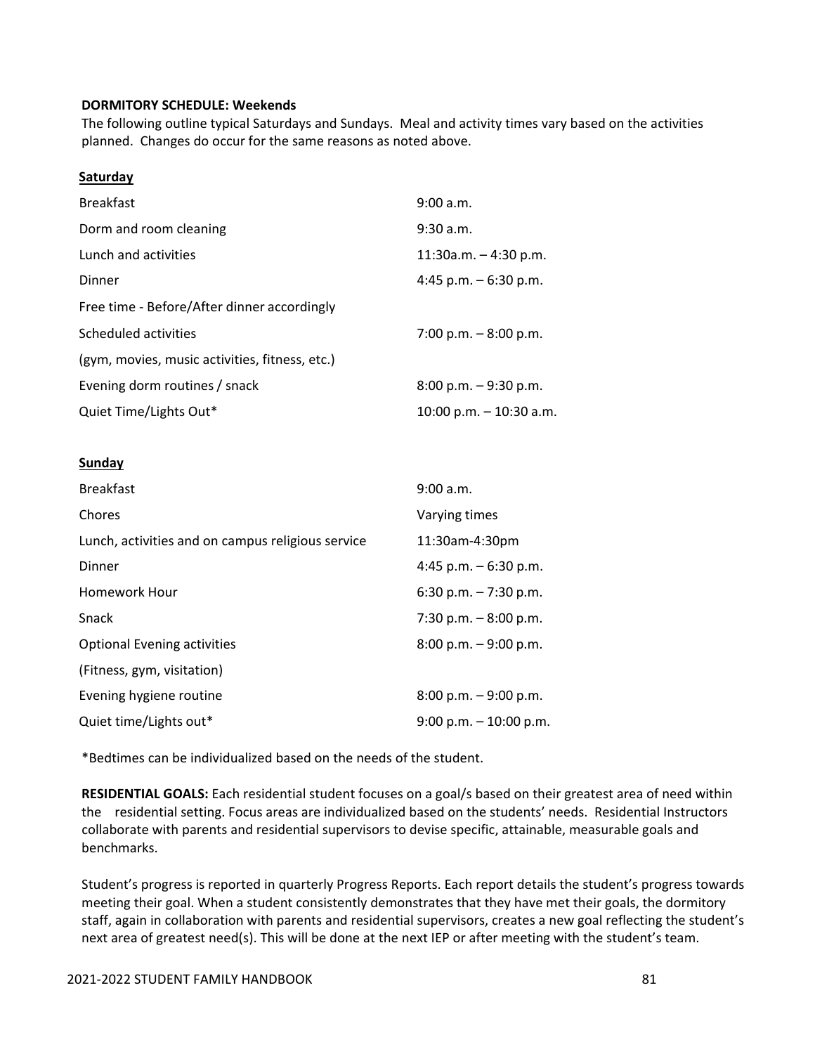**DORMITORY SCHEDULE: Weekends**
The following outline typical Saturdays and Sundays. Meal and activity times vary based on the activities planned. Changes do occur for the same reasons as noted above.

**Saturday**

| | |
|---|---|
| Breakfast | 9:00 a.m. |
| Dorm and room cleaning | 9:30 a.m. |
| Lunch and activities | 11:30a.m. – 4:30 p.m. |
| Dinner | 4:45 p.m. – 6:30 p.m. |
| Free time - Before/After dinner accordingly | |
| Scheduled activities | 7:00 p.m. – 8:00 p.m. |
| (gym, movies, music activities, fitness, etc.) | |
| Evening dorm routines / snack | 8:00 p.m. – 9:30 p.m. |
| Quiet Time/Lights Out* | 10:00 p.m. – 10:30 a.m. |

**Sunday**

| | |
|---|---|
| Breakfast | 9:00 a.m. |
| Chores | Varying times |
| Lunch, activities and on campus religious service | 11:30am-4:30pm |
| Dinner | 4:45 p.m. – 6:30 p.m. |
| Homework Hour | 6:30 p.m. – 7:30 p.m. |
| Snack | 7:30 p.m. – 8:00 p.m. |
| Optional Evening activities | 8:00 p.m. – 9:00 p.m. |
| (Fitness, gym, visitation) | |
| Evening hygiene routine | 8:00 p.m. – 9:00 p.m. |
| Quiet time/Lights out* | 9:00 p.m. – 10:00 p.m. |

*Bedtimes can be individualized based on the needs of the student.

**RESIDENTIAL GOALS:** Each residential student focuses on a goal/s based on their greatest area of need within the residential setting. Focus areas are individualized based on the students' needs. Residential Instructors collaborate with parents and residential supervisors to devise specific, attainable, measurable goals and benchmarks.

Student's progress is reported in quarterly Progress Reports. Each report details the student's progress towards meeting their goal. When a student consistently demonstrates that they have met their goals, the dormitory staff, again in collaboration with parents and residential supervisors, creates a new goal reflecting the student's next area of greatest need(s). This will be done at the next IEP or after meeting with the student's team.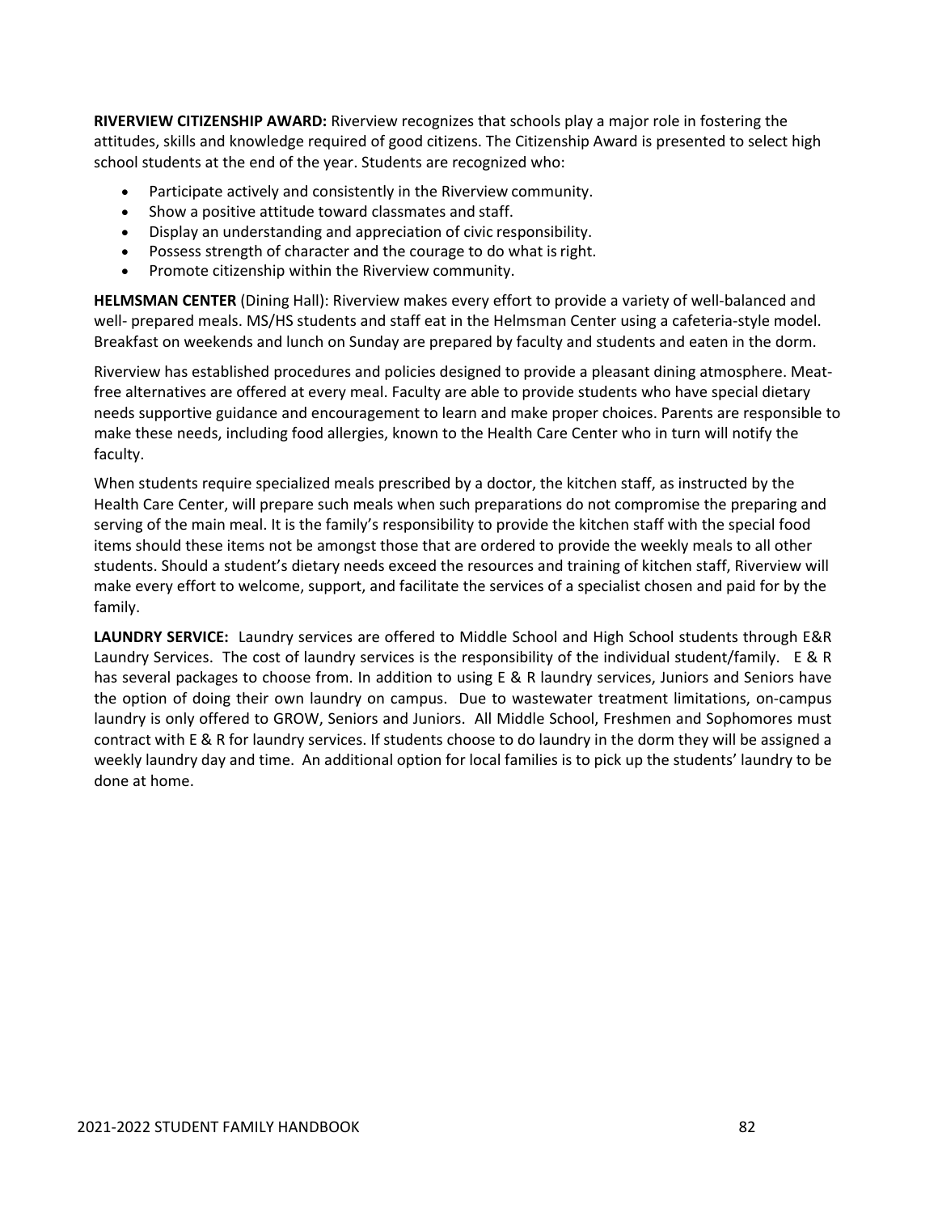**RIVERVIEW CITIZENSHIP AWARD:** Riverview recognizes that schools play a major role in fostering the attitudes, skills and knowledge required of good citizens. The Citizenship Award is presented to select high school students at the end of the year. Students are recognized who:

- Participate actively and consistently in the Riverview community.
- Show a positive attitude toward classmates and staff.
- Display an understanding and appreciation of civic responsibility.
- Possess strength of character and the courage to do what is right.
- Promote citizenship within the Riverview community.

**HELMSMAN CENTER** (Dining Hall): Riverview makes every effort to provide a variety of well-balanced and well- prepared meals. MS/HS students and staff eat in the Helmsman Center using a cafeteria-style model. Breakfast on weekends and lunch on Sunday are prepared by faculty and students and eaten in the dorm.

Riverview has established procedures and policies designed to provide a pleasant dining atmosphere. Meat-free alternatives are offered at every meal. Faculty are able to provide students who have special dietary needs supportive guidance and encouragement to learn and make proper choices. Parents are responsible to make these needs, including food allergies, known to the Health Care Center who in turn will notify the faculty.

When students require specialized meals prescribed by a doctor, the kitchen staff, as instructed by the Health Care Center, will prepare such meals when such preparations do not compromise the preparing and serving of the main meal. It is the family's responsibility to provide the kitchen staff with the special food items should these items not be amongst those that are ordered to provide the weekly meals to all other students. Should a student's dietary needs exceed the resources and training of kitchen staff, Riverview will make every effort to welcome, support, and facilitate the services of a specialist chosen and paid for by the family.

**LAUNDRY SERVICE:** Laundry services are offered to Middle School and High School students through E&R Laundry Services. The cost of laundry services is the responsibility of the individual student/family. E & R has several packages to choose from. In addition to using E & R laundry services, Juniors and Seniors have the option of doing their own laundry on campus. Due to wastewater treatment limitations, on-campus laundry is only offered to GROW, Seniors and Juniors. All Middle School, Freshmen and Sophomores must contract with E & R for laundry services. If students choose to do laundry in the dorm they will be assigned a weekly laundry day and time. An additional option for local families is to pick up the students' laundry to be done at home.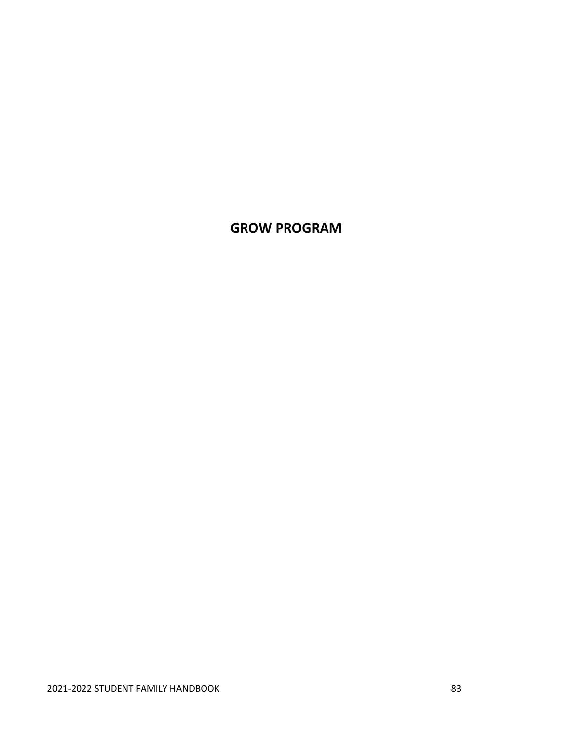# GROW PROGRAM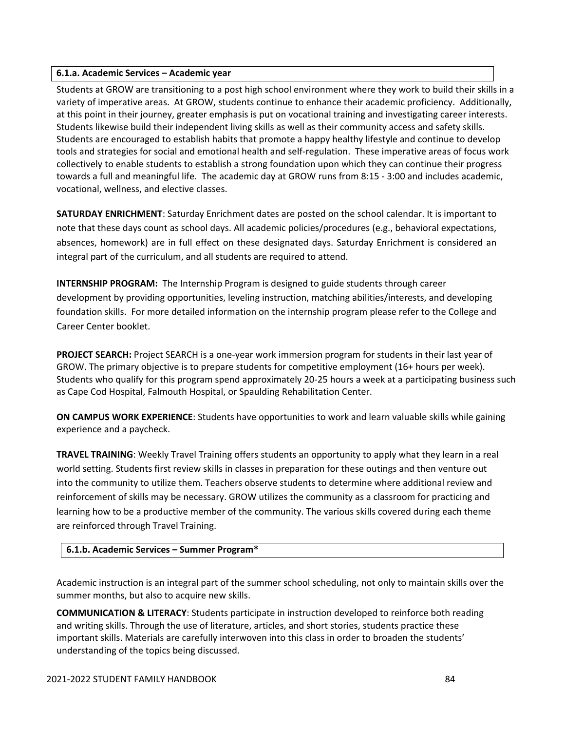### 6.1.a. Academic Services – Academic year

Students at GROW are transitioning to a post high school environment where they work to build their skills in a variety of imperative areas. At GROW, students continue to enhance their academic proficiency. Additionally, at this point in their journey, greater emphasis is put on vocational training and investigating career interests. Students likewise build their independent living skills as well as their community access and safety skills. Students are encouraged to establish habits that promote a happy healthy lifestyle and continue to develop tools and strategies for social and emotional health and self-regulation. These imperative areas of focus work collectively to enable students to establish a strong foundation upon which they can continue their progress towards a full and meaningful life. The academic day at GROW runs from 8:15 - 3:00 and includes academic, vocational, wellness, and elective classes.

**SATURDAY ENRICHMENT**: Saturday Enrichment dates are posted on the school calendar. It is important to note that these days count as school days. All academic policies/procedures (e.g., behavioral expectations, absences, homework) are in full effect on these designated days. Saturday Enrichment is considered an integral part of the curriculum, and all students are required to attend.

**INTERNSHIP PROGRAM:** The Internship Program is designed to guide students through career development by providing opportunities, leveling instruction, matching abilities/interests, and developing foundation skills. For more detailed information on the internship program please refer to the College and Career Center booklet.

**PROJECT SEARCH:** Project SEARCH is a one-year work immersion program for students in their last year of GROW. The primary objective is to prepare students for competitive employment (16+ hours per week). Students who qualify for this program spend approximately 20-25 hours a week at a participating business such as Cape Cod Hospital, Falmouth Hospital, or Spaulding Rehabilitation Center.

**ON CAMPUS WORK EXPERIENCE**: Students have opportunities to work and learn valuable skills while gaining experience and a paycheck.

**TRAVEL TRAINING**: Weekly Travel Training offers students an opportunity to apply what they learn in a real world setting. Students first review skills in classes in preparation for these outings and then venture out into the community to utilize them. Teachers observe students to determine where additional review and reinforcement of skills may be necessary. GROW utilizes the community as a classroom for practicing and learning how to be a productive member of the community. The various skills covered during each theme are reinforced through Travel Training.

### 6.1.b. Academic Services – Summer Program*

Academic instruction is an integral part of the summer school scheduling, not only to maintain skills over the summer months, but also to acquire new skills.

**COMMUNICATION & LITERACY**: Students participate in instruction developed to reinforce both reading and writing skills. Through the use of literature, articles, and short stories, students practice these important skills. Materials are carefully interwoven into this class in order to broaden the students' understanding of the topics being discussed.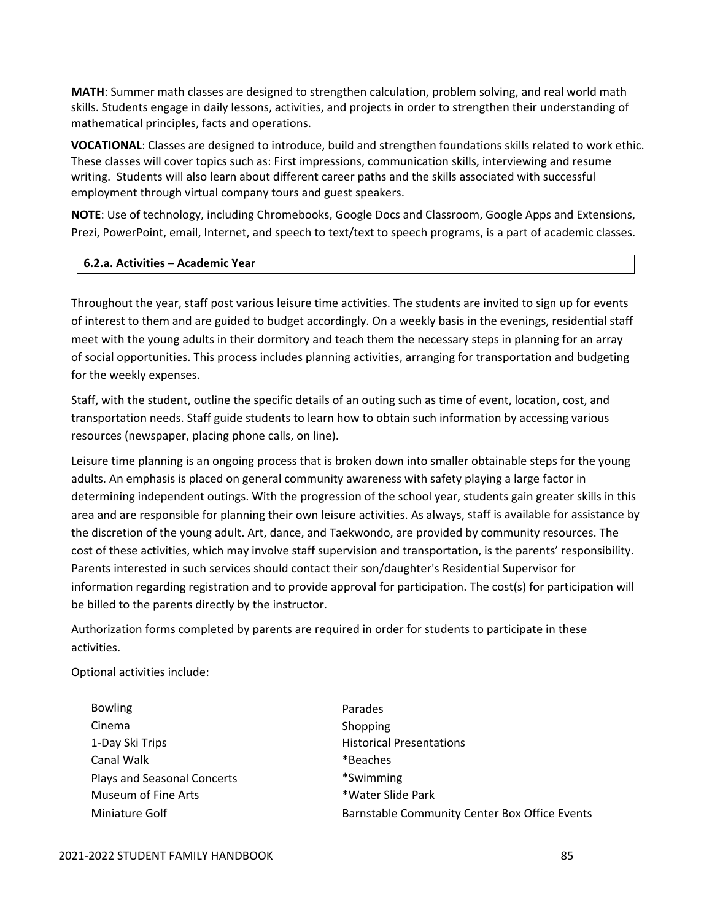**MATH**: Summer math classes are designed to strengthen calculation, problem solving, and real world math skills. Students engage in daily lessons, activities, and projects in order to strengthen their understanding of mathematical principles, facts and operations.

**VOCATIONAL**: Classes are designed to introduce, build and strengthen foundations skills related to work ethic. These classes will cover topics such as: First impressions, communication skills, interviewing and resume writing. Students will also learn about different career paths and the skills associated with successful employment through virtual company tours and guest speakers.

**NOTE**: Use of technology, including Chromebooks, Google Docs and Classroom, Google Apps and Extensions, Prezi, PowerPoint, email, Internet, and speech to text/text to speech programs, is a part of academic classes.

### 6.2.a. Activities – Academic Year

Throughout the year, staff post various leisure time activities. The students are invited to sign up for events of interest to them and are guided to budget accordingly. On a weekly basis in the evenings, residential staff meet with the young adults in their dormitory and teach them the necessary steps in planning for an array of social opportunities. This process includes planning activities, arranging for transportation and budgeting for the weekly expenses.

Staff, with the student, outline the specific details of an outing such as time of event, location, cost, and transportation needs. Staff guide students to learn how to obtain such information by accessing various resources (newspaper, placing phone calls, on line).

Leisure time planning is an ongoing process that is broken down into smaller obtainable steps for the young adults. An emphasis is placed on general community awareness with safety playing a large factor in determining independent outings. With the progression of the school year, students gain greater skills in this area and are responsible for planning their own leisure activities. As always, staff is available for assistance by the discretion of the young adult. Art, dance, and Taekwondo, are provided by community resources. The cost of these activities, which may involve staff supervision and transportation, is the parents' responsibility. Parents interested in such services should contact their son/daughter's Residential Supervisor for information regarding registration and to provide approval for participation. The cost(s) for participation will be billed to the parents directly by the instructor.

Authorization forms completed by parents are required in order for students to participate in these activities.

Optional activities include:

- Bowling
- Cinema
- 1-Day Ski Trips
- Canal Walk
- Plays and Seasonal Concerts
- Museum of Fine Arts
- Miniature Golf
- Parades
- Shopping
- Historical Presentations
- *Beaches
- *Swimming
- *Water Slide Park
- Barnstable Community Center Box Office Events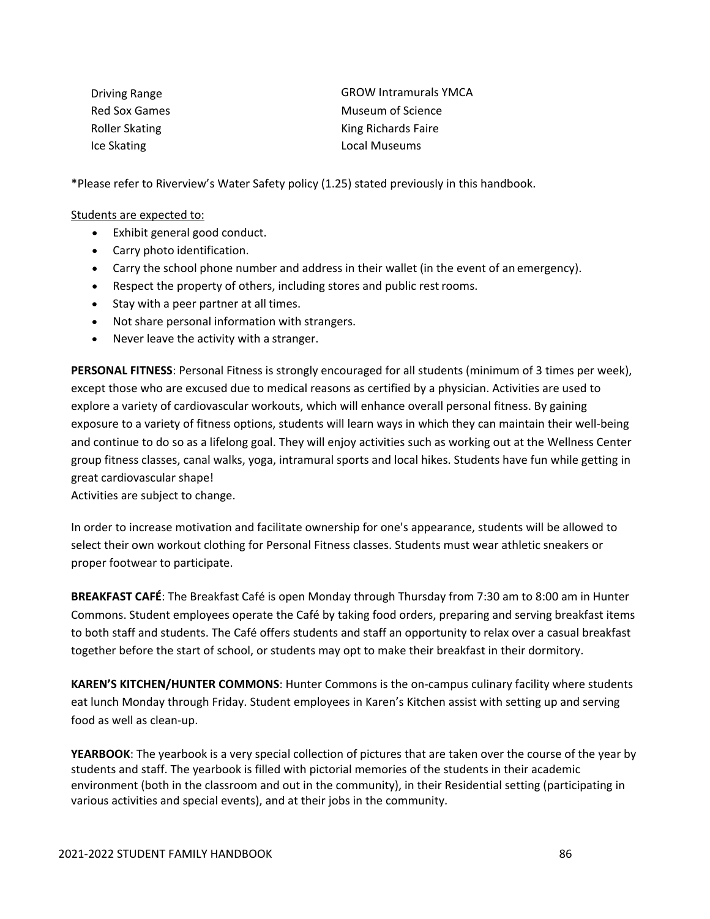- Driving Range
- Red Sox Games
- Roller Skating
- Ice Skating
- GROW Intramurals YMCA
- Museum of Science
- King Richards Faire
- Local Museums

*Please refer to Riverview's Water Safety policy (1.25) stated previously in this handbook.

<u>Students are expected to:</u>

- Exhibit general good conduct.
- Carry photo identification.
- Carry the school phone number and address in their wallet (in the event of an emergency).
- Respect the property of others, including stores and public rest rooms.
- Stay with a peer partner at all times.
- Not share personal information with strangers.
- Never leave the activity with a stranger.

**PERSONAL FITNESS**: Personal Fitness is strongly encouraged for all students (minimum of 3 times per week), except those who are excused due to medical reasons as certified by a physician. Activities are used to explore a variety of cardiovascular workouts, which will enhance overall personal fitness. By gaining exposure to a variety of fitness options, students will learn ways in which they can maintain their well-being and continue to do so as a lifelong goal. They will enjoy activities such as working out at the Wellness Center group fitness classes, canal walks, yoga, intramural sports and local hikes. Students have fun while getting in great cardiovascular shape!
Activities are subject to change.

In order to increase motivation and facilitate ownership for one's appearance, students will be allowed to select their own workout clothing for Personal Fitness classes. Students must wear athletic sneakers or proper footwear to participate.

**BREAKFAST CAFÉ**: The Breakfast Café is open Monday through Thursday from 7:30 am to 8:00 am in Hunter Commons. Student employees operate the Café by taking food orders, preparing and serving breakfast items to both staff and students. The Café offers students and staff an opportunity to relax over a casual breakfast together before the start of school, or students may opt to make their breakfast in their dormitory.

**KAREN'S KITCHEN/HUNTER COMMONS**: Hunter Commons is the on-campus culinary facility where students eat lunch Monday through Friday. Student employees in Karen's Kitchen assist with setting up and serving food as well as clean-up.

**YEARBOOK**: The yearbook is a very special collection of pictures that are taken over the course of the year by students and staff. The yearbook is filled with pictorial memories of the students in their academic environment (both in the classroom and out in the community), in their Residential setting (participating in various activities and special events), and at their jobs in the community.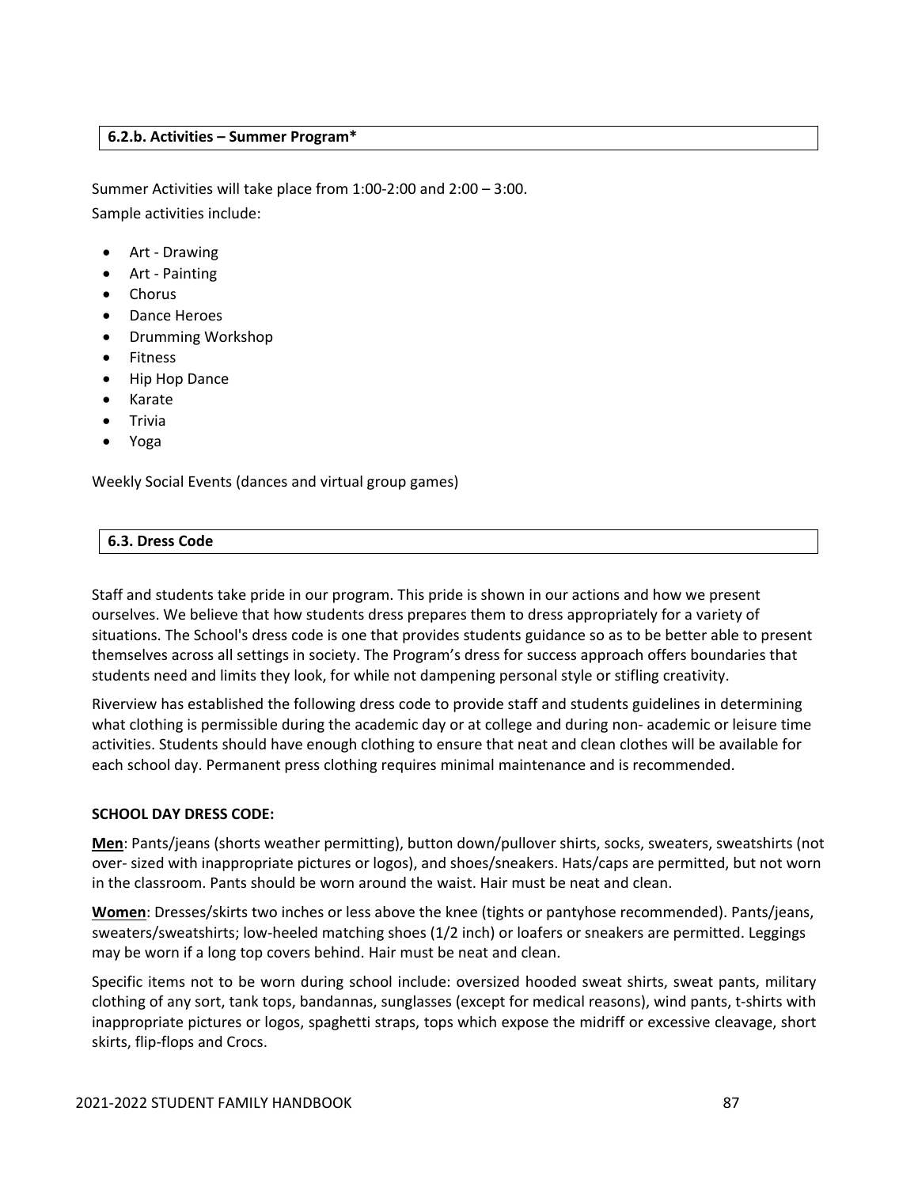### 6.2.b. Activities – Summer Program*

Summer Activities will take place from 1:00-2:00 and 2:00 – 3:00.
Sample activities include:

- Art - Drawing
- Art - Painting
- Chorus
- Dance Heroes
- Drumming Workshop
- Fitness
- Hip Hop Dance
- Karate
- Trivia
- Yoga

Weekly Social Events (dances and virtual group games)

### 6.3. Dress Code

Staff and students take pride in our program. This pride is shown in our actions and how we present ourselves. We believe that how students dress prepares them to dress appropriately for a variety of situations. The School's dress code is one that provides students guidance so as to be better able to present themselves across all settings in society. The Program's dress for success approach offers boundaries that students need and limits they look, for while not dampening personal style or stifling creativity.

Riverview has established the following dress code to provide staff and students guidelines in determining what clothing is permissible during the academic day or at college and during non- academic or leisure time activities. Students should have enough clothing to ensure that neat and clean clothes will be available for each school day. Permanent press clothing requires minimal maintenance and is recommended.

**SCHOOL DAY DRESS CODE:**

**Men**: Pants/jeans (shorts weather permitting), button down/pullover shirts, socks, sweaters, sweatshirts (not over- sized with inappropriate pictures or logos), and shoes/sneakers. Hats/caps are permitted, but not worn in the classroom. Pants should be worn around the waist. Hair must be neat and clean.

**Women**: Dresses/skirts two inches or less above the knee (tights or pantyhose recommended). Pants/jeans, sweaters/sweatshirts; low-heeled matching shoes (1/2 inch) or loafers or sneakers are permitted. Leggings may be worn if a long top covers behind. Hair must be neat and clean.

Specific items not to be worn during school include: oversized hooded sweat shirts, sweat pants, military clothing of any sort, tank tops, bandannas, sunglasses (except for medical reasons), wind pants, t-shirts with inappropriate pictures or logos, spaghetti straps, tops which expose the midriff or excessive cleavage, short skirts, flip-flops and Crocs.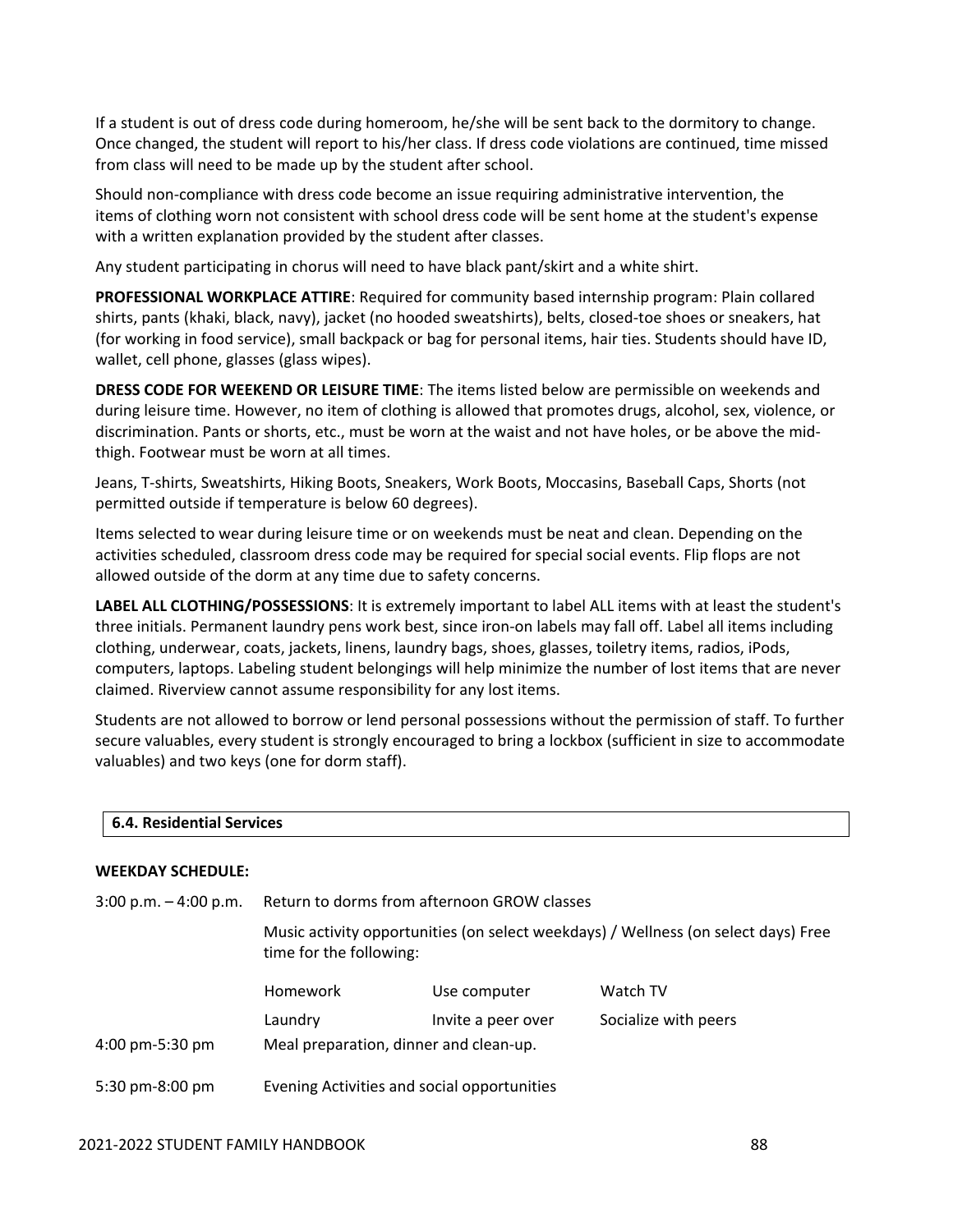If a student is out of dress code during homeroom, he/she will be sent back to the dormitory to change. Once changed, the student will report to his/her class. If dress code violations are continued, time missed from class will need to be made up by the student after school.

Should non-compliance with dress code become an issue requiring administrative intervention, the items of clothing worn not consistent with school dress code will be sent home at the student's expense with a written explanation provided by the student after classes.

Any student participating in chorus will need to have black pant/skirt and a white shirt.

**PROFESSIONAL WORKPLACE ATTIRE**: Required for community based internship program: Plain collared shirts, pants (khaki, black, navy), jacket (no hooded sweatshirts), belts, closed-toe shoes or sneakers, hat (for working in food service), small backpack or bag for personal items, hair ties. Students should have ID, wallet, cell phone, glasses (glass wipes).

**DRESS CODE FOR WEEKEND OR LEISURE TIME**: The items listed below are permissible on weekends and during leisure time. However, no item of clothing is allowed that promotes drugs, alcohol, sex, violence, or discrimination. Pants or shorts, etc., must be worn at the waist and not have holes, or be above the mid-thigh. Footwear must be worn at all times.

Jeans, T-shirts, Sweatshirts, Hiking Boots, Sneakers, Work Boots, Moccasins, Baseball Caps, Shorts (not permitted outside if temperature is below 60 degrees).

Items selected to wear during leisure time or on weekends must be neat and clean. Depending on the activities scheduled, classroom dress code may be required for special social events. Flip flops are not allowed outside of the dorm at any time due to safety concerns.

**LABEL ALL CLOTHING/POSSESSIONS**: It is extremely important to label ALL items with at least the student's three initials. Permanent laundry pens work best, since iron-on labels may fall off. Label all items including clothing, underwear, coats, jackets, linens, laundry bags, shoes, glasses, toiletry items, radios, iPods, computers, laptops. Labeling student belongings will help minimize the number of lost items that are never claimed. Riverview cannot assume responsibility for any lost items.

Students are not allowed to borrow or lend personal possessions without the permission of staff. To further secure valuables, every student is strongly encouraged to bring a lockbox (sufficient in size to accommodate valuables) and two keys (one for dorm staff).

## 6.4. Residential Services

**WEEKDAY SCHEDULE:**

3:00 p.m. – 4:00 p.m. Return to dorms from afternoon GROW classes

Music activity opportunities (on select weekdays) / Wellness (on select days) Free time for the following:

| | | |
|---|---|---|
| Homework | Use computer | Watch TV |
| Laundry | Invite a peer over | Socialize with peers |

4:00 pm-5:30 pm Meal preparation, dinner and clean-up.

5:30 pm-8:00 pm Evening Activities and social opportunities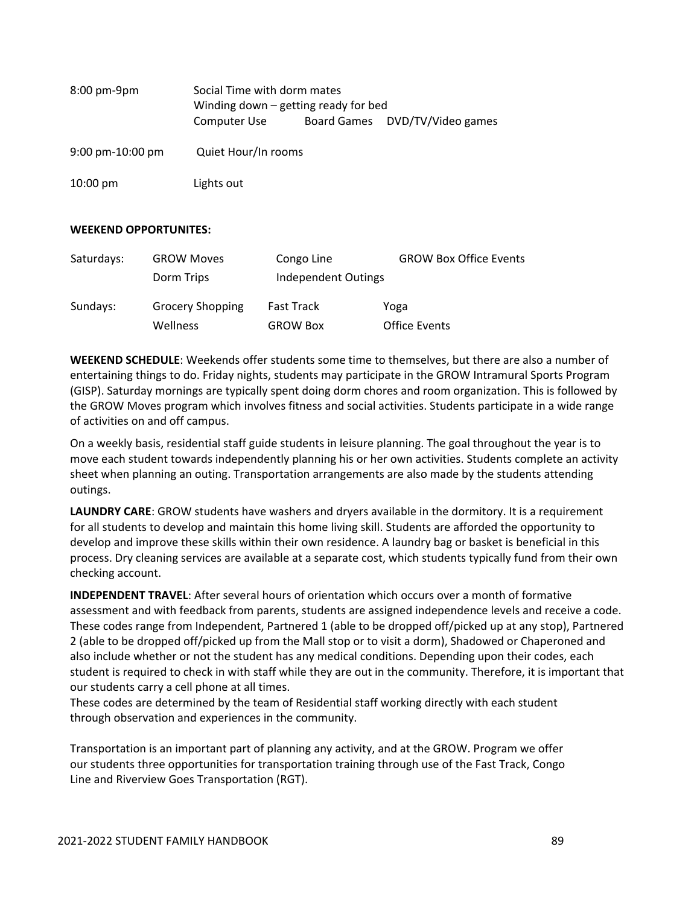| | |
|---|---|
| 8:00 pm-9pm | Social Time with dorm mates<br>Winding down – getting ready for bed<br>Computer Use &nbsp;&nbsp; Board Games &nbsp;&nbsp; DVD/TV/Video games |
| 9:00 pm-10:00 pm | Quiet Hour/In rooms |
| 10:00 pm | Lights out |

**WEEKEND OPPORTUNITES:**

| | | | |
|---|---|---|---|
| Saturdays: | GROW Moves | Congo Line | GROW Box Office Events |
| | Dorm Trips | Independent Outings | |
| Sundays: | Grocery Shopping | Fast Track | Yoga |
| | Wellness | GROW Box | Office Events |

**WEEKEND SCHEDULE**: Weekends offer students some time to themselves, but there are also a number of entertaining things to do. Friday nights, students may participate in the GROW Intramural Sports Program (GISP). Saturday mornings are typically spent doing dorm chores and room organization. This is followed by the GROW Moves program which involves fitness and social activities. Students participate in a wide range of activities on and off campus.

On a weekly basis, residential staff guide students in leisure planning. The goal throughout the year is to move each student towards independently planning his or her own activities. Students complete an activity sheet when planning an outing. Transportation arrangements are also made by the students attending outings.

**LAUNDRY CARE**: GROW students have washers and dryers available in the dormitory. It is a requirement for all students to develop and maintain this home living skill. Students are afforded the opportunity to develop and improve these skills within their own residence. A laundry bag or basket is beneficial in this process. Dry cleaning services are available at a separate cost, which students typically fund from their own checking account.

**INDEPENDENT TRAVEL**: After several hours of orientation which occurs over a month of formative assessment and with feedback from parents, students are assigned independence levels and receive a code. These codes range from Independent, Partnered 1 (able to be dropped off/picked up at any stop), Partnered 2 (able to be dropped off/picked up from the Mall stop or to visit a dorm), Shadowed or Chaperoned and also include whether or not the student has any medical conditions. Depending upon their codes, each student is required to check in with staff while they are out in the community. Therefore, it is important that our students carry a cell phone at all times.
These codes are determined by the team of Residential staff working directly with each student through observation and experiences in the community.

Transportation is an important part of planning any activity, and at the GROW. Program we offer our students three opportunities for transportation training through use of the Fast Track, Congo Line and Riverview Goes Transportation (RGT).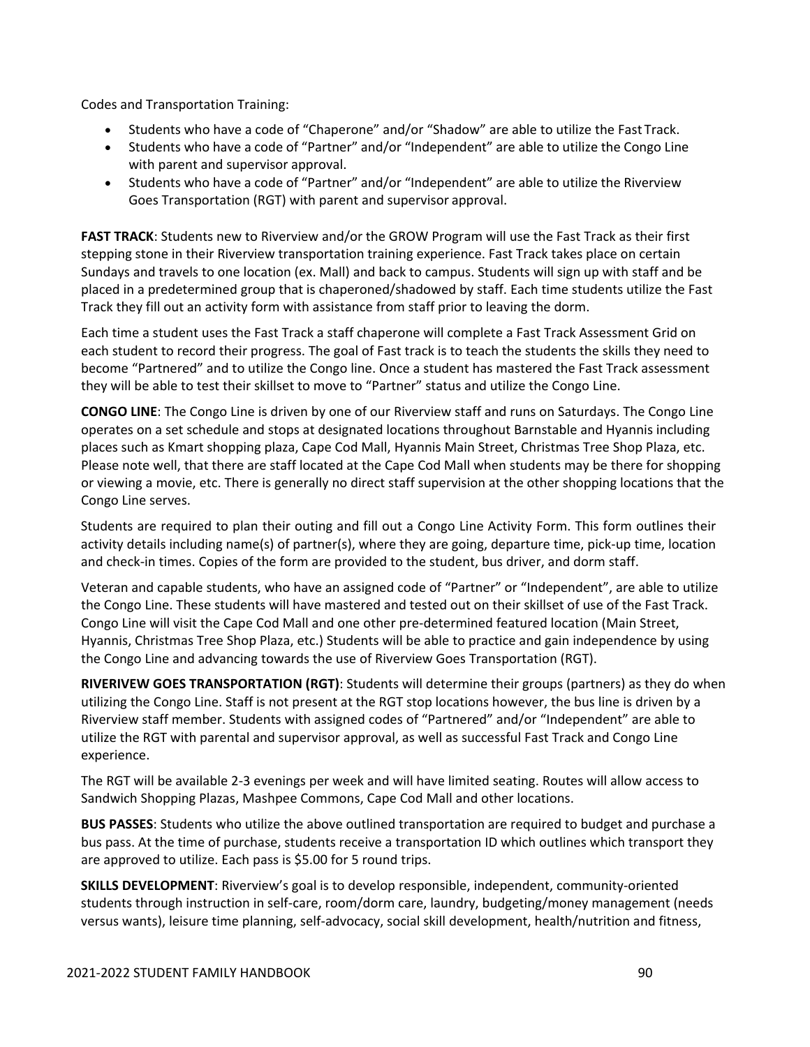Codes and Transportation Training:

- Students who have a code of "Chaperone" and/or "Shadow" are able to utilize the Fast Track.
- Students who have a code of "Partner" and/or "Independent" are able to utilize the Congo Line with parent and supervisor approval.
- Students who have a code of "Partner" and/or "Independent" are able to utilize the Riverview Goes Transportation (RGT) with parent and supervisor approval.

**FAST TRACK**: Students new to Riverview and/or the GROW Program will use the Fast Track as their first stepping stone in their Riverview transportation training experience. Fast Track takes place on certain Sundays and travels to one location (ex. Mall) and back to campus. Students will sign up with staff and be placed in a predetermined group that is chaperoned/shadowed by staff. Each time students utilize the Fast Track they fill out an activity form with assistance from staff prior to leaving the dorm.

Each time a student uses the Fast Track a staff chaperone will complete a Fast Track Assessment Grid on each student to record their progress. The goal of Fast track is to teach the students the skills they need to become "Partnered" and to utilize the Congo line. Once a student has mastered the Fast Track assessment they will be able to test their skillset to move to "Partner" status and utilize the Congo Line.

**CONGO LINE**: The Congo Line is driven by one of our Riverview staff and runs on Saturdays. The Congo Line operates on a set schedule and stops at designated locations throughout Barnstable and Hyannis including places such as Kmart shopping plaza, Cape Cod Mall, Hyannis Main Street, Christmas Tree Shop Plaza, etc. Please note well, that there are staff located at the Cape Cod Mall when students may be there for shopping or viewing a movie, etc. There is generally no direct staff supervision at the other shopping locations that the Congo Line serves.

Students are required to plan their outing and fill out a Congo Line Activity Form. This form outlines their activity details including name(s) of partner(s), where they are going, departure time, pick-up time, location and check-in times. Copies of the form are provided to the student, bus driver, and dorm staff.

Veteran and capable students, who have an assigned code of "Partner" or "Independent", are able to utilize the Congo Line. These students will have mastered and tested out on their skillset of use of the Fast Track. Congo Line will visit the Cape Cod Mall and one other pre-determined featured location (Main Street, Hyannis, Christmas Tree Shop Plaza, etc.) Students will be able to practice and gain independence by using the Congo Line and advancing towards the use of Riverview Goes Transportation (RGT).

**RIVERIVEW GOES TRANSPORTATION (RGT)**: Students will determine their groups (partners) as they do when utilizing the Congo Line. Staff is not present at the RGT stop locations however, the bus line is driven by a Riverview staff member. Students with assigned codes of "Partnered" and/or "Independent" are able to utilize the RGT with parental and supervisor approval, as well as successful Fast Track and Congo Line experience.

The RGT will be available 2-3 evenings per week and will have limited seating. Routes will allow access to Sandwich Shopping Plazas, Mashpee Commons, Cape Cod Mall and other locations.

**BUS PASSES**: Students who utilize the above outlined transportation are required to budget and purchase a bus pass. At the time of purchase, students receive a transportation ID which outlines which transport they are approved to utilize. Each pass is $5.00 for 5 round trips.

**SKILLS DEVELOPMENT**: Riverview's goal is to develop responsible, independent, community-oriented students through instruction in self-care, room/dorm care, laundry, budgeting/money management (needs versus wants), leisure time planning, self-advocacy, social skill development, health/nutrition and fitness,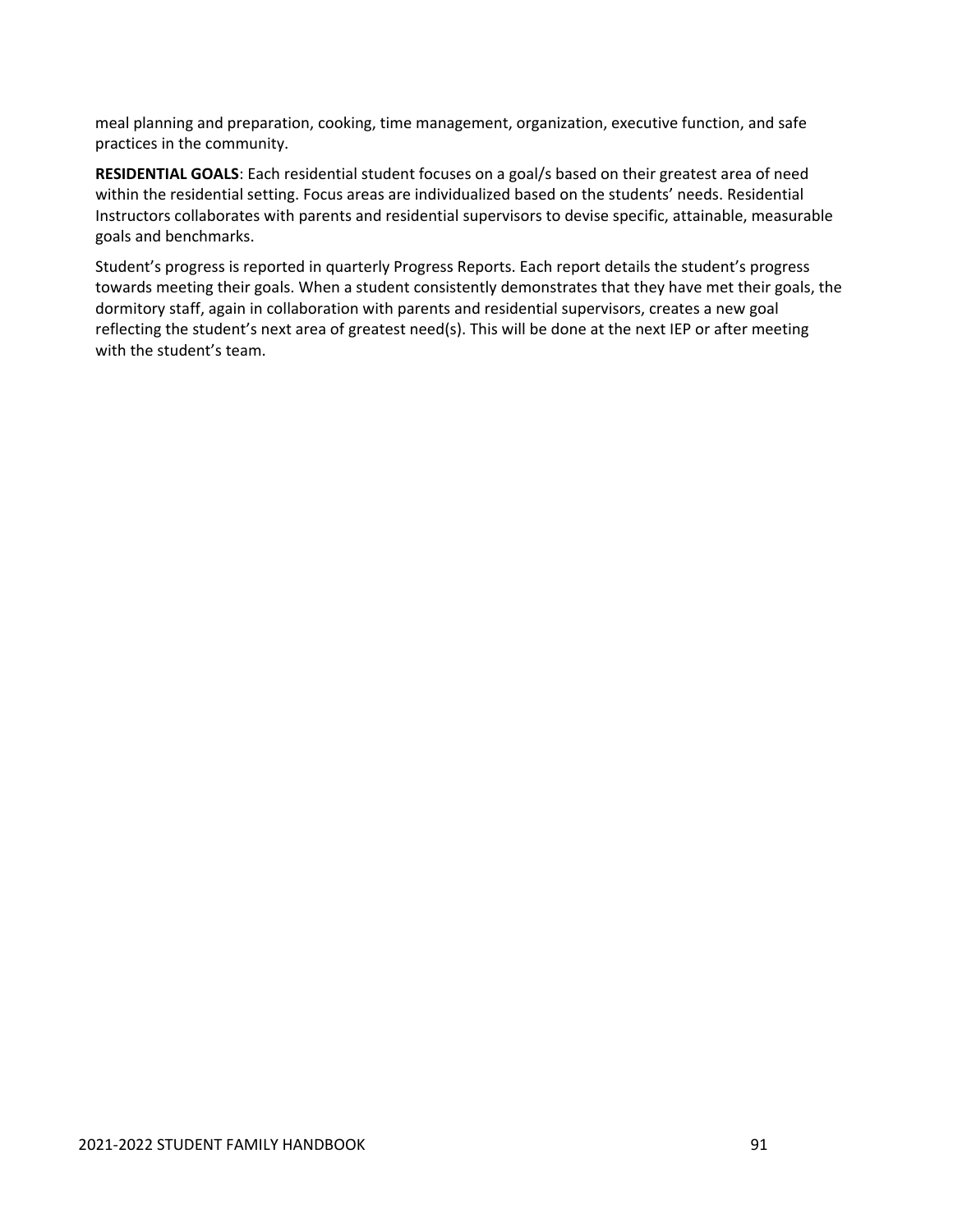meal planning and preparation, cooking, time management, organization, executive function, and safe practices in the community.

**RESIDENTIAL GOALS**: Each residential student focuses on a goal/s based on their greatest area of need within the residential setting. Focus areas are individualized based on the students' needs. Residential Instructors collaborates with parents and residential supervisors to devise specific, attainable, measurable goals and benchmarks.

Student's progress is reported in quarterly Progress Reports. Each report details the student's progress towards meeting their goals. When a student consistently demonstrates that they have met their goals, the dormitory staff, again in collaboration with parents and residential supervisors, creates a new goal reflecting the student's next area of greatest need(s). This will be done at the next IEP or after meeting with the student's team.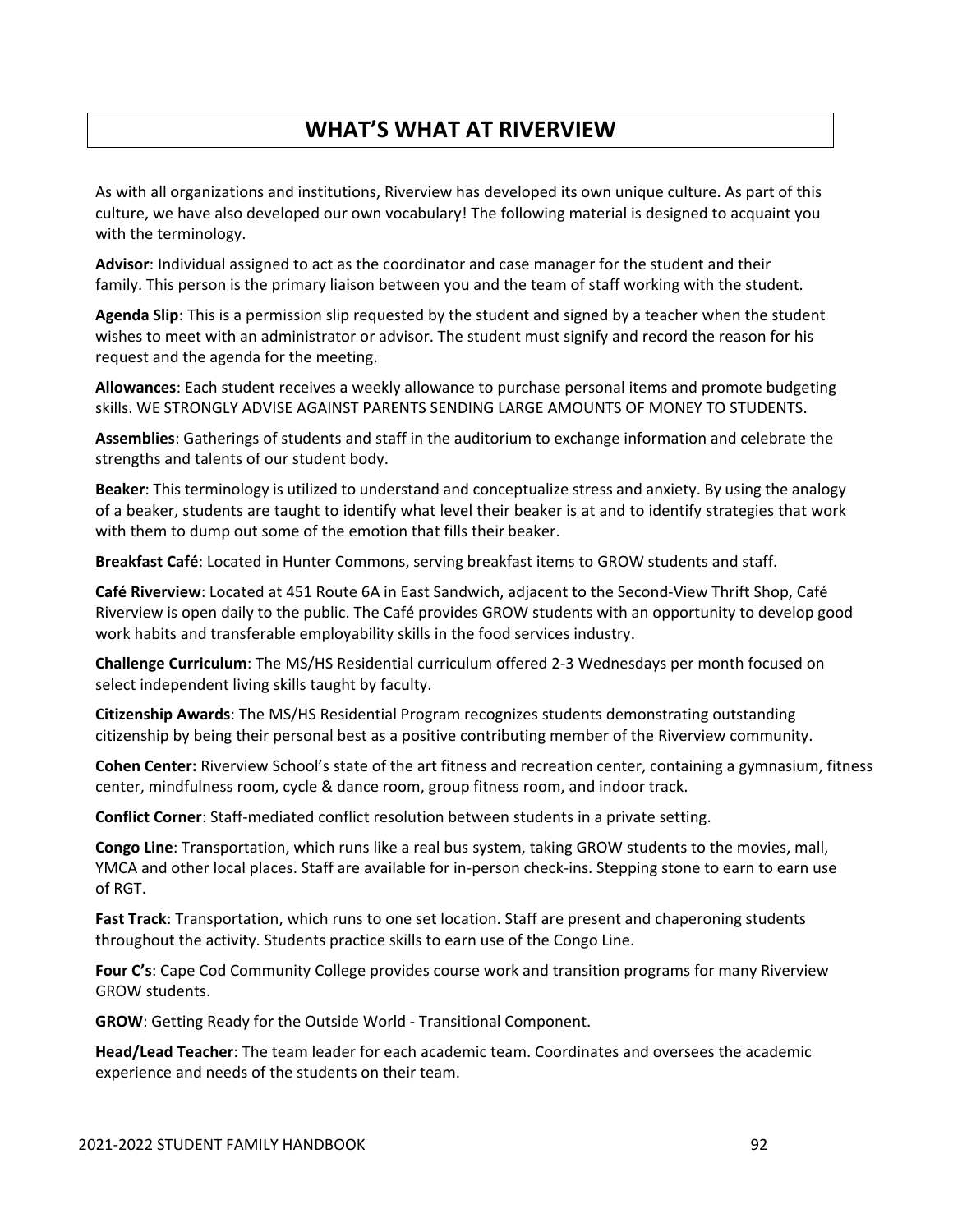# WHAT'S WHAT AT RIVERVIEW

As with all organizations and institutions, Riverview has developed its own unique culture. As part of this culture, we have also developed our own vocabulary! The following material is designed to acquaint you with the terminology.

**Advisor**: Individual assigned to act as the coordinator and case manager for the student and their family. This person is the primary liaison between you and the team of staff working with the student.

**Agenda Slip**: This is a permission slip requested by the student and signed by a teacher when the student wishes to meet with an administrator or advisor. The student must signify and record the reason for his request and the agenda for the meeting.

**Allowances**: Each student receives a weekly allowance to purchase personal items and promote budgeting skills. WE STRONGLY ADVISE AGAINST PARENTS SENDING LARGE AMOUNTS OF MONEY TO STUDENTS.

**Assemblies**: Gatherings of students and staff in the auditorium to exchange information and celebrate the strengths and talents of our student body.

**Beaker**: This terminology is utilized to understand and conceptualize stress and anxiety. By using the analogy of a beaker, students are taught to identify what level their beaker is at and to identify strategies that work with them to dump out some of the emotion that fills their beaker.

**Breakfast Café**: Located in Hunter Commons, serving breakfast items to GROW students and staff.

**Café Riverview**: Located at 451 Route 6A in East Sandwich, adjacent to the Second-View Thrift Shop, Café Riverview is open daily to the public. The Café provides GROW students with an opportunity to develop good work habits and transferable employability skills in the food services industry.

**Challenge Curriculum**: The MS/HS Residential curriculum offered 2-3 Wednesdays per month focused on select independent living skills taught by faculty.

**Citizenship Awards**: The MS/HS Residential Program recognizes students demonstrating outstanding citizenship by being their personal best as a positive contributing member of the Riverview community.

**Cohen Center:** Riverview School's state of the art fitness and recreation center, containing a gymnasium, fitness center, mindfulness room, cycle & dance room, group fitness room, and indoor track.

**Conflict Corner**: Staff-mediated conflict resolution between students in a private setting.

**Congo Line**: Transportation, which runs like a real bus system, taking GROW students to the movies, mall, YMCA and other local places. Staff are available for in-person check-ins. Stepping stone to earn to earn use of RGT.

**Fast Track**: Transportation, which runs to one set location. Staff are present and chaperoning students throughout the activity. Students practice skills to earn use of the Congo Line.

**Four C's**: Cape Cod Community College provides course work and transition programs for many Riverview GROW students.

**GROW**: Getting Ready for the Outside World - Transitional Component.

**Head/Lead Teacher**: The team leader for each academic team. Coordinates and oversees the academic experience and needs of the students on their team.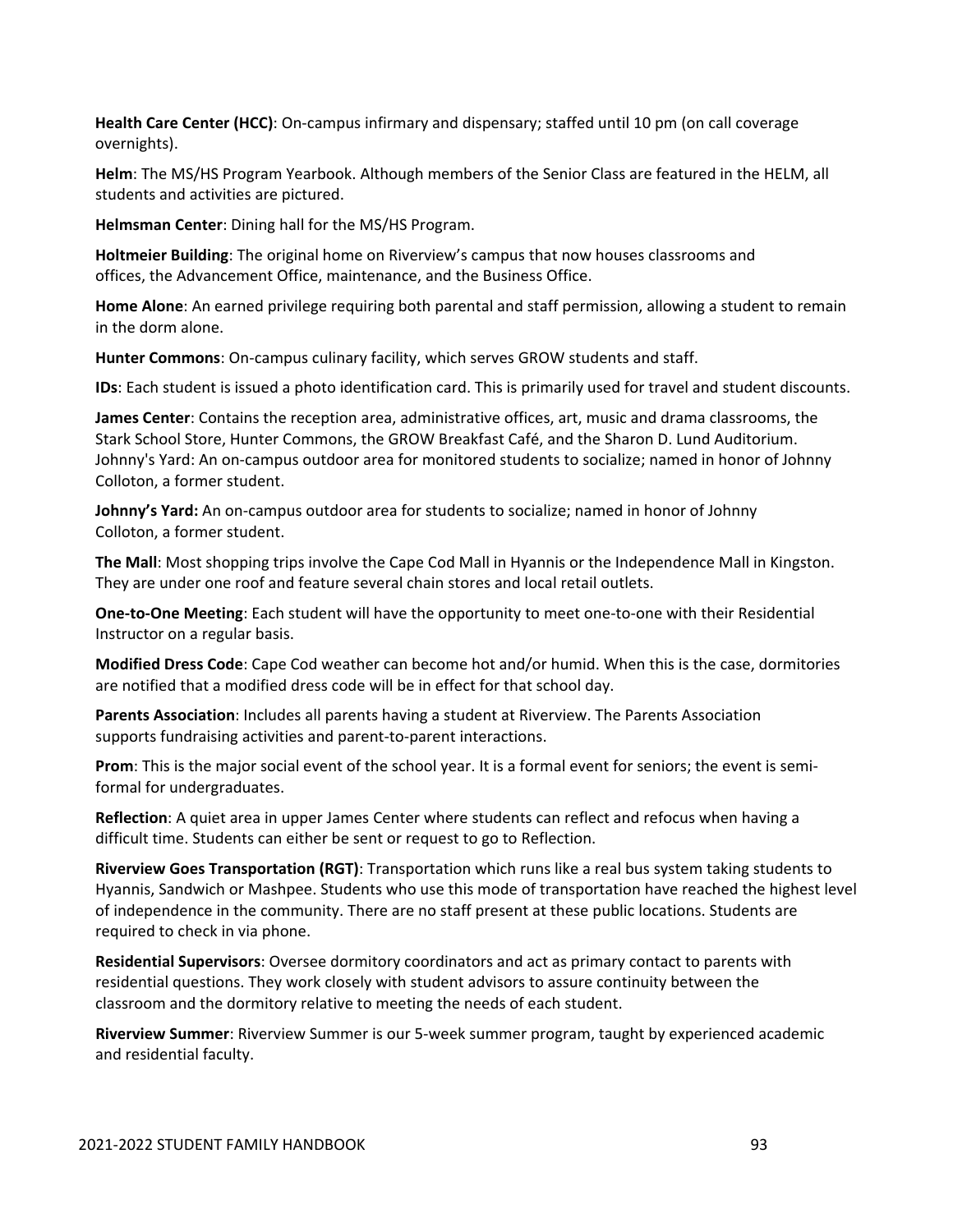**Health Care Center (HCC)**: On-campus infirmary and dispensary; staffed until 10 pm (on call coverage overnights).

**Helm**: The MS/HS Program Yearbook. Although members of the Senior Class are featured in the HELM, all students and activities are pictured.

**Helmsman Center**: Dining hall for the MS/HS Program.

**Holtmeier Building**: The original home on Riverview's campus that now houses classrooms and offices, the Advancement Office, maintenance, and the Business Office.

**Home Alone**: An earned privilege requiring both parental and staff permission, allowing a student to remain in the dorm alone.

**Hunter Commons**: On-campus culinary facility, which serves GROW students and staff.

**IDs**: Each student is issued a photo identification card. This is primarily used for travel and student discounts.

**James Center**: Contains the reception area, administrative offices, art, music and drama classrooms, the Stark School Store, Hunter Commons, the GROW Breakfast Café, and the Sharon D. Lund Auditorium. Johnny's Yard: An on-campus outdoor area for monitored students to socialize; named in honor of Johnny Colloton, a former student.

**Johnny's Yard:** An on-campus outdoor area for students to socialize; named in honor of Johnny Colloton, a former student.

**The Mall**: Most shopping trips involve the Cape Cod Mall in Hyannis or the Independence Mall in Kingston. They are under one roof and feature several chain stores and local retail outlets.

**One-to-One Meeting**: Each student will have the opportunity to meet one-to-one with their Residential Instructor on a regular basis.

**Modified Dress Code**: Cape Cod weather can become hot and/or humid. When this is the case, dormitories are notified that a modified dress code will be in effect for that school day.

**Parents Association**: Includes all parents having a student at Riverview. The Parents Association supports fundraising activities and parent-to-parent interactions.

**Prom**: This is the major social event of the school year. It is a formal event for seniors; the event is semi-formal for undergraduates.

**Reflection**: A quiet area in upper James Center where students can reflect and refocus when having a difficult time. Students can either be sent or request to go to Reflection.

**Riverview Goes Transportation (RGT)**: Transportation which runs like a real bus system taking students to Hyannis, Sandwich or Mashpee. Students who use this mode of transportation have reached the highest level of independence in the community. There are no staff present at these public locations. Students are required to check in via phone.

**Residential Supervisors**: Oversee dormitory coordinators and act as primary contact to parents with residential questions. They work closely with student advisors to assure continuity between the classroom and the dormitory relative to meeting the needs of each student.

**Riverview Summer**: Riverview Summer is our 5-week summer program, taught by experienced academic and residential faculty.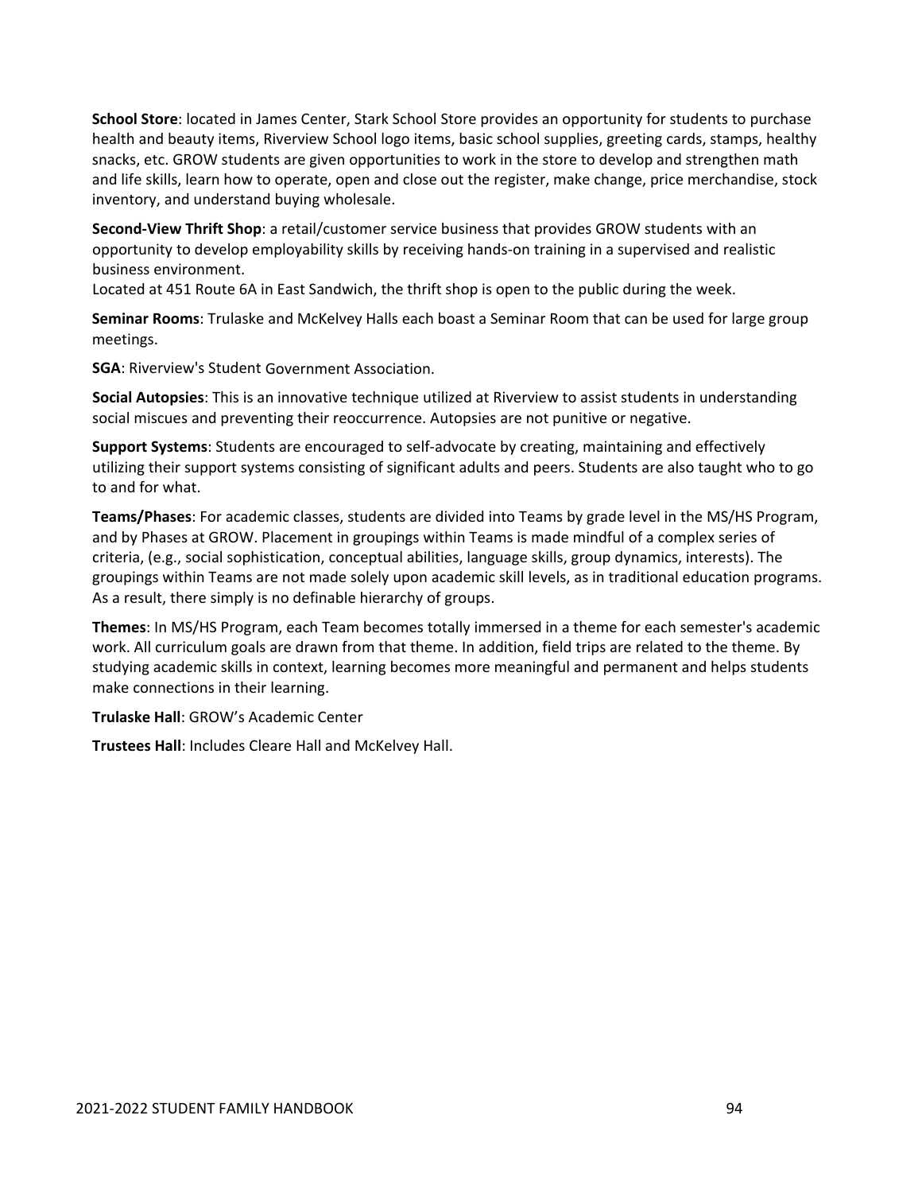**School Store**: located in James Center, Stark School Store provides an opportunity for students to purchase health and beauty items, Riverview School logo items, basic school supplies, greeting cards, stamps, healthy snacks, etc. GROW students are given opportunities to work in the store to develop and strengthen math and life skills, learn how to operate, open and close out the register, make change, price merchandise, stock inventory, and understand buying wholesale.

**Second-View Thrift Shop**: a retail/customer service business that provides GROW students with an opportunity to develop employability skills by receiving hands-on training in a supervised and realistic business environment.
Located at 451 Route 6A in East Sandwich, the thrift shop is open to the public during the week.

**Seminar Rooms**: Trulaske and McKelvey Halls each boast a Seminar Room that can be used for large group meetings.

**SGA**: Riverview's Student Government Association.

**Social Autopsies**: This is an innovative technique utilized at Riverview to assist students in understanding social miscues and preventing their reoccurrence. Autopsies are not punitive or negative.

**Support Systems**: Students are encouraged to self-advocate by creating, maintaining and effectively utilizing their support systems consisting of significant adults and peers. Students are also taught who to go to and for what.

**Teams/Phases**: For academic classes, students are divided into Teams by grade level in the MS/HS Program, and by Phases at GROW. Placement in groupings within Teams is made mindful of a complex series of criteria, (e.g., social sophistication, conceptual abilities, language skills, group dynamics, interests). The groupings within Teams are not made solely upon academic skill levels, as in traditional education programs. As a result, there simply is no definable hierarchy of groups.

**Themes**: In MS/HS Program, each Team becomes totally immersed in a theme for each semester's academic work. All curriculum goals are drawn from that theme. In addition, field trips are related to the theme. By studying academic skills in context, learning becomes more meaningful and permanent and helps students make connections in their learning.

**Trulaske Hall**: GROW's Academic Center

**Trustees Hall**: Includes Cleare Hall and McKelvey Hall.